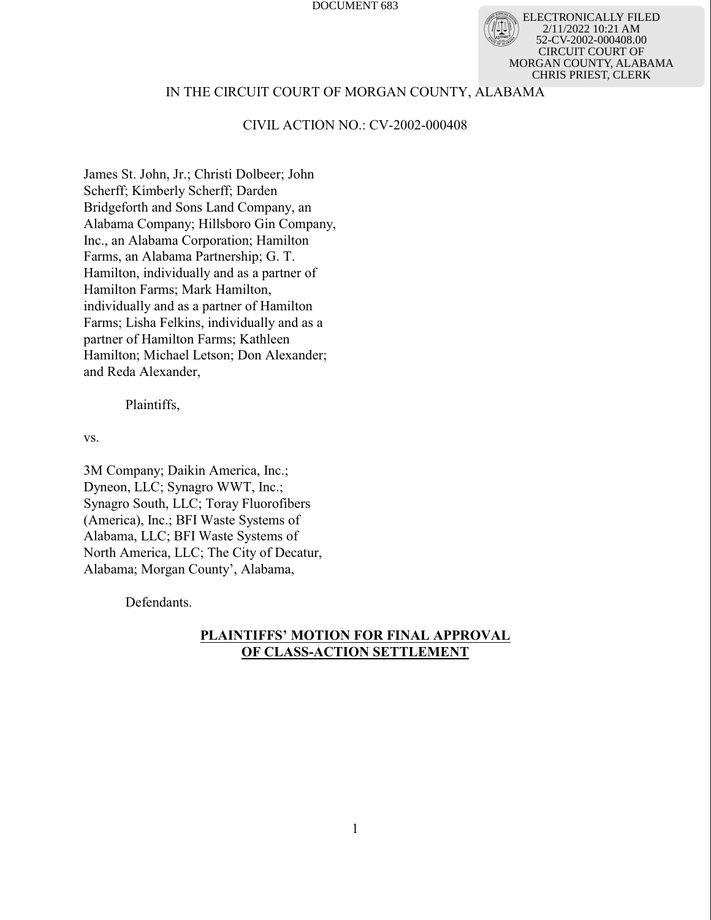DOCUMENT 683

ELECTRONICALLY FILED
2/11/2022 10:21 AM
52-CV-2002-000408.00
CIRCUIT COURT OF
MORGAN COUNTY, ALABAMA
CHRIS PRIEST, CLERK

IN THE CIRCUIT COURT OF MORGAN COUNTY, ALABAMA

CIVIL ACTION NO.: CV-2002-000408

James St. John, Jr.; Christi Dolbeer; John Scherff; Kimberly Scherff; Darden Bridgeforth and Sons Land Company, an Alabama Company; Hillsboro Gin Company, Inc., an Alabama Corporation; Hamilton Farms, an Alabama Partnership; G. T. Hamilton, individually and as a partner of Hamilton Farms; Mark Hamilton, individually and as a partner of Hamilton Farms; Lisha Felkins, individually and as a partner of Hamilton Farms; Kathleen Hamilton; Michael Letson; Don Alexander; and Reda Alexander,

Plaintiffs,

vs.

3M Company; Daikin America, Inc.; Dyneon, LLC; Synagro WWT, Inc.; Synagro South, LLC; Toray Fluorofibers (America), Inc.; BFI Waste Systems of Alabama, LLC; BFI Waste Systems of North America, LLC; The City of Decatur, Alabama; Morgan County', Alabama,

Defendants.

**PLAINTIFFS' MOTION FOR FINAL APPROVAL OF CLASS-ACTION SETTLEMENT**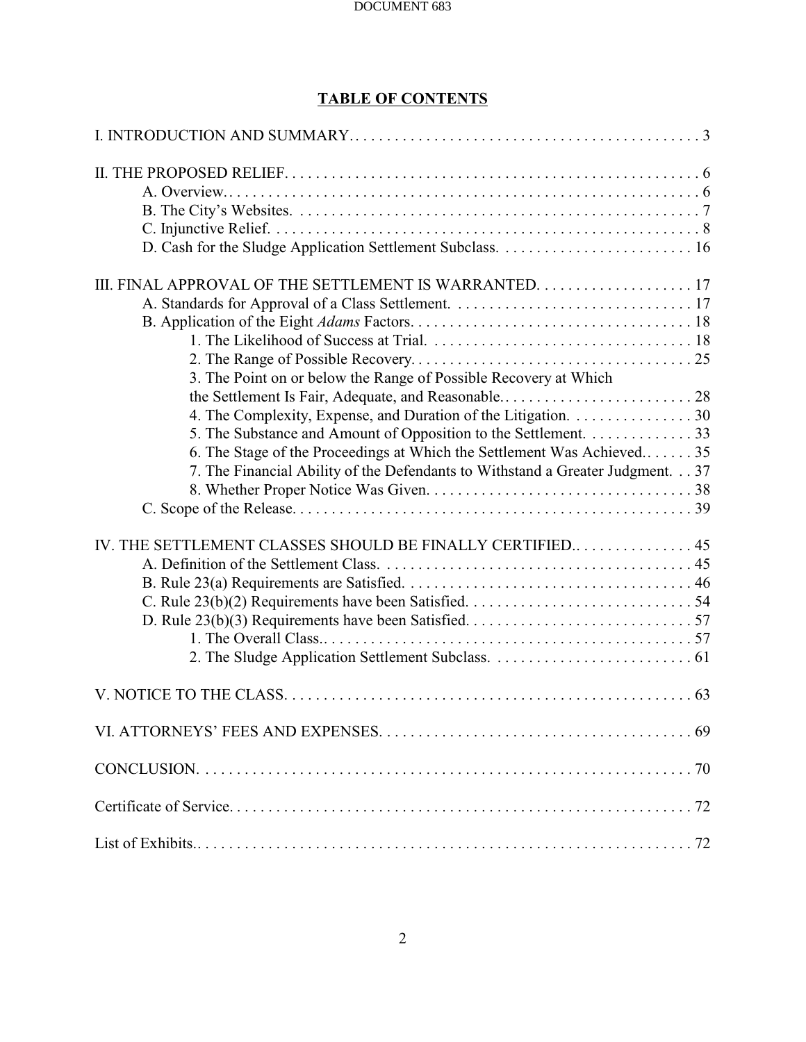## TABLE OF CONTENTS

I. INTRODUCTION AND SUMMARY. . . . . . . . . . . . . . . . . . . . . . . . . . . . . . . . . . . . . . . . . . . . . . 3

II. THE PROPOSED RELIEF. . . . . . . . . . . . . . . . . . . . . . . . . . . . . . . . . . . . . . . . . . . . . . . . . . . . . 6
- A. Overview. . . . . . . . . . . . . . . . . . . . . . . . . . . . . . . . . . . . . . . . . . . . . . . . . . . . . . . . . . . . . 6
- B. The City's Websites. . . . . . . . . . . . . . . . . . . . . . . . . . . . . . . . . . . . . . . . . . . . . . . . . . . . 7
- C. Injunctive Relief. . . . . . . . . . . . . . . . . . . . . . . . . . . . . . . . . . . . . . . . . . . . . . . . . . . . . . . 8
- D. Cash for the Sludge Application Settlement Subclass. . . . . . . . . . . . . . . . . . . . . . . . . 16

III. FINAL APPROVAL OF THE SETTLEMENT IS WARRANTED. . . . . . . . . . . . . . . . . . . . 17
- A. Standards for Approval of a Class Settlement. . . . . . . . . . . . . . . . . . . . . . . . . . . . . . . 17
- B. Application of the Eight *Adams* Factors. . . . . . . . . . . . . . . . . . . . . . . . . . . . . . . . . . . . 18
  - 1. The Likelihood of Success at Trial. . . . . . . . . . . . . . . . . . . . . . . . . . . . . . . . . . 18
  - 2. The Range of Possible Recovery. . . . . . . . . . . . . . . . . . . . . . . . . . . . . . . . . . . . 25
  - 3. The Point on or below the Range of Possible Recovery at Which the Settlement Is Fair, Adequate, and Reasonable. . . . . . . . . . . . . . . . . . . . . . . . . 28
  - 4. The Complexity, Expense, and Duration of the Litigation. . . . . . . . . . . . . . . . 30
  - 5. The Substance and Amount of Opposition to the Settlement. . . . . . . . . . . . . . 33
  - 6. The Stage of the Proceedings at Which the Settlement Was Achieved. . . . . . . 35
  - 7. The Financial Ability of the Defendants to Withstand a Greater Judgment. . . 37
  - 8. Whether Proper Notice Was Given. . . . . . . . . . . . . . . . . . . . . . . . . . . . . . . . . . 38
- C. Scope of the Release. . . . . . . . . . . . . . . . . . . . . . . . . . . . . . . . . . . . . . . . . . . . . . . . . . . . 39

IV. THE SETTLEMENT CLASSES SHOULD BE FINALLY CERTIFIED. . . . . . . . . . . . . . . . 45
- A. Definition of the Settlement Class. . . . . . . . . . . . . . . . . . . . . . . . . . . . . . . . . . . . . . . . 45
- B. Rule 23(a) Requirements are Satisfied. . . . . . . . . . . . . . . . . . . . . . . . . . . . . . . . . . . . . 46
- C. Rule 23(b)(2) Requirements have been Satisfied. . . . . . . . . . . . . . . . . . . . . . . . . . . . . 54
- D. Rule 23(b)(3) Requirements have been Satisfied. . . . . . . . . . . . . . . . . . . . . . . . . . . . . 57
  - 1. The Overall Class. . . . . . . . . . . . . . . . . . . . . . . . . . . . . . . . . . . . . . . . . . . . . . . 57
  - 2. The Sludge Application Settlement Subclass. . . . . . . . . . . . . . . . . . . . . . . . . . 61

V. NOTICE TO THE CLASS. . . . . . . . . . . . . . . . . . . . . . . . . . . . . . . . . . . . . . . . . . . . . . . . . . . . 63

VI. ATTORNEYS' FEES AND EXPENSES. . . . . . . . . . . . . . . . . . . . . . . . . . . . . . . . . . . . . . . . 69

CONCLUSION. . . . . . . . . . . . . . . . . . . . . . . . . . . . . . . . . . . . . . . . . . . . . . . . . . . . . . . . . . . . . . . 70

Certificate of Service. . . . . . . . . . . . . . . . . . . . . . . . . . . . . . . . . . . . . . . . . . . . . . . . . . . . . . . . . . 72

List of Exhibits. . . . . . . . . . . . . . . . . . . . . . . . . . . . . . . . . . . . . . . . . . . . . . . . . . . . . . . . . . . . . . . 72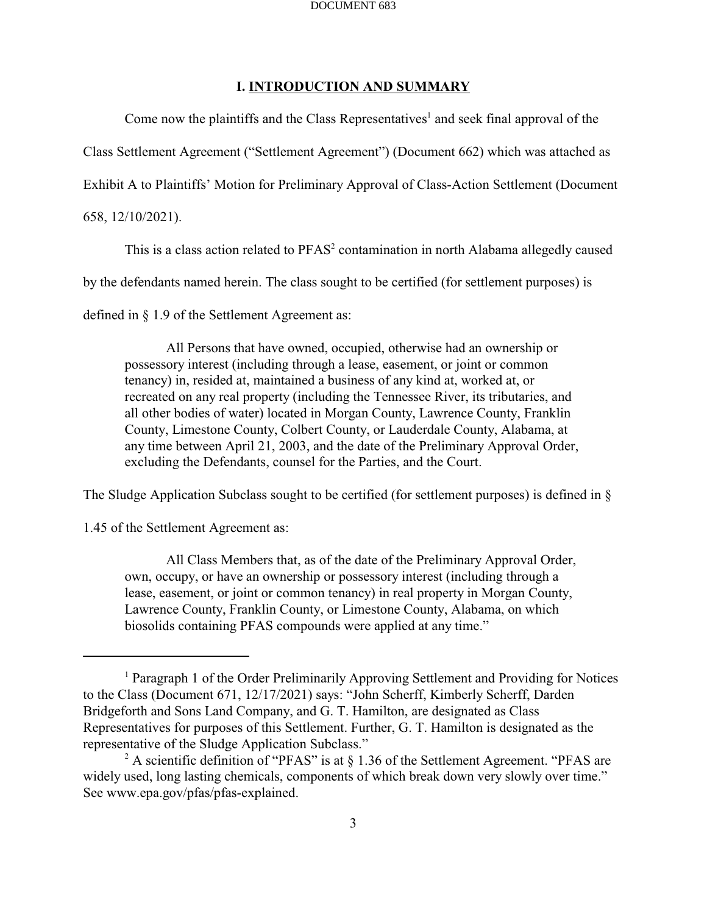## I. INTRODUCTION AND SUMMARY

Come now the plaintiffs and the Class Representatives[1] and seek final approval of the Class Settlement Agreement ("Settlement Agreement") (Document 662) which was attached as Exhibit A to Plaintiffs' Motion for Preliminary Approval of Class-Action Settlement (Document 658, 12/10/2021).

This is a class action related to PFAS[2] contamination in north Alabama allegedly caused by the defendants named herein. The class sought to be certified (for settlement purposes) is defined in § 1.9 of the Settlement Agreement as:

> All Persons that have owned, occupied, otherwise had an ownership or possessory interest (including through a lease, easement, or joint or common tenancy) in, resided at, maintained a business of any kind at, worked at, or recreated on any real property (including the Tennessee River, its tributaries, and all other bodies of water) located in Morgan County, Lawrence County, Franklin County, Limestone County, Colbert County, or Lauderdale County, Alabama, at any time between April 21, 2003, and the date of the Preliminary Approval Order, excluding the Defendants, counsel for the Parties, and the Court.

The Sludge Application Subclass sought to be certified (for settlement purposes) is defined in § 1.45 of the Settlement Agreement as:

> All Class Members that, as of the date of the Preliminary Approval Order, own, occupy, or have an ownership or possessory interest (including through a lease, easement, or joint or common tenancy) in real property in Morgan County, Lawrence County, Franklin County, or Limestone County, Alabama, on which biosolids containing PFAS compounds were applied at any time."

---

[1] Paragraph 1 of the Order Preliminarily Approving Settlement and Providing for Notices to the Class (Document 671, 12/17/2021) says: "John Scherff, Kimberly Scherff, Darden Bridgeforth and Sons Land Company, and G. T. Hamilton, are designated as Class Representatives for purposes of this Settlement. Further, G. T. Hamilton is designated as the representative of the Sludge Application Subclass."

[2] A scientific definition of "PFAS" is at § 1.36 of the Settlement Agreement. "PFAS are widely used, long lasting chemicals, components of which break down very slowly over time." See www.epa.gov/pfas/pfas-explained.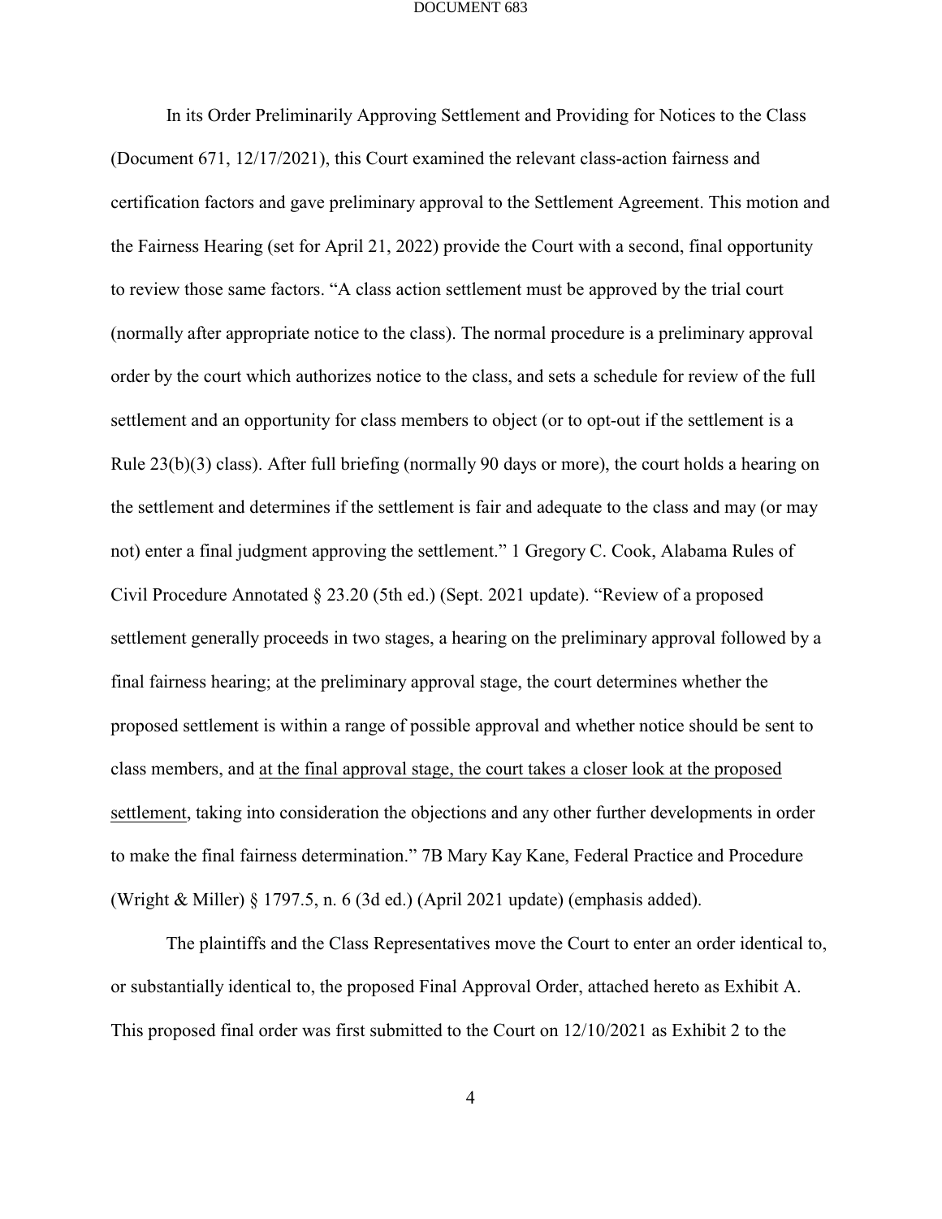In its Order Preliminarily Approving Settlement and Providing for Notices to the Class (Document 671, 12/17/2021), this Court examined the relevant class-action fairness and certification factors and gave preliminary approval to the Settlement Agreement. This motion and the Fairness Hearing (set for April 21, 2022) provide the Court with a second, final opportunity to review those same factors. "A class action settlement must be approved by the trial court (normally after appropriate notice to the class). The normal procedure is a preliminary approval order by the court which authorizes notice to the class, and sets a schedule for review of the full settlement and an opportunity for class members to object (or to opt-out if the settlement is a Rule 23(b)(3) class). After full briefing (normally 90 days or more), the court holds a hearing on the settlement and determines if the settlement is fair and adequate to the class and may (or may not) enter a final judgment approving the settlement." 1 Gregory C. Cook, Alabama Rules of Civil Procedure Annotated § 23.20 (5th ed.) (Sept. 2021 update). "Review of a proposed settlement generally proceeds in two stages, a hearing on the preliminary approval followed by a final fairness hearing; at the preliminary approval stage, the court determines whether the proposed settlement is within a range of possible approval and whether notice should be sent to class members, and <u>at the final approval stage, the court takes a closer look at the proposed settlement</u>, taking into consideration the objections and any other further developments in order to make the final fairness determination." 7B Mary Kay Kane, Federal Practice and Procedure (Wright & Miller) § 1797.5, n. 6 (3d ed.) (April 2021 update) (emphasis added).

The plaintiffs and the Class Representatives move the Court to enter an order identical to, or substantially identical to, the proposed Final Approval Order, attached hereto as Exhibit A. This proposed final order was first submitted to the Court on 12/10/2021 as Exhibit 2 to the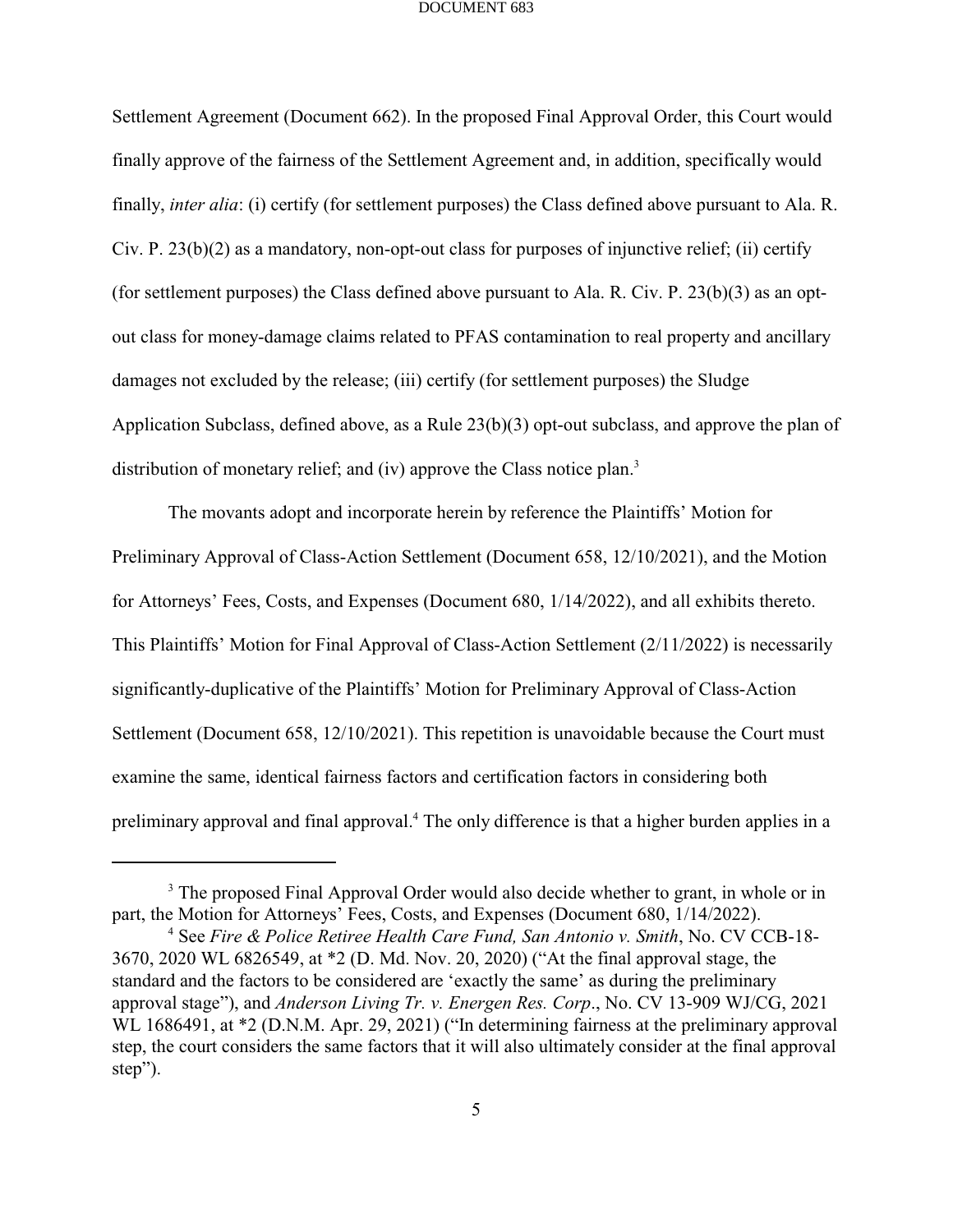Settlement Agreement (Document 662). In the proposed Final Approval Order, this Court would finally approve of the fairness of the Settlement Agreement and, in addition, specifically would finally, *inter alia*: (i) certify (for settlement purposes) the Class defined above pursuant to Ala. R. Civ. P. 23(b)(2) as a mandatory, non-opt-out class for purposes of injunctive relief; (ii) certify (for settlement purposes) the Class defined above pursuant to Ala. R. Civ. P. 23(b)(3) as an opt-out class for money-damage claims related to PFAS contamination to real property and ancillary damages not excluded by the release; (iii) certify (for settlement purposes) the Sludge Application Subclass, defined above, as a Rule 23(b)(3) opt-out subclass, and approve the plan of distribution of monetary relief; and (iv) approve the Class notice plan.[3]

The movants adopt and incorporate herein by reference the Plaintiffs' Motion for Preliminary Approval of Class-Action Settlement (Document 658, 12/10/2021), and the Motion for Attorneys' Fees, Costs, and Expenses (Document 680, 1/14/2022), and all exhibits thereto. This Plaintiffs' Motion for Final Approval of Class-Action Settlement (2/11/2022) is necessarily significantly-duplicative of the Plaintiffs' Motion for Preliminary Approval of Class-Action Settlement (Document 658, 12/10/2021). This repetition is unavoidable because the Court must examine the same, identical fairness factors and certification factors in considering both preliminary approval and final approval.[4] The only difference is that a higher burden applies in a

---

[3] The proposed Final Approval Order would also decide whether to grant, in whole or in part, the Motion for Attorneys' Fees, Costs, and Expenses (Document 680, 1/14/2022).

[4] See *Fire & Police Retiree Health Care Fund, San Antonio v. Smith*, No. CV CCB-18-3670, 2020 WL 6826549, at *2 (D. Md. Nov. 20, 2020) ("At the final approval stage, the standard and the factors to be considered are 'exactly the same' as during the preliminary approval stage"), and *Anderson Living Tr. v. Energen Res. Corp*., No. CV 13-909 WJ/CG, 2021 WL 1686491, at *2 (D.N.M. Apr. 29, 2021) ("In determining fairness at the preliminary approval step, the court considers the same factors that it will also ultimately consider at the final approval step").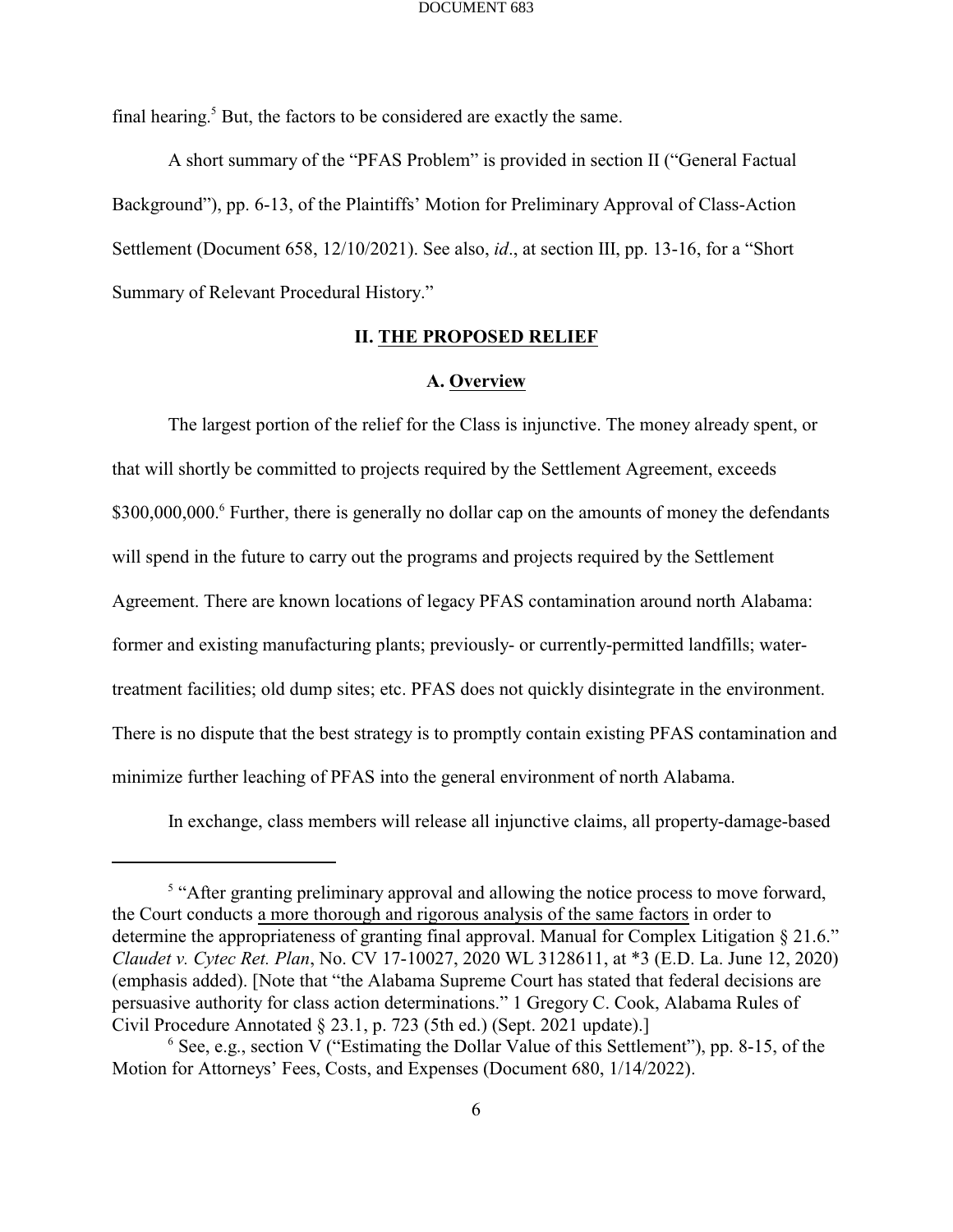final hearing.[5] But, the factors to be considered are exactly the same.

A short summary of the "PFAS Problem" is provided in section II ("General Factual Background"), pp. 6-13, of the Plaintiffs' Motion for Preliminary Approval of Class-Action Settlement (Document 658, 12/10/2021). See also, *id*., at section III, pp. 13-16, for a "Short Summary of Relevant Procedural History."

## II. THE PROPOSED RELIEF

### A. Overview

The largest portion of the relief for the Class is injunctive. The money already spent, or that will shortly be committed to projects required by the Settlement Agreement, exceeds $300,000,000.[6] Further, there is generally no dollar cap on the amounts of money the defendants will spend in the future to carry out the programs and projects required by the Settlement Agreement. There are known locations of legacy PFAS contamination around north Alabama: former and existing manufacturing plants; previously- or currently-permitted landfills; water-treatment facilities; old dump sites; etc. PFAS does not quickly disintegrate in the environment. There is no dispute that the best strategy is to promptly contain existing PFAS contamination and minimize further leaching of PFAS into the general environment of north Alabama.

In exchange, class members will release all injunctive claims, all property-damage-based

---

[5] "After granting preliminary approval and allowing the notice process to move forward, the Court conducts a more thorough and rigorous analysis of the same factors in order to determine the appropriateness of granting final approval. Manual for Complex Litigation § 21.6." *Claudet v. Cytec Ret. Plan*, No. CV 17-10027, 2020 WL 3128611, at *3 (E.D. La. June 12, 2020) (emphasis added). [Note that "the Alabama Supreme Court has stated that federal decisions are persuasive authority for class action determinations." 1 Gregory C. Cook, Alabama Rules of Civil Procedure Annotated § 23.1, p. 723 (5th ed.) (Sept. 2021 update).]

[6] See, e.g., section V ("Estimating the Dollar Value of this Settlement"), pp. 8-15, of the Motion for Attorneys' Fees, Costs, and Expenses (Document 680, 1/14/2022).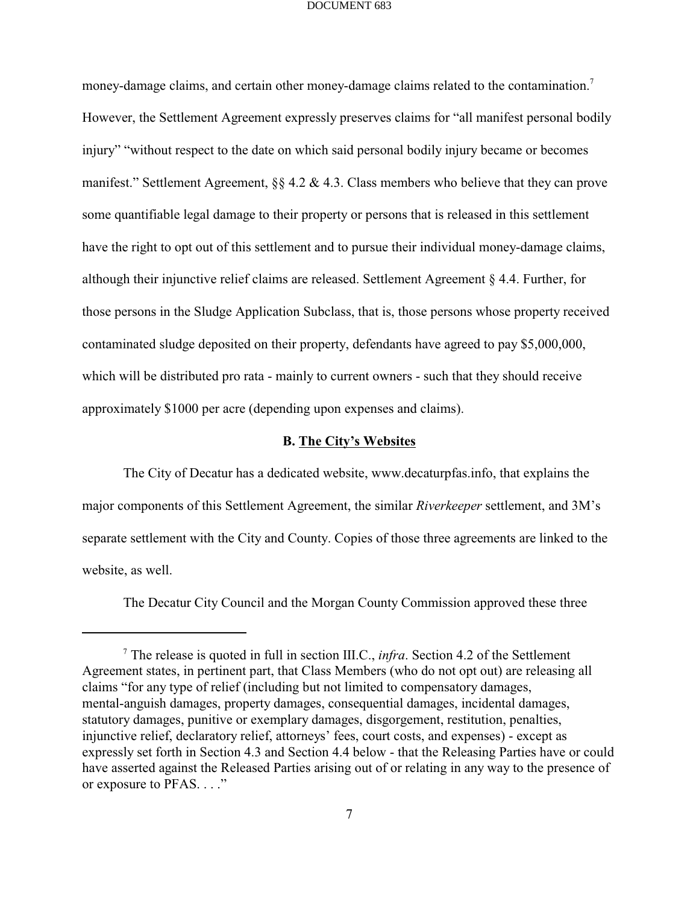money-damage claims, and certain other money-damage claims related to the contamination.[7] However, the Settlement Agreement expressly preserves claims for "all manifest personal bodily injury" "without respect to the date on which said personal bodily injury became or becomes manifest." Settlement Agreement, §§ 4.2 & 4.3. Class members who believe that they can prove some quantifiable legal damage to their property or persons that is released in this settlement have the right to opt out of this settlement and to pursue their individual money-damage claims, although their injunctive relief claims are released. Settlement Agreement § 4.4. Further, for those persons in the Sludge Application Subclass, that is, those persons whose property received contaminated sludge deposited on their property, defendants have agreed to pay $5,000,000, which will be distributed pro rata - mainly to current owners - such that they should receive approximately $1000 per acre (depending upon expenses and claims).

### B. The City's Websites

The City of Decatur has a dedicated website, www.decaturpfas.info, that explains the major components of this Settlement Agreement, the similar *Riverkeeper* settlement, and 3M's separate settlement with the City and County. Copies of those three agreements are linked to the website, as well.

The Decatur City Council and the Morgan County Commission approved these three

---

[7] The release is quoted in full in section III.C., *infra*. Section 4.2 of the Settlement Agreement states, in pertinent part, that Class Members (who do not opt out) are releasing all claims "for any type of relief (including but not limited to compensatory damages, mental-anguish damages, property damages, consequential damages, incidental damages, statutory damages, punitive or exemplary damages, disgorgement, restitution, penalties, injunctive relief, declaratory relief, attorneys' fees, court costs, and expenses) - except as expressly set forth in Section 4.3 and Section 4.4 below - that the Releasing Parties have or could have asserted against the Released Parties arising out of or relating in any way to the presence of or exposure to PFAS. . . ."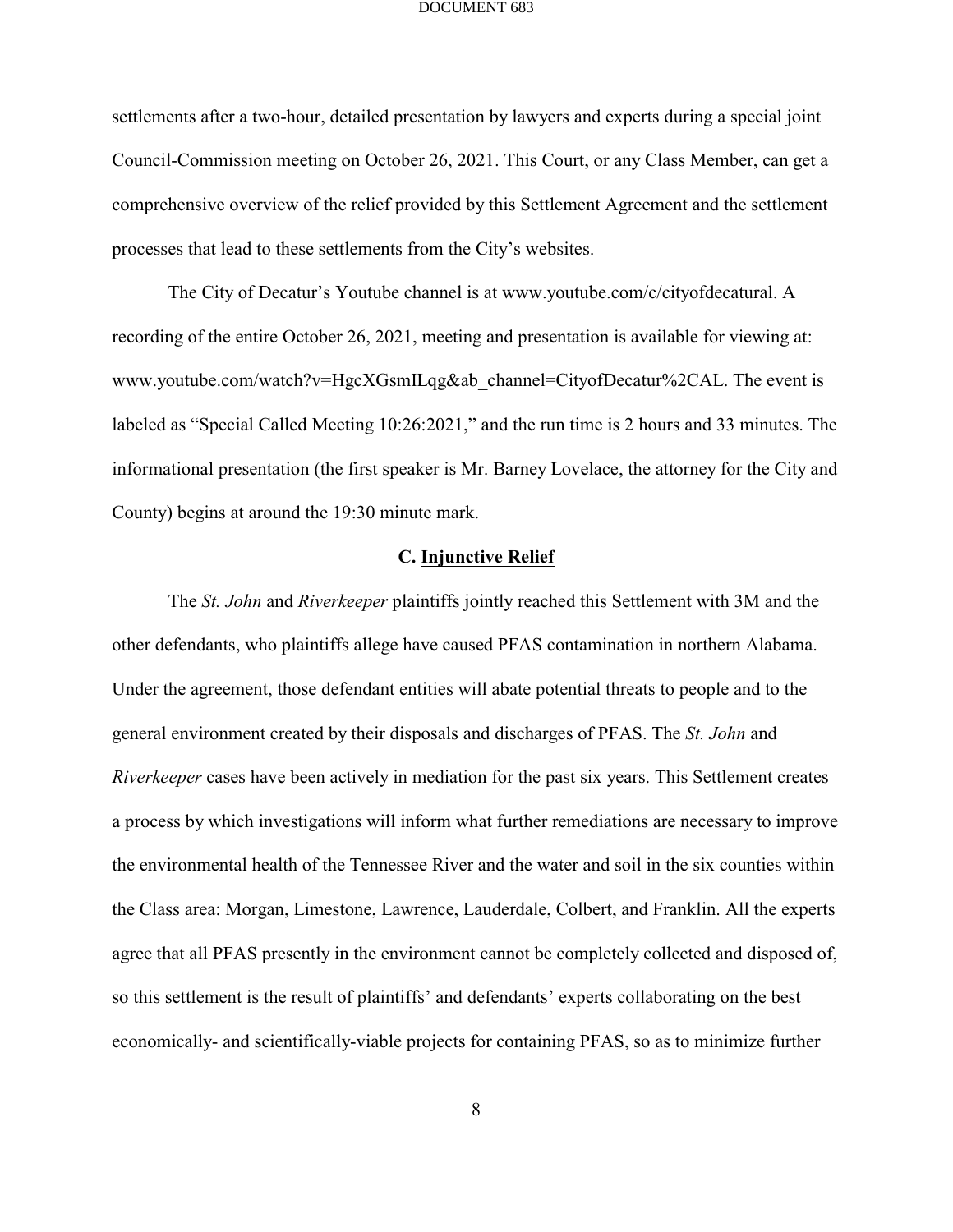settlements after a two-hour, detailed presentation by lawyers and experts during a special joint Council-Commission meeting on October 26, 2021. This Court, or any Class Member, can get a comprehensive overview of the relief provided by this Settlement Agreement and the settlement processes that lead to these settlements from the City's websites.

The City of Decatur's Youtube channel is at www.youtube.com/c/cityofdecatural. A recording of the entire October 26, 2021, meeting and presentation is available for viewing at: www.youtube.com/watch?v=HgcXGsmILqg&ab_channel=CityofDecatur%2CAL. The event is labeled as "Special Called Meeting 10:26:2021," and the run time is 2 hours and 33 minutes. The informational presentation (the first speaker is Mr. Barney Lovelace, the attorney for the City and County) begins at around the 19:30 minute mark.

### C. Injunctive Relief

The *St. John* and *Riverkeeper* plaintiffs jointly reached this Settlement with 3M and the other defendants, who plaintiffs allege have caused PFAS contamination in northern Alabama. Under the agreement, those defendant entities will abate potential threats to people and to the general environment created by their disposals and discharges of PFAS. The *St. John* and *Riverkeeper* cases have been actively in mediation for the past six years. This Settlement creates a process by which investigations will inform what further remediations are necessary to improve the environmental health of the Tennessee River and the water and soil in the six counties within the Class area: Morgan, Limestone, Lawrence, Lauderdale, Colbert, and Franklin. All the experts agree that all PFAS presently in the environment cannot be completely collected and disposed of, so this settlement is the result of plaintiffs' and defendants' experts collaborating on the best economically- and scientifically-viable projects for containing PFAS, so as to minimize further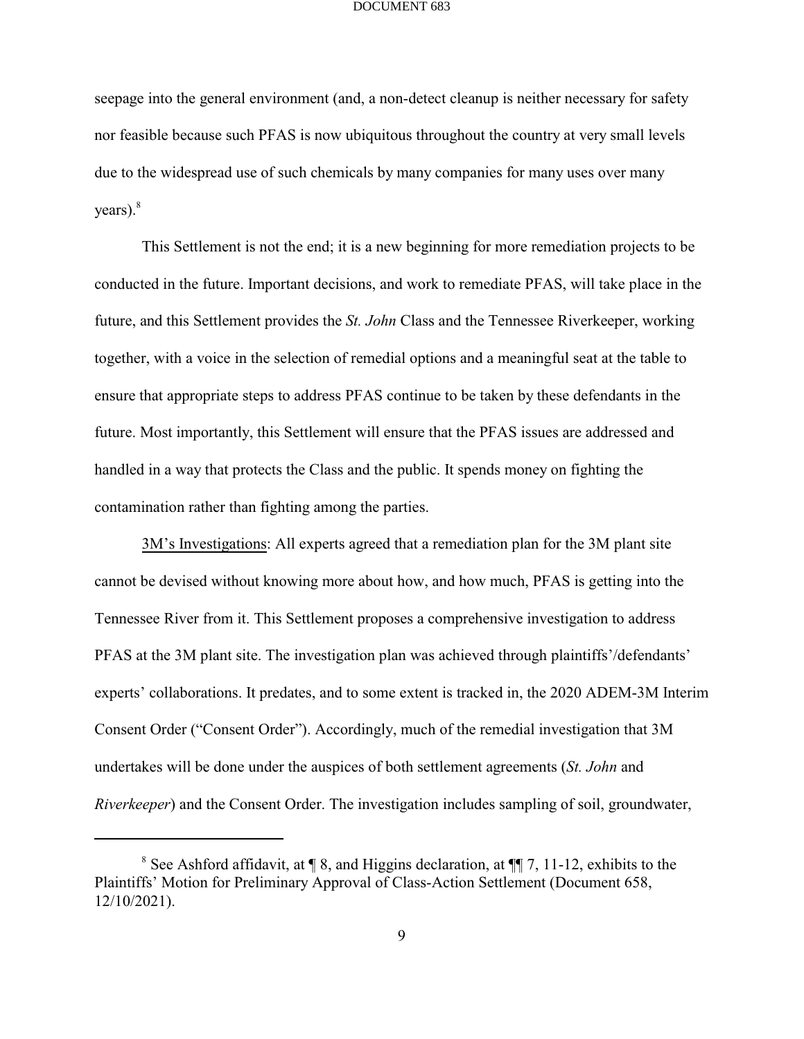seepage into the general environment (and, a non-detect cleanup is neither necessary for safety nor feasible because such PFAS is now ubiquitous throughout the country at very small levels due to the widespread use of such chemicals by many companies for many uses over many years).[8]

This Settlement is not the end; it is a new beginning for more remediation projects to be conducted in the future. Important decisions, and work to remediate PFAS, will take place in the future, and this Settlement provides the *St. John* Class and the Tennessee Riverkeeper, working together, with a voice in the selection of remedial options and a meaningful seat at the table to ensure that appropriate steps to address PFAS continue to be taken by these defendants in the future. Most importantly, this Settlement will ensure that the PFAS issues are addressed and handled in a way that protects the Class and the public. It spends money on fighting the contamination rather than fighting among the parties.

<u>3M's Investigations</u>: All experts agreed that a remediation plan for the 3M plant site cannot be devised without knowing more about how, and how much, PFAS is getting into the Tennessee River from it. This Settlement proposes a comprehensive investigation to address PFAS at the 3M plant site. The investigation plan was achieved through plaintiffs'/defendants' experts' collaborations. It predates, and to some extent is tracked in, the 2020 ADEM-3M Interim Consent Order ("Consent Order"). Accordingly, much of the remedial investigation that 3M undertakes will be done under the auspices of both settlement agreements (*St. John* and *Riverkeeper*) and the Consent Order. The investigation includes sampling of soil, groundwater,

---

[8] See Ashford affidavit, at ¶ 8, and Higgins declaration, at ¶¶ 7, 11-12, exhibits to the Plaintiffs' Motion for Preliminary Approval of Class-Action Settlement (Document 658, 12/10/2021).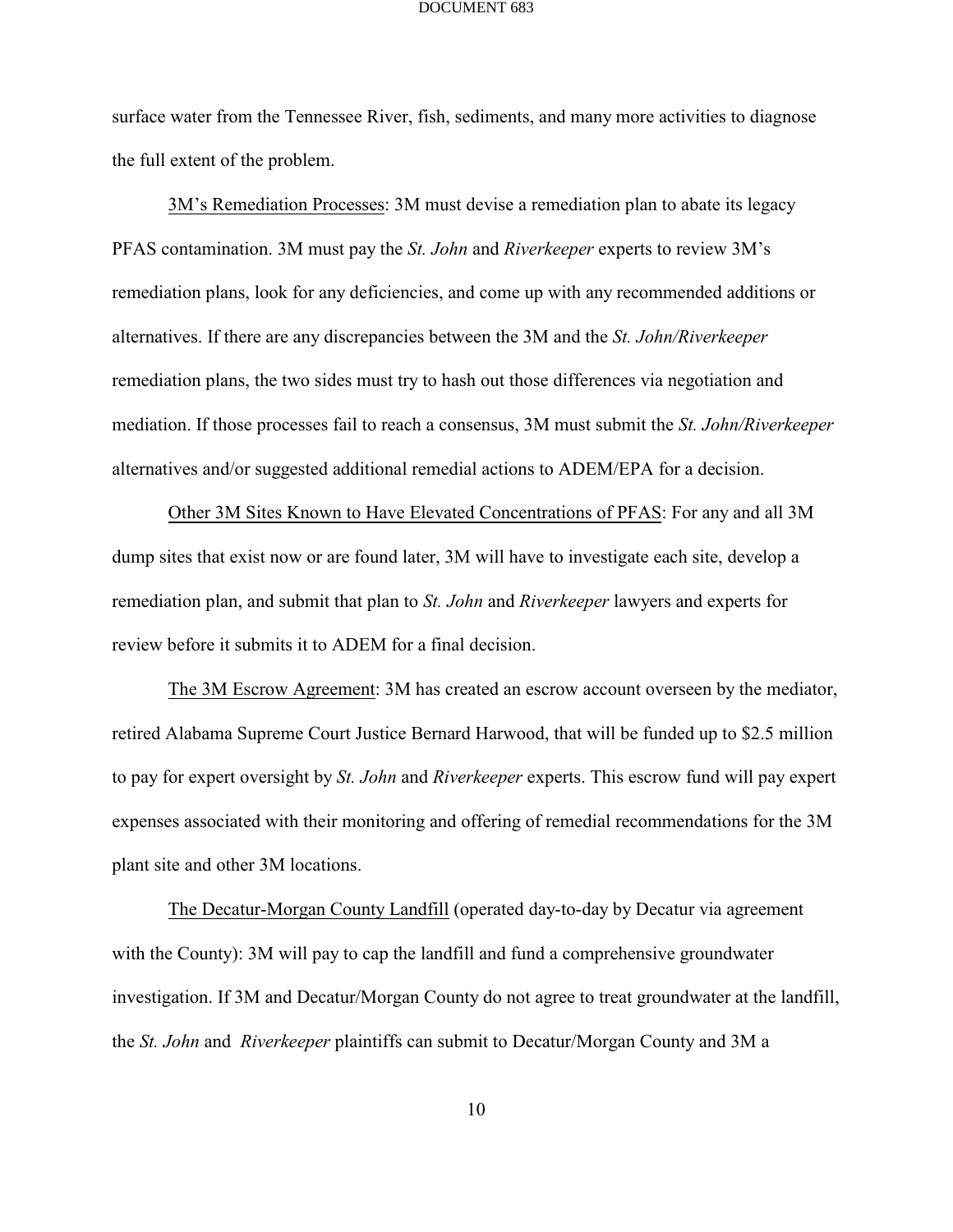surface water from the Tennessee River, fish, sediments, and many more activities to diagnose the full extent of the problem.

<u>3M's Remediation Processes</u>: 3M must devise a remediation plan to abate its legacy PFAS contamination. 3M must pay the *St. John* and *Riverkeeper* experts to review 3M's remediation plans, look for any deficiencies, and come up with any recommended additions or alternatives. If there are any discrepancies between the 3M and the *St. John/Riverkeeper* remediation plans, the two sides must try to hash out those differences via negotiation and mediation. If those processes fail to reach a consensus, 3M must submit the *St. John/Riverkeeper* alternatives and/or suggested additional remedial actions to ADEM/EPA for a decision.

<u>Other 3M Sites Known to Have Elevated Concentrations of PFAS</u>: For any and all 3M dump sites that exist now or are found later, 3M will have to investigate each site, develop a remediation plan, and submit that plan to *St. John* and *Riverkeeper* lawyers and experts for review before it submits it to ADEM for a final decision.

<u>The 3M Escrow Agreement</u>: 3M has created an escrow account overseen by the mediator, retired Alabama Supreme Court Justice Bernard Harwood, that will be funded up to $2.5 million to pay for expert oversight by *St. John* and *Riverkeeper* experts. This escrow fund will pay expert expenses associated with their monitoring and offering of remedial recommendations for the 3M plant site and other 3M locations.

<u>The Decatur-Morgan County Landfill</u> (operated day-to-day by Decatur via agreement with the County): 3M will pay to cap the landfill and fund a comprehensive groundwater investigation. If 3M and Decatur/Morgan County do not agree to treat groundwater at the landfill, the *St. John* and *Riverkeeper* plaintiffs can submit to Decatur/Morgan County and 3M a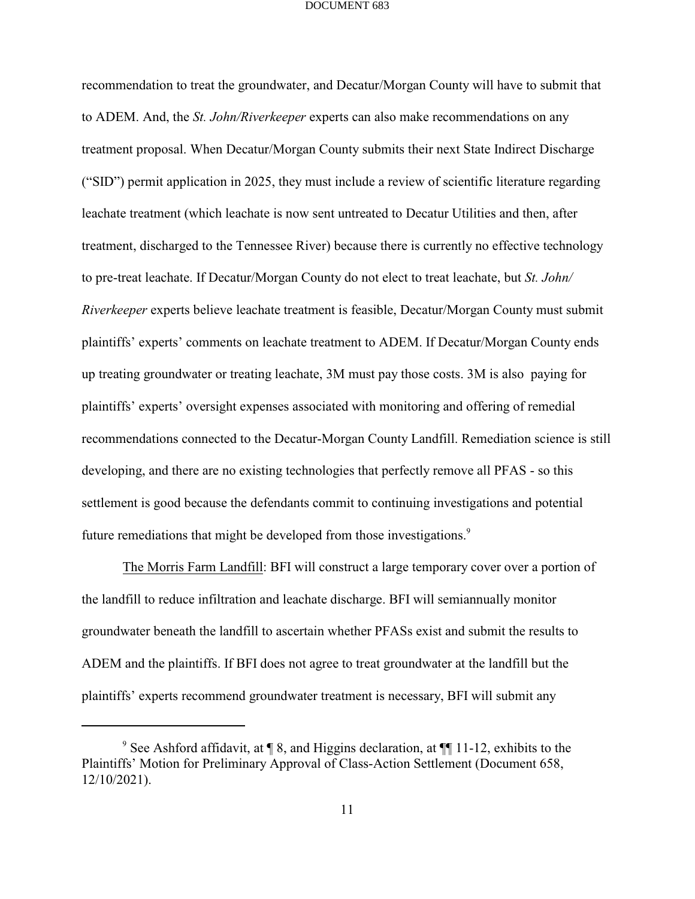recommendation to treat the groundwater, and Decatur/Morgan County will have to submit that to ADEM. And, the *St. John/Riverkeeper* experts can also make recommendations on any treatment proposal. When Decatur/Morgan County submits their next State Indirect Discharge ("SID") permit application in 2025, they must include a review of scientific literature regarding leachate treatment (which leachate is now sent untreated to Decatur Utilities and then, after treatment, discharged to the Tennessee River) because there is currently no effective technology to pre-treat leachate. If Decatur/Morgan County do not elect to treat leachate, but *St. John/ Riverkeeper* experts believe leachate treatment is feasible, Decatur/Morgan County must submit plaintiffs' experts' comments on leachate treatment to ADEM. If Decatur/Morgan County ends up treating groundwater or treating leachate, 3M must pay those costs. 3M is also paying for plaintiffs' experts' oversight expenses associated with monitoring and offering of remedial recommendations connected to the Decatur-Morgan County Landfill. Remediation science is still developing, and there are no existing technologies that perfectly remove all PFAS - so this settlement is good because the defendants commit to continuing investigations and potential future remediations that might be developed from those investigations.[9]

<u>The Morris Farm Landfill</u>: BFI will construct a large temporary cover over a portion of the landfill to reduce infiltration and leachate discharge. BFI will semiannually monitor groundwater beneath the landfill to ascertain whether PFASs exist and submit the results to ADEM and the plaintiffs. If BFI does not agree to treat groundwater at the landfill but the plaintiffs' experts recommend groundwater treatment is necessary, BFI will submit any

---

[9] See Ashford affidavit, at ¶ 8, and Higgins declaration, at ¶¶ 11-12, exhibits to the Plaintiffs' Motion for Preliminary Approval of Class-Action Settlement (Document 658, 12/10/2021).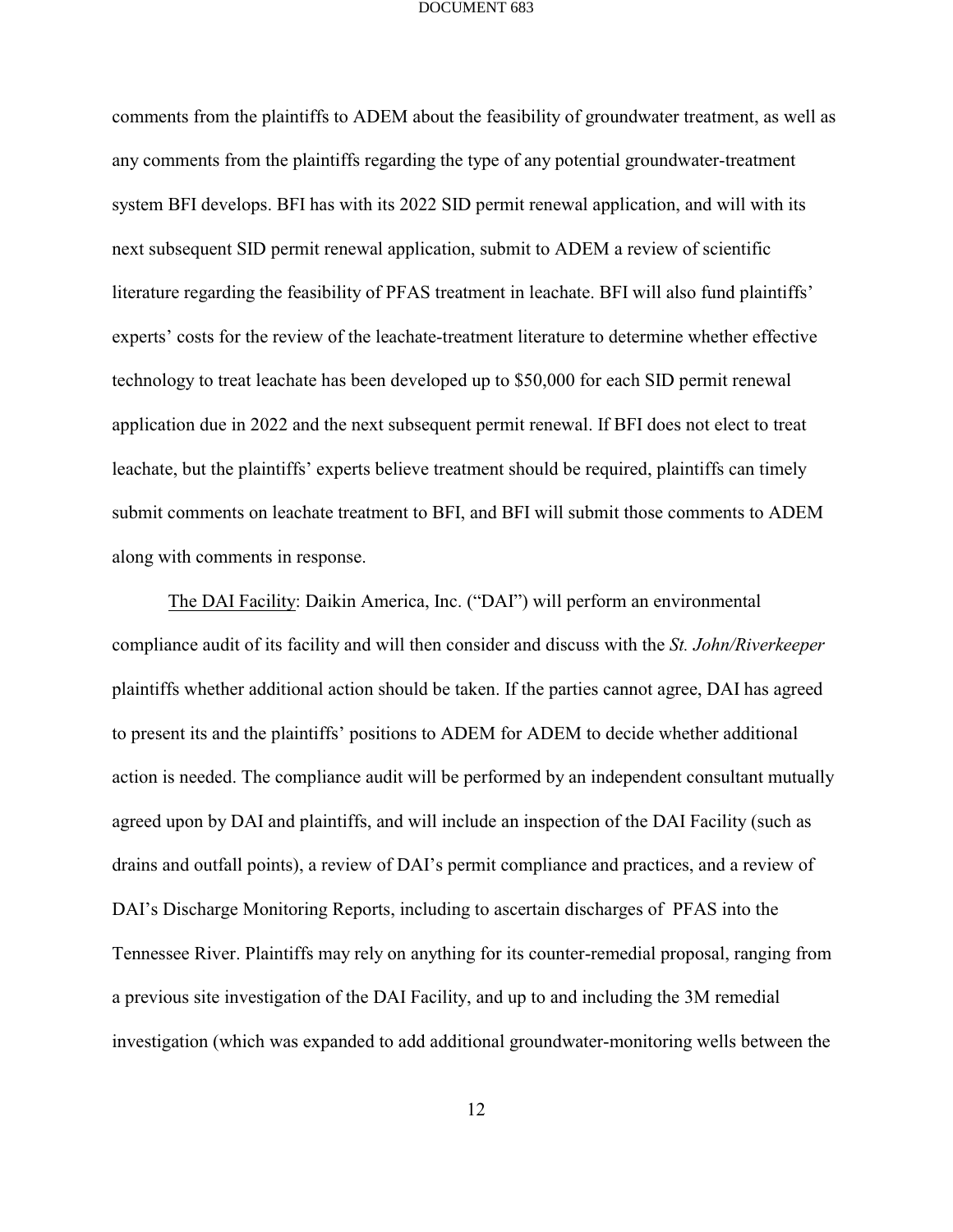comments from the plaintiffs to ADEM about the feasibility of groundwater treatment, as well as any comments from the plaintiffs regarding the type of any potential groundwater-treatment system BFI develops. BFI has with its 2022 SID permit renewal application, and will with its next subsequent SID permit renewal application, submit to ADEM a review of scientific literature regarding the feasibility of PFAS treatment in leachate. BFI will also fund plaintiffs' experts' costs for the review of the leachate-treatment literature to determine whether effective technology to treat leachate has been developed up to $50,000 for each SID permit renewal application due in 2022 and the next subsequent permit renewal. If BFI does not elect to treat leachate, but the plaintiffs' experts believe treatment should be required, plaintiffs can timely submit comments on leachate treatment to BFI, and BFI will submit those comments to ADEM along with comments in response.

The DAI Facility: Daikin America, Inc. ("DAI") will perform an environmental compliance audit of its facility and will then consider and discuss with the *St. John/Riverkeeper* plaintiffs whether additional action should be taken. If the parties cannot agree, DAI has agreed to present its and the plaintiffs' positions to ADEM for ADEM to decide whether additional action is needed. The compliance audit will be performed by an independent consultant mutually agreed upon by DAI and plaintiffs, and will include an inspection of the DAI Facility (such as drains and outfall points), a review of DAI's permit compliance and practices, and a review of DAI's Discharge Monitoring Reports, including to ascertain discharges of PFAS into the Tennessee River. Plaintiffs may rely on anything for its counter-remedial proposal, ranging from a previous site investigation of the DAI Facility, and up to and including the 3M remedial investigation (which was expanded to add additional groundwater-monitoring wells between the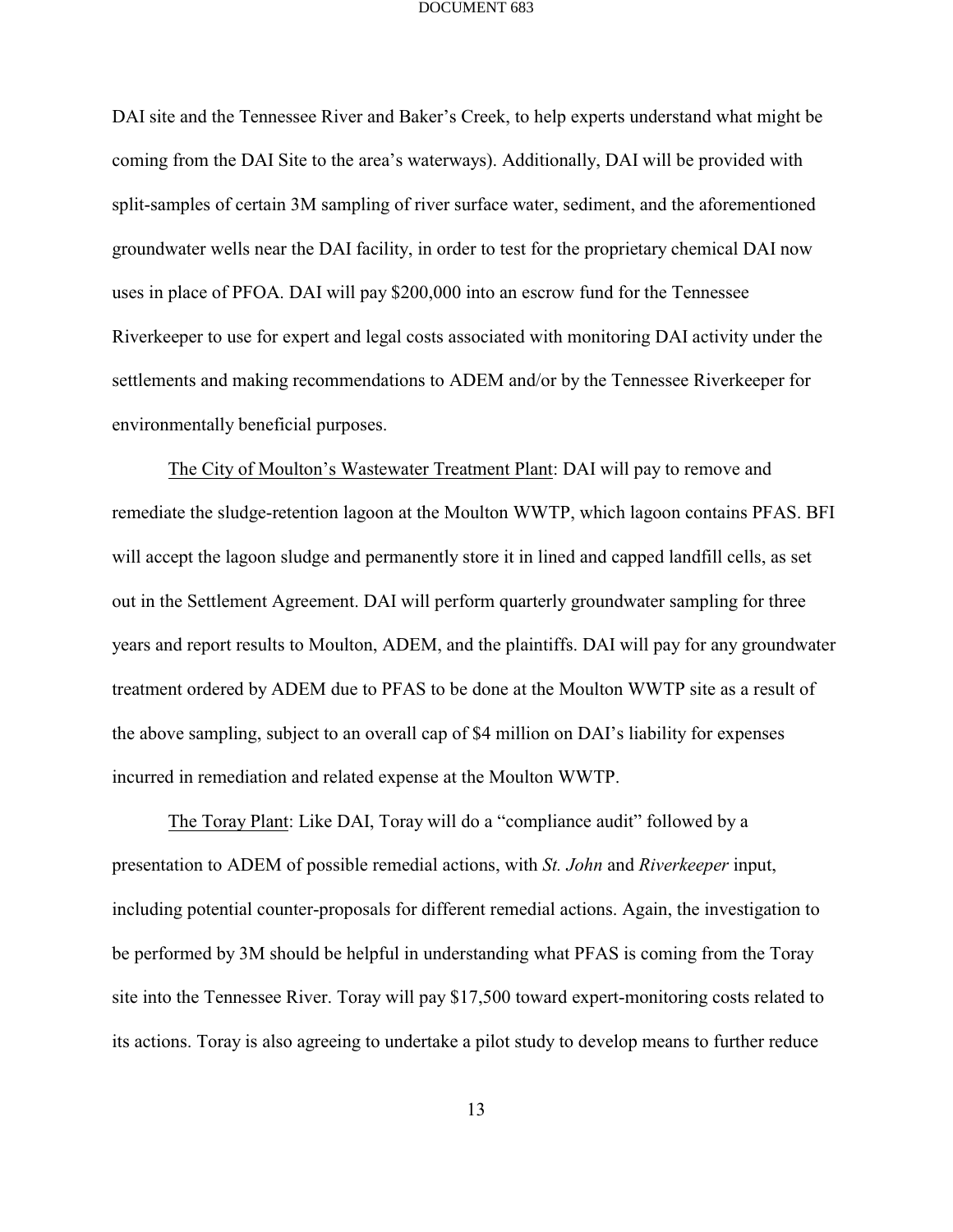DAI site and the Tennessee River and Baker's Creek, to help experts understand what might be coming from the DAI Site to the area's waterways). Additionally, DAI will be provided with split-samples of certain 3M sampling of river surface water, sediment, and the aforementioned groundwater wells near the DAI facility, in order to test for the proprietary chemical DAI now uses in place of PFOA. DAI will pay $200,000 into an escrow fund for the Tennessee Riverkeeper to use for expert and legal costs associated with monitoring DAI activity under the settlements and making recommendations to ADEM and/or by the Tennessee Riverkeeper for environmentally beneficial purposes.

<u>The City of Moulton's Wastewater Treatment Plant</u>: DAI will pay to remove and remediate the sludge-retention lagoon at the Moulton WWTP, which lagoon contains PFAS. BFI will accept the lagoon sludge and permanently store it in lined and capped landfill cells, as set out in the Settlement Agreement. DAI will perform quarterly groundwater sampling for three years and report results to Moulton, ADEM, and the plaintiffs. DAI will pay for any groundwater treatment ordered by ADEM due to PFAS to be done at the Moulton WWTP site as a result of the above sampling, subject to an overall cap of $4 million on DAI's liability for expenses incurred in remediation and related expense at the Moulton WWTP.

<u>The Toray Plant</u>: Like DAI, Toray will do a "compliance audit" followed by a presentation to ADEM of possible remedial actions, with *St. John* and *Riverkeeper* input, including potential counter-proposals for different remedial actions. Again, the investigation to be performed by 3M should be helpful in understanding what PFAS is coming from the Toray site into the Tennessee River. Toray will pay $17,500 toward expert-monitoring costs related to its actions. Toray is also agreeing to undertake a pilot study to develop means to further reduce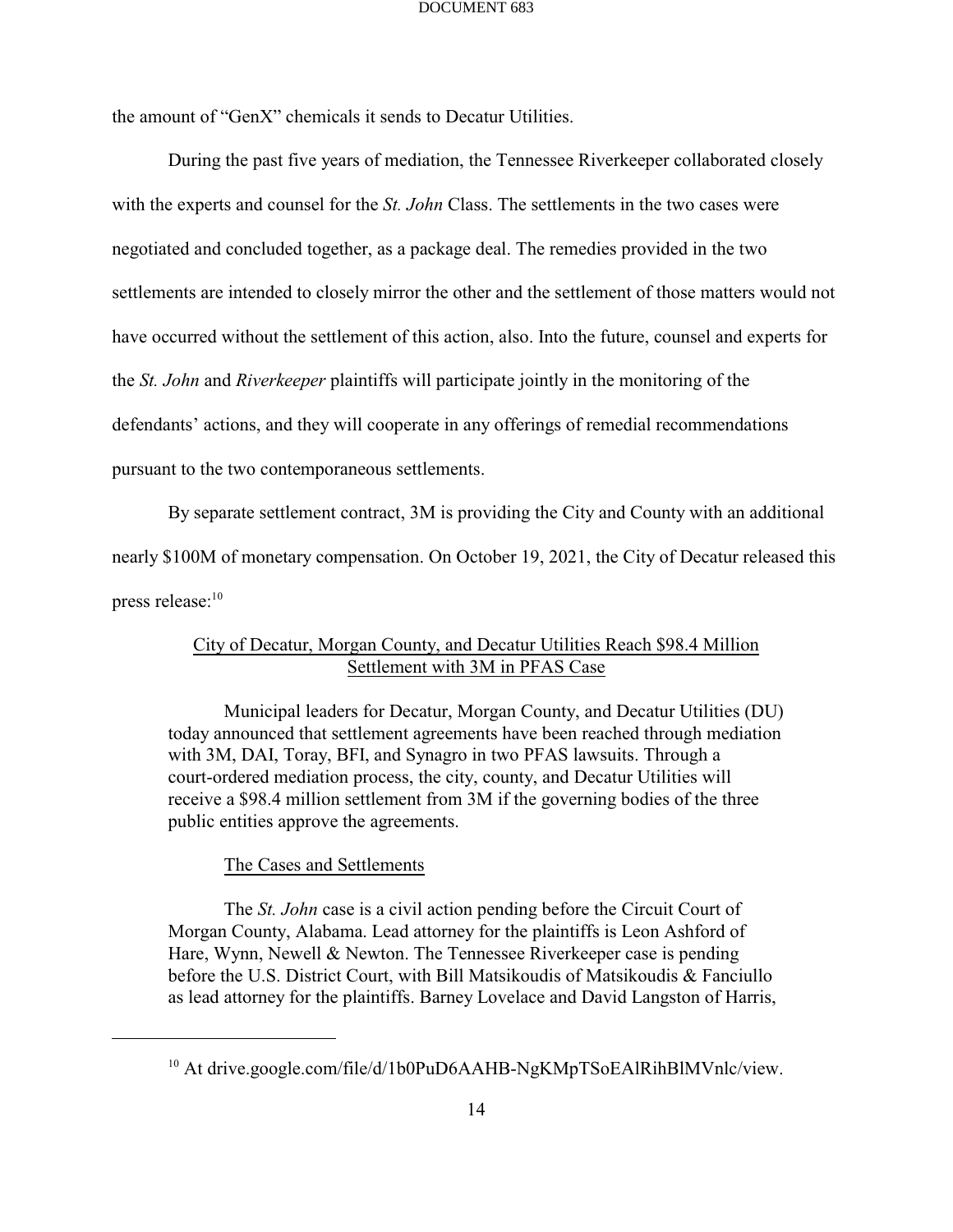the amount of "GenX" chemicals it sends to Decatur Utilities.

During the past five years of mediation, the Tennessee Riverkeeper collaborated closely with the experts and counsel for the *St. John* Class. The settlements in the two cases were negotiated and concluded together, as a package deal. The remedies provided in the two settlements are intended to closely mirror the other and the settlement of those matters would not have occurred without the settlement of this action, also. Into the future, counsel and experts for the *St. John* and *Riverkeeper* plaintiffs will participate jointly in the monitoring of the defendants' actions, and they will cooperate in any offerings of remedial recommendations pursuant to the two contemporaneous settlements.

By separate settlement contract, 3M is providing the City and County with an additional nearly $100M of monetary compensation. On October 19, 2021, the City of Decatur released this press release:[10]

> City of Decatur, Morgan County, and Decatur Utilities Reach $98.4 Million Settlement with 3M in PFAS Case
>
> Municipal leaders for Decatur, Morgan County, and Decatur Utilities (DU) today announced that settlement agreements have been reached through mediation with 3M, DAI, Toray, BFI, and Synagro in two PFAS lawsuits. Through a court-ordered mediation process, the city, county, and Decatur Utilities will receive a $98.4 million settlement from 3M if the governing bodies of the three public entities approve the agreements.
>
> The Cases and Settlements
>
> The *St. John* case is a civil action pending before the Circuit Court of Morgan County, Alabama. Lead attorney for the plaintiffs is Leon Ashford of Hare, Wynn, Newell & Newton. The Tennessee Riverkeeper case is pending before the U.S. District Court, with Bill Matsikoudis of Matsikoudis & Fanciullo as lead attorney for the plaintiffs. Barney Lovelace and David Langston of Harris,

[10] At drive.google.com/file/d/1b0PuD6AAHB-NgKMpTSoEAlRihBlMVnlc/view.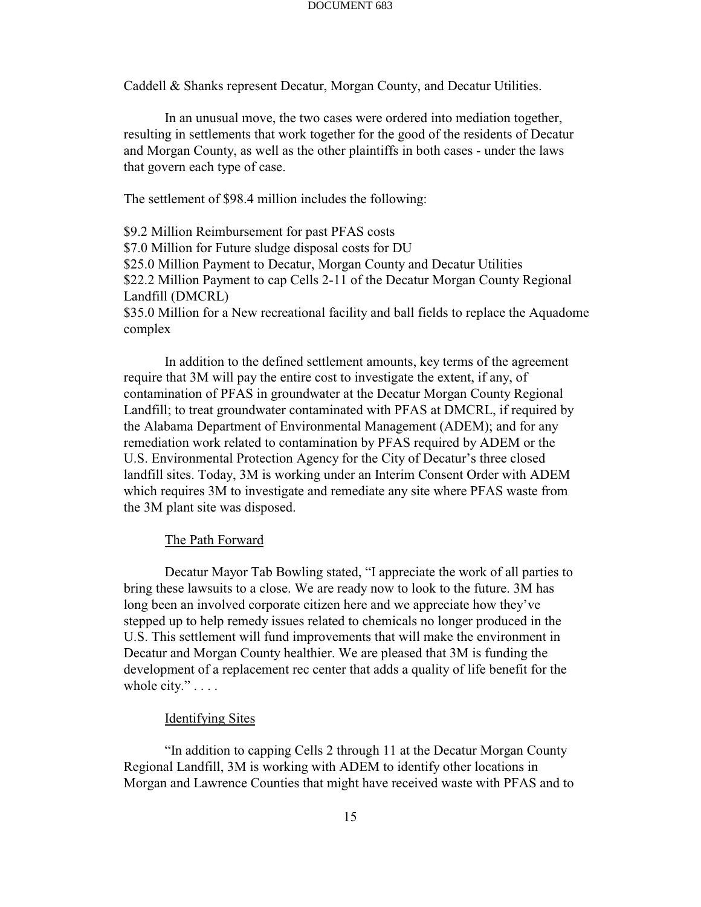Caddell & Shanks represent Decatur, Morgan County, and Decatur Utilities.

In an unusual move, the two cases were ordered into mediation together, resulting in settlements that work together for the good of the residents of Decatur and Morgan County, as well as the other plaintiffs in both cases - under the laws that govern each type of case.

The settlement of $98.4 million includes the following:

$9.2 Million Reimbursement for past PFAS costs
$7.0 Million for Future sludge disposal costs for DU
$25.0 Million Payment to Decatur, Morgan County and Decatur Utilities
$22.2 Million Payment to cap Cells 2-11 of the Decatur Morgan County Regional Landfill (DMCRL)
$35.0 Million for a New recreational facility and ball fields to replace the Aquadome complex

In addition to the defined settlement amounts, key terms of the agreement require that 3M will pay the entire cost to investigate the extent, if any, of contamination of PFAS in groundwater at the Decatur Morgan County Regional Landfill; to treat groundwater contaminated with PFAS at DMCRL, if required by the Alabama Department of Environmental Management (ADEM); and for any remediation work related to contamination by PFAS required by ADEM or the U.S. Environmental Protection Agency for the City of Decatur's three closed landfill sites. Today, 3M is working under an Interim Consent Order with ADEM which requires 3M to investigate and remediate any site where PFAS waste from the 3M plant site was disposed.

<u>The Path Forward</u>

Decatur Mayor Tab Bowling stated, "I appreciate the work of all parties to bring these lawsuits to a close. We are ready now to look to the future. 3M has long been an involved corporate citizen here and we appreciate how they've stepped up to help remedy issues related to chemicals no longer produced in the U.S. This settlement will fund improvements that will make the environment in Decatur and Morgan County healthier. We are pleased that 3M is funding the development of a replacement rec center that adds a quality of life benefit for the whole city." . . . .

<u>Identifying Sites</u>

"In addition to capping Cells 2 through 11 at the Decatur Morgan County Regional Landfill, 3M is working with ADEM to identify other locations in Morgan and Lawrence Counties that might have received waste with PFAS and to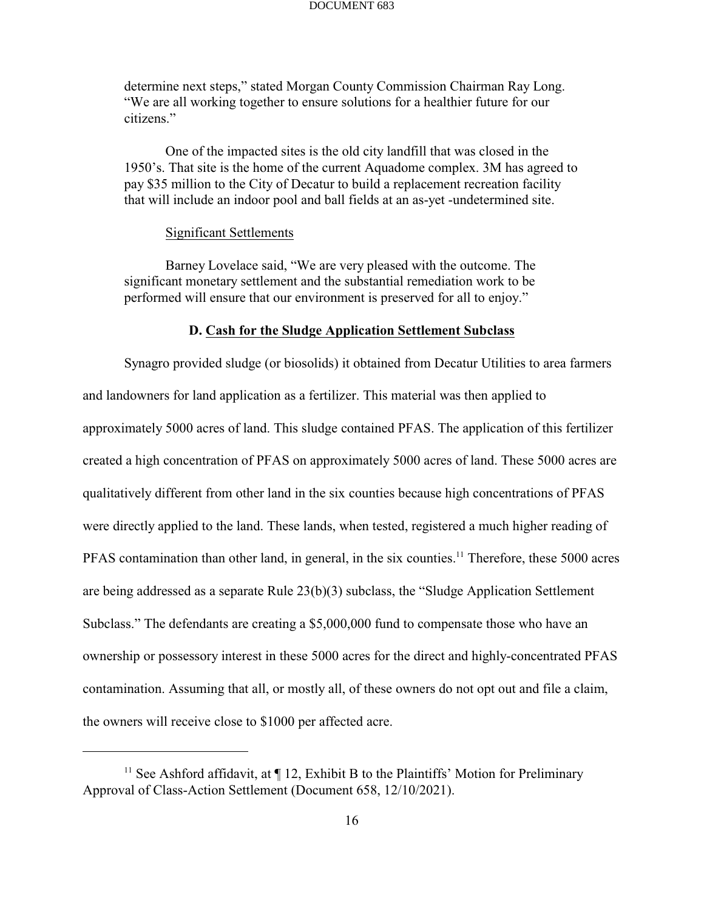> determine next steps," stated Morgan County Commission Chairman Ray Long. "We are all working together to ensure solutions for a healthier future for our citizens."
>
> One of the impacted sites is the old city landfill that was closed in the 1950's. That site is the home of the current Aquadome complex. 3M has agreed to pay $35 million to the City of Decatur to build a replacement recreation facility that will include an indoor pool and ball fields at an as-yet -undetermined site.
>
> Significant Settlements
>
> Barney Lovelace said, "We are very pleased with the outcome. The significant monetary settlement and the substantial remediation work to be performed will ensure that our environment is preserved for all to enjoy."

### D. Cash for the Sludge Application Settlement Subclass

Synagro provided sludge (or biosolids) it obtained from Decatur Utilities to area farmers and landowners for land application as a fertilizer. This material was then applied to approximately 5000 acres of land. This sludge contained PFAS. The application of this fertilizer created a high concentration of PFAS on approximately 5000 acres of land. These 5000 acres are qualitatively different from other land in the six counties because high concentrations of PFAS were directly applied to the land. These lands, when tested, registered a much higher reading of PFAS contamination than other land, in general, in the six counties.[11] Therefore, these 5000 acres are being addressed as a separate Rule 23(b)(3) subclass, the "Sludge Application Settlement Subclass." The defendants are creating a $5,000,000 fund to compensate those who have an ownership or possessory interest in these 5000 acres for the direct and highly-concentrated PFAS contamination. Assuming that all, or mostly all, of these owners do not opt out and file a claim, the owners will receive close to $1000 per affected acre.

---

[11] See Ashford affidavit, at ¶ 12, Exhibit B to the Plaintiffs' Motion for Preliminary Approval of Class-Action Settlement (Document 658, 12/10/2021).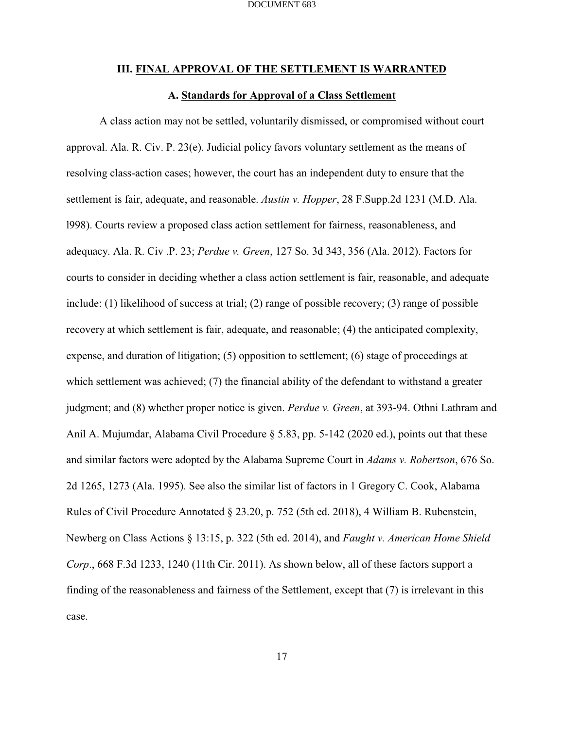## III. FINAL APPROVAL OF THE SETTLEMENT IS WARRANTED

### A. Standards for Approval of a Class Settlement

A class action may not be settled, voluntarily dismissed, or compromised without court approval. Ala. R. Civ. P. 23(e). Judicial policy favors voluntary settlement as the means of resolving class-action cases; however, the court has an independent duty to ensure that the settlement is fair, adequate, and reasonable. *Austin v. Hopper*, 28 F.Supp.2d 1231 (M.D. Ala. l998). Courts review a proposed class action settlement for fairness, reasonableness, and adequacy. Ala. R. Civ .P. 23; *Perdue v. Green*, 127 So. 3d 343, 356 (Ala. 2012). Factors for courts to consider in deciding whether a class action settlement is fair, reasonable, and adequate include: (1) likelihood of success at trial; (2) range of possible recovery; (3) range of possible recovery at which settlement is fair, adequate, and reasonable; (4) the anticipated complexity, expense, and duration of litigation; (5) opposition to settlement; (6) stage of proceedings at which settlement was achieved; (7) the financial ability of the defendant to withstand a greater judgment; and (8) whether proper notice is given. *Perdue v. Green*, at 393-94. Othni Lathram and Anil A. Mujumdar, Alabama Civil Procedure § 5.83, pp. 5-142 (2020 ed.), points out that these and similar factors were adopted by the Alabama Supreme Court in *Adams v. Robertson*, 676 So. 2d 1265, 1273 (Ala. 1995). See also the similar list of factors in 1 Gregory C. Cook, Alabama Rules of Civil Procedure Annotated § 23.20, p. 752 (5th ed. 2018), 4 William B. Rubenstein, Newberg on Class Actions § 13:15, p. 322 (5th ed. 2014), and *Faught v. American Home Shield Corp*., 668 F.3d 1233, 1240 (11th Cir. 2011). As shown below, all of these factors support a finding of the reasonableness and fairness of the Settlement, except that (7) is irrelevant in this case.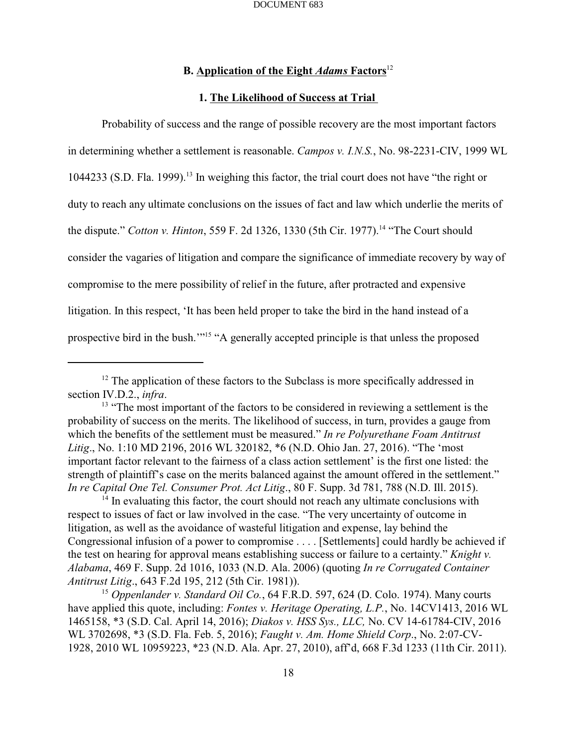### B. Application of the Eight *Adams* Factors[12]

#### 1. The Likelihood of Success at Trial

Probability of success and the range of possible recovery are the most important factors in determining whether a settlement is reasonable. *Campos v. I.N.S.*, No. 98-2231-CIV, 1999 WL 1044233 (S.D. Fla. 1999).[13] In weighing this factor, the trial court does not have "the right or duty to reach any ultimate conclusions on the issues of fact and law which underlie the merits of the dispute." *Cotton v. Hinton*, 559 F. 2d 1326, 1330 (5th Cir. 1977).[14] "The Court should consider the vagaries of litigation and compare the significance of immediate recovery by way of compromise to the mere possibility of relief in the future, after protracted and expensive litigation. In this respect, 'It has been held proper to take the bird in the hand instead of a prospective bird in the bush.'"[15] "A generally accepted principle is that unless the proposed

---

[12] The application of these factors to the Subclass is more specifically addressed in section IV.D.2., *infra*.

[13] "The most important of the factors to be considered in reviewing a settlement is the probability of success on the merits. The likelihood of success, in turn, provides a gauge from which the benefits of the settlement must be measured." *In re Polyurethane Foam Antitrust Litig*., No. 1:10 MD 2196, 2016 WL 320182, *6 (N.D. Ohio Jan. 27, 2016). "The 'most important factor relevant to the fairness of a class action settlement' is the first one listed: the strength of plaintiff's case on the merits balanced against the amount offered in the settlement." *In re Capital One Tel. Consumer Prot. Act Litig*., 80 F. Supp. 3d 781, 788 (N.D. Ill. 2015).

[14] In evaluating this factor, the court should not reach any ultimate conclusions with respect to issues of fact or law involved in the case. "The very uncertainty of outcome in litigation, as well as the avoidance of wasteful litigation and expense, lay behind the Congressional infusion of a power to compromise . . . . [Settlements] could hardly be achieved if the test on hearing for approval means establishing success or failure to a certainty." *Knight v. Alabama*, 469 F. Supp. 2d 1016, 1033 (N.D. Ala. 2006) (quoting *In re Corrugated Container Antitrust Litig*., 643 F.2d 195, 212 (5th Cir. 1981)).

[15] *Oppenlander v. Standard Oil Co.*, 64 F.R.D. 597, 624 (D. Colo. 1974). Many courts have applied this quote, including: *Fontes v. Heritage Operating, L.P.*, No. 14CV1413, 2016 WL 1465158, *3 (S.D. Cal. April 14, 2016); *Diakos v. HSS Sys., LLC,* No. CV 14-61784-CIV, 2016 WL 3702698, *3 (S.D. Fla. Feb. 5, 2016); *Faught v. Am. Home Shield Corp*., No. 2:07-CV-1928, 2010 WL 10959223, *23 (N.D. Ala. Apr. 27, 2010), aff'd, 668 F.3d 1233 (11th Cir. 2011).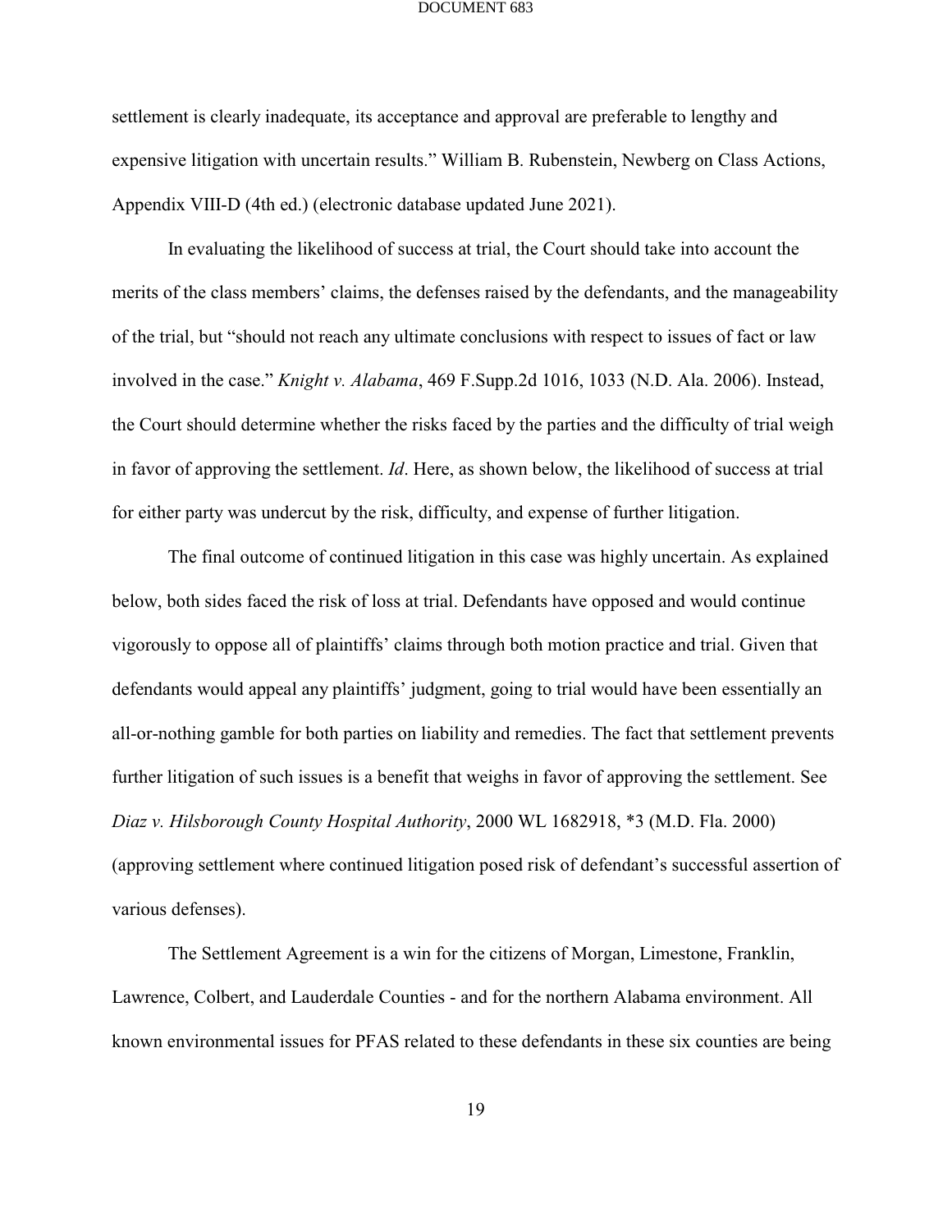settlement is clearly inadequate, its acceptance and approval are preferable to lengthy and expensive litigation with uncertain results." William B. Rubenstein, Newberg on Class Actions, Appendix VIII-D (4th ed.) (electronic database updated June 2021).

In evaluating the likelihood of success at trial, the Court should take into account the merits of the class members' claims, the defenses raised by the defendants, and the manageability of the trial, but "should not reach any ultimate conclusions with respect to issues of fact or law involved in the case." *Knight v. Alabama*, 469 F.Supp.2d 1016, 1033 (N.D. Ala. 2006). Instead, the Court should determine whether the risks faced by the parties and the difficulty of trial weigh in favor of approving the settlement. *Id*. Here, as shown below, the likelihood of success at trial for either party was undercut by the risk, difficulty, and expense of further litigation.

The final outcome of continued litigation in this case was highly uncertain. As explained below, both sides faced the risk of loss at trial. Defendants have opposed and would continue vigorously to oppose all of plaintiffs' claims through both motion practice and trial. Given that defendants would appeal any plaintiffs' judgment, going to trial would have been essentially an all-or-nothing gamble for both parties on liability and remedies. The fact that settlement prevents further litigation of such issues is a benefit that weighs in favor of approving the settlement. See *Diaz v. Hilsborough County Hospital Authority*, 2000 WL 1682918, *3 (M.D. Fla. 2000) (approving settlement where continued litigation posed risk of defendant's successful assertion of various defenses).

The Settlement Agreement is a win for the citizens of Morgan, Limestone, Franklin, Lawrence, Colbert, and Lauderdale Counties - and for the northern Alabama environment. All known environmental issues for PFAS related to these defendants in these six counties are being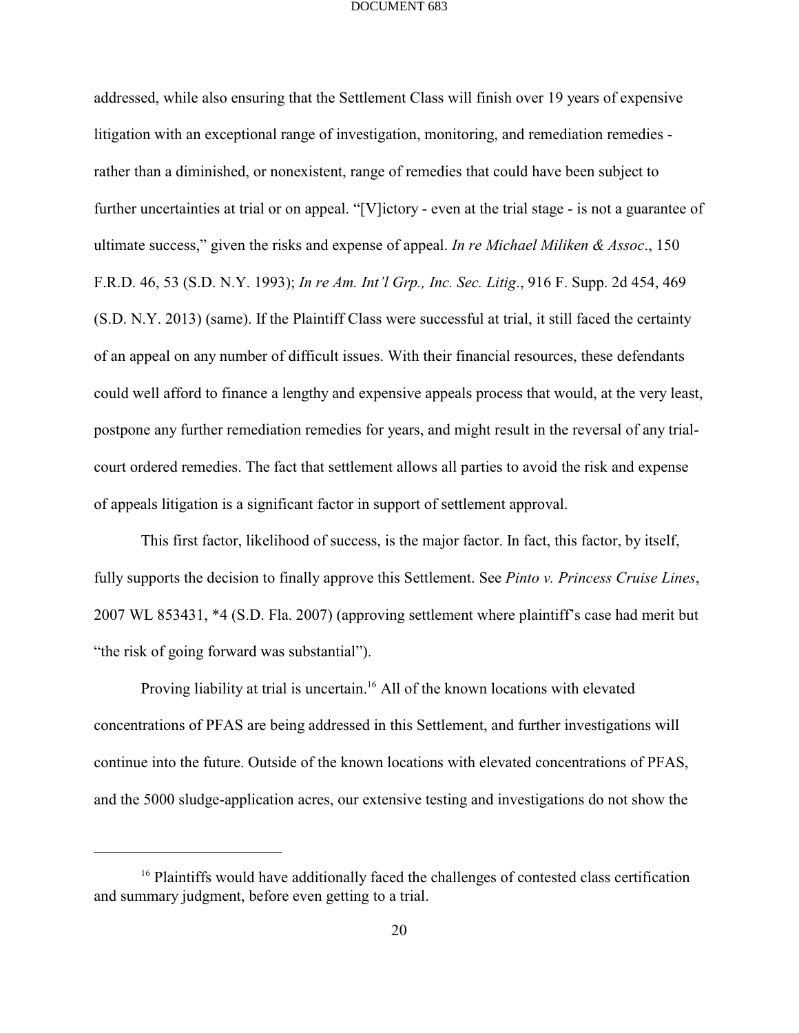addressed, while also ensuring that the Settlement Class will finish over 19 years of expensive litigation with an exceptional range of investigation, monitoring, and remediation remedies - rather than a diminished, or nonexistent, range of remedies that could have been subject to further uncertainties at trial or on appeal. "[V]ictory - even at the trial stage - is not a guarantee of ultimate success," given the risks and expense of appeal. *In re Michael Miliken & Assoc*., 150 F.R.D. 46, 53 (S.D. N.Y. 1993); *In re Am. Int'l Grp., Inc. Sec. Litig*., 916 F. Supp. 2d 454, 469 (S.D. N.Y. 2013) (same). If the Plaintiff Class were successful at trial, it still faced the certainty of an appeal on any number of difficult issues. With their financial resources, these defendants could well afford to finance a lengthy and expensive appeals process that would, at the very least, postpone any further remediation remedies for years, and might result in the reversal of any trial-court ordered remedies. The fact that settlement allows all parties to avoid the risk and expense of appeals litigation is a significant factor in support of settlement approval.

This first factor, likelihood of success, is the major factor. In fact, this factor, by itself, fully supports the decision to finally approve this Settlement. See *Pinto v. Princess Cruise Lines*, 2007 WL 853431, *4 (S.D. Fla. 2007) (approving settlement where plaintiff's case had merit but "the risk of going forward was substantial").

Proving liability at trial is uncertain.[16] All of the known locations with elevated concentrations of PFAS are being addressed in this Settlement, and further investigations will continue into the future. Outside of the known locations with elevated concentrations of PFAS, and the 5000 sludge-application acres, our extensive testing and investigations do not show the

---

[16] Plaintiffs would have additionally faced the challenges of contested class certification and summary judgment, before even getting to a trial.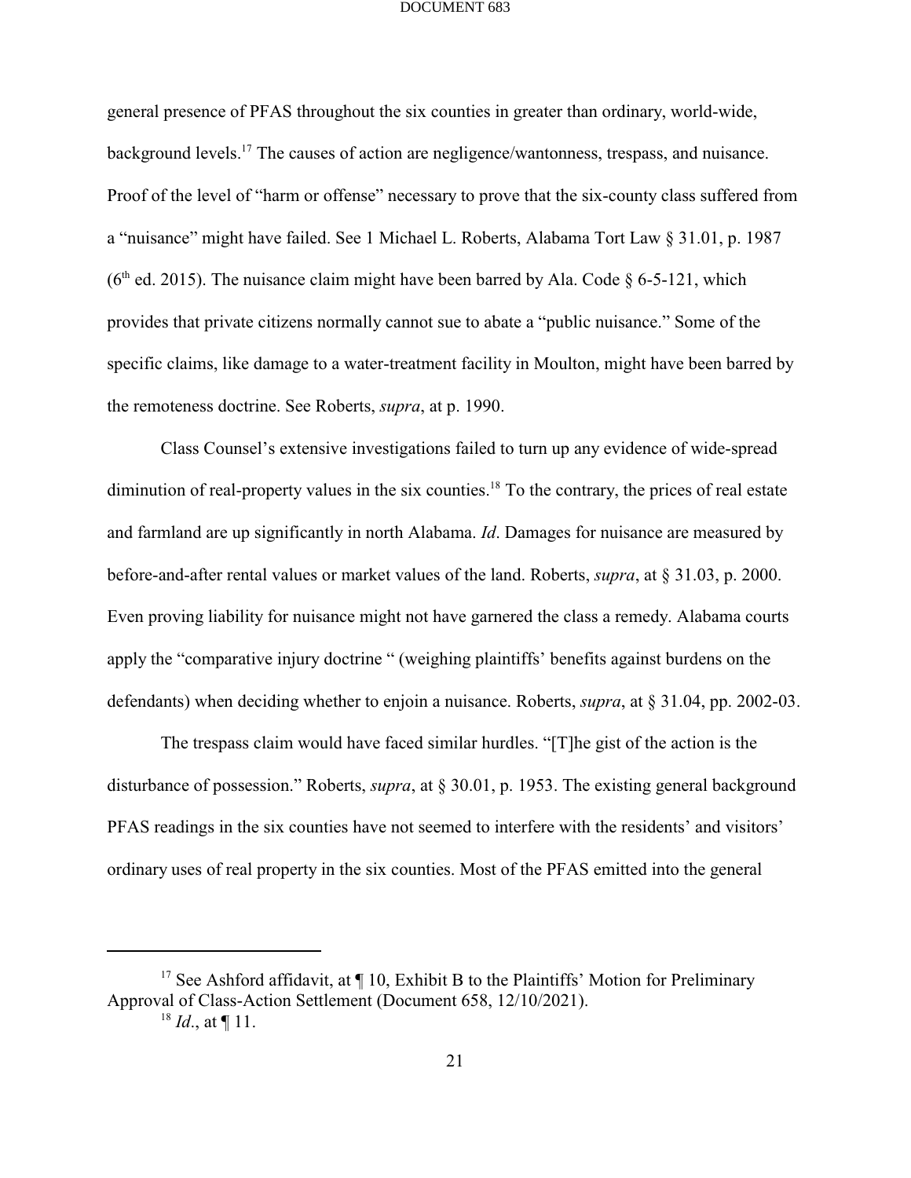general presence of PFAS throughout the six counties in greater than ordinary, world-wide, background levels.[17] The causes of action are negligence/wantonness, trespass, and nuisance. Proof of the level of "harm or offense" necessary to prove that the six-county class suffered from a "nuisance" might have failed. See 1 Michael L. Roberts, Alabama Tort Law § 31.01, p. 1987 (6th ed. 2015). The nuisance claim might have been barred by Ala. Code § 6-5-121, which provides that private citizens normally cannot sue to abate a "public nuisance." Some of the specific claims, like damage to a water-treatment facility in Moulton, might have been barred by the remoteness doctrine. See Roberts, *supra*, at p. 1990.

Class Counsel's extensive investigations failed to turn up any evidence of wide-spread diminution of real-property values in the six counties.[18] To the contrary, the prices of real estate and farmland are up significantly in north Alabama. *Id*. Damages for nuisance are measured by before-and-after rental values or market values of the land. Roberts, *supra*, at § 31.03, p. 2000. Even proving liability for nuisance might not have garnered the class a remedy. Alabama courts apply the "comparative injury doctrine " (weighing plaintiffs' benefits against burdens on the defendants) when deciding whether to enjoin a nuisance. Roberts, *supra*, at § 31.04, pp. 2002-03.

The trespass claim would have faced similar hurdles. "[T]he gist of the action is the disturbance of possession." Roberts, *supra*, at § 30.01, p. 1953. The existing general background PFAS readings in the six counties have not seemed to interfere with the residents' and visitors' ordinary uses of real property in the six counties. Most of the PFAS emitted into the general

---

[17] See Ashford affidavit, at ¶ 10, Exhibit B to the Plaintiffs' Motion for Preliminary Approval of Class-Action Settlement (Document 658, 12/10/2021).

[18] *Id*., at ¶ 11.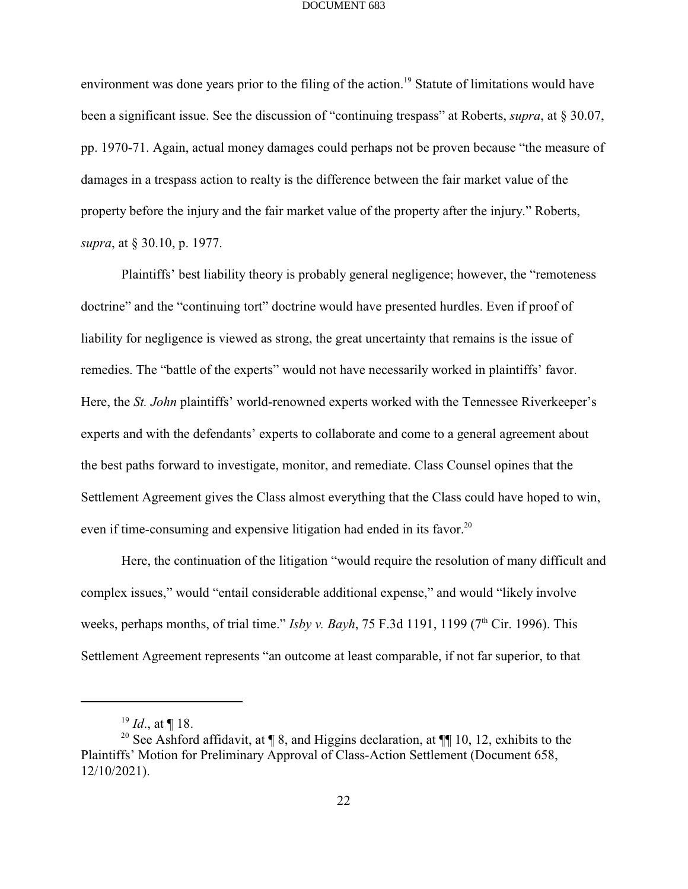environment was done years prior to the filing of the action.[19] Statute of limitations would have been a significant issue. See the discussion of "continuing trespass" at Roberts, *supra*, at § 30.07, pp. 1970-71. Again, actual money damages could perhaps not be proven because "the measure of damages in a trespass action to realty is the difference between the fair market value of the property before the injury and the fair market value of the property after the injury." Roberts, *supra*, at § 30.10, p. 1977.

Plaintiffs' best liability theory is probably general negligence; however, the "remoteness doctrine" and the "continuing tort" doctrine would have presented hurdles. Even if proof of liability for negligence is viewed as strong, the great uncertainty that remains is the issue of remedies. The "battle of the experts" would not have necessarily worked in plaintiffs' favor. Here, the *St. John* plaintiffs' world-renowned experts worked with the Tennessee Riverkeeper's experts and with the defendants' experts to collaborate and come to a general agreement about the best paths forward to investigate, monitor, and remediate. Class Counsel opines that the Settlement Agreement gives the Class almost everything that the Class could have hoped to win, even if time-consuming and expensive litigation had ended in its favor.[20]

Here, the continuation of the litigation "would require the resolution of many difficult and complex issues," would "entail considerable additional expense," and would "likely involve weeks, perhaps months, of trial time." *Isby v. Bayh*, 75 F.3d 1191, 1199 (7th Cir. 1996). This Settlement Agreement represents "an outcome at least comparable, if not far superior, to that

---

[19] *Id*., at ¶ 18.

[20] See Ashford affidavit, at ¶ 8, and Higgins declaration, at ¶¶ 10, 12, exhibits to the Plaintiffs' Motion for Preliminary Approval of Class-Action Settlement (Document 658, 12/10/2021).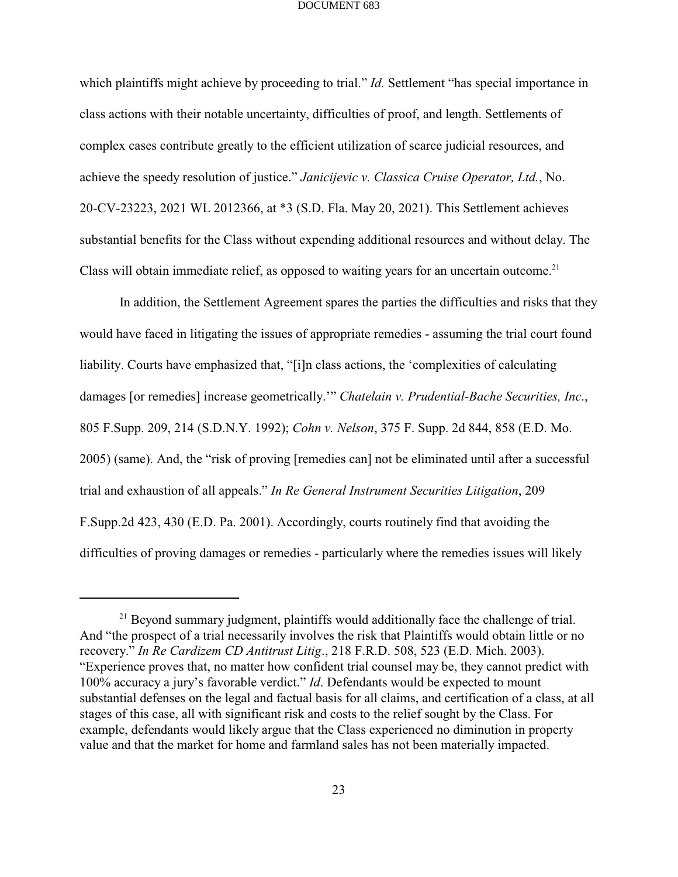which plaintiffs might achieve by proceeding to trial." *Id.* Settlement "has special importance in class actions with their notable uncertainty, difficulties of proof, and length. Settlements of complex cases contribute greatly to the efficient utilization of scarce judicial resources, and achieve the speedy resolution of justice." *Janicijevic v. Classica Cruise Operator, Ltd.*, No. 20-CV-23223, 2021 WL 2012366, at *3 (S.D. Fla. May 20, 2021). This Settlement achieves substantial benefits for the Class without expending additional resources and without delay. The Class will obtain immediate relief, as opposed to waiting years for an uncertain outcome.[21]

In addition, the Settlement Agreement spares the parties the difficulties and risks that they would have faced in litigating the issues of appropriate remedies - assuming the trial court found liability. Courts have emphasized that, "[i]n class actions, the 'complexities of calculating damages [or remedies] increase geometrically.'" *Chatelain v. Prudential-Bache Securities, Inc.*, 805 F.Supp. 209, 214 (S.D.N.Y. 1992); *Cohn v. Nelson*, 375 F. Supp. 2d 844, 858 (E.D. Mo. 2005) (same). And, the "risk of proving [remedies can] not be eliminated until after a successful trial and exhaustion of all appeals." *In Re General Instrument Securities Litigation*, 209 F.Supp.2d 423, 430 (E.D. Pa. 2001). Accordingly, courts routinely find that avoiding the difficulties of proving damages or remedies - particularly where the remedies issues will likely

---

[21] Beyond summary judgment, plaintiffs would additionally face the challenge of trial. And "the prospect of a trial necessarily involves the risk that Plaintiffs would obtain little or no recovery." *In Re Cardizem CD Antitrust Litig*., 218 F.R.D. 508, 523 (E.D. Mich. 2003). "Experience proves that, no matter how confident trial counsel may be, they cannot predict with 100% accuracy a jury's favorable verdict." *Id*. Defendants would be expected to mount substantial defenses on the legal and factual basis for all claims, and certification of a class, at all stages of this case, all with significant risk and costs to the relief sought by the Class. For example, defendants would likely argue that the Class experienced no diminution in property value and that the market for home and farmland sales has not been materially impacted.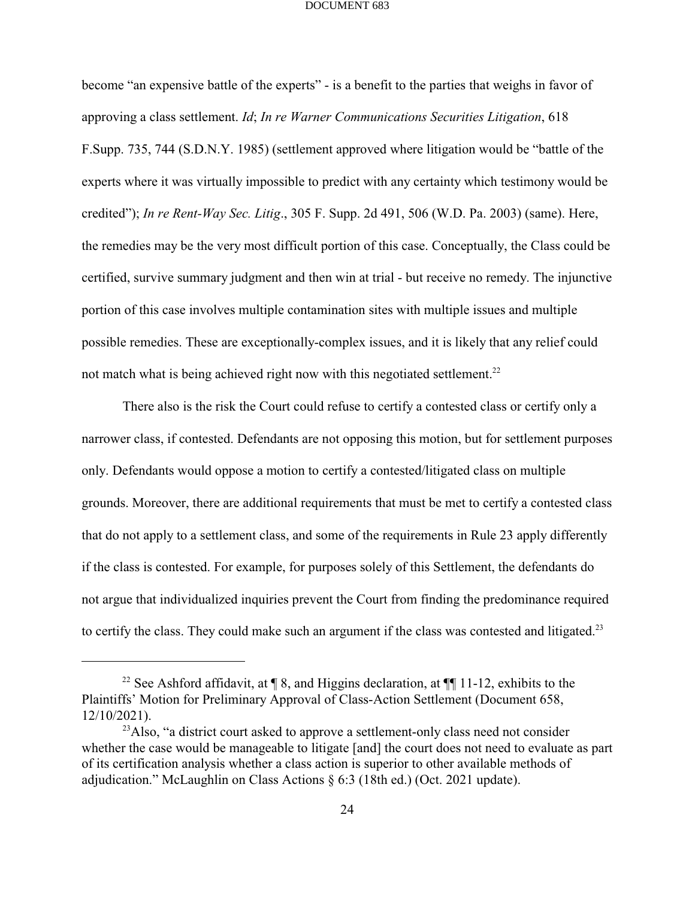become "an expensive battle of the experts" - is a benefit to the parties that weighs in favor of approving a class settlement. *Id*; *In re Warner Communications Securities Litigation*, 618 F.Supp. 735, 744 (S.D.N.Y. 1985) (settlement approved where litigation would be "battle of the experts where it was virtually impossible to predict with any certainty which testimony would be credited"); *In re Rent-Way Sec. Litig*., 305 F. Supp. 2d 491, 506 (W.D. Pa. 2003) (same). Here, the remedies may be the very most difficult portion of this case. Conceptually, the Class could be certified, survive summary judgment and then win at trial - but receive no remedy. The injunctive portion of this case involves multiple contamination sites with multiple issues and multiple possible remedies. These are exceptionally-complex issues, and it is likely that any relief could not match what is being achieved right now with this negotiated settlement.[22]

There also is the risk the Court could refuse to certify a contested class or certify only a narrower class, if contested. Defendants are not opposing this motion, but for settlement purposes only. Defendants would oppose a motion to certify a contested/litigated class on multiple grounds. Moreover, there are additional requirements that must be met to certify a contested class that do not apply to a settlement class, and some of the requirements in Rule 23 apply differently if the class is contested. For example, for purposes solely of this Settlement, the defendants do not argue that individualized inquiries prevent the Court from finding the predominance required to certify the class. They could make such an argument if the class was contested and litigated.[23]

---

[22] See Ashford affidavit, at ¶ 8, and Higgins declaration, at ¶¶ 11-12, exhibits to the Plaintiffs' Motion for Preliminary Approval of Class-Action Settlement (Document 658, 12/10/2021).

[23] Also, "a district court asked to approve a settlement-only class need not consider whether the case would be manageable to litigate [and] the court does not need to evaluate as part of its certification analysis whether a class action is superior to other available methods of adjudication." McLaughlin on Class Actions § 6:3 (18th ed.) (Oct. 2021 update).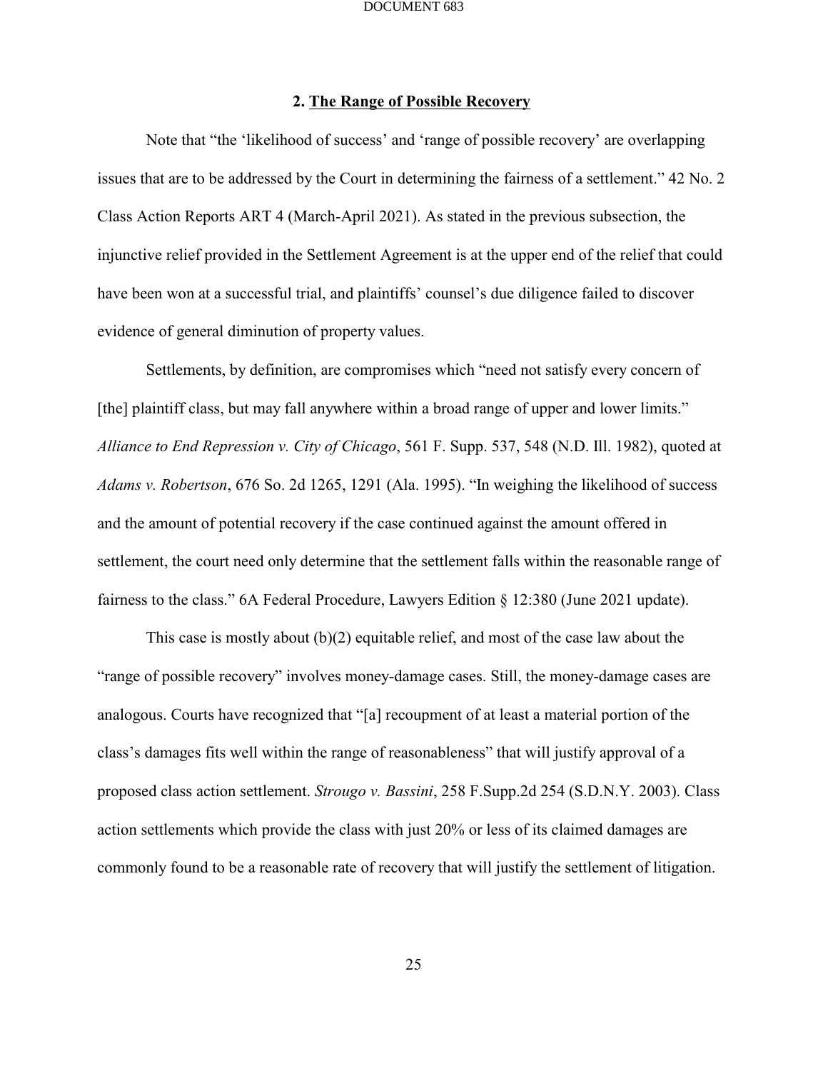## 2. The Range of Possible Recovery

Note that "the 'likelihood of success' and 'range of possible recovery' are overlapping issues that are to be addressed by the Court in determining the fairness of a settlement." 42 No. 2 Class Action Reports ART 4 (March-April 2021). As stated in the previous subsection, the injunctive relief provided in the Settlement Agreement is at the upper end of the relief that could have been won at a successful trial, and plaintiffs' counsel's due diligence failed to discover evidence of general diminution of property values.

Settlements, by definition, are compromises which "need not satisfy every concern of [the] plaintiff class, but may fall anywhere within a broad range of upper and lower limits." *Alliance to End Repression v. City of Chicago*, 561 F. Supp. 537, 548 (N.D. Ill. 1982), quoted at *Adams v. Robertson*, 676 So. 2d 1265, 1291 (Ala. 1995). "In weighing the likelihood of success and the amount of potential recovery if the case continued against the amount offered in settlement, the court need only determine that the settlement falls within the reasonable range of fairness to the class." 6A Federal Procedure, Lawyers Edition § 12:380 (June 2021 update).

This case is mostly about (b)(2) equitable relief, and most of the case law about the "range of possible recovery" involves money-damage cases. Still, the money-damage cases are analogous. Courts have recognized that "[a] recoupment of at least a material portion of the class's damages fits well within the range of reasonableness" that will justify approval of a proposed class action settlement. *Strougo v. Bassini*, 258 F.Supp.2d 254 (S.D.N.Y. 2003). Class action settlements which provide the class with just 20% or less of its claimed damages are commonly found to be a reasonable rate of recovery that will justify the settlement of litigation.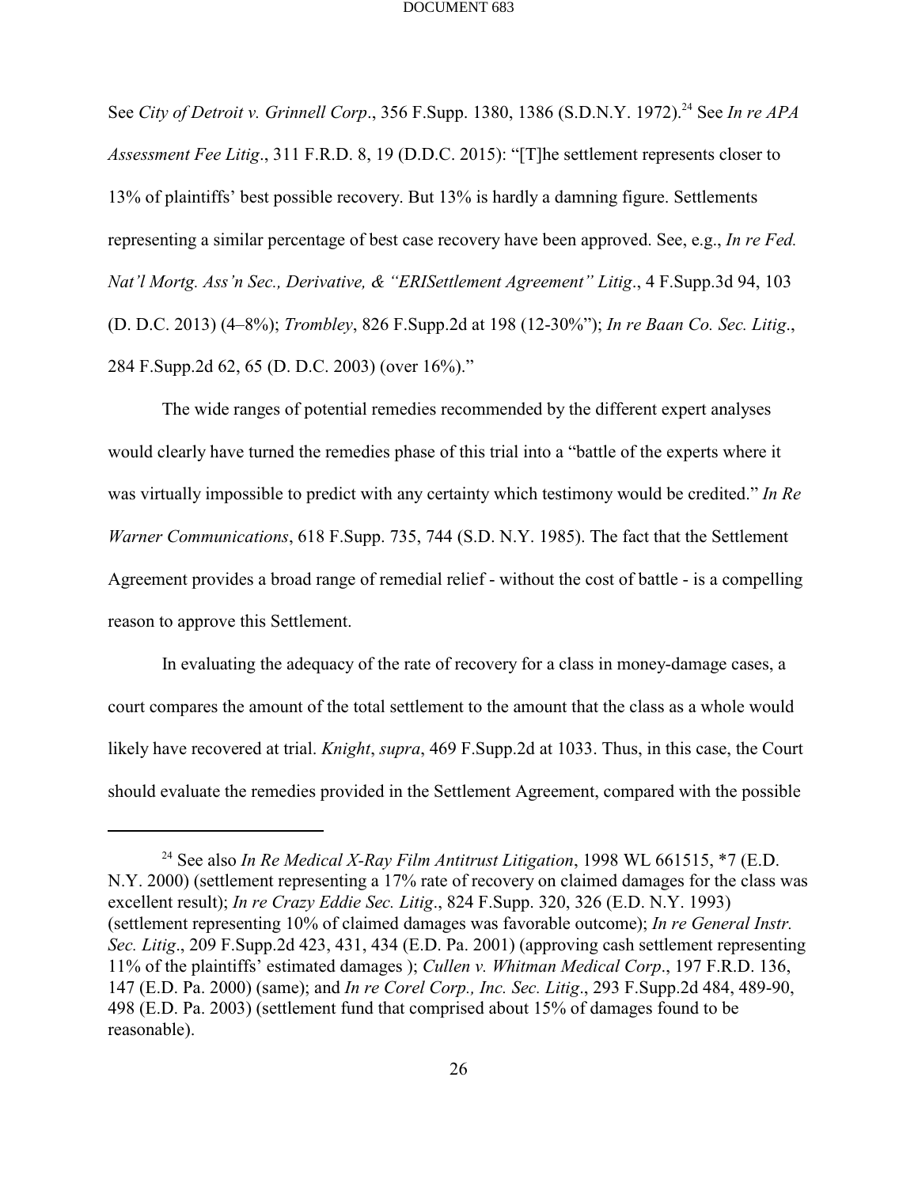See *City of Detroit v. Grinnell Corp*., 356 F.Supp. 1380, 1386 (S.D.N.Y. 1972).[24] See *In re APA Assessment Fee Litig*., 311 F.R.D. 8, 19 (D.D.C. 2015): "[T]he settlement represents closer to 13% of plaintiffs' best possible recovery. But 13% is hardly a damning figure. Settlements representing a similar percentage of best case recovery have been approved. See, e.g., *In re Fed. Nat'l Mortg. Ass'n Sec., Derivative, & "ERISettlement Agreement" Litig*., 4 F.Supp.3d 94, 103 (D. D.C. 2013) (4–8%); *Trombley*, 826 F.Supp.2d at 198 (12-30%"); *In re Baan Co. Sec. Litig*., 284 F.Supp.2d 62, 65 (D. D.C. 2003) (over 16%)."

The wide ranges of potential remedies recommended by the different expert analyses would clearly have turned the remedies phase of this trial into a "battle of the experts where it was virtually impossible to predict with any certainty which testimony would be credited." *In Re Warner Communications*, 618 F.Supp. 735, 744 (S.D. N.Y. 1985). The fact that the Settlement Agreement provides a broad range of remedial relief - without the cost of battle - is a compelling reason to approve this Settlement.

In evaluating the adequacy of the rate of recovery for a class in money-damage cases, a court compares the amount of the total settlement to the amount that the class as a whole would likely have recovered at trial. *Knight*, *supra*, 469 F.Supp.2d at 1033. Thus, in this case, the Court should evaluate the remedies provided in the Settlement Agreement, compared with the possible

---

[24] See also *In Re Medical X-Ray Film Antitrust Litigation*, 1998 WL 661515, *7 (E.D. N.Y. 2000) (settlement representing a 17% rate of recovery on claimed damages for the class was excellent result); *In re Crazy Eddie Sec. Litig*., 824 F.Supp. 320, 326 (E.D. N.Y. 1993) (settlement representing 10% of claimed damages was favorable outcome); *In re General Instr. Sec. Litig*., 209 F.Supp.2d 423, 431, 434 (E.D. Pa. 2001) (approving cash settlement representing 11% of the plaintiffs' estimated damages ); *Cullen v. Whitman Medical Corp*., 197 F.R.D. 136, 147 (E.D. Pa. 2000) (same); and *In re Corel Corp., Inc. Sec. Litig*., 293 F.Supp.2d 484, 489-90, 498 (E.D. Pa. 2003) (settlement fund that comprised about 15% of damages found to be reasonable).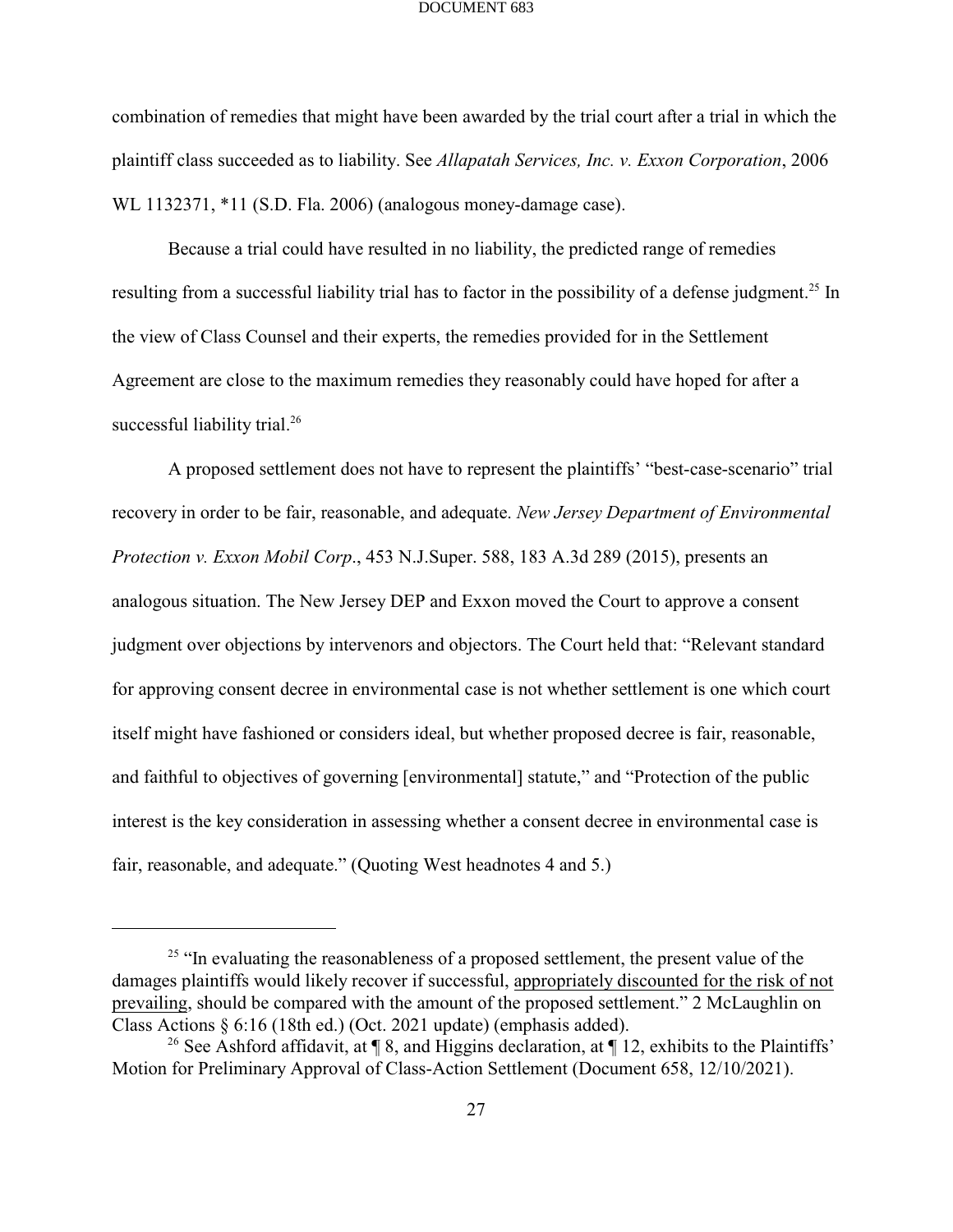combination of remedies that might have been awarded by the trial court after a trial in which the plaintiff class succeeded as to liability. See *Allapatah Services, Inc. v. Exxon Corporation*, 2006 WL 1132371, *11 (S.D. Fla. 2006) (analogous money-damage case).

Because a trial could have resulted in no liability, the predicted range of remedies resulting from a successful liability trial has to factor in the possibility of a defense judgment.[25] In the view of Class Counsel and their experts, the remedies provided for in the Settlement Agreement are close to the maximum remedies they reasonably could have hoped for after a successful liability trial.[26]

A proposed settlement does not have to represent the plaintiffs' "best-case-scenario" trial recovery in order to be fair, reasonable, and adequate. *New Jersey Department of Environmental Protection v. Exxon Mobil Corp*., 453 N.J.Super. 588, 183 A.3d 289 (2015), presents an analogous situation. The New Jersey DEP and Exxon moved the Court to approve a consent judgment over objections by intervenors and objectors. The Court held that: "Relevant standard for approving consent decree in environmental case is not whether settlement is one which court itself might have fashioned or considers ideal, but whether proposed decree is fair, reasonable, and faithful to objectives of governing [environmental] statute," and "Protection of the public interest is the key consideration in assessing whether a consent decree in environmental case is fair, reasonable, and adequate." (Quoting West headnotes 4 and 5.)

---

[25] "In evaluating the reasonableness of a proposed settlement, the present value of the damages plaintiffs would likely recover if successful, <u>appropriately discounted for the risk of not prevailing</u>, should be compared with the amount of the proposed settlement." 2 McLaughlin on Class Actions § 6:16 (18th ed.) (Oct. 2021 update) (emphasis added).

[26] See Ashford affidavit, at ¶ 8, and Higgins declaration, at ¶ 12, exhibits to the Plaintiffs' Motion for Preliminary Approval of Class-Action Settlement (Document 658, 12/10/2021).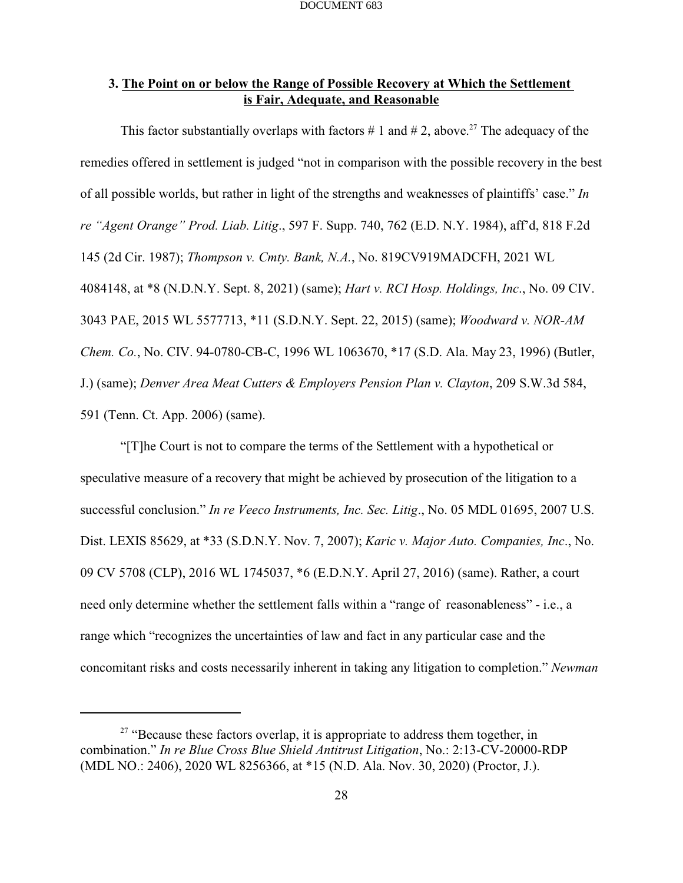### 3. The Point on or below the Range of Possible Recovery at Which the Settlement is Fair, Adequate, and Reasonable

This factor substantially overlaps with factors # 1 and # 2, above.[27] The adequacy of the remedies offered in settlement is judged "not in comparison with the possible recovery in the best of all possible worlds, but rather in light of the strengths and weaknesses of plaintiffs' case." *In re "Agent Orange" Prod. Liab. Litig*., 597 F. Supp. 740, 762 (E.D. N.Y. 1984), aff'd, 818 F.2d 145 (2d Cir. 1987); *Thompson v. Cmty. Bank, N.A.*, No. 819CV919MADCFH, 2021 WL 4084148, at *8 (N.D.N.Y. Sept. 8, 2021) (same); *Hart v. RCI Hosp. Holdings, Inc*., No. 09 CIV. 3043 PAE, 2015 WL 5577713, *11 (S.D.N.Y. Sept. 22, 2015) (same); *Woodward v. NOR-AM Chem. Co.*, No. CIV. 94-0780-CB-C, 1996 WL 1063670, *17 (S.D. Ala. May 23, 1996) (Butler, J.) (same); *Denver Area Meat Cutters & Employers Pension Plan v. Clayton*, 209 S.W.3d 584, 591 (Tenn. Ct. App. 2006) (same).

"[T]he Court is not to compare the terms of the Settlement with a hypothetical or speculative measure of a recovery that might be achieved by prosecution of the litigation to a successful conclusion." *In re Veeco Instruments, Inc. Sec. Litig*., No. 05 MDL 01695, 2007 U.S. Dist. LEXIS 85629, at *33 (S.D.N.Y. Nov. 7, 2007); *Karic v. Major Auto. Companies, Inc*., No. 09 CV 5708 (CLP), 2016 WL 1745037, *6 (E.D.N.Y. April 27, 2016) (same). Rather, a court need only determine whether the settlement falls within a "range of reasonableness" - i.e., a range which "recognizes the uncertainties of law and fact in any particular case and the concomitant risks and costs necessarily inherent in taking any litigation to completion." *Newman*

[27] "Because these factors overlap, it is appropriate to address them together, in combination." *In re Blue Cross Blue Shield Antitrust Litigation*, No.: 2:13-CV-20000-RDP (MDL NO.: 2406), 2020 WL 8256366, at *15 (N.D. Ala. Nov. 30, 2020) (Proctor, J.).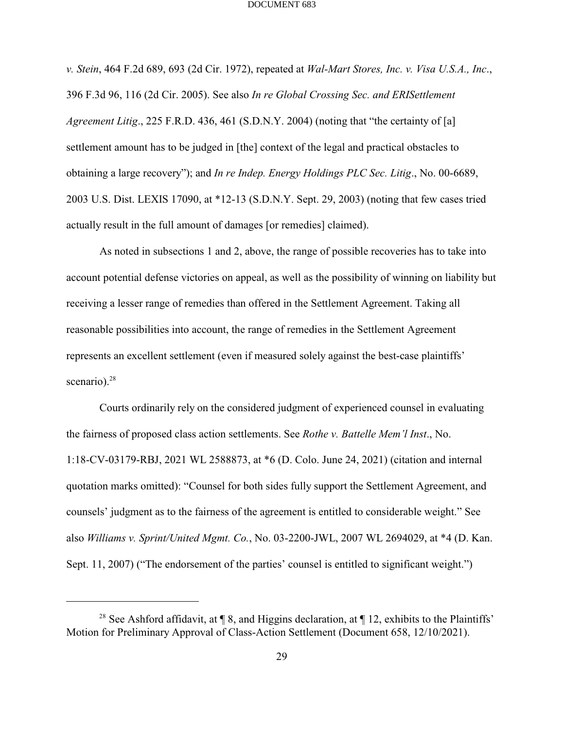*v. Stein*, 464 F.2d 689, 693 (2d Cir. 1972), repeated at *Wal-Mart Stores, Inc. v. Visa U.S.A., Inc*., 396 F.3d 96, 116 (2d Cir. 2005). See also *In re Global Crossing Sec. and ERISettlement Agreement Litig*., 225 F.R.D. 436, 461 (S.D.N.Y. 2004) (noting that "the certainty of [a] settlement amount has to be judged in [the] context of the legal and practical obstacles to obtaining a large recovery"); and *In re Indep. Energy Holdings PLC Sec. Litig*., No. 00-6689, 2003 U.S. Dist. LEXIS 17090, at *12-13 (S.D.N.Y. Sept. 29, 2003) (noting that few cases tried actually result in the full amount of damages [or remedies] claimed).

As noted in subsections 1 and 2, above, the range of possible recoveries has to take into account potential defense victories on appeal, as well as the possibility of winning on liability but receiving a lesser range of remedies than offered in the Settlement Agreement. Taking all reasonable possibilities into account, the range of remedies in the Settlement Agreement represents an excellent settlement (even if measured solely against the best-case plaintiffs' scenario).[28]

Courts ordinarily rely on the considered judgment of experienced counsel in evaluating the fairness of proposed class action settlements. See *Rothe v. Battelle Mem'l Inst*., No. 1:18-CV-03179-RBJ, 2021 WL 2588873, at *6 (D. Colo. June 24, 2021) (citation and internal quotation marks omitted): "Counsel for both sides fully support the Settlement Agreement, and counsels' judgment as to the fairness of the agreement is entitled to considerable weight." See also *Williams v. Sprint/United Mgmt. Co.*, No. 03-2200-JWL, 2007 WL 2694029, at *4 (D. Kan. Sept. 11, 2007) ("The endorsement of the parties' counsel is entitled to significant weight.")

---

[28] See Ashford affidavit, at ¶ 8, and Higgins declaration, at ¶ 12, exhibits to the Plaintiffs' Motion for Preliminary Approval of Class-Action Settlement (Document 658, 12/10/2021).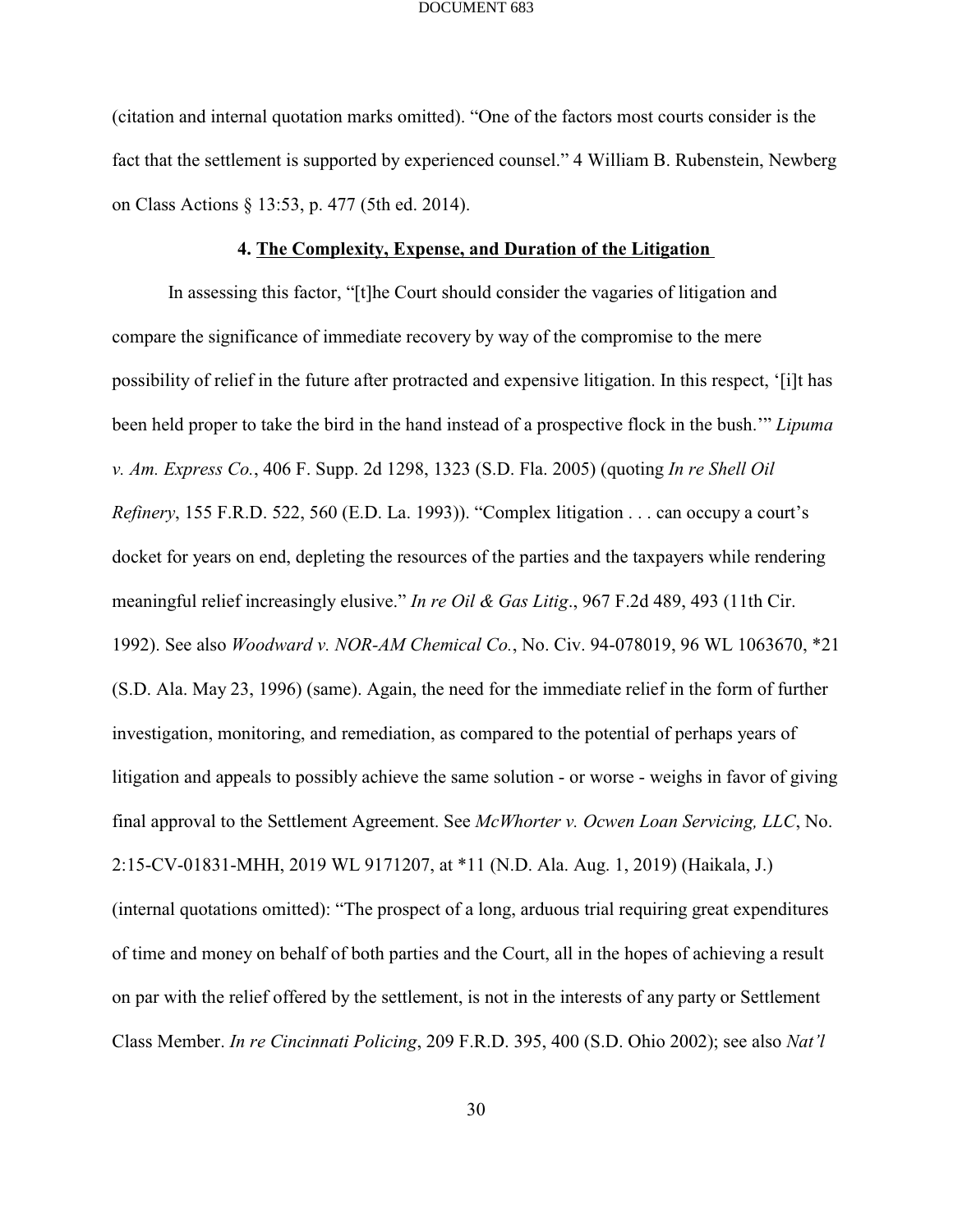(citation and internal quotation marks omitted). "One of the factors most courts consider is the fact that the settlement is supported by experienced counsel." 4 William B. Rubenstein, Newberg on Class Actions § 13:53, p. 477 (5th ed. 2014).

#### 4. **The Complexity, Expense, and Duration of the Litigation**

In assessing this factor, "[t]he Court should consider the vagaries of litigation and compare the significance of immediate recovery by way of the compromise to the mere possibility of relief in the future after protracted and expensive litigation. In this respect, '[i]t has been held proper to take the bird in the hand instead of a prospective flock in the bush.'" *Lipuma v. Am. Express Co.*, 406 F. Supp. 2d 1298, 1323 (S.D. Fla. 2005) (quoting *In re Shell Oil Refinery*, 155 F.R.D. 522, 560 (E.D. La. 1993)). "Complex litigation . . . can occupy a court's docket for years on end, depleting the resources of the parties and the taxpayers while rendering meaningful relief increasingly elusive." *In re Oil & Gas Litig*., 967 F.2d 489, 493 (11th Cir. 1992). See also *Woodward v. NOR-AM Chemical Co.*, No. Civ. 94-078019, 96 WL 1063670, *21 (S.D. Ala. May 23, 1996) (same). Again, the need for the immediate relief in the form of further investigation, monitoring, and remediation, as compared to the potential of perhaps years of litigation and appeals to possibly achieve the same solution - or worse - weighs in favor of giving final approval to the Settlement Agreement. See *McWhorter v. Ocwen Loan Servicing, LLC*, No. 2:15-CV-01831-MHH, 2019 WL 9171207, at *11 (N.D. Ala. Aug. 1, 2019) (Haikala, J.) (internal quotations omitted): "The prospect of a long, arduous trial requiring great expenditures of time and money on behalf of both parties and the Court, all in the hopes of achieving a result on par with the relief offered by the settlement, is not in the interests of any party or Settlement Class Member. *In re Cincinnati Policing*, 209 F.R.D. 395, 400 (S.D. Ohio 2002); see also *Nat'l*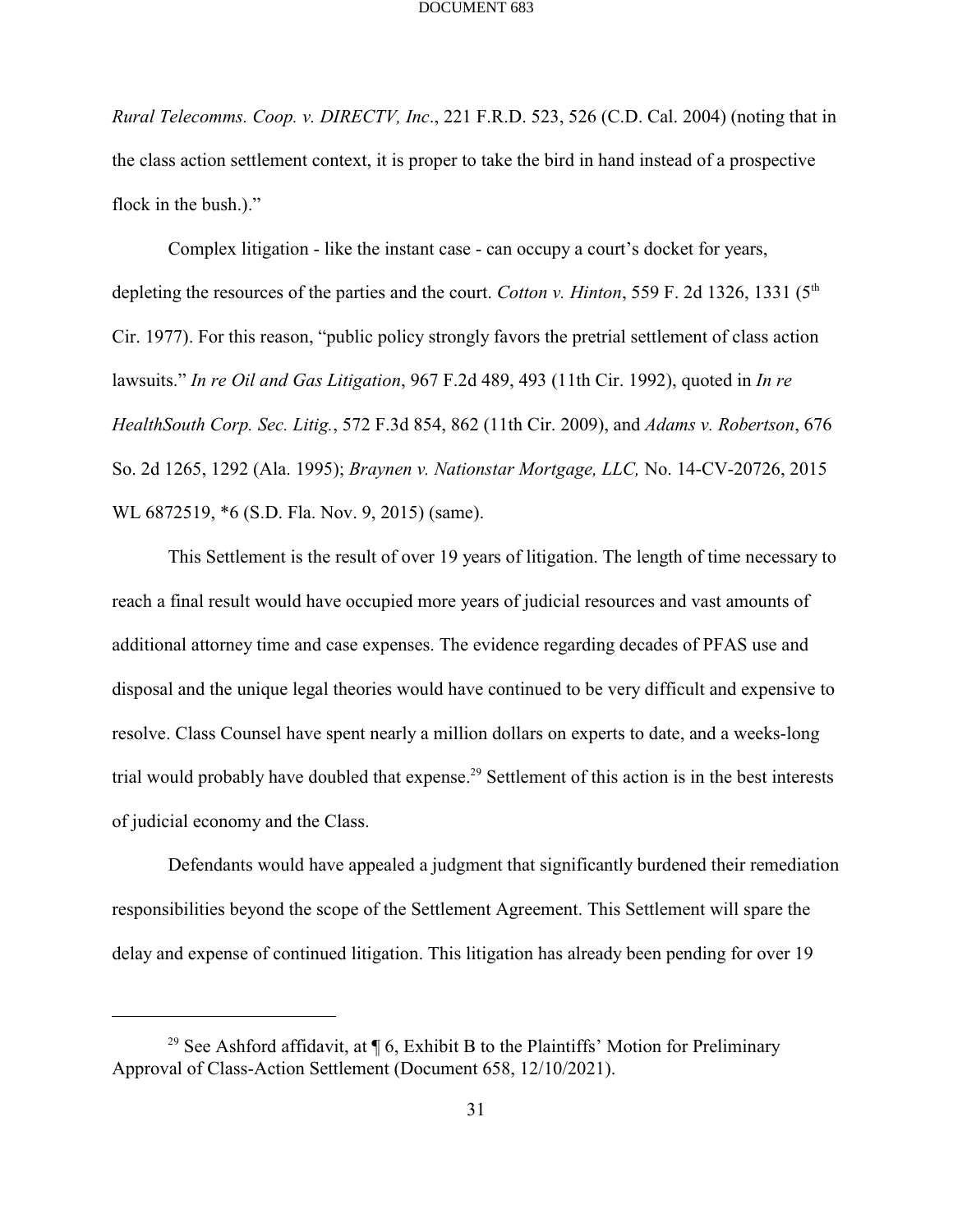*Rural Telecomms. Coop. v. DIRECTV, Inc*., 221 F.R.D. 523, 526 (C.D. Cal. 2004) (noting that in the class action settlement context, it is proper to take the bird in hand instead of a prospective flock in the bush.)."

Complex litigation - like the instant case - can occupy a court's docket for years, depleting the resources of the parties and the court. *Cotton v. Hinton*, 559 F. 2d 1326, 1331 (5th Cir. 1977). For this reason, "public policy strongly favors the pretrial settlement of class action lawsuits." *In re Oil and Gas Litigation*, 967 F.2d 489, 493 (11th Cir. 1992), quoted in *In re HealthSouth Corp. Sec. Litig.*, 572 F.3d 854, 862 (11th Cir. 2009), and *Adams v. Robertson*, 676 So. 2d 1265, 1292 (Ala. 1995); *Braynen v. Nationstar Mortgage, LLC,* No. 14-CV-20726, 2015 WL 6872519, *6 (S.D. Fla. Nov. 9, 2015) (same).

This Settlement is the result of over 19 years of litigation. The length of time necessary to reach a final result would have occupied more years of judicial resources and vast amounts of additional attorney time and case expenses. The evidence regarding decades of PFAS use and disposal and the unique legal theories would have continued to be very difficult and expensive to resolve. Class Counsel have spent nearly a million dollars on experts to date, and a weeks-long trial would probably have doubled that expense.[29] Settlement of this action is in the best interests of judicial economy and the Class.

Defendants would have appealed a judgment that significantly burdened their remediation responsibilities beyond the scope of the Settlement Agreement. This Settlement will spare the delay and expense of continued litigation. This litigation has already been pending for over 19

---

[29] See Ashford affidavit, at ¶ 6, Exhibit B to the Plaintiffs' Motion for Preliminary Approval of Class-Action Settlement (Document 658, 12/10/2021).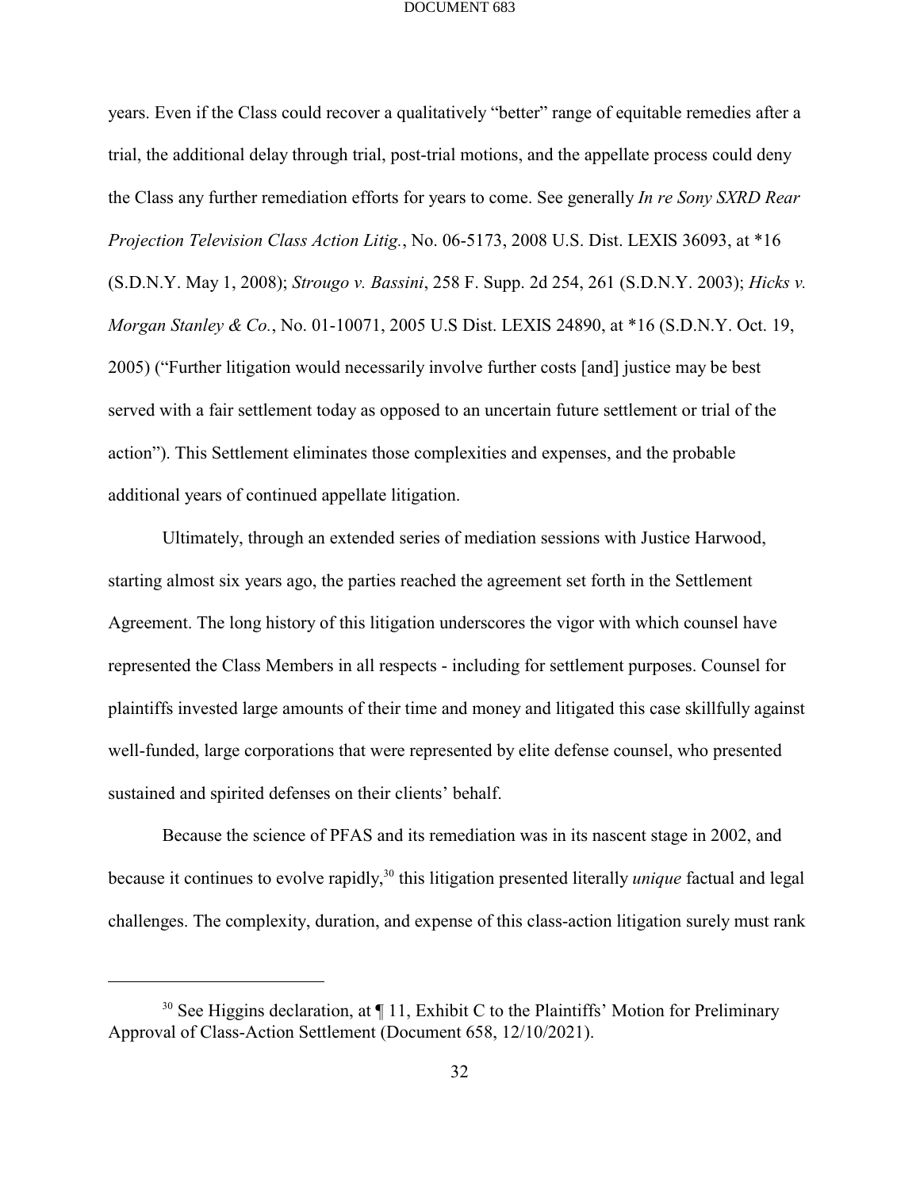years. Even if the Class could recover a qualitatively "better" range of equitable remedies after a trial, the additional delay through trial, post-trial motions, and the appellate process could deny the Class any further remediation efforts for years to come. See generally *In re Sony SXRD Rear Projection Television Class Action Litig.*, No. 06-5173, 2008 U.S. Dist. LEXIS 36093, at *16 (S.D.N.Y. May 1, 2008); *Strougo v. Bassini*, 258 F. Supp. 2d 254, 261 (S.D.N.Y. 2003); *Hicks v. Morgan Stanley & Co.*, No. 01-10071, 2005 U.S Dist. LEXIS 24890, at *16 (S.D.N.Y. Oct. 19, 2005) ("Further litigation would necessarily involve further costs [and] justice may be best served with a fair settlement today as opposed to an uncertain future settlement or trial of the action"). This Settlement eliminates those complexities and expenses, and the probable additional years of continued appellate litigation.

Ultimately, through an extended series of mediation sessions with Justice Harwood, starting almost six years ago, the parties reached the agreement set forth in the Settlement Agreement. The long history of this litigation underscores the vigor with which counsel have represented the Class Members in all respects - including for settlement purposes. Counsel for plaintiffs invested large amounts of their time and money and litigated this case skillfully against well-funded, large corporations that were represented by elite defense counsel, who presented sustained and spirited defenses on their clients' behalf.

Because the science of PFAS and its remediation was in its nascent stage in 2002, and because it continues to evolve rapidly,[30] this litigation presented literally *unique* factual and legal challenges. The complexity, duration, and expense of this class-action litigation surely must rank

---

[30] See Higgins declaration, at ¶ 11, Exhibit C to the Plaintiffs' Motion for Preliminary Approval of Class-Action Settlement (Document 658, 12/10/2021).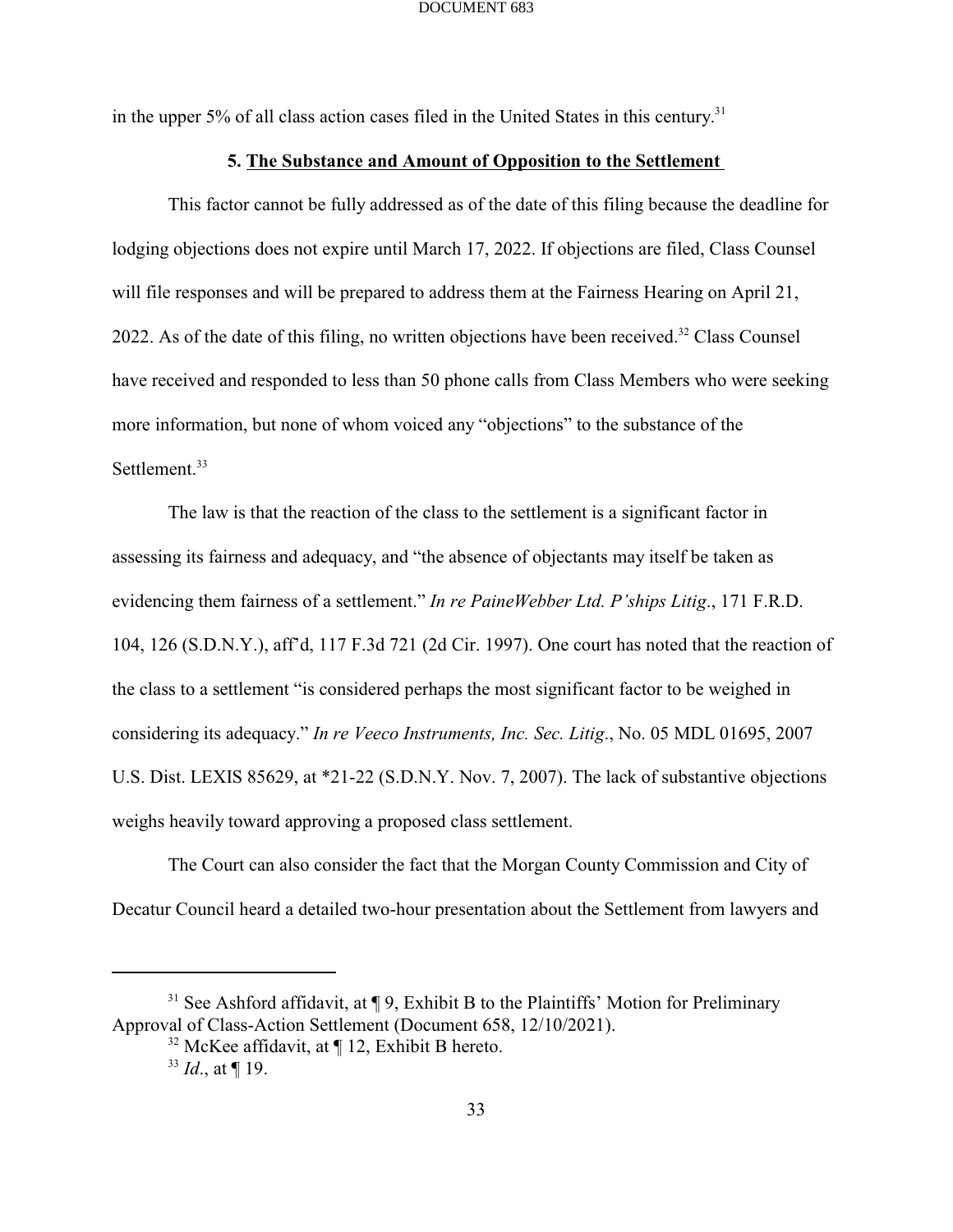in the upper 5% of all class action cases filed in the United States in this century.[31]

### 5. The Substance and Amount of Opposition to the Settlement

This factor cannot be fully addressed as of the date of this filing because the deadline for lodging objections does not expire until March 17, 2022. If objections are filed, Class Counsel will file responses and will be prepared to address them at the Fairness Hearing on April 21, 2022. As of the date of this filing, no written objections have been received.[32] Class Counsel have received and responded to less than 50 phone calls from Class Members who were seeking more information, but none of whom voiced any "objections" to the substance of the Settlement.[33]

The law is that the reaction of the class to the settlement is a significant factor in assessing its fairness and adequacy, and "the absence of objectants may itself be taken as evidencing them fairness of a settlement." *In re PaineWebber Ltd. P'ships Litig*., 171 F.R.D. 104, 126 (S.D.N.Y.), aff'd, 117 F.3d 721 (2d Cir. 1997). One court has noted that the reaction of the class to a settlement "is considered perhaps the most significant factor to be weighed in considering its adequacy." *In re Veeco Instruments, Inc. Sec. Litig*., No. 05 MDL 01695, 2007 U.S. Dist. LEXIS 85629, at *21-22 (S.D.N.Y. Nov. 7, 2007). The lack of substantive objections weighs heavily toward approving a proposed class settlement.

The Court can also consider the fact that the Morgan County Commission and City of Decatur Council heard a detailed two-hour presentation about the Settlement from lawyers and

---

[31] See Ashford affidavit, at ¶ 9, Exhibit B to the Plaintiffs' Motion for Preliminary Approval of Class-Action Settlement (Document 658, 12/10/2021).

[32] McKee affidavit, at ¶ 12, Exhibit B hereto.

[33] *Id*., at ¶ 19.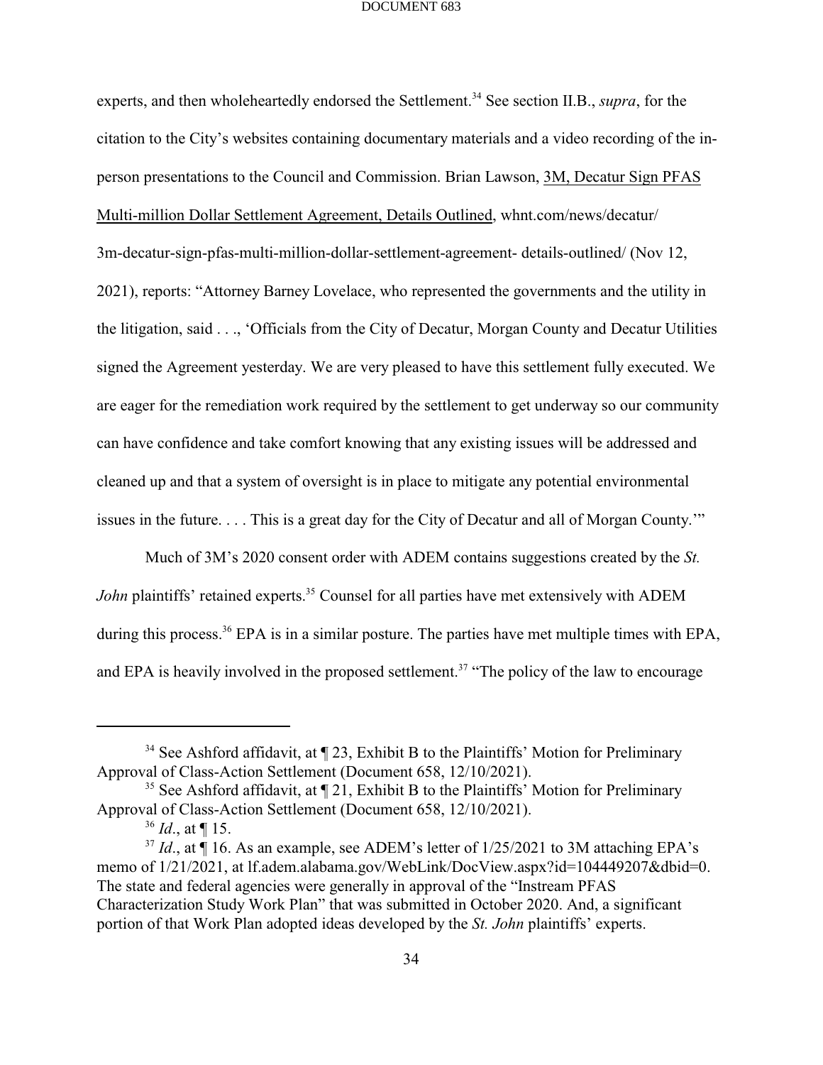experts, and then wholeheartedly endorsed the Settlement.[34] See section II.B., *supra*, for the citation to the City's websites containing documentary materials and a video recording of the in-person presentations to the Council and Commission. Brian Lawson, 3M, Decatur Sign PFAS Multi-million Dollar Settlement Agreement, Details Outlined, whnt.com/news/decatur/ 3m-decatur-sign-pfas-multi-million-dollar-settlement-agreement- details-outlined/ (Nov 12, 2021), reports: "Attorney Barney Lovelace, who represented the governments and the utility in the litigation, said . . ., 'Officials from the City of Decatur, Morgan County and Decatur Utilities signed the Agreement yesterday. We are very pleased to have this settlement fully executed. We are eager for the remediation work required by the settlement to get underway so our community can have confidence and take comfort knowing that any existing issues will be addressed and cleaned up and that a system of oversight is in place to mitigate any potential environmental issues in the future. . . . This is a great day for the City of Decatur and all of Morgan County.'"

Much of 3M's 2020 consent order with ADEM contains suggestions created by the *St. John* plaintiffs' retained experts.[35] Counsel for all parties have met extensively with ADEM during this process.[36] EPA is in a similar posture. The parties have met multiple times with EPA, and EPA is heavily involved in the proposed settlement.[37] "The policy of the law to encourage

---

[34] See Ashford affidavit, at ¶ 23, Exhibit B to the Plaintiffs' Motion for Preliminary Approval of Class-Action Settlement (Document 658, 12/10/2021).

[35] See Ashford affidavit, at ¶ 21, Exhibit B to the Plaintiffs' Motion for Preliminary Approval of Class-Action Settlement (Document 658, 12/10/2021).

[36] *Id*., at ¶ 15.

[37] *Id*., at ¶ 16. As an example, see ADEM's letter of 1/25/2021 to 3M attaching EPA's memo of 1/21/2021, at lf.adem.alabama.gov/WebLink/DocView.aspx?id=104449207&dbid=0. The state and federal agencies were generally in approval of the "Instream PFAS Characterization Study Work Plan" that was submitted in October 2020. And, a significant portion of that Work Plan adopted ideas developed by the *St. John* plaintiffs' experts.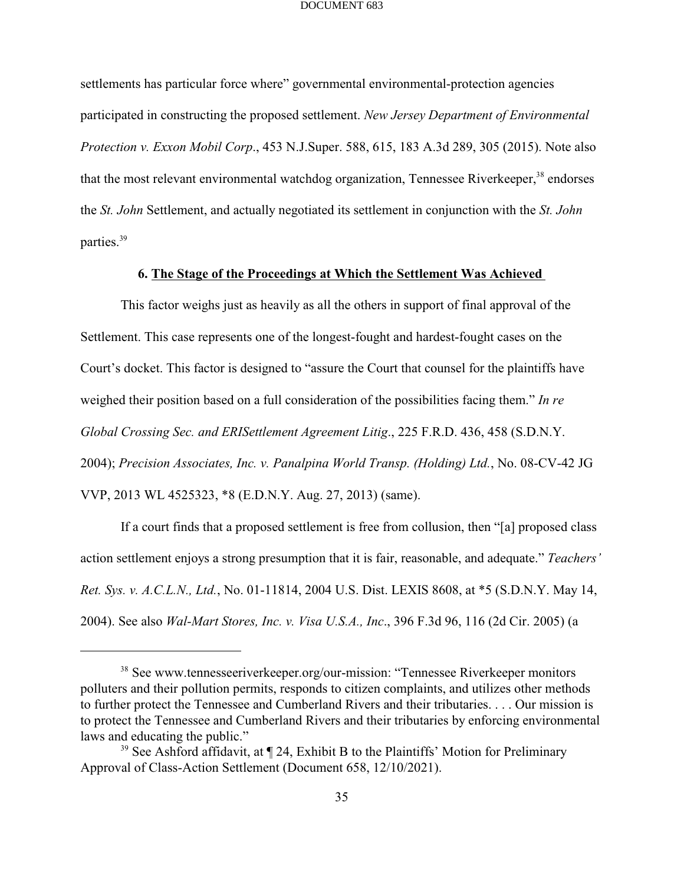settlements has particular force where" governmental environmental-protection agencies participated in constructing the proposed settlement. *New Jersey Department of Environmental Protection v. Exxon Mobil Corp*., 453 N.J.Super. 588, 615, 183 A.3d 289, 305 (2015). Note also that the most relevant environmental watchdog organization, Tennessee Riverkeeper,[38] endorses the *St. John* Settlement, and actually negotiated its settlement in conjunction with the *St. John* parties.[39]

### 6. The Stage of the Proceedings at Which the Settlement Was Achieved

This factor weighs just as heavily as all the others in support of final approval of the Settlement. This case represents one of the longest-fought and hardest-fought cases on the Court's docket. This factor is designed to "assure the Court that counsel for the plaintiffs have weighed their position based on a full consideration of the possibilities facing them." *In re Global Crossing Sec. and ERISettlement Agreement Litig*., 225 F.R.D. 436, 458 (S.D.N.Y. 2004); *Precision Associates, Inc. v. Panalpina World Transp. (Holding) Ltd.*, No. 08-CV-42 JG VVP, 2013 WL 4525323, *8 (E.D.N.Y. Aug. 27, 2013) (same).

If a court finds that a proposed settlement is free from collusion, then "[a] proposed class action settlement enjoys a strong presumption that it is fair, reasonable, and adequate." *Teachers' Ret. Sys. v. A.C.L.N., Ltd.*, No. 01-11814, 2004 U.S. Dist. LEXIS 8608, at *5 (S.D.N.Y. May 14, 2004). See also *Wal-Mart Stores, Inc. v. Visa U.S.A., Inc*., 396 F.3d 96, 116 (2d Cir. 2005) (a

---

[38] See www.tennesseeriverkeeper.org/our-mission: "Tennessee Riverkeeper monitors polluters and their pollution permits, responds to citizen complaints, and utilizes other methods to further protect the Tennessee and Cumberland Rivers and their tributaries. . . . Our mission is to protect the Tennessee and Cumberland Rivers and their tributaries by enforcing environmental laws and educating the public."

[39] See Ashford affidavit, at ¶ 24, Exhibit B to the Plaintiffs' Motion for Preliminary Approval of Class-Action Settlement (Document 658, 12/10/2021).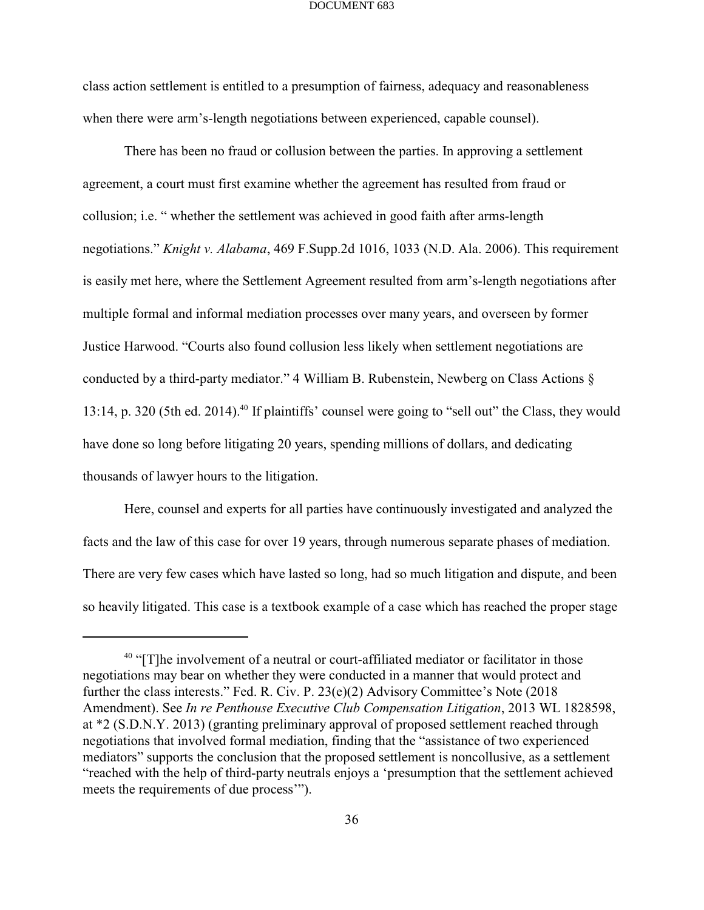class action settlement is entitled to a presumption of fairness, adequacy and reasonableness when there were arm's-length negotiations between experienced, capable counsel).

There has been no fraud or collusion between the parties. In approving a settlement agreement, a court must first examine whether the agreement has resulted from fraud or collusion; i.e. " whether the settlement was achieved in good faith after arms-length negotiations." *Knight v. Alabama*, 469 F.Supp.2d 1016, 1033 (N.D. Ala. 2006). This requirement is easily met here, where the Settlement Agreement resulted from arm's-length negotiations after multiple formal and informal mediation processes over many years, and overseen by former Justice Harwood. "Courts also found collusion less likely when settlement negotiations are conducted by a third-party mediator." 4 William B. Rubenstein, Newberg on Class Actions § 13:14, p. 320 (5th ed. 2014).[40] If plaintiffs' counsel were going to "sell out" the Class, they would have done so long before litigating 20 years, spending millions of dollars, and dedicating thousands of lawyer hours to the litigation.

Here, counsel and experts for all parties have continuously investigated and analyzed the facts and the law of this case for over 19 years, through numerous separate phases of mediation. There are very few cases which have lasted so long, had so much litigation and dispute, and been so heavily litigated. This case is a textbook example of a case which has reached the proper stage

---

[40] "[T]he involvement of a neutral or court-affiliated mediator or facilitator in those negotiations may bear on whether they were conducted in a manner that would protect and further the class interests." Fed. R. Civ. P. 23(e)(2) Advisory Committee's Note (2018 Amendment). See *In re Penthouse Executive Club Compensation Litigation*, 2013 WL 1828598, at *2 (S.D.N.Y. 2013) (granting preliminary approval of proposed settlement reached through negotiations that involved formal mediation, finding that the "assistance of two experienced mediators" supports the conclusion that the proposed settlement is noncollusive, as a settlement "reached with the help of third-party neutrals enjoys a 'presumption that the settlement achieved meets the requirements of due process'").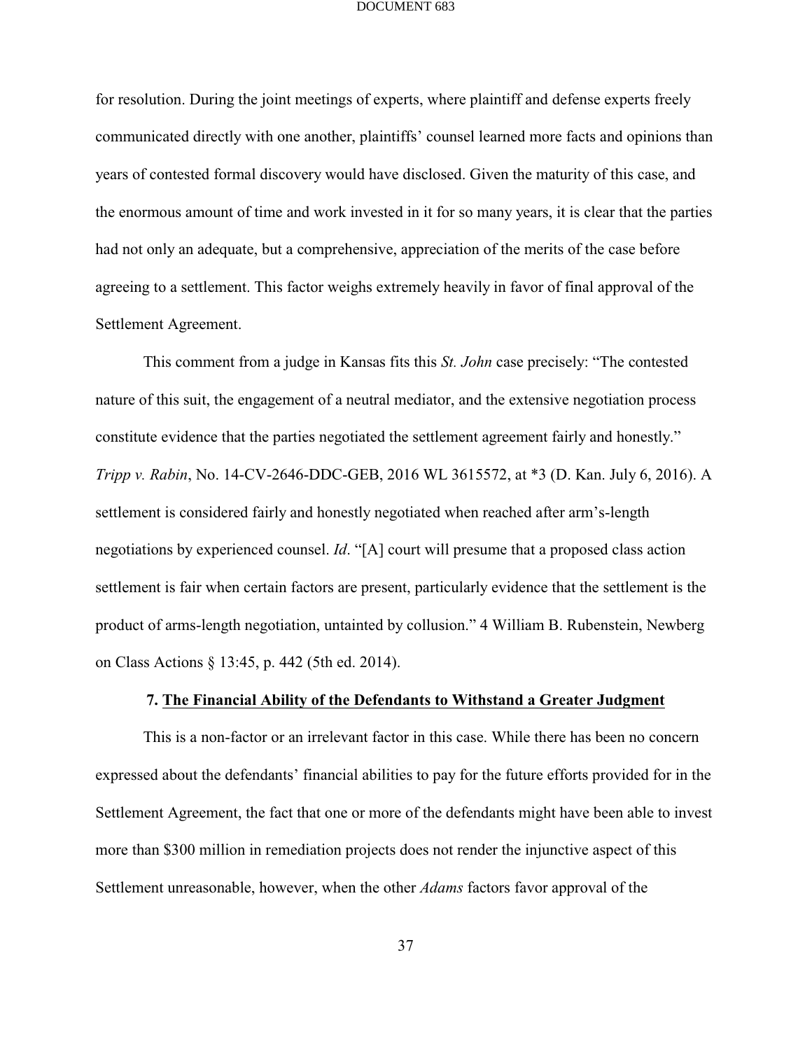for resolution. During the joint meetings of experts, where plaintiff and defense experts freely communicated directly with one another, plaintiffs' counsel learned more facts and opinions than years of contested formal discovery would have disclosed. Given the maturity of this case, and the enormous amount of time and work invested in it for so many years, it is clear that the parties had not only an adequate, but a comprehensive, appreciation of the merits of the case before agreeing to a settlement. This factor weighs extremely heavily in favor of final approval of the Settlement Agreement.

This comment from a judge in Kansas fits this *St. John* case precisely: "The contested nature of this suit, the engagement of a neutral mediator, and the extensive negotiation process constitute evidence that the parties negotiated the settlement agreement fairly and honestly." *Tripp v. Rabin*, No. 14-CV-2646-DDC-GEB, 2016 WL 3615572, at *3 (D. Kan. July 6, 2016). A settlement is considered fairly and honestly negotiated when reached after arm's-length negotiations by experienced counsel. *Id*. "[A] court will presume that a proposed class action settlement is fair when certain factors are present, particularly evidence that the settlement is the product of arms-length negotiation, untainted by collusion." 4 William B. Rubenstein, Newberg on Class Actions § 13:45, p. 442 (5th ed. 2014).

**7. <u>The Financial Ability of the Defendants to Withstand a Greater Judgment</u>**

This is a non-factor or an irrelevant factor in this case. While there has been no concern expressed about the defendants' financial abilities to pay for the future efforts provided for in the Settlement Agreement, the fact that one or more of the defendants might have been able to invest more than $300 million in remediation projects does not render the injunctive aspect of this Settlement unreasonable, however, when the other *Adams* factors favor approval of the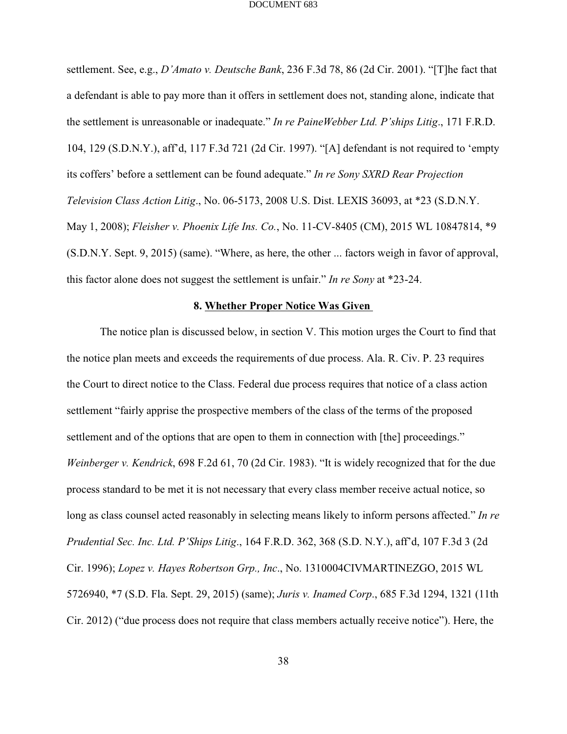settlement. See, e.g., *D'Amato v. Deutsche Bank*, 236 F.3d 78, 86 (2d Cir. 2001). "[T]he fact that a defendant is able to pay more than it offers in settlement does not, standing alone, indicate that the settlement is unreasonable or inadequate." *In re PaineWebber Ltd. P'ships Litig*., 171 F.R.D. 104, 129 (S.D.N.Y.), aff'd, 117 F.3d 721 (2d Cir. 1997). "[A] defendant is not required to 'empty its coffers' before a settlement can be found adequate." *In re Sony SXRD Rear Projection Television Class Action Litig*., No. 06-5173, 2008 U.S. Dist. LEXIS 36093, at *23 (S.D.N.Y. May 1, 2008); *Fleisher v. Phoenix Life Ins. Co.*, No. 11-CV-8405 (CM), 2015 WL 10847814, *9 (S.D.N.Y. Sept. 9, 2015) (same). "Where, as here, the other ... factors weigh in favor of approval, this factor alone does not suggest the settlement is unfair." *In re Sony* at *23-24.

### 8. Whether Proper Notice Was Given

The notice plan is discussed below, in section V. This motion urges the Court to find that the notice plan meets and exceeds the requirements of due process. Ala. R. Civ. P. 23 requires the Court to direct notice to the Class. Federal due process requires that notice of a class action settlement "fairly apprise the prospective members of the class of the terms of the proposed settlement and of the options that are open to them in connection with [the] proceedings." *Weinberger v. Kendrick*, 698 F.2d 61, 70 (2d Cir. 1983). "It is widely recognized that for the due process standard to be met it is not necessary that every class member receive actual notice, so long as class counsel acted reasonably in selecting means likely to inform persons affected." *In re Prudential Sec. Inc. Ltd. P'Ships Litig*., 164 F.R.D. 362, 368 (S.D. N.Y.), aff'd, 107 F.3d 3 (2d Cir. 1996); *Lopez v. Hayes Robertson Grp., Inc*., No. 1310004CIVMARTINEZGO, 2015 WL 5726940, *7 (S.D. Fla. Sept. 29, 2015) (same); *Juris v. Inamed Corp*., 685 F.3d 1294, 1321 (11th Cir. 2012) ("due process does not require that class members actually receive notice"). Here, the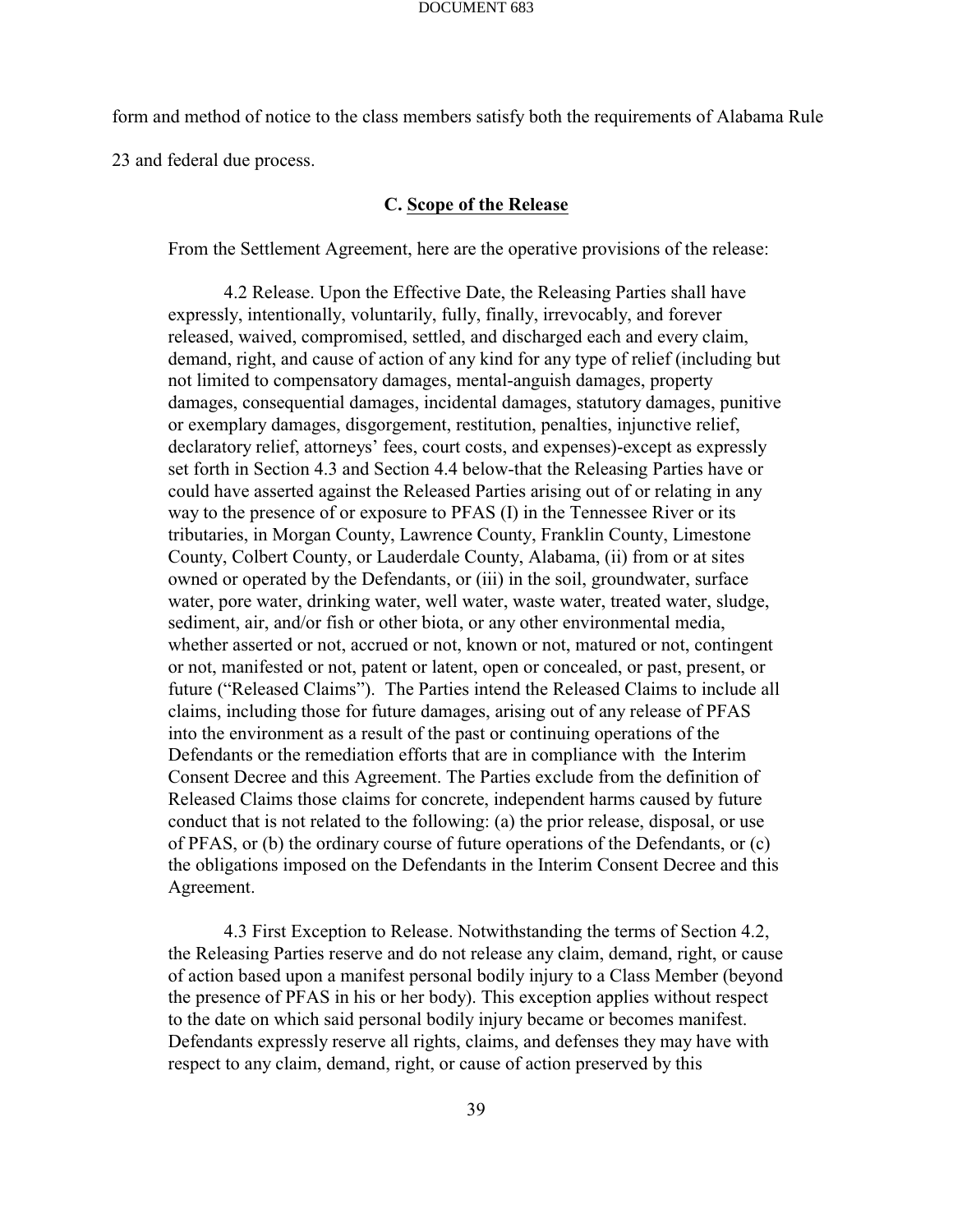form and method of notice to the class members satisfy both the requirements of Alabama Rule 23 and federal due process.

### C. Scope of the Release

From the Settlement Agreement, here are the operative provisions of the release:

> 4.2 Release. Upon the Effective Date, the Releasing Parties shall have expressly, intentionally, voluntarily, fully, finally, irrevocably, and forever released, waived, compromised, settled, and discharged each and every claim, demand, right, and cause of action of any kind for any type of relief (including but not limited to compensatory damages, mental-anguish damages, property damages, consequential damages, incidental damages, statutory damages, punitive or exemplary damages, disgorgement, restitution, penalties, injunctive relief, declaratory relief, attorneys' fees, court costs, and expenses)-except as expressly set forth in Section 4.3 and Section 4.4 below-that the Releasing Parties have or could have asserted against the Released Parties arising out of or relating in any way to the presence of or exposure to PFAS (I) in the Tennessee River or its tributaries, in Morgan County, Lawrence County, Franklin County, Limestone County, Colbert County, or Lauderdale County, Alabama, (ii) from or at sites owned or operated by the Defendants, or (iii) in the soil, groundwater, surface water, pore water, drinking water, well water, waste water, treated water, sludge, sediment, air, and/or fish or other biota, or any other environmental media, whether asserted or not, accrued or not, known or not, matured or not, contingent or not, manifested or not, patent or latent, open or concealed, or past, present, or future ("Released Claims"). The Parties intend the Released Claims to include all claims, including those for future damages, arising out of any release of PFAS into the environment as a result of the past or continuing operations of the Defendants or the remediation efforts that are in compliance with the Interim Consent Decree and this Agreement. The Parties exclude from the definition of Released Claims those claims for concrete, independent harms caused by future conduct that is not related to the following: (a) the prior release, disposal, or use of PFAS, or (b) the ordinary course of future operations of the Defendants, or (c) the obligations imposed on the Defendants in the Interim Consent Decree and this Agreement.
>
> 4.3 First Exception to Release. Notwithstanding the terms of Section 4.2, the Releasing Parties reserve and do not release any claim, demand, right, or cause of action based upon a manifest personal bodily injury to a Class Member (beyond the presence of PFAS in his or her body). This exception applies without respect to the date on which said personal bodily injury became or becomes manifest. Defendants expressly reserve all rights, claims, and defenses they may have with respect to any claim, demand, right, or cause of action preserved by this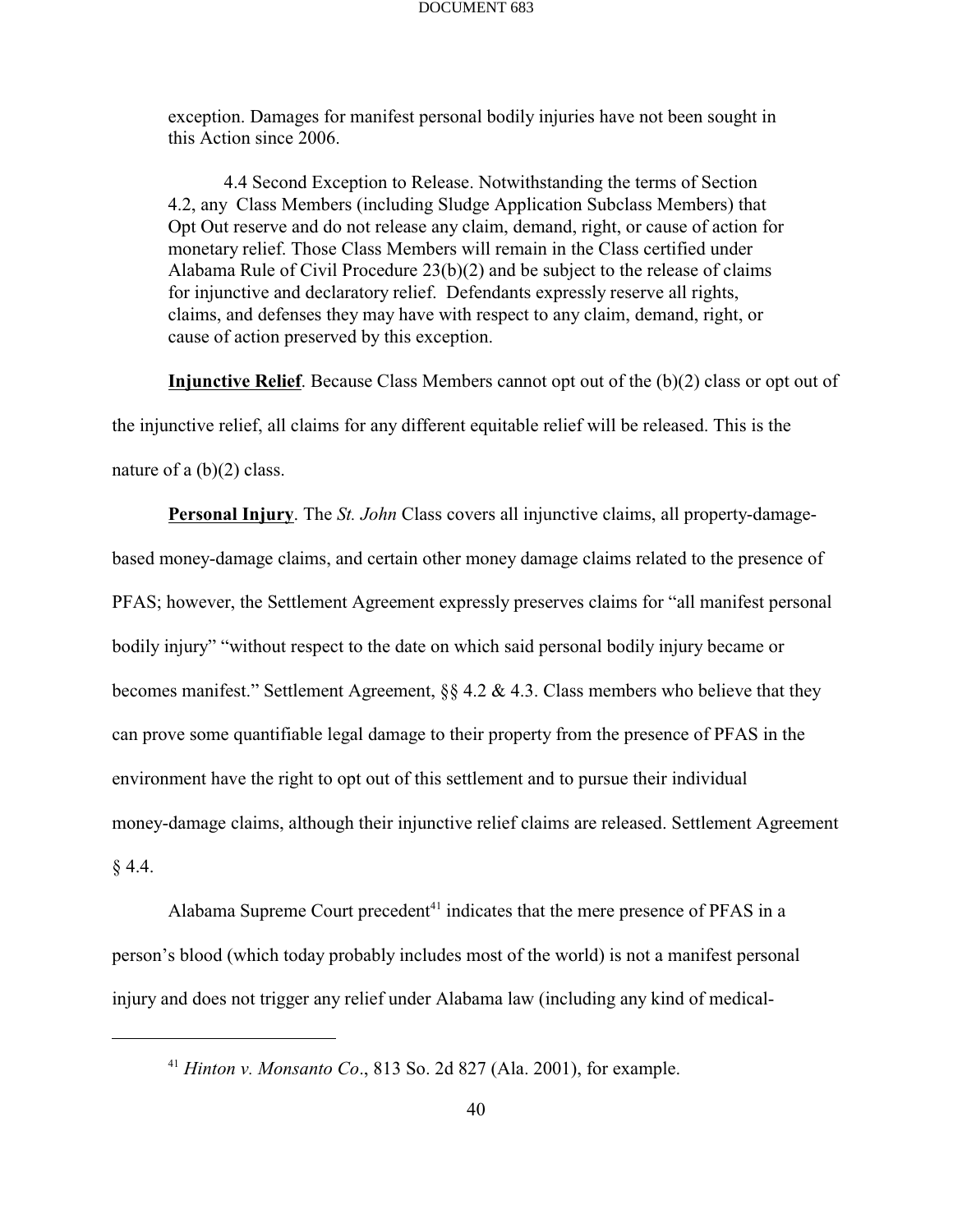> exception. Damages for manifest personal bodily injuries have not been sought in this Action since 2006.
>
> 4.4 Second Exception to Release. Notwithstanding the terms of Section 4.2, any Class Members (including Sludge Application Subclass Members) that Opt Out reserve and do not release any claim, demand, right, or cause of action for monetary relief. Those Class Members will remain in the Class certified under Alabama Rule of Civil Procedure 23(b)(2) and be subject to the release of claims for injunctive and declaratory relief. Defendants expressly reserve all rights, claims, and defenses they may have with respect to any claim, demand, right, or cause of action preserved by this exception.

**Injunctive Relief**. Because Class Members cannot opt out of the (b)(2) class or opt out of the injunctive relief, all claims for any different equitable relief will be released. This is the nature of a (b)(2) class.

**Personal Injury**. The *St. John* Class covers all injunctive claims, all property-damage-based money-damage claims, and certain other money damage claims related to the presence of PFAS; however, the Settlement Agreement expressly preserves claims for "all manifest personal bodily injury" "without respect to the date on which said personal bodily injury became or becomes manifest." Settlement Agreement, §§ 4.2 & 4.3. Class members who believe that they can prove some quantifiable legal damage to their property from the presence of PFAS in the environment have the right to opt out of this settlement and to pursue their individual money-damage claims, although their injunctive relief claims are released. Settlement Agreement § 4.4.

Alabama Supreme Court precedent[41] indicates that the mere presence of PFAS in a person's blood (which today probably includes most of the world) is not a manifest personal injury and does not trigger any relief under Alabama law (including any kind of medical-

[41] *Hinton v. Monsanto Co*., 813 So. 2d 827 (Ala. 2001), for example.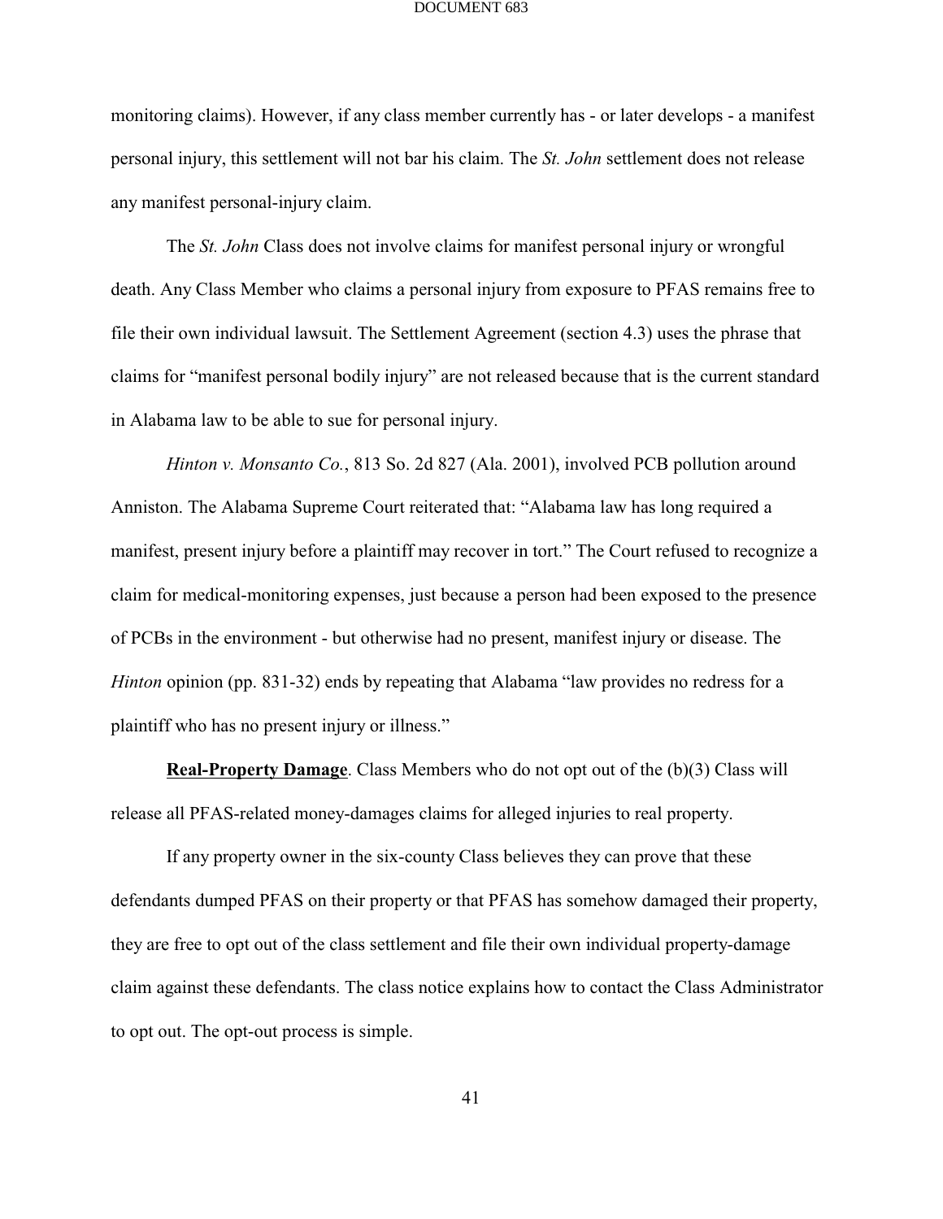monitoring claims). However, if any class member currently has - or later develops - a manifest personal injury, this settlement will not bar his claim. The *St. John* settlement does not release any manifest personal-injury claim.

The *St. John* Class does not involve claims for manifest personal injury or wrongful death. Any Class Member who claims a personal injury from exposure to PFAS remains free to file their own individual lawsuit. The Settlement Agreement (section 4.3) uses the phrase that claims for "manifest personal bodily injury" are not released because that is the current standard in Alabama law to be able to sue for personal injury.

*Hinton v. Monsanto Co.*, 813 So. 2d 827 (Ala. 2001), involved PCB pollution around Anniston. The Alabama Supreme Court reiterated that: "Alabama law has long required a manifest, present injury before a plaintiff may recover in tort." The Court refused to recognize a claim for medical-monitoring expenses, just because a person had been exposed to the presence of PCBs in the environment - but otherwise had no present, manifest injury or disease. The *Hinton* opinion (pp. 831-32) ends by repeating that Alabama "law provides no redress for a plaintiff who has no present injury or illness."

**<u>Real-Property Damage</u>**. Class Members who do not opt out of the (b)(3) Class will release all PFAS-related money-damages claims for alleged injuries to real property.

If any property owner in the six-county Class believes they can prove that these defendants dumped PFAS on their property or that PFAS has somehow damaged their property, they are free to opt out of the class settlement and file their own individual property-damage claim against these defendants. The class notice explains how to contact the Class Administrator to opt out. The opt-out process is simple.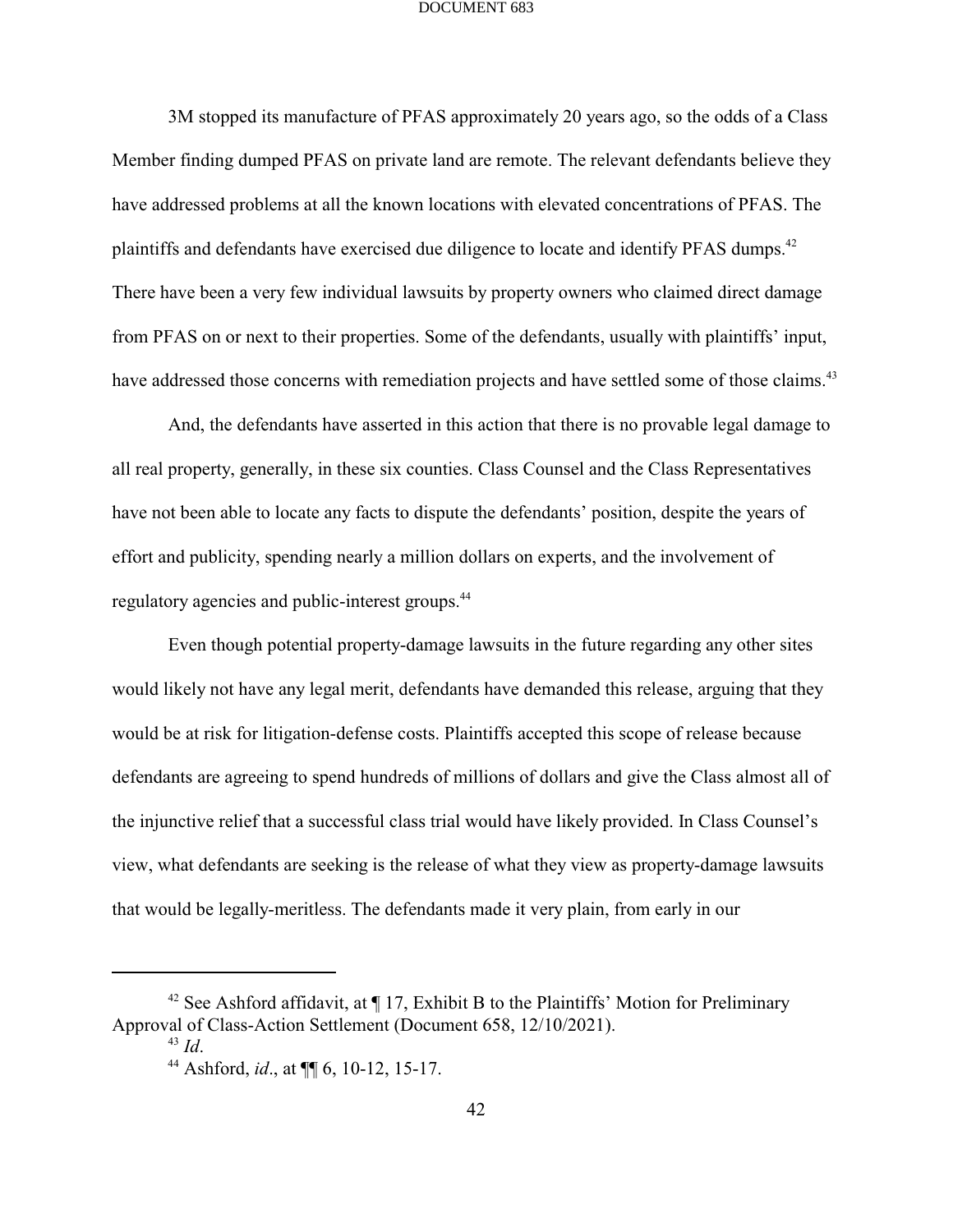3M stopped its manufacture of PFAS approximately 20 years ago, so the odds of a Class Member finding dumped PFAS on private land are remote. The relevant defendants believe they have addressed problems at all the known locations with elevated concentrations of PFAS. The plaintiffs and defendants have exercised due diligence to locate and identify PFAS dumps.[42] There have been a very few individual lawsuits by property owners who claimed direct damage from PFAS on or next to their properties. Some of the defendants, usually with plaintiffs' input, have addressed those concerns with remediation projects and have settled some of those claims.[43]

And, the defendants have asserted in this action that there is no provable legal damage to all real property, generally, in these six counties. Class Counsel and the Class Representatives have not been able to locate any facts to dispute the defendants' position, despite the years of effort and publicity, spending nearly a million dollars on experts, and the involvement of regulatory agencies and public-interest groups.[44]

Even though potential property-damage lawsuits in the future regarding any other sites would likely not have any legal merit, defendants have demanded this release, arguing that they would be at risk for litigation-defense costs. Plaintiffs accepted this scope of release because defendants are agreeing to spend hundreds of millions of dollars and give the Class almost all of the injunctive relief that a successful class trial would have likely provided. In Class Counsel's view, what defendants are seeking is the release of what they view as property-damage lawsuits that would be legally-meritless. The defendants made it very plain, from early in our

---

[42] See Ashford affidavit, at ¶ 17, Exhibit B to the Plaintiffs' Motion for Preliminary Approval of Class-Action Settlement (Document 658, 12/10/2021).

[43] *Id*.

[44] Ashford, *id*., at ¶¶ 6, 10-12, 15-17.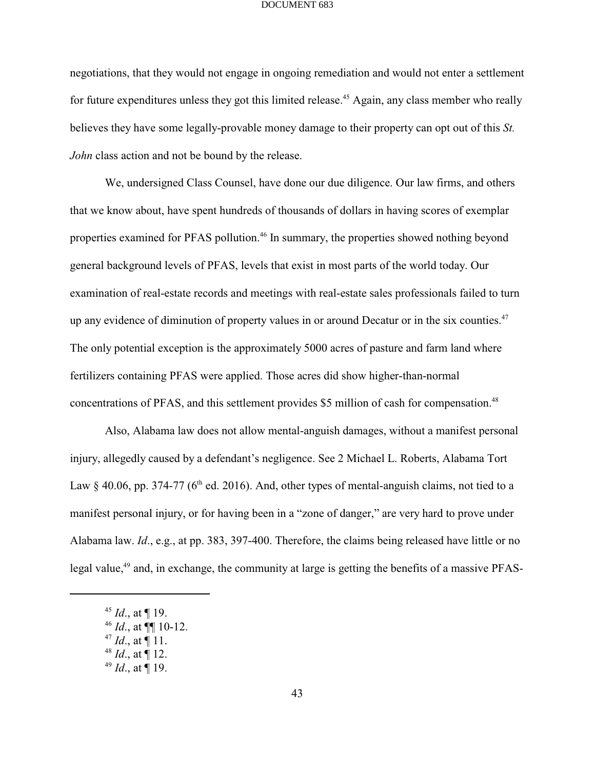negotiations, that they would not engage in ongoing remediation and would not enter a settlement for future expenditures unless they got this limited release.[45] Again, any class member who really believes they have some legally-provable money damage to their property can opt out of this *St. John* class action and not be bound by the release.

We, undersigned Class Counsel, have done our due diligence. Our law firms, and others that we know about, have spent hundreds of thousands of dollars in having scores of exemplar properties examined for PFAS pollution.[46] In summary, the properties showed nothing beyond general background levels of PFAS, levels that exist in most parts of the world today. Our examination of real-estate records and meetings with real-estate sales professionals failed to turn up any evidence of diminution of property values in or around Decatur or in the six counties.[47] The only potential exception is the approximately 5000 acres of pasture and farm land where fertilizers containing PFAS were applied. Those acres did show higher-than-normal concentrations of PFAS, and this settlement provides $5 million of cash for compensation.[48]

Also, Alabama law does not allow mental-anguish damages, without a manifest personal injury, allegedly caused by a defendant's negligence. See 2 Michael L. Roberts, Alabama Tort Law § 40.06, pp. 374-77 (6th ed. 2016). And, other types of mental-anguish claims, not tied to a manifest personal injury, or for having been in a "zone of danger," are very hard to prove under Alabama law. *Id*., e.g., at pp. 383, 397-400. Therefore, the claims being released have little or no legal value,[49] and, in exchange, the community at large is getting the benefits of a massive PFAS-

---

[45] *Id*., at ¶ 19.
[46] *Id*., at ¶¶ 10-12.
[47] *Id*., at ¶ 11.
[48] *Id*., at ¶ 12.
[49] *Id*., at ¶ 19.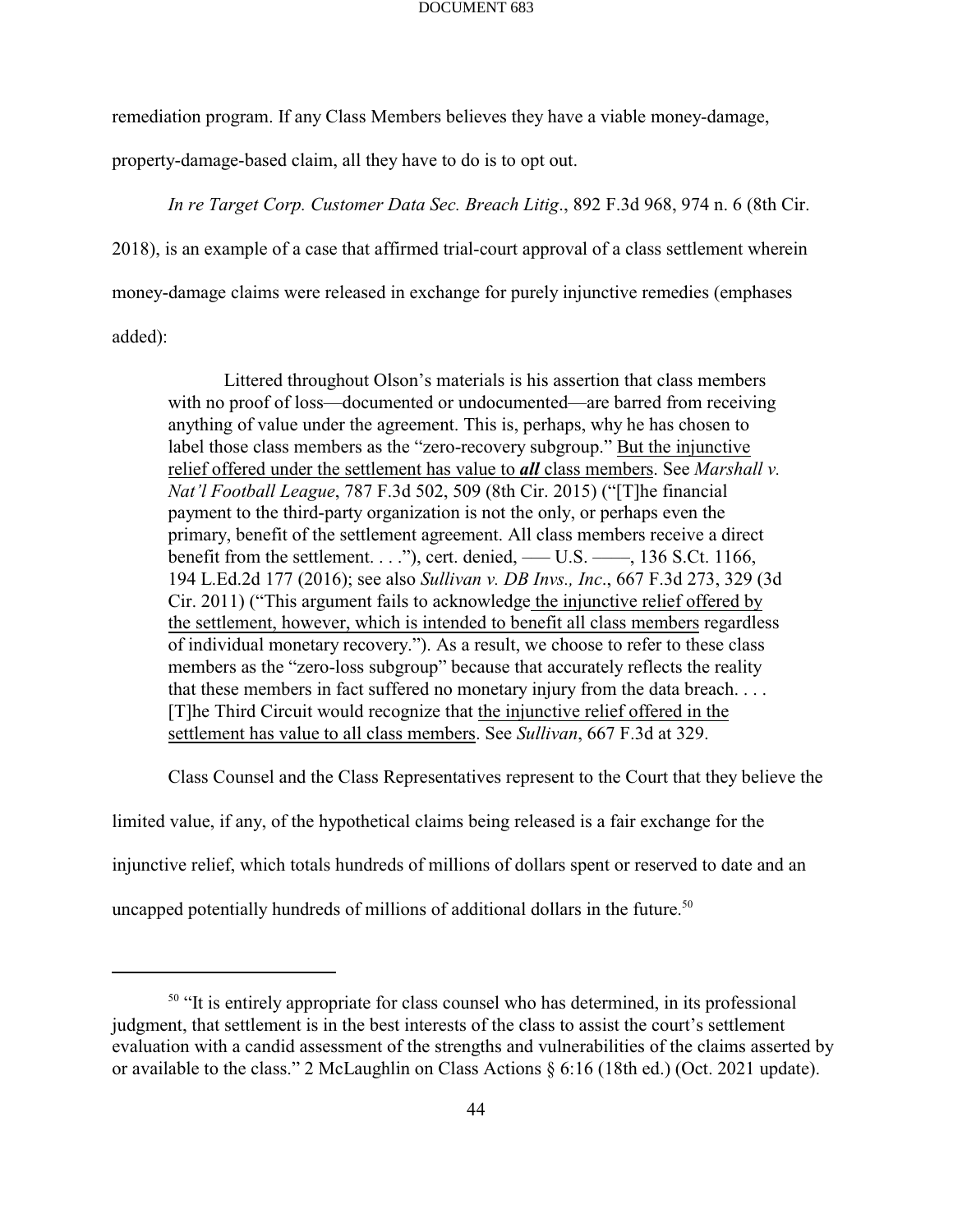remediation program. If any Class Members believes they have a viable money-damage, property-damage-based claim, all they have to do is to opt out.

*In re Target Corp. Customer Data Sec. Breach Litig*., 892 F.3d 968, 974 n. 6 (8th Cir. 2018), is an example of a case that affirmed trial-court approval of a class settlement wherein money-damage claims were released in exchange for purely injunctive remedies (emphases added):

> Littered throughout Olson's materials is his assertion that class members with no proof of loss—documented or undocumented—are barred from receiving anything of value under the agreement. This is, perhaps, why he has chosen to label those class members as the "zero-recovery subgroup." <u>But the injunctive relief offered under the settlement has value to ***all*** class members</u>. See *Marshall v. Nat'l Football League*, 787 F.3d 502, 509 (8th Cir. 2015) ("[T]he financial payment to the third-party organization is not the only, or perhaps even the primary, benefit of the settlement agreement. All class members receive a direct benefit from the settlement. . . ."), cert. denied, ––– U.S. ––––, 136 S.Ct. 1166, 194 L.Ed.2d 177 (2016); see also *Sullivan v. DB Invs., Inc*., 667 F.3d 273, 329 (3d Cir. 2011) ("This argument fails to acknowledge <u>the injunctive relief offered by the settlement, however, which is intended to benefit all class members</u> regardless of individual monetary recovery."). As a result, we choose to refer to these class members as the "zero-loss subgroup" because that accurately reflects the reality that these members in fact suffered no monetary injury from the data breach. . . . [T]he Third Circuit would recognize that <u>the injunctive relief offered in the settlement has value to all class members</u>. See *Sullivan*, 667 F.3d at 329.

Class Counsel and the Class Representatives represent to the Court that they believe the limited value, if any, of the hypothetical claims being released is a fair exchange for the injunctive relief, which totals hundreds of millions of dollars spent or reserved to date and an uncapped potentially hundreds of millions of additional dollars in the future.[50]

---

[50] "It is entirely appropriate for class counsel who has determined, in its professional judgment, that settlement is in the best interests of the class to assist the court's settlement evaluation with a candid assessment of the strengths and vulnerabilities of the claims asserted by or available to the class." 2 McLaughlin on Class Actions § 6:16 (18th ed.) (Oct. 2021 update).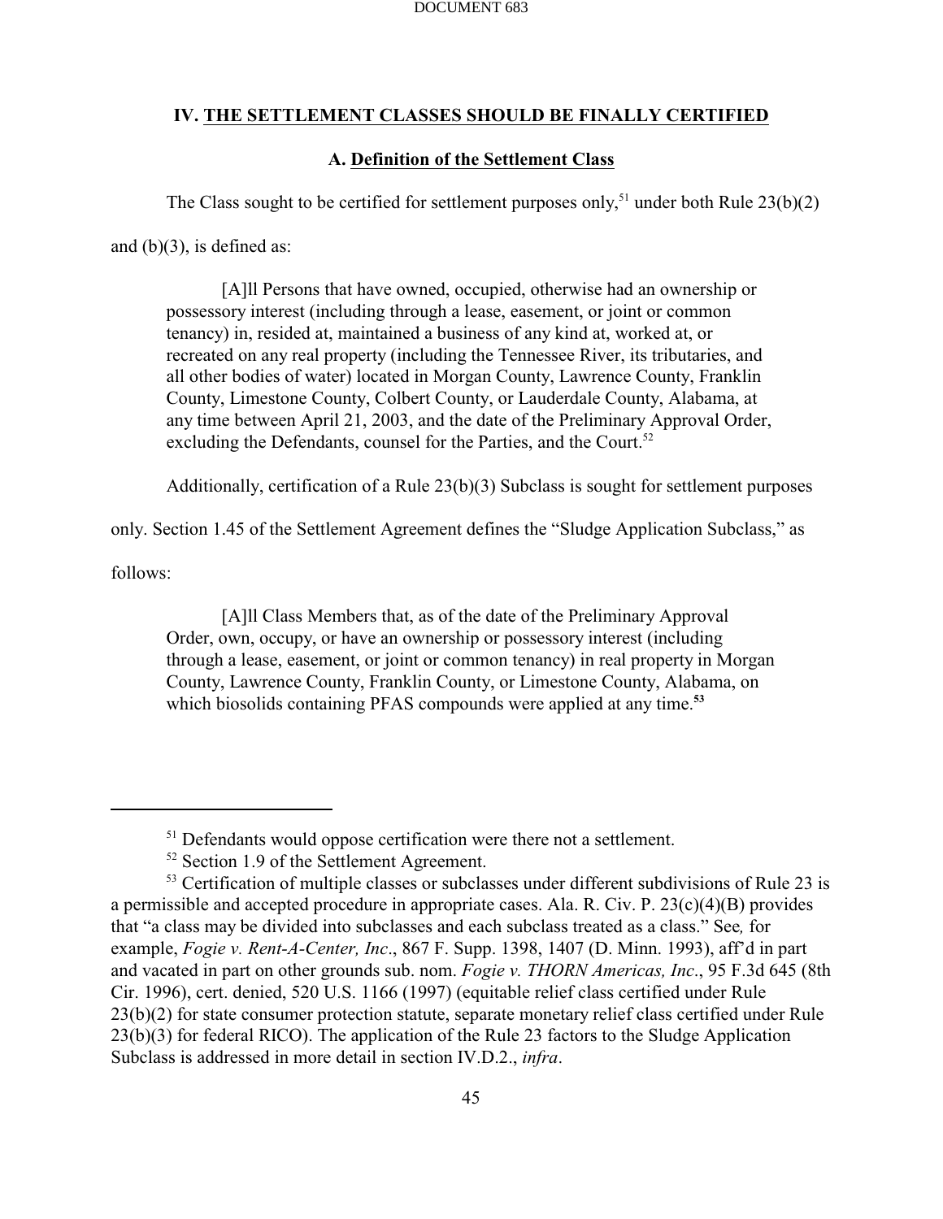## IV. THE SETTLEMENT CLASSES SHOULD BE FINALLY CERTIFIED

### A. Definition of the Settlement Class

The Class sought to be certified for settlement purposes only,[51] under both Rule 23(b)(2) and (b)(3), is defined as:

> [A]ll Persons that have owned, occupied, otherwise had an ownership or possessory interest (including through a lease, easement, or joint or common tenancy) in, resided at, maintained a business of any kind at, worked at, or recreated on any real property (including the Tennessee River, its tributaries, and all other bodies of water) located in Morgan County, Lawrence County, Franklin County, Limestone County, Colbert County, or Lauderdale County, Alabama, at any time between April 21, 2003, and the date of the Preliminary Approval Order, excluding the Defendants, counsel for the Parties, and the Court.[52]

Additionally, certification of a Rule 23(b)(3) Subclass is sought for settlement purposes only. Section 1.45 of the Settlement Agreement defines the "Sludge Application Subclass," as follows:

> [A]ll Class Members that, as of the date of the Preliminary Approval Order, own, occupy, or have an ownership or possessory interest (including through a lease, easement, or joint or common tenancy) in real property in Morgan County, Lawrence County, Franklin County, or Limestone County, Alabama, on which biosolids containing PFAS compounds were applied at any time.[53]

---

[51] Defendants would oppose certification were there not a settlement.

[52] Section 1.9 of the Settlement Agreement.

[53] Certification of multiple classes or subclasses under different subdivisions of Rule 23 is a permissible and accepted procedure in appropriate cases. Ala. R. Civ. P. 23(c)(4)(B) provides that "a class may be divided into subclasses and each subclass treated as a class." See*,* for example, *Fogie v. Rent-A-Center, Inc*., 867 F. Supp. 1398, 1407 (D. Minn. 1993), aff'd in part and vacated in part on other grounds sub. nom. *Fogie v. THORN Americas, Inc*., 95 F.3d 645 (8th Cir. 1996), cert. denied, 520 U.S. 1166 (1997) (equitable relief class certified under Rule 23(b)(2) for state consumer protection statute, separate monetary relief class certified under Rule 23(b)(3) for federal RICO). The application of the Rule 23 factors to the Sludge Application Subclass is addressed in more detail in section IV.D.2., *infra*.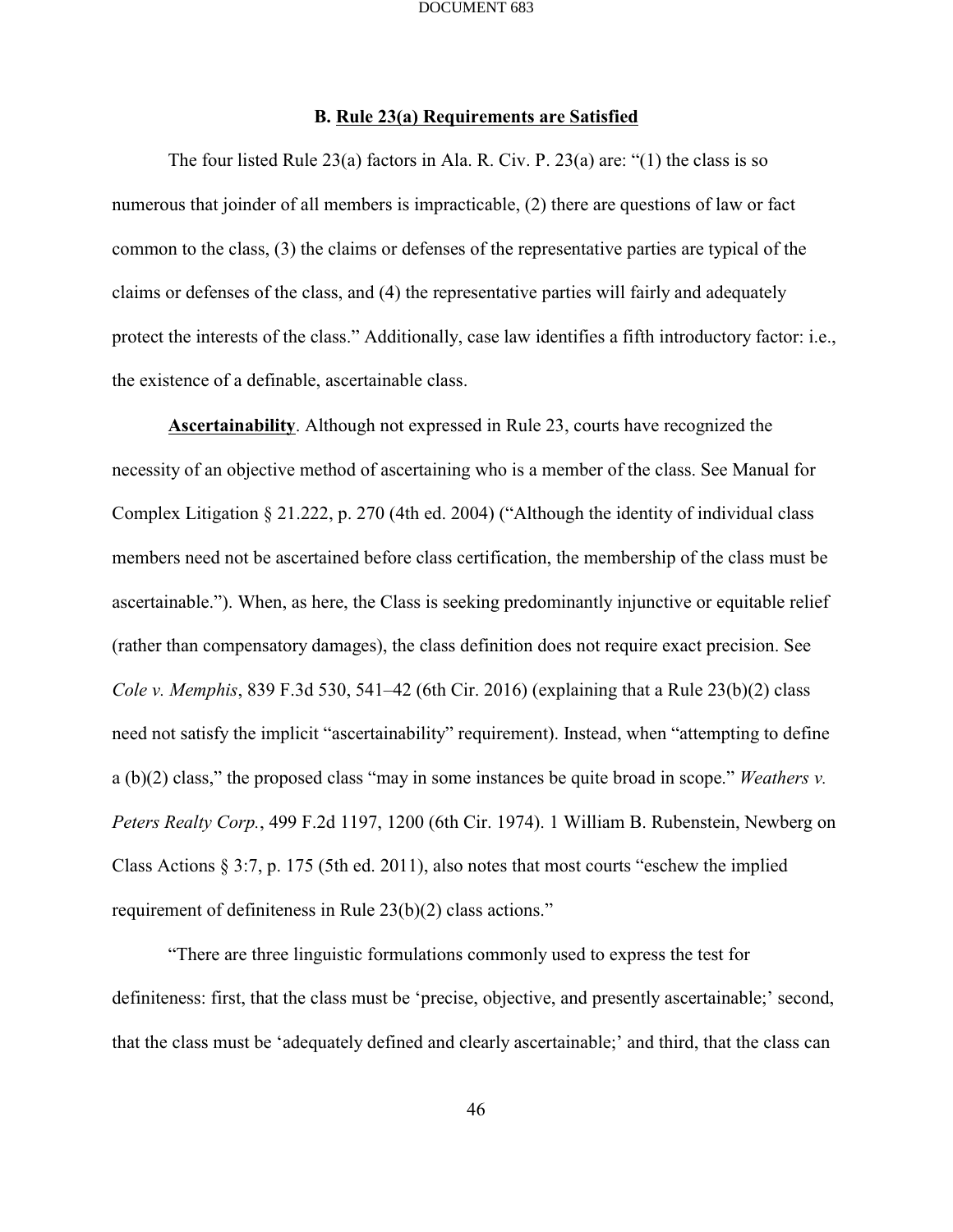### B. Rule 23(a) Requirements are Satisfied

The four listed Rule 23(a) factors in Ala. R. Civ. P. 23(a) are: "(1) the class is so numerous that joinder of all members is impracticable, (2) there are questions of law or fact common to the class, (3) the claims or defenses of the representative parties are typical of the claims or defenses of the class, and (4) the representative parties will fairly and adequately protect the interests of the class." Additionally, case law identifies a fifth introductory factor: i.e., the existence of a definable, ascertainable class.

**Ascertainability**. Although not expressed in Rule 23, courts have recognized the necessity of an objective method of ascertaining who is a member of the class. See Manual for Complex Litigation § 21.222, p. 270 (4th ed. 2004) ("Although the identity of individual class members need not be ascertained before class certification, the membership of the class must be ascertainable."). When, as here, the Class is seeking predominantly injunctive or equitable relief (rather than compensatory damages), the class definition does not require exact precision. See *Cole v. Memphis*, 839 F.3d 530, 541–42 (6th Cir. 2016) (explaining that a Rule 23(b)(2) class need not satisfy the implicit "ascertainability" requirement). Instead, when "attempting to define a (b)(2) class," the proposed class "may in some instances be quite broad in scope." *Weathers v. Peters Realty Corp.*, 499 F.2d 1197, 1200 (6th Cir. 1974). 1 William B. Rubenstein, Newberg on Class Actions § 3:7, p. 175 (5th ed. 2011), also notes that most courts "eschew the implied requirement of definiteness in Rule 23(b)(2) class actions."

"There are three linguistic formulations commonly used to express the test for definiteness: first, that the class must be 'precise, objective, and presently ascertainable;' second, that the class must be 'adequately defined and clearly ascertainable;' and third, that the class can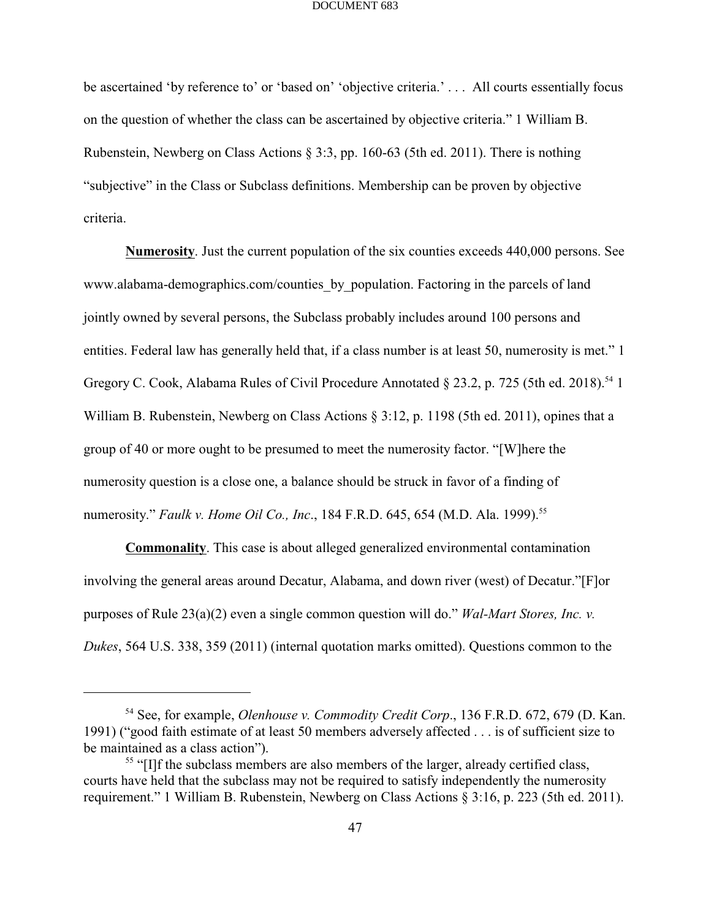be ascertained 'by reference to' or 'based on' 'objective criteria.' . . . All courts essentially focus on the question of whether the class can be ascertained by objective criteria." 1 William B. Rubenstein, Newberg on Class Actions § 3:3, pp. 160-63 (5th ed. 2011). There is nothing "subjective" in the Class or Subclass definitions. Membership can be proven by objective criteria.

**Numerosity**. Just the current population of the six counties exceeds 440,000 persons. See www.alabama-demographics.com/counties_by_population. Factoring in the parcels of land jointly owned by several persons, the Subclass probably includes around 100 persons and entities. Federal law has generally held that, if a class number is at least 50, numerosity is met." 1 Gregory C. Cook, Alabama Rules of Civil Procedure Annotated § 23.2, p. 725 (5th ed. 2018).[54] 1 William B. Rubenstein, Newberg on Class Actions § 3:12, p. 1198 (5th ed. 2011), opines that a group of 40 or more ought to be presumed to meet the numerosity factor. "[W]here the numerosity question is a close one, a balance should be struck in favor of a finding of numerosity." *Faulk v. Home Oil Co., Inc*., 184 F.R.D. 645, 654 (M.D. Ala. 1999).[55]

**Commonality**. This case is about alleged generalized environmental contamination involving the general areas around Decatur, Alabama, and down river (west) of Decatur."[F]or purposes of Rule 23(a)(2) even a single common question will do." *Wal-Mart Stores, Inc. v. Dukes*, 564 U.S. 338, 359 (2011) (internal quotation marks omitted). Questions common to the

---

[54] See, for example, *Olenhouse v. Commodity Credit Corp*., 136 F.R.D. 672, 679 (D. Kan. 1991) ("good faith estimate of at least 50 members adversely affected . . . is of sufficient size to be maintained as a class action").

[55] "[I]f the subclass members are also members of the larger, already certified class, courts have held that the subclass may not be required to satisfy independently the numerosity requirement." 1 William B. Rubenstein, Newberg on Class Actions § 3:16, p. 223 (5th ed. 2011).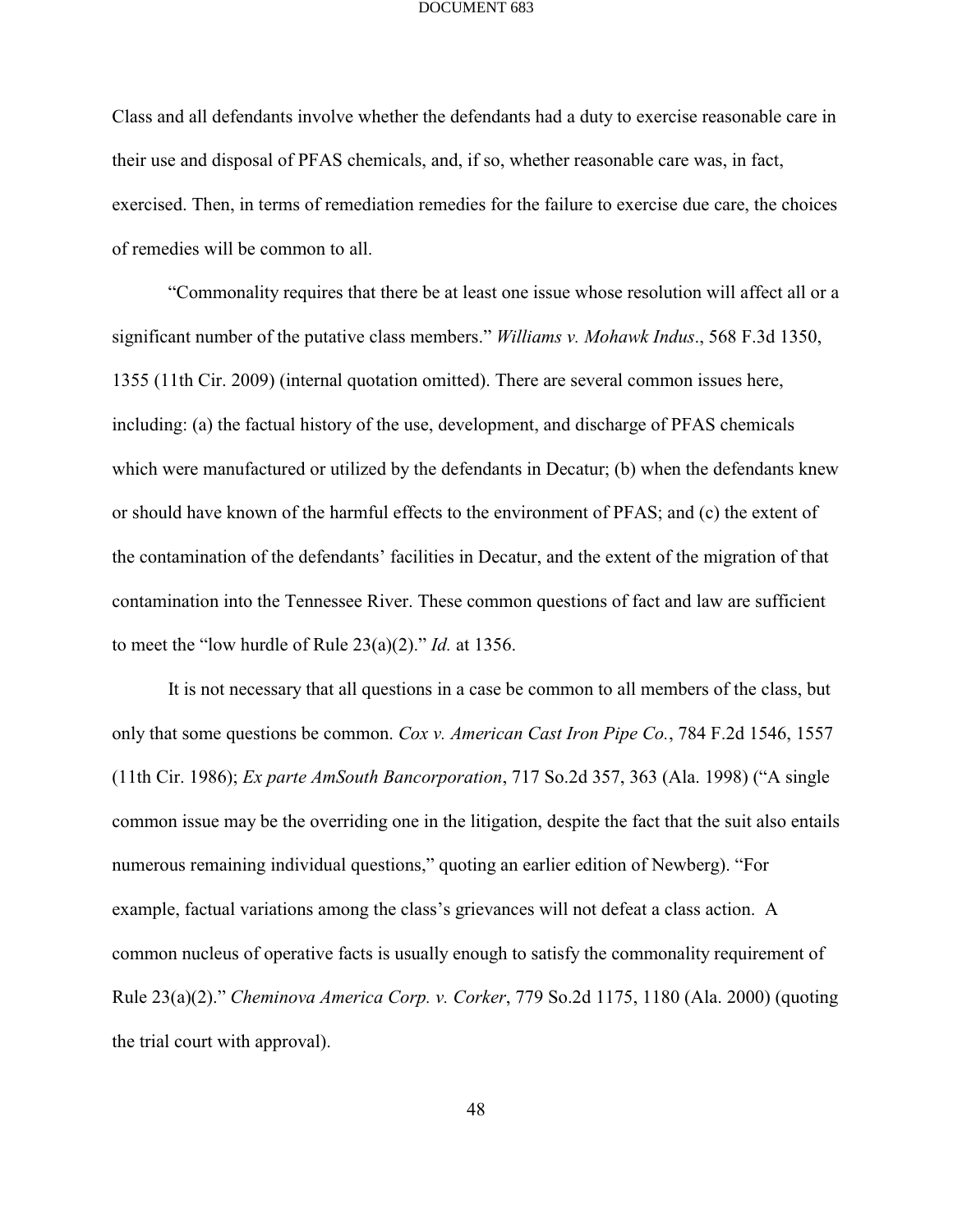Class and all defendants involve whether the defendants had a duty to exercise reasonable care in their use and disposal of PFAS chemicals, and, if so, whether reasonable care was, in fact, exercised. Then, in terms of remediation remedies for the failure to exercise due care, the choices of remedies will be common to all.

"Commonality requires that there be at least one issue whose resolution will affect all or a significant number of the putative class members." *Williams v. Mohawk Indus*., 568 F.3d 1350, 1355 (11th Cir. 2009) (internal quotation omitted). There are several common issues here, including: (a) the factual history of the use, development, and discharge of PFAS chemicals which were manufactured or utilized by the defendants in Decatur; (b) when the defendants knew or should have known of the harmful effects to the environment of PFAS; and (c) the extent of the contamination of the defendants' facilities in Decatur, and the extent of the migration of that contamination into the Tennessee River. These common questions of fact and law are sufficient to meet the "low hurdle of Rule 23(a)(2)." *Id.* at 1356.

It is not necessary that all questions in a case be common to all members of the class, but only that some questions be common. *Cox v. American Cast Iron Pipe Co.*, 784 F.2d 1546, 1557 (11th Cir. 1986); *Ex parte AmSouth Bancorporation*, 717 So.2d 357, 363 (Ala. 1998) ("A single common issue may be the overriding one in the litigation, despite the fact that the suit also entails numerous remaining individual questions," quoting an earlier edition of Newberg). "For example, factual variations among the class's grievances will not defeat a class action. A common nucleus of operative facts is usually enough to satisfy the commonality requirement of Rule 23(a)(2)." *Cheminova America Corp. v. Corker*, 779 So.2d 1175, 1180 (Ala. 2000) (quoting the trial court with approval).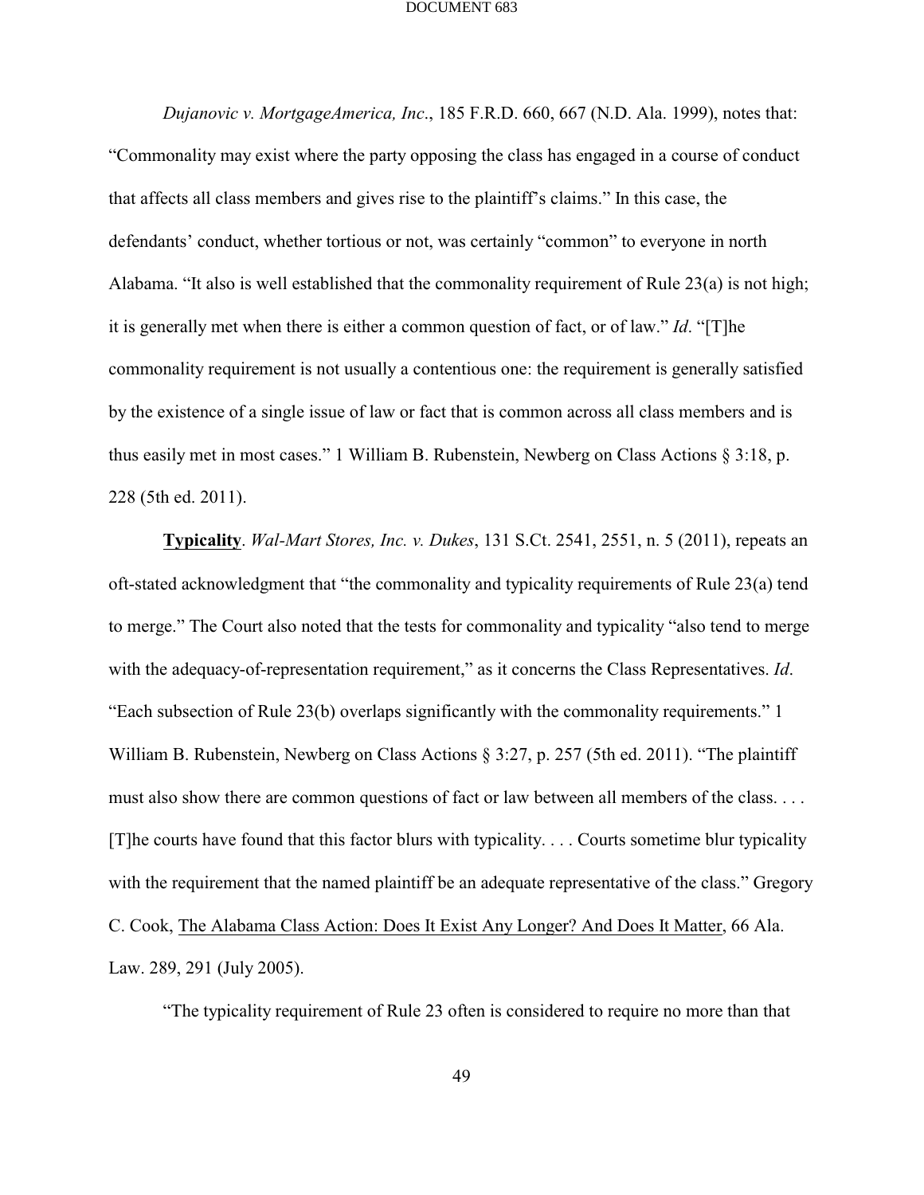*Dujanovic v. MortgageAmerica, Inc*., 185 F.R.D. 660, 667 (N.D. Ala. 1999), notes that: "Commonality may exist where the party opposing the class has engaged in a course of conduct that affects all class members and gives rise to the plaintiff's claims." In this case, the defendants' conduct, whether tortious or not, was certainly "common" to everyone in north Alabama. "It also is well established that the commonality requirement of Rule 23(a) is not high; it is generally met when there is either a common question of fact, or of law." *Id*. "[T]he commonality requirement is not usually a contentious one: the requirement is generally satisfied by the existence of a single issue of law or fact that is common across all class members and is thus easily met in most cases." 1 William B. Rubenstein, Newberg on Class Actions § 3:18, p. 228 (5th ed. 2011).

**Typicality**. *Wal-Mart Stores, Inc. v. Dukes*, 131 S.Ct. 2541, 2551, n. 5 (2011), repeats an oft-stated acknowledgment that "the commonality and typicality requirements of Rule 23(a) tend to merge." The Court also noted that the tests for commonality and typicality "also tend to merge with the adequacy-of-representation requirement," as it concerns the Class Representatives. *Id*. "Each subsection of Rule 23(b) overlaps significantly with the commonality requirements." 1 William B. Rubenstein, Newberg on Class Actions § 3:27, p. 257 (5th ed. 2011). "The plaintiff must also show there are common questions of fact or law between all members of the class. . . . [T]he courts have found that this factor blurs with typicality. . . . Courts sometime blur typicality with the requirement that the named plaintiff be an adequate representative of the class." Gregory C. Cook, The Alabama Class Action: Does It Exist Any Longer? And Does It Matter, 66 Ala. Law. 289, 291 (July 2005).

"The typicality requirement of Rule 23 often is considered to require no more than that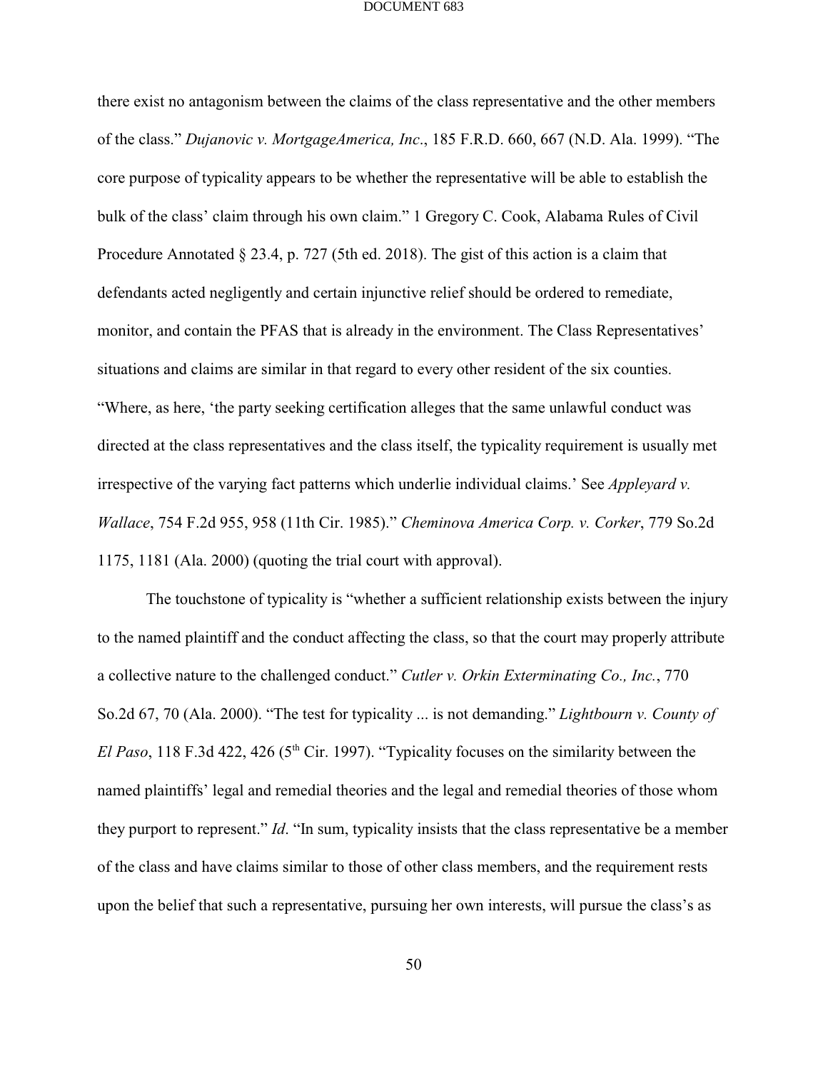there exist no antagonism between the claims of the class representative and the other members of the class." *Dujanovic v. MortgageAmerica, Inc*., 185 F.R.D. 660, 667 (N.D. Ala. 1999). "The core purpose of typicality appears to be whether the representative will be able to establish the bulk of the class' claim through his own claim." 1 Gregory C. Cook, Alabama Rules of Civil Procedure Annotated § 23.4, p. 727 (5th ed. 2018). The gist of this action is a claim that defendants acted negligently and certain injunctive relief should be ordered to remediate, monitor, and contain the PFAS that is already in the environment. The Class Representatives' situations and claims are similar in that regard to every other resident of the six counties. "Where, as here, 'the party seeking certification alleges that the same unlawful conduct was directed at the class representatives and the class itself, the typicality requirement is usually met irrespective of the varying fact patterns which underlie individual claims.' See *Appleyard v. Wallace*, 754 F.2d 955, 958 (11th Cir. 1985)." *Cheminova America Corp. v. Corker*, 779 So.2d 1175, 1181 (Ala. 2000) (quoting the trial court with approval).

The touchstone of typicality is "whether a sufficient relationship exists between the injury to the named plaintiff and the conduct affecting the class, so that the court may properly attribute a collective nature to the challenged conduct." *Cutler v. Orkin Exterminating Co., Inc.*, 770 So.2d 67, 70 (Ala. 2000). "The test for typicality ... is not demanding." *Lightbourn v. County of El Paso*, 118 F.3d 422, 426 (5th Cir. 1997). "Typicality focuses on the similarity between the named plaintiffs' legal and remedial theories and the legal and remedial theories of those whom they purport to represent." *Id*. "In sum, typicality insists that the class representative be a member of the class and have claims similar to those of other class members, and the requirement rests upon the belief that such a representative, pursuing her own interests, will pursue the class's as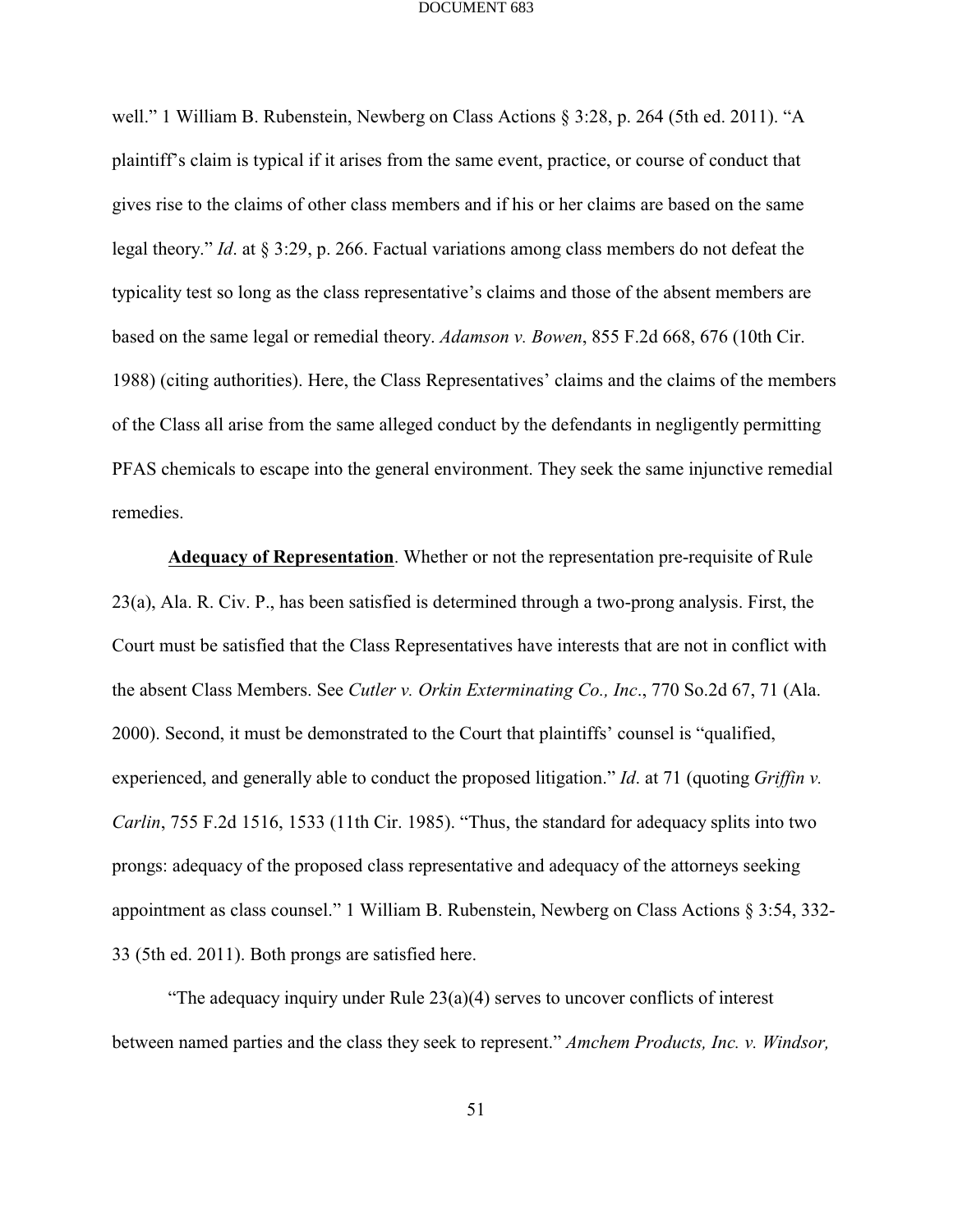well." 1 William B. Rubenstein, Newberg on Class Actions § 3:28, p. 264 (5th ed. 2011). "A plaintiff's claim is typical if it arises from the same event, practice, or course of conduct that gives rise to the claims of other class members and if his or her claims are based on the same legal theory." *Id*. at § 3:29, p. 266. Factual variations among class members do not defeat the typicality test so long as the class representative's claims and those of the absent members are based on the same legal or remedial theory. *Adamson v. Bowen*, 855 F.2d 668, 676 (10th Cir. 1988) (citing authorities). Here, the Class Representatives' claims and the claims of the members of the Class all arise from the same alleged conduct by the defendants in negligently permitting PFAS chemicals to escape into the general environment. They seek the same injunctive remedial remedies.

**Adequacy of Representation**. Whether or not the representation pre-requisite of Rule 23(a), Ala. R. Civ. P., has been satisfied is determined through a two-prong analysis. First, the Court must be satisfied that the Class Representatives have interests that are not in conflict with the absent Class Members. See *Cutler v. Orkin Exterminating Co., Inc*., 770 So.2d 67, 71 (Ala. 2000). Second, it must be demonstrated to the Court that plaintiffs' counsel is "qualified, experienced, and generally able to conduct the proposed litigation." *Id*. at 71 (quoting *Griffin v. Carlin*, 755 F.2d 1516, 1533 (11th Cir. 1985). "Thus, the standard for adequacy splits into two prongs: adequacy of the proposed class representative and adequacy of the attorneys seeking appointment as class counsel." 1 William B. Rubenstein, Newberg on Class Actions § 3:54, 332-33 (5th ed. 2011). Both prongs are satisfied here.

"The adequacy inquiry under Rule 23(a)(4) serves to uncover conflicts of interest between named parties and the class they seek to represent." *Amchem Products, Inc. v. Windsor,*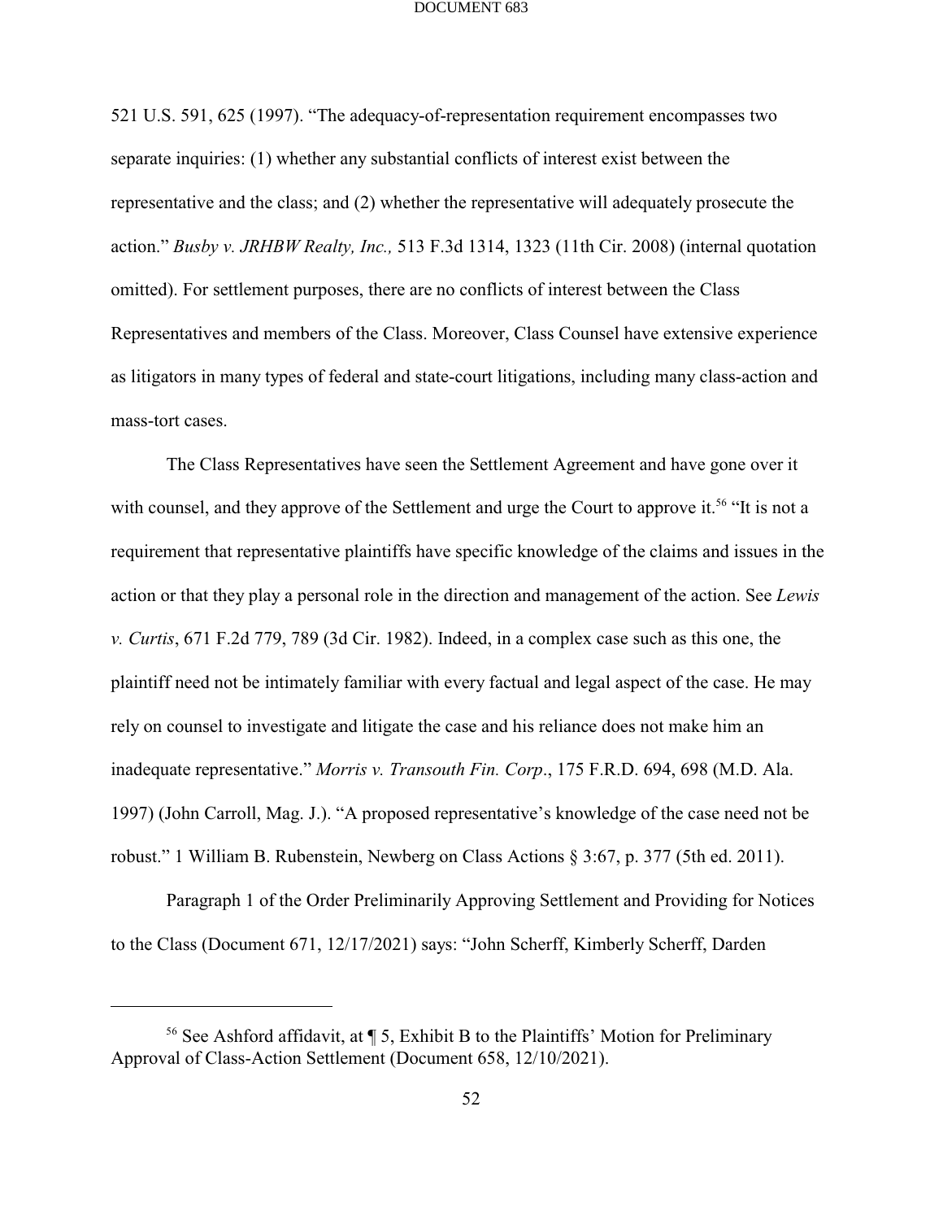521 U.S. 591, 625 (1997). "The adequacy-of-representation requirement encompasses two separate inquiries: (1) whether any substantial conflicts of interest exist between the representative and the class; and (2) whether the representative will adequately prosecute the action." *Busby v. JRHBW Realty, Inc.,* 513 F.3d 1314, 1323 (11th Cir. 2008) (internal quotation omitted). For settlement purposes, there are no conflicts of interest between the Class Representatives and members of the Class. Moreover, Class Counsel have extensive experience as litigators in many types of federal and state-court litigations, including many class-action and mass-tort cases.

The Class Representatives have seen the Settlement Agreement and have gone over it with counsel, and they approve of the Settlement and urge the Court to approve it.[56] "It is not a requirement that representative plaintiffs have specific knowledge of the claims and issues in the action or that they play a personal role in the direction and management of the action. See *Lewis v. Curtis*, 671 F.2d 779, 789 (3d Cir. 1982). Indeed, in a complex case such as this one, the plaintiff need not be intimately familiar with every factual and legal aspect of the case. He may rely on counsel to investigate and litigate the case and his reliance does not make him an inadequate representative." *Morris v. Transouth Fin. Corp*., 175 F.R.D. 694, 698 (M.D. Ala. 1997) (John Carroll, Mag. J.). "A proposed representative's knowledge of the case need not be robust." 1 William B. Rubenstein, Newberg on Class Actions § 3:67, p. 377 (5th ed. 2011).

Paragraph 1 of the Order Preliminarily Approving Settlement and Providing for Notices to the Class (Document 671, 12/17/2021) says: "John Scherff, Kimberly Scherff, Darden

---

[56] See Ashford affidavit, at ¶ 5, Exhibit B to the Plaintiffs' Motion for Preliminary Approval of Class-Action Settlement (Document 658, 12/10/2021).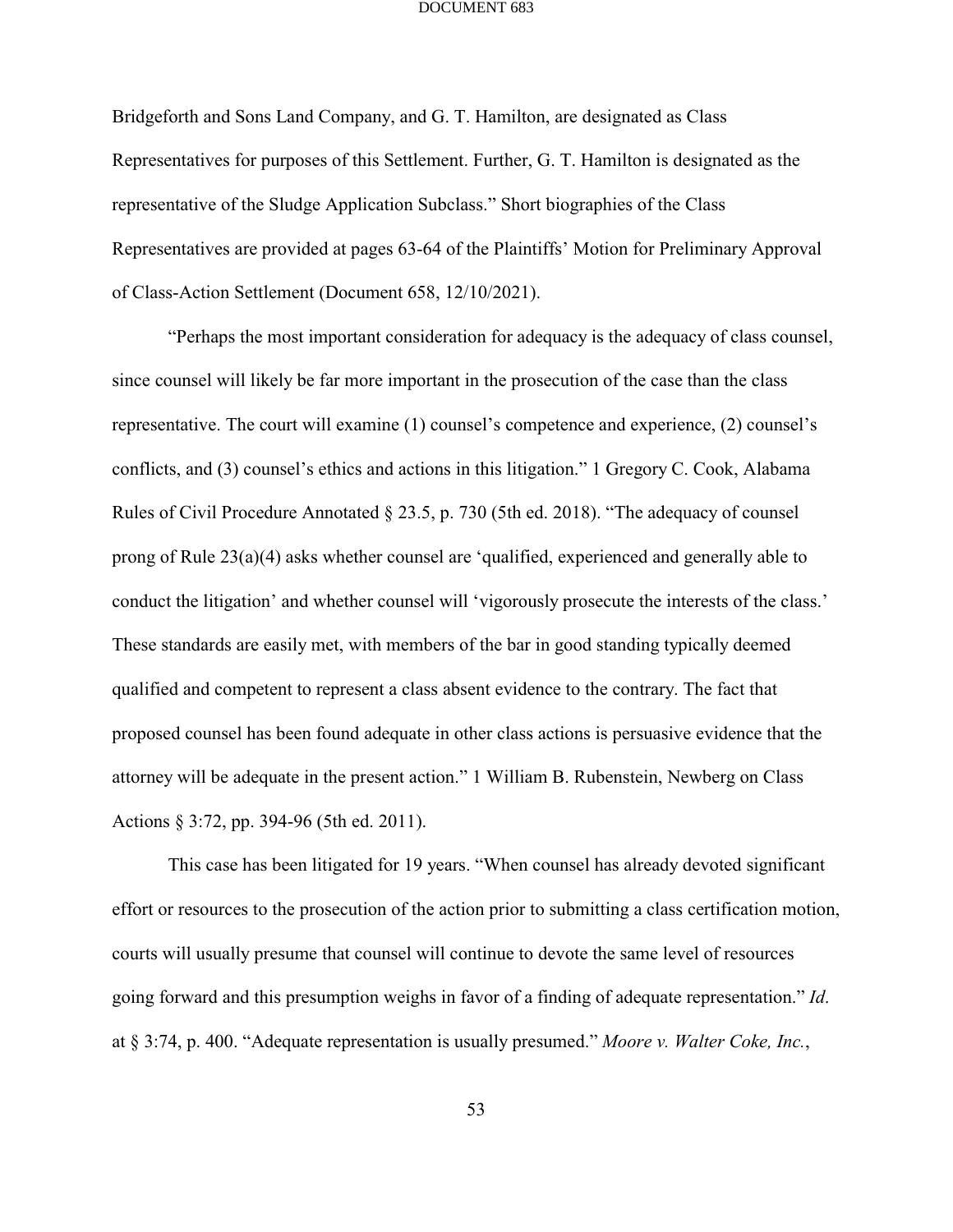Bridgeforth and Sons Land Company, and G. T. Hamilton, are designated as Class Representatives for purposes of this Settlement. Further, G. T. Hamilton is designated as the representative of the Sludge Application Subclass." Short biographies of the Class Representatives are provided at pages 63-64 of the Plaintiffs' Motion for Preliminary Approval of Class-Action Settlement (Document 658, 12/10/2021).

"Perhaps the most important consideration for adequacy is the adequacy of class counsel, since counsel will likely be far more important in the prosecution of the case than the class representative. The court will examine (1) counsel's competence and experience, (2) counsel's conflicts, and (3) counsel's ethics and actions in this litigation." 1 Gregory C. Cook, Alabama Rules of Civil Procedure Annotated § 23.5, p. 730 (5th ed. 2018). "The adequacy of counsel prong of Rule 23(a)(4) asks whether counsel are 'qualified, experienced and generally able to conduct the litigation' and whether counsel will 'vigorously prosecute the interests of the class.' These standards are easily met, with members of the bar in good standing typically deemed qualified and competent to represent a class absent evidence to the contrary. The fact that proposed counsel has been found adequate in other class actions is persuasive evidence that the attorney will be adequate in the present action." 1 William B. Rubenstein, Newberg on Class Actions § 3:72, pp. 394-96 (5th ed. 2011).

This case has been litigated for 19 years. "When counsel has already devoted significant effort or resources to the prosecution of the action prior to submitting a class certification motion, courts will usually presume that counsel will continue to devote the same level of resources going forward and this presumption weighs in favor of a finding of adequate representation." *Id.* at § 3:74, p. 400. "Adequate representation is usually presumed." *Moore v. Walter Coke, Inc.*,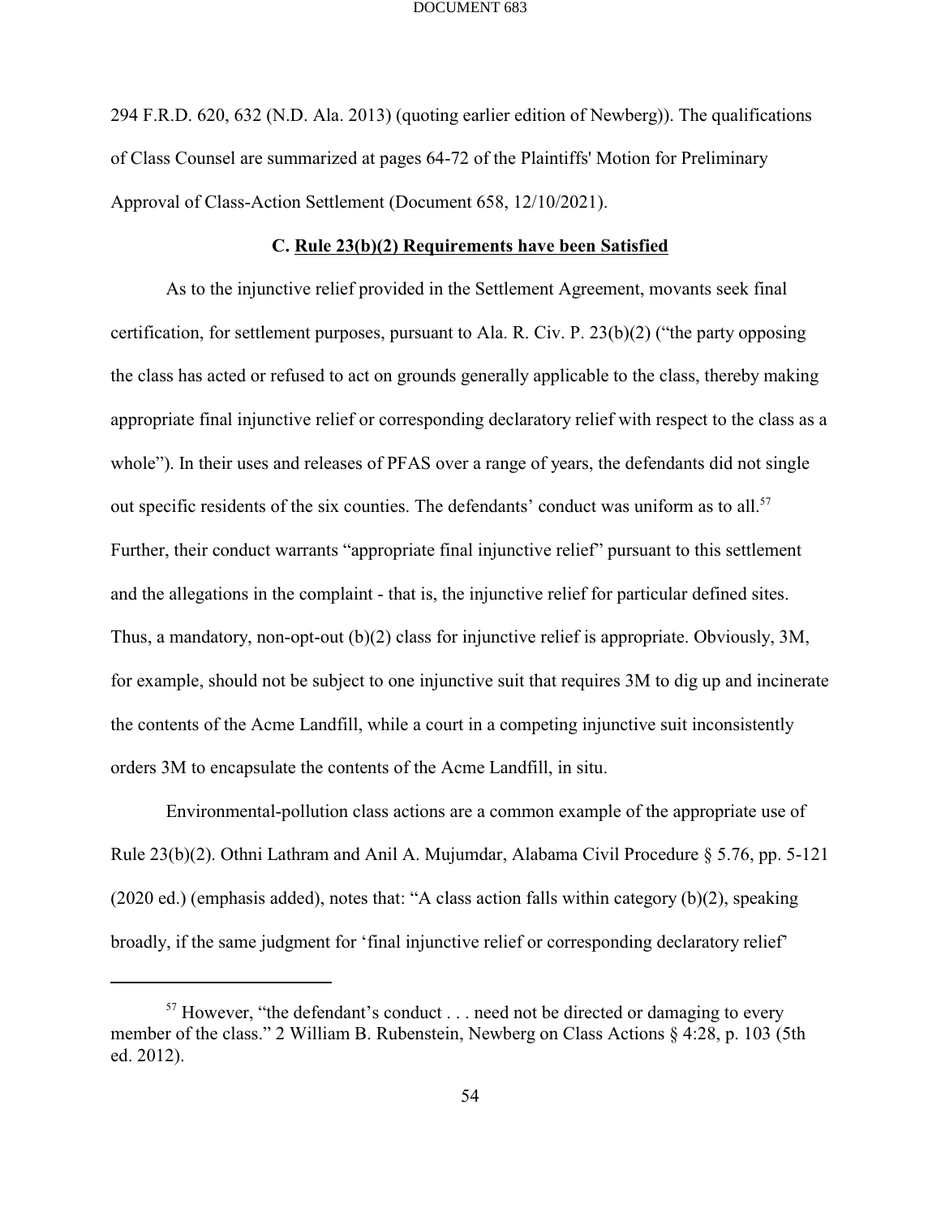294 F.R.D. 620, 632 (N.D. Ala. 2013) (quoting earlier edition of Newberg)). The qualifications of Class Counsel are summarized at pages 64-72 of the Plaintiffs' Motion for Preliminary Approval of Class-Action Settlement (Document 658, 12/10/2021).

### C. Rule 23(b)(2) Requirements have been Satisfied

As to the injunctive relief provided in the Settlement Agreement, movants seek final certification, for settlement purposes, pursuant to Ala. R. Civ. P. 23(b)(2) ("the party opposing the class has acted or refused to act on grounds generally applicable to the class, thereby making appropriate final injunctive relief or corresponding declaratory relief with respect to the class as a whole"). In their uses and releases of PFAS over a range of years, the defendants did not single out specific residents of the six counties. The defendants' conduct was uniform as to all.[57] Further, their conduct warrants "appropriate final injunctive relief" pursuant to this settlement and the allegations in the complaint - that is, the injunctive relief for particular defined sites. Thus, a mandatory, non-opt-out (b)(2) class for injunctive relief is appropriate. Obviously, 3M, for example, should not be subject to one injunctive suit that requires 3M to dig up and incinerate the contents of the Acme Landfill, while a court in a competing injunctive suit inconsistently orders 3M to encapsulate the contents of the Acme Landfill, in situ.

Environmental-pollution class actions are a common example of the appropriate use of Rule 23(b)(2). Othni Lathram and Anil A. Mujumdar, Alabama Civil Procedure § 5.76, pp. 5-121 (2020 ed.) (emphasis added), notes that: "A class action falls within category (b)(2), speaking broadly, if the same judgment for 'final injunctive relief or corresponding declaratory relief'

---

[57] However, "the defendant's conduct . . . need not be directed or damaging to every member of the class." 2 William B. Rubenstein, Newberg on Class Actions § 4:28, p. 103 (5th ed. 2012).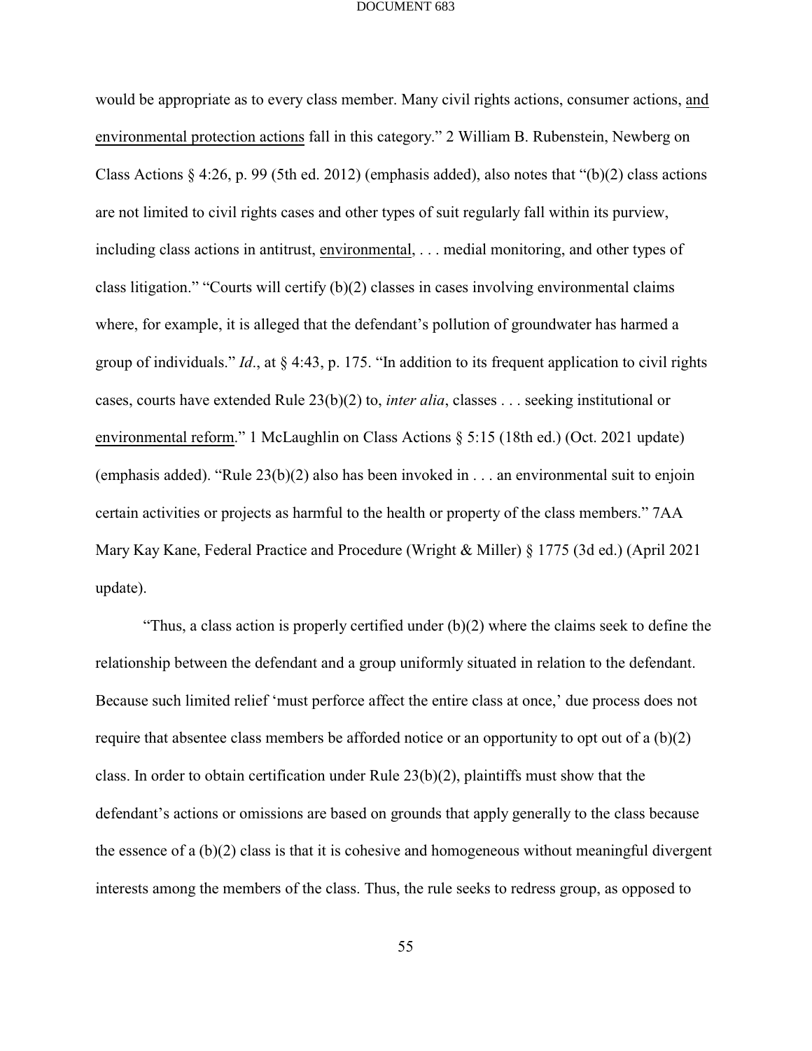would be appropriate as to every class member. Many civil rights actions, consumer actions, <u>and environmental protection actions</u> fall in this category." 2 William B. Rubenstein, Newberg on Class Actions § 4:26, p. 99 (5th ed. 2012) (emphasis added), also notes that "(b)(2) class actions are not limited to civil rights cases and other types of suit regularly fall within its purview, including class actions in antitrust, <u>environmental</u>, . . . medial monitoring, and other types of class litigation." "Courts will certify (b)(2) classes in cases involving environmental claims where, for example, it is alleged that the defendant's pollution of groundwater has harmed a group of individuals." *Id*., at § 4:43, p. 175. "In addition to its frequent application to civil rights cases, courts have extended Rule 23(b)(2) to, *inter alia*, classes . . . seeking institutional or <u>environmental reform</u>." 1 McLaughlin on Class Actions § 5:15 (18th ed.) (Oct. 2021 update) (emphasis added). "Rule 23(b)(2) also has been invoked in . . . an environmental suit to enjoin certain activities or projects as harmful to the health or property of the class members." 7AA Mary Kay Kane, Federal Practice and Procedure (Wright & Miller) § 1775 (3d ed.) (April 2021 update).

"Thus, a class action is properly certified under (b)(2) where the claims seek to define the relationship between the defendant and a group uniformly situated in relation to the defendant. Because such limited relief 'must perforce affect the entire class at once,' due process does not require that absentee class members be afforded notice or an opportunity to opt out of a (b)(2) class. In order to obtain certification under Rule 23(b)(2), plaintiffs must show that the defendant's actions or omissions are based on grounds that apply generally to the class because the essence of a (b)(2) class is that it is cohesive and homogeneous without meaningful divergent interests among the members of the class. Thus, the rule seeks to redress group, as opposed to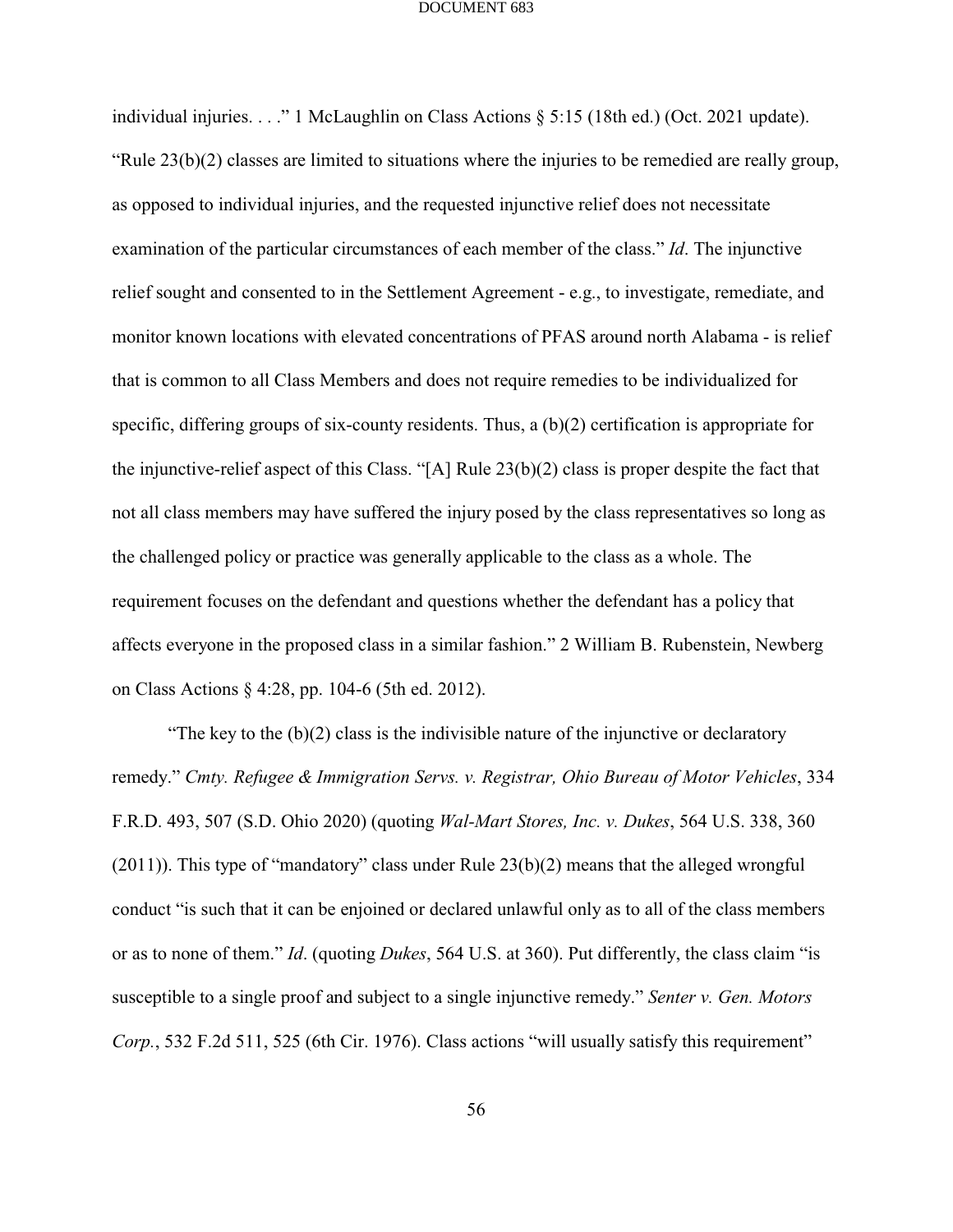individual injuries. . . ." 1 McLaughlin on Class Actions § 5:15 (18th ed.) (Oct. 2021 update). "Rule 23(b)(2) classes are limited to situations where the injuries to be remedied are really group, as opposed to individual injuries, and the requested injunctive relief does not necessitate examination of the particular circumstances of each member of the class." *Id*. The injunctive relief sought and consented to in the Settlement Agreement - e.g., to investigate, remediate, and monitor known locations with elevated concentrations of PFAS around north Alabama - is relief that is common to all Class Members and does not require remedies to be individualized for specific, differing groups of six-county residents. Thus, a (b)(2) certification is appropriate for the injunctive-relief aspect of this Class. "[A] Rule 23(b)(2) class is proper despite the fact that not all class members may have suffered the injury posed by the class representatives so long as the challenged policy or practice was generally applicable to the class as a whole. The requirement focuses on the defendant and questions whether the defendant has a policy that affects everyone in the proposed class in a similar fashion." 2 William B. Rubenstein, Newberg on Class Actions § 4:28, pp. 104-6 (5th ed. 2012).

"The key to the (b)(2) class is the indivisible nature of the injunctive or declaratory remedy." *Cmty. Refugee & Immigration Servs. v. Registrar, Ohio Bureau of Motor Vehicles*, 334 F.R.D. 493, 507 (S.D. Ohio 2020) (quoting *Wal-Mart Stores, Inc. v. Dukes*, 564 U.S. 338, 360 (2011)). This type of "mandatory" class under Rule 23(b)(2) means that the alleged wrongful conduct "is such that it can be enjoined or declared unlawful only as to all of the class members or as to none of them." *Id*. (quoting *Dukes*, 564 U.S. at 360). Put differently, the class claim "is susceptible to a single proof and subject to a single injunctive remedy." *Senter v. Gen. Motors Corp.*, 532 F.2d 511, 525 (6th Cir. 1976). Class actions "will usually satisfy this requirement"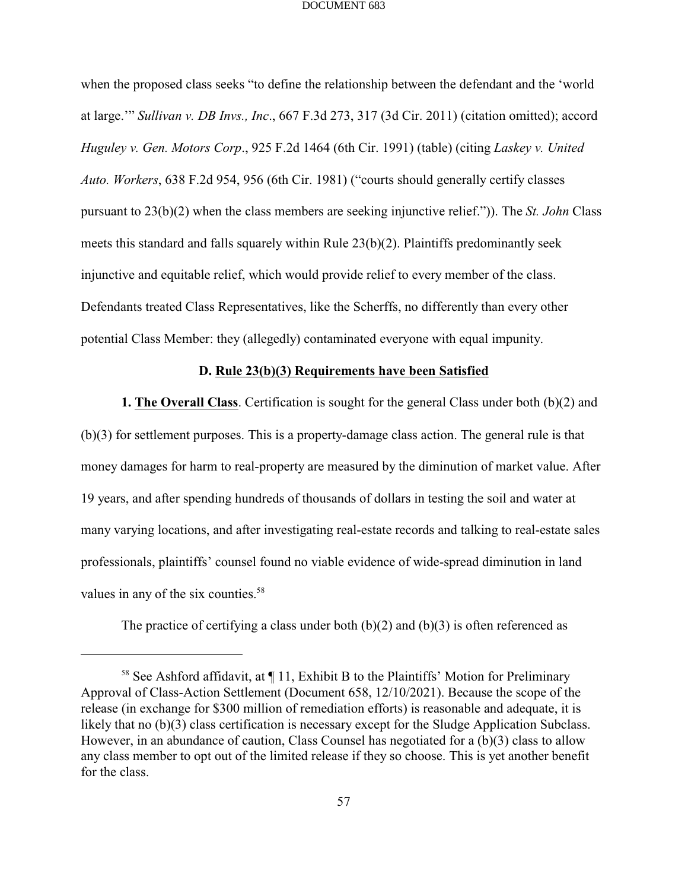when the proposed class seeks "to define the relationship between the defendant and the 'world at large.'" *Sullivan v. DB Invs., Inc*., 667 F.3d 273, 317 (3d Cir. 2011) (citation omitted); accord *Huguley v. Gen. Motors Corp*., 925 F.2d 1464 (6th Cir. 1991) (table) (citing *Laskey v. United Auto. Workers*, 638 F.2d 954, 956 (6th Cir. 1981) ("courts should generally certify classes pursuant to 23(b)(2) when the class members are seeking injunctive relief.")). The *St. John* Class meets this standard and falls squarely within Rule 23(b)(2). Plaintiffs predominantly seek injunctive and equitable relief, which would provide relief to every member of the class. Defendants treated Class Representatives, like the Scherffs, no differently than every other potential Class Member: they (allegedly) contaminated everyone with equal impunity.

### D. Rule 23(b)(3) Requirements have been Satisfied

**1. The Overall Class**. Certification is sought for the general Class under both (b)(2) and (b)(3) for settlement purposes. This is a property-damage class action. The general rule is that money damages for harm to real-property are measured by the diminution of market value. After 19 years, and after spending hundreds of thousands of dollars in testing the soil and water at many varying locations, and after investigating real-estate records and talking to real-estate sales professionals, plaintiffs' counsel found no viable evidence of wide-spread diminution in land values in any of the six counties.[58]

The practice of certifying a class under both (b)(2) and (b)(3) is often referenced as

[58] See Ashford affidavit, at ¶ 11, Exhibit B to the Plaintiffs' Motion for Preliminary Approval of Class-Action Settlement (Document 658, 12/10/2021). Because the scope of the release (in exchange for $300 million of remediation efforts) is reasonable and adequate, it is likely that no (b)(3) class certification is necessary except for the Sludge Application Subclass. However, in an abundance of caution, Class Counsel has negotiated for a (b)(3) class to allow any class member to opt out of the limited release if they so choose. This is yet another benefit for the class.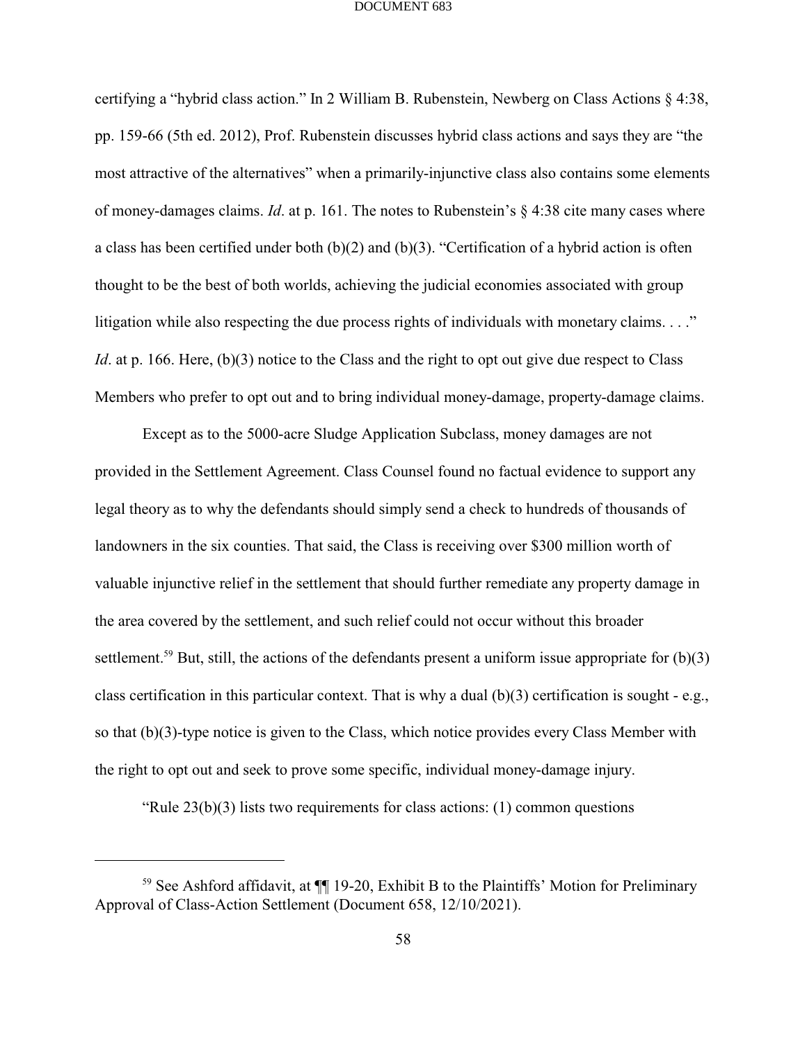certifying a "hybrid class action." In 2 William B. Rubenstein, Newberg on Class Actions § 4:38, pp. 159-66 (5th ed. 2012), Prof. Rubenstein discusses hybrid class actions and says they are "the most attractive of the alternatives" when a primarily-injunctive class also contains some elements of money-damages claims. *Id*. at p. 161. The notes to Rubenstein's § 4:38 cite many cases where a class has been certified under both (b)(2) and (b)(3). "Certification of a hybrid action is often thought to be the best of both worlds, achieving the judicial economies associated with group litigation while also respecting the due process rights of individuals with monetary claims. . . ." *Id*. at p. 166. Here, (b)(3) notice to the Class and the right to opt out give due respect to Class Members who prefer to opt out and to bring individual money-damage, property-damage claims.

Except as to the 5000-acre Sludge Application Subclass, money damages are not provided in the Settlement Agreement. Class Counsel found no factual evidence to support any legal theory as to why the defendants should simply send a check to hundreds of thousands of landowners in the six counties. That said, the Class is receiving over $300 million worth of valuable injunctive relief in the settlement that should further remediate any property damage in the area covered by the settlement, and such relief could not occur without this broader settlement.[59] But, still, the actions of the defendants present a uniform issue appropriate for (b)(3) class certification in this particular context. That is why a dual (b)(3) certification is sought - e.g., so that (b)(3)-type notice is given to the Class, which notice provides every Class Member with the right to opt out and seek to prove some specific, individual money-damage injury.

"Rule 23(b)(3) lists two requirements for class actions: (1) common questions

---

[59] See Ashford affidavit, at ¶¶ 19-20, Exhibit B to the Plaintiffs' Motion for Preliminary Approval of Class-Action Settlement (Document 658, 12/10/2021).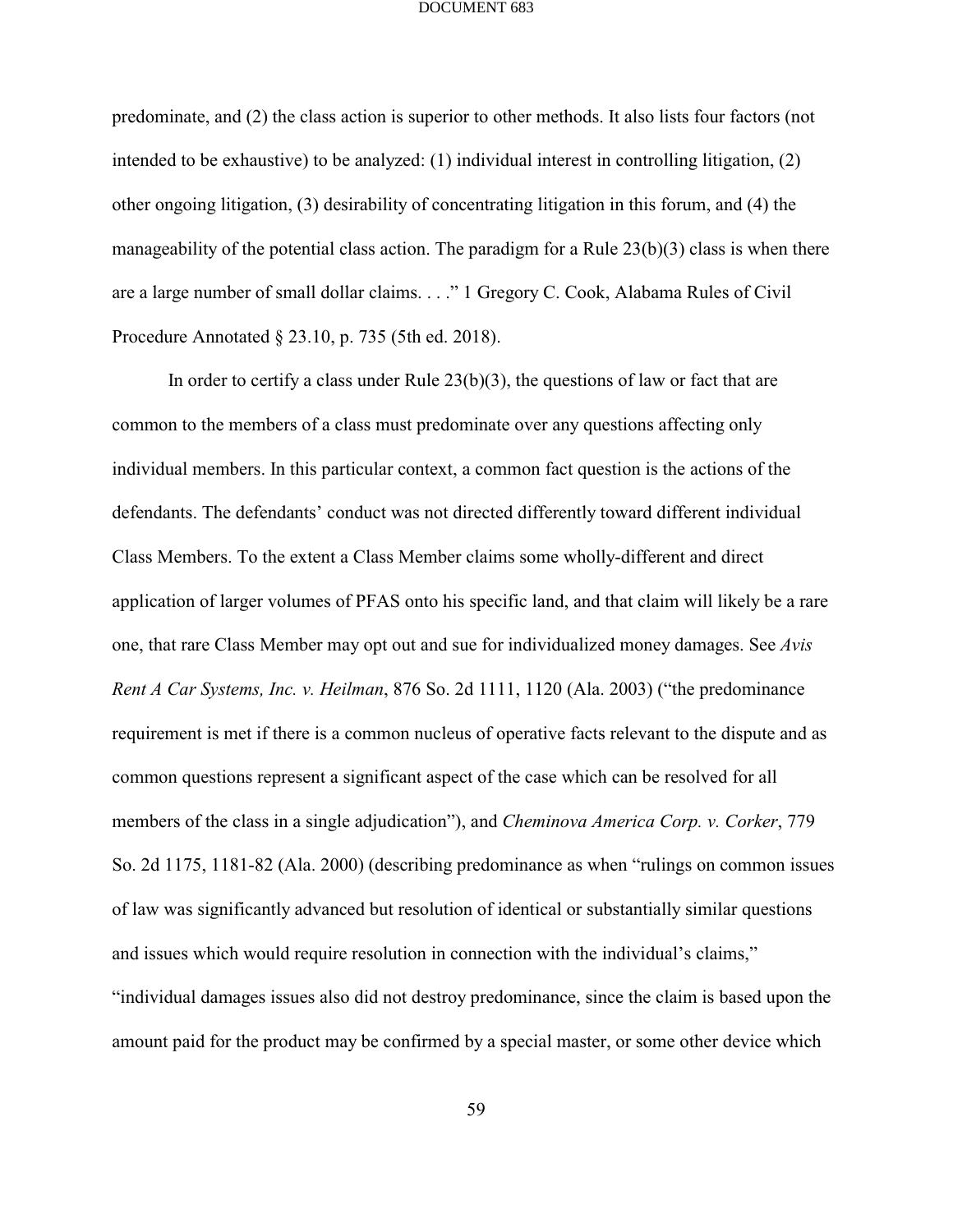predominate, and (2) the class action is superior to other methods. It also lists four factors (not intended to be exhaustive) to be analyzed: (1) individual interest in controlling litigation, (2) other ongoing litigation, (3) desirability of concentrating litigation in this forum, and (4) the manageability of the potential class action. The paradigm for a Rule 23(b)(3) class is when there are a large number of small dollar claims. . . ." 1 Gregory C. Cook, Alabama Rules of Civil Procedure Annotated § 23.10, p. 735 (5th ed. 2018).

In order to certify a class under Rule 23(b)(3), the questions of law or fact that are common to the members of a class must predominate over any questions affecting only individual members. In this particular context, a common fact question is the actions of the defendants. The defendants' conduct was not directed differently toward different individual Class Members. To the extent a Class Member claims some wholly-different and direct application of larger volumes of PFAS onto his specific land, and that claim will likely be a rare one, that rare Class Member may opt out and sue for individualized money damages. See *Avis Rent A Car Systems, Inc. v. Heilman*, 876 So. 2d 1111, 1120 (Ala. 2003) ("the predominance requirement is met if there is a common nucleus of operative facts relevant to the dispute and as common questions represent a significant aspect of the case which can be resolved for all members of the class in a single adjudication"), and *Cheminova America Corp. v. Corker*, 779 So. 2d 1175, 1181-82 (Ala. 2000) (describing predominance as when "rulings on common issues of law was significantly advanced but resolution of identical or substantially similar questions and issues which would require resolution in connection with the individual's claims," "individual damages issues also did not destroy predominance, since the claim is based upon the amount paid for the product may be confirmed by a special master, or some other device which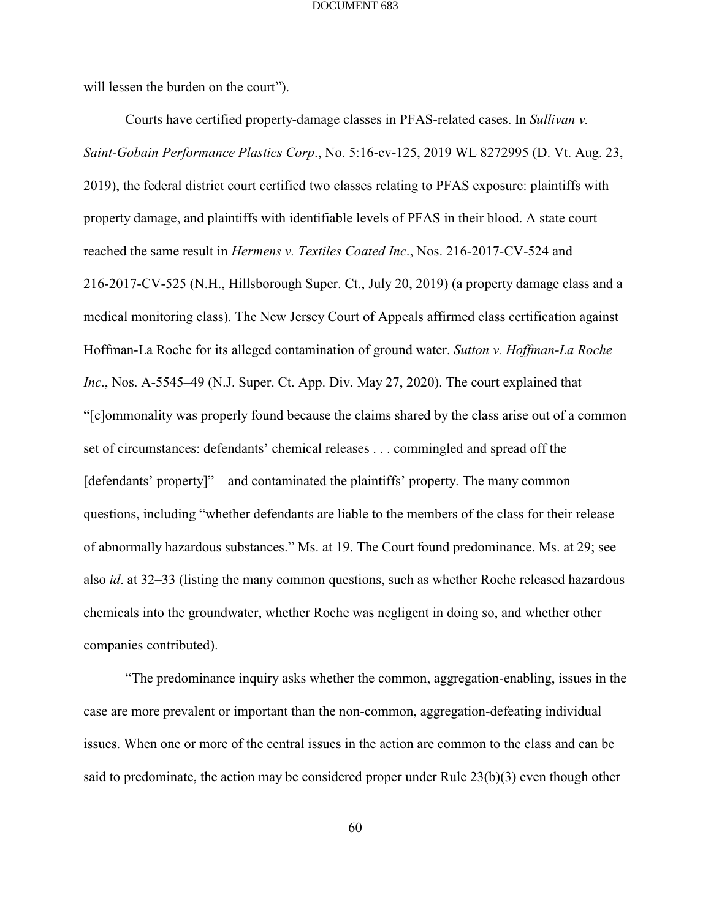will lessen the burden on the court").

Courts have certified property-damage classes in PFAS-related cases. In *Sullivan v. Saint-Gobain Performance Plastics Corp*., No. 5:16-cv-125, 2019 WL 8272995 (D. Vt. Aug. 23, 2019), the federal district court certified two classes relating to PFAS exposure: plaintiffs with property damage, and plaintiffs with identifiable levels of PFAS in their blood. A state court reached the same result in *Hermens v. Textiles Coated Inc*., Nos. 216-2017-CV-524 and 216-2017-CV-525 (N.H., Hillsborough Super. Ct., July 20, 2019) (a property damage class and a medical monitoring class). The New Jersey Court of Appeals affirmed class certification against Hoffman-La Roche for its alleged contamination of ground water. *Sutton v. Hoffman-La Roche Inc*., Nos. A-5545–49 (N.J. Super. Ct. App. Div. May 27, 2020). The court explained that "[c]ommonality was properly found because the claims shared by the class arise out of a common set of circumstances: defendants' chemical releases . . . commingled and spread off the [defendants' property]"—and contaminated the plaintiffs' property. The many common questions, including "whether defendants are liable to the members of the class for their release of abnormally hazardous substances." Ms. at 19. The Court found predominance. Ms. at 29; see also *id*. at 32–33 (listing the many common questions, such as whether Roche released hazardous chemicals into the groundwater, whether Roche was negligent in doing so, and whether other companies contributed).

"The predominance inquiry asks whether the common, aggregation-enabling, issues in the case are more prevalent or important than the non-common, aggregation-defeating individual issues. When one or more of the central issues in the action are common to the class and can be said to predominate, the action may be considered proper under Rule 23(b)(3) even though other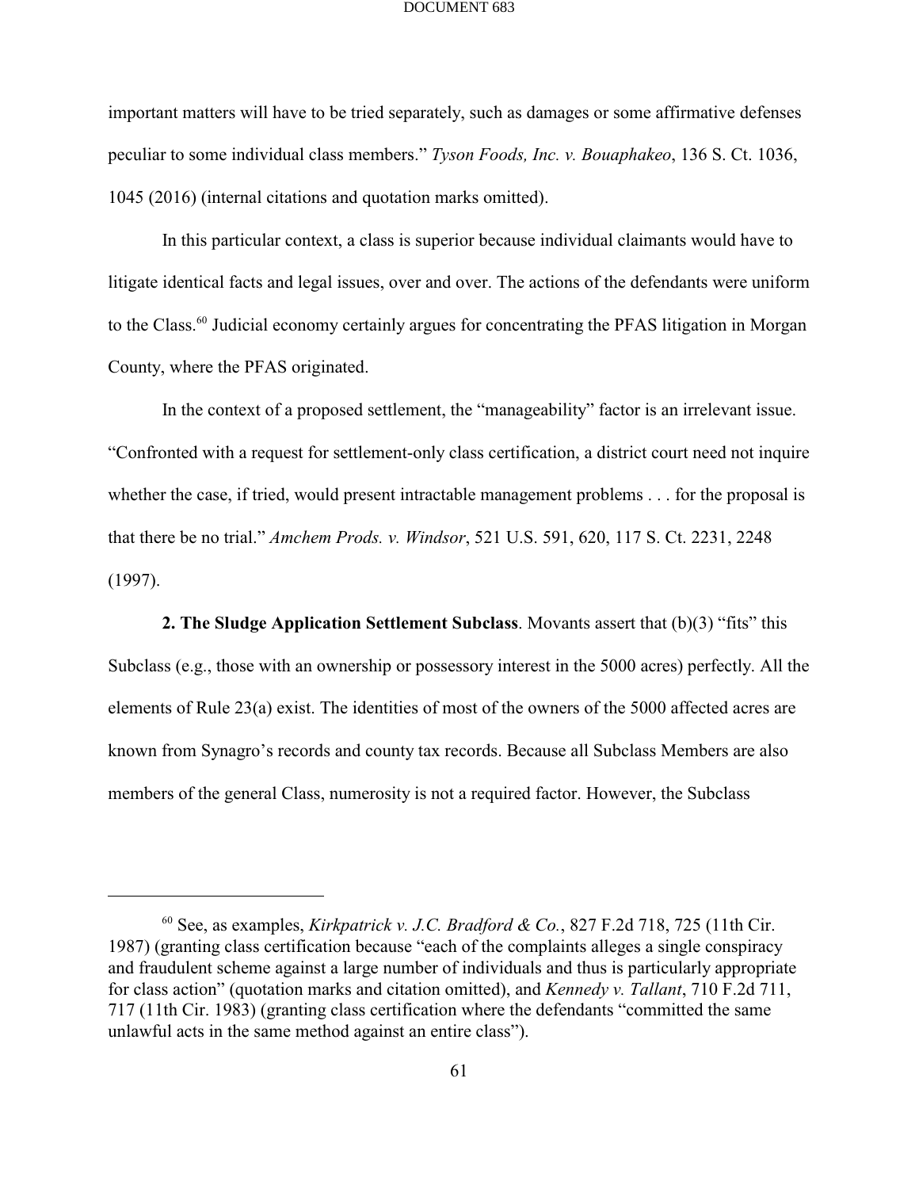important matters will have to be tried separately, such as damages or some affirmative defenses peculiar to some individual class members." *Tyson Foods, Inc. v. Bouaphakeo*, 136 S. Ct. 1036, 1045 (2016) (internal citations and quotation marks omitted).

In this particular context, a class is superior because individual claimants would have to litigate identical facts and legal issues, over and over. The actions of the defendants were uniform to the Class.[60] Judicial economy certainly argues for concentrating the PFAS litigation in Morgan County, where the PFAS originated.

In the context of a proposed settlement, the "manageability" factor is an irrelevant issue. "Confronted with a request for settlement-only class certification, a district court need not inquire whether the case, if tried, would present intractable management problems . . . for the proposal is that there be no trial." *Amchem Prods. v. Windsor*, 521 U.S. 591, 620, 117 S. Ct. 2231, 2248 (1997).

**2. The Sludge Application Settlement Subclass**. Movants assert that (b)(3) "fits" this Subclass (e.g., those with an ownership or possessory interest in the 5000 acres) perfectly. All the elements of Rule 23(a) exist. The identities of most of the owners of the 5000 affected acres are known from Synagro's records and county tax records. Because all Subclass Members are also members of the general Class, numerosity is not a required factor. However, the Subclass

---

[60] See, as examples, *Kirkpatrick v. J.C. Bradford & Co.*, 827 F.2d 718, 725 (11th Cir. 1987) (granting class certification because "each of the complaints alleges a single conspiracy and fraudulent scheme against a large number of individuals and thus is particularly appropriate for class action" (quotation marks and citation omitted), and *Kennedy v. Tallant*, 710 F.2d 711, 717 (11th Cir. 1983) (granting class certification where the defendants "committed the same unlawful acts in the same method against an entire class").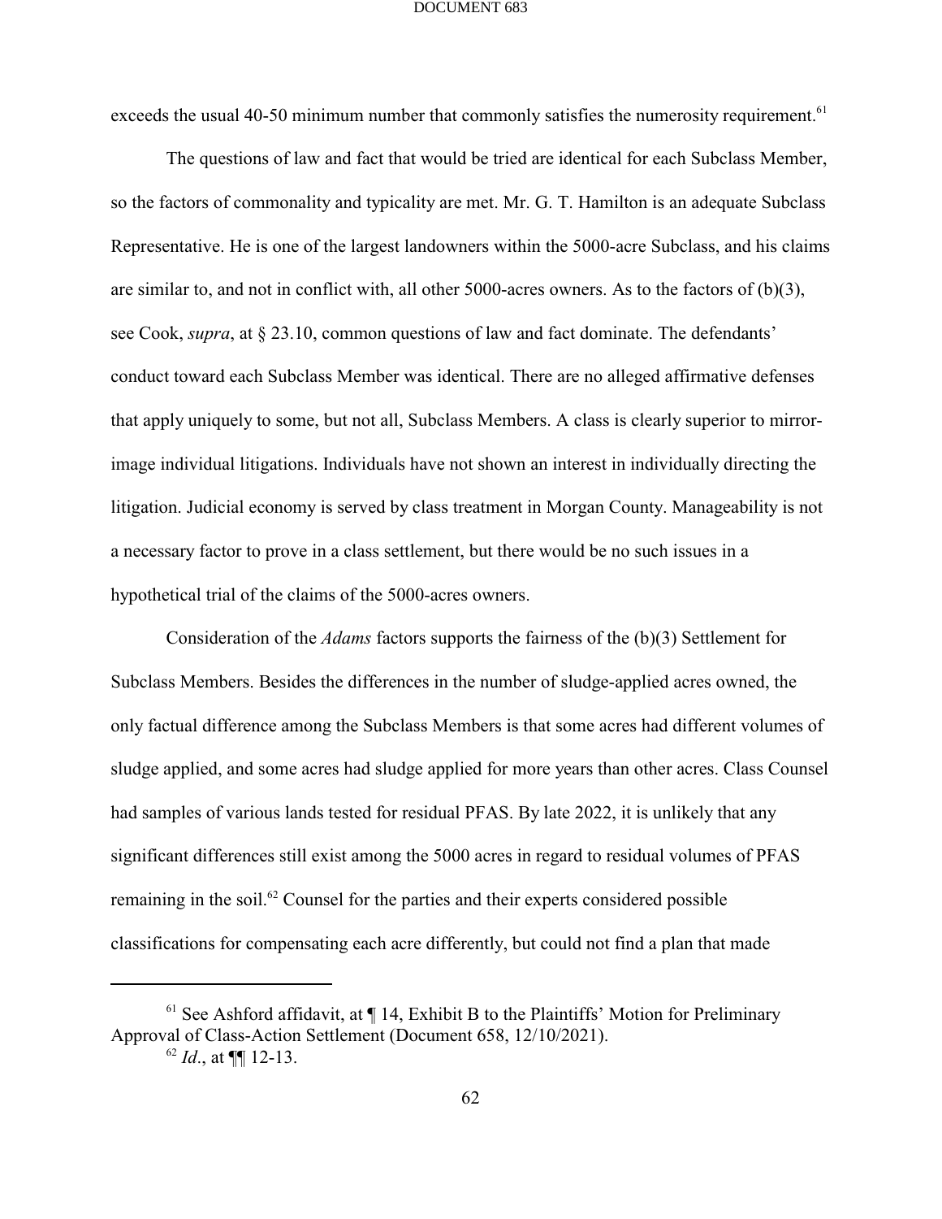exceeds the usual 40-50 minimum number that commonly satisfies the numerosity requirement.[61]

The questions of law and fact that would be tried are identical for each Subclass Member, so the factors of commonality and typicality are met. Mr. G. T. Hamilton is an adequate Subclass Representative. He is one of the largest landowners within the 5000-acre Subclass, and his claims are similar to, and not in conflict with, all other 5000-acres owners. As to the factors of (b)(3), see Cook, *supra*, at § 23.10, common questions of law and fact dominate. The defendants' conduct toward each Subclass Member was identical. There are no alleged affirmative defenses that apply uniquely to some, but not all, Subclass Members. A class is clearly superior to mirror-image individual litigations. Individuals have not shown an interest in individually directing the litigation. Judicial economy is served by class treatment in Morgan County. Manageability is not a necessary factor to prove in a class settlement, but there would be no such issues in a hypothetical trial of the claims of the 5000-acres owners.

Consideration of the *Adams* factors supports the fairness of the (b)(3) Settlement for Subclass Members. Besides the differences in the number of sludge-applied acres owned, the only factual difference among the Subclass Members is that some acres had different volumes of sludge applied, and some acres had sludge applied for more years than other acres. Class Counsel had samples of various lands tested for residual PFAS. By late 2022, it is unlikely that any significant differences still exist among the 5000 acres in regard to residual volumes of PFAS remaining in the soil.[62] Counsel for the parties and their experts considered possible classifications for compensating each acre differently, but could not find a plan that made

---

[61] See Ashford affidavit, at ¶ 14, Exhibit B to the Plaintiffs' Motion for Preliminary Approval of Class-Action Settlement (Document 658, 12/10/2021).

[62] *Id*., at ¶¶ 12-13.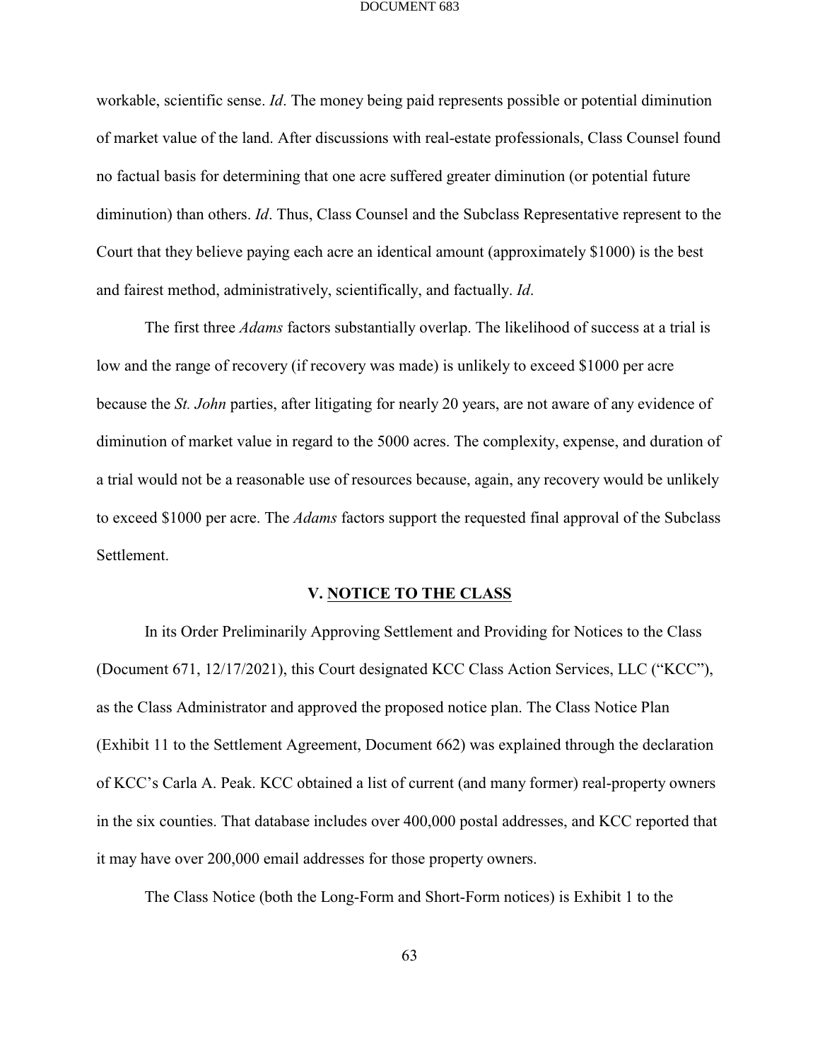workable, scientific sense. *Id*. The money being paid represents possible or potential diminution of market value of the land. After discussions with real-estate professionals, Class Counsel found no factual basis for determining that one acre suffered greater diminution (or potential future diminution) than others. *Id*. Thus, Class Counsel and the Subclass Representative represent to the Court that they believe paying each acre an identical amount (approximately $1000) is the best and fairest method, administratively, scientifically, and factually. *Id*.

The first three *Adams* factors substantially overlap. The likelihood of success at a trial is low and the range of recovery (if recovery was made) is unlikely to exceed $1000 per acre because the *St. John* parties, after litigating for nearly 20 years, are not aware of any evidence of diminution of market value in regard to the 5000 acres. The complexity, expense, and duration of a trial would not be a reasonable use of resources because, again, any recovery would be unlikely to exceed $1000 per acre. The *Adams* factors support the requested final approval of the Subclass Settlement.

## V. NOTICE TO THE CLASS

In its Order Preliminarily Approving Settlement and Providing for Notices to the Class (Document 671, 12/17/2021), this Court designated KCC Class Action Services, LLC ("KCC"), as the Class Administrator and approved the proposed notice plan. The Class Notice Plan (Exhibit 11 to the Settlement Agreement, Document 662) was explained through the declaration of KCC's Carla A. Peak. KCC obtained a list of current (and many former) real-property owners in the six counties. That database includes over 400,000 postal addresses, and KCC reported that it may have over 200,000 email addresses for those property owners.

The Class Notice (both the Long-Form and Short-Form notices) is Exhibit 1 to the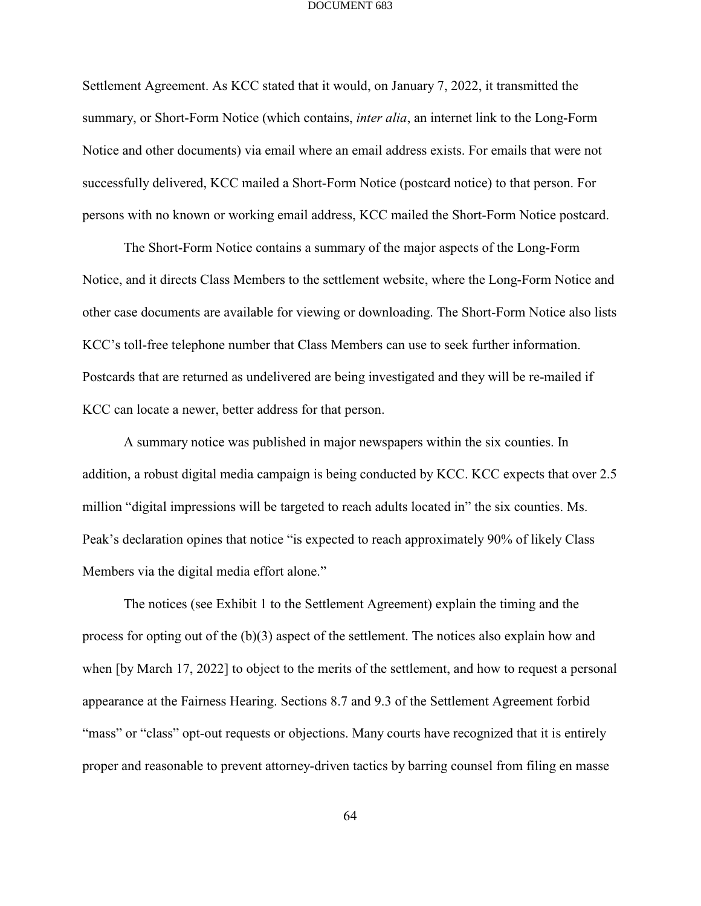Settlement Agreement. As KCC stated that it would, on January 7, 2022, it transmitted the summary, or Short-Form Notice (which contains, *inter alia*, an internet link to the Long-Form Notice and other documents) via email where an email address exists. For emails that were not successfully delivered, KCC mailed a Short-Form Notice (postcard notice) to that person. For persons with no known or working email address, KCC mailed the Short-Form Notice postcard.

The Short-Form Notice contains a summary of the major aspects of the Long-Form Notice, and it directs Class Members to the settlement website, where the Long-Form Notice and other case documents are available for viewing or downloading. The Short-Form Notice also lists KCC's toll-free telephone number that Class Members can use to seek further information. Postcards that are returned as undelivered are being investigated and they will be re-mailed if KCC can locate a newer, better address for that person.

A summary notice was published in major newspapers within the six counties. In addition, a robust digital media campaign is being conducted by KCC. KCC expects that over 2.5 million "digital impressions will be targeted to reach adults located in" the six counties. Ms. Peak's declaration opines that notice "is expected to reach approximately 90% of likely Class Members via the digital media effort alone."

The notices (see Exhibit 1 to the Settlement Agreement) explain the timing and the process for opting out of the (b)(3) aspect of the settlement. The notices also explain how and when [by March 17, 2022] to object to the merits of the settlement, and how to request a personal appearance at the Fairness Hearing. Sections 8.7 and 9.3 of the Settlement Agreement forbid "mass" or "class" opt-out requests or objections. Many courts have recognized that it is entirely proper and reasonable to prevent attorney-driven tactics by barring counsel from filing en masse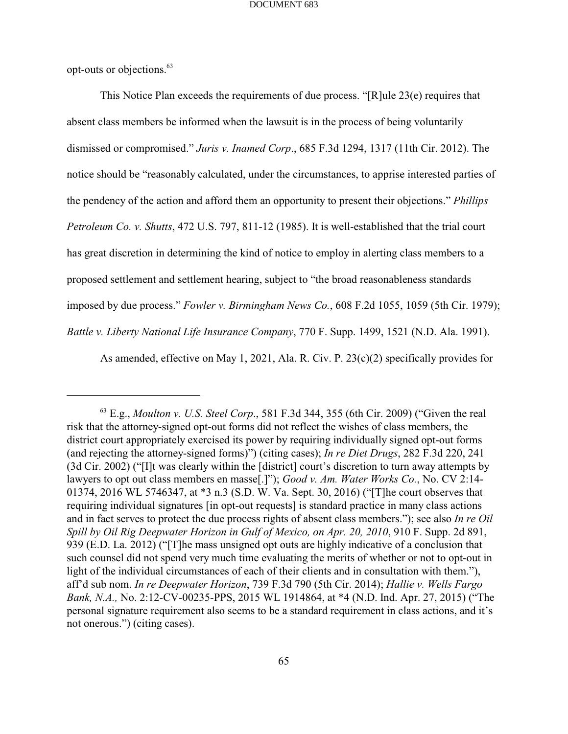opt-outs or objections.[63]

This Notice Plan exceeds the requirements of due process. "[R]ule 23(e) requires that absent class members be informed when the lawsuit is in the process of being voluntarily dismissed or compromised." *Juris v. Inamed Corp*., 685 F.3d 1294, 1317 (11th Cir. 2012). The notice should be "reasonably calculated, under the circumstances, to apprise interested parties of the pendency of the action and afford them an opportunity to present their objections." *Phillips Petroleum Co. v. Shutts*, 472 U.S. 797, 811-12 (1985). It is well-established that the trial court has great discretion in determining the kind of notice to employ in alerting class members to a proposed settlement and settlement hearing, subject to "the broad reasonableness standards imposed by due process." *Fowler v. Birmingham News Co.*, 608 F.2d 1055, 1059 (5th Cir. 1979); *Battle v. Liberty National Life Insurance Company*, 770 F. Supp. 1499, 1521 (N.D. Ala. 1991).

As amended, effective on May 1, 2021, Ala. R. Civ. P. 23(c)(2) specifically provides for

---

[63] E.g., *Moulton v. U.S. Steel Corp*., 581 F.3d 344, 355 (6th Cir. 2009) ("Given the real risk that the attorney-signed opt-out forms did not reflect the wishes of class members, the district court appropriately exercised its power by requiring individually signed opt-out forms (and rejecting the attorney-signed forms)") (citing cases); *In re Diet Drugs*, 282 F.3d 220, 241 (3d Cir. 2002) ("[I]t was clearly within the [district] court's discretion to turn away attempts by lawyers to opt out class members en masse[.]"); *Good v. Am. Water Works Co.*, No. CV 2:14-01374, 2016 WL 5746347, at *3 n.3 (S.D. W. Va. Sept. 30, 2016) ("[T]he court observes that requiring individual signatures [in opt-out requests] is standard practice in many class actions and in fact serves to protect the due process rights of absent class members."); see also *In re Oil Spill by Oil Rig Deepwater Horizon in Gulf of Mexico, on Apr. 20, 2010*, 910 F. Supp. 2d 891, 939 (E.D. La. 2012) ("[T]he mass unsigned opt outs are highly indicative of a conclusion that such counsel did not spend very much time evaluating the merits of whether or not to opt-out in light of the individual circumstances of each of their clients and in consultation with them."), aff'd sub nom. *In re Deepwater Horizon*, 739 F.3d 790 (5th Cir. 2014); *Hallie v. Wells Fargo Bank, N.A.,* No. 2:12-CV-00235-PPS, 2015 WL 1914864, at *4 (N.D. Ind. Apr. 27, 2015) ("The personal signature requirement also seems to be a standard requirement in class actions, and it's not onerous.") (citing cases).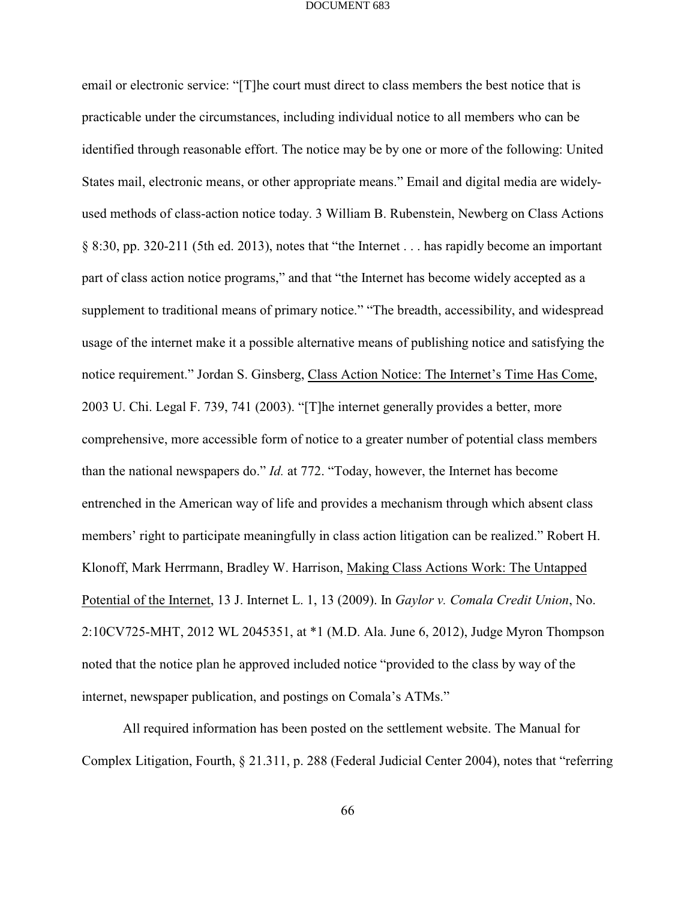email or electronic service: "[T]he court must direct to class members the best notice that is practicable under the circumstances, including individual notice to all members who can be identified through reasonable effort. The notice may be by one or more of the following: United States mail, electronic means, or other appropriate means." Email and digital media are widely-used methods of class-action notice today. 3 William B. Rubenstein, Newberg on Class Actions § 8:30, pp. 320-211 (5th ed. 2013), notes that "the Internet . . . has rapidly become an important part of class action notice programs," and that "the Internet has become widely accepted as a supplement to traditional means of primary notice." "The breadth, accessibility, and widespread usage of the internet make it a possible alternative means of publishing notice and satisfying the notice requirement." Jordan S. Ginsberg, <u>Class Action Notice: The Internet's Time Has Come</u>, 2003 U. Chi. Legal F. 739, 741 (2003). "[T]he internet generally provides a better, more comprehensive, more accessible form of notice to a greater number of potential class members than the national newspapers do." *Id.* at 772. "Today, however, the Internet has become entrenched in the American way of life and provides a mechanism through which absent class members' right to participate meaningfully in class action litigation can be realized." Robert H. Klonoff, Mark Herrmann, Bradley W. Harrison, <u>Making Class Actions Work: The Untapped Potential of the Internet</u>, 13 J. Internet L. 1, 13 (2009). In *Gaylor v. Comala Credit Union*, No. 2:10CV725-MHT, 2012 WL 2045351, at *1 (M.D. Ala. June 6, 2012), Judge Myron Thompson noted that the notice plan he approved included notice "provided to the class by way of the internet, newspaper publication, and postings on Comala's ATMs."

All required information has been posted on the settlement website. The Manual for Complex Litigation, Fourth, § 21.311, p. 288 (Federal Judicial Center 2004), notes that "referring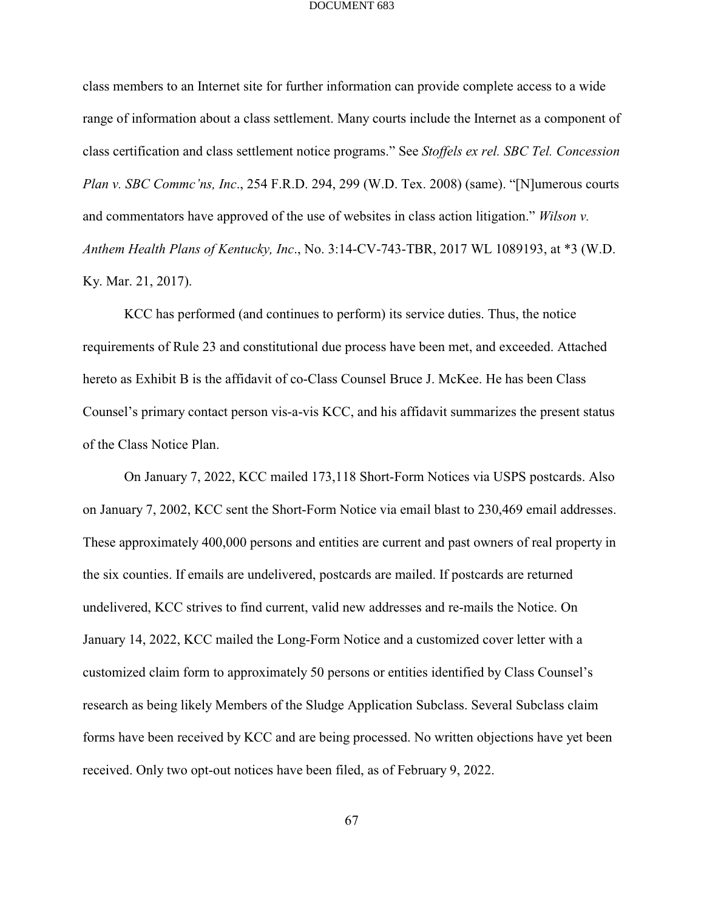class members to an Internet site for further information can provide complete access to a wide range of information about a class settlement. Many courts include the Internet as a component of class certification and class settlement notice programs." See *Stoffels ex rel. SBC Tel. Concession Plan v. SBC Commc'ns, Inc*., 254 F.R.D. 294, 299 (W.D. Tex. 2008) (same). "[N]umerous courts and commentators have approved of the use of websites in class action litigation." *Wilson v. Anthem Health Plans of Kentucky, Inc*., No. 3:14-CV-743-TBR, 2017 WL 1089193, at *3 (W.D. Ky. Mar. 21, 2017).

KCC has performed (and continues to perform) its service duties. Thus, the notice requirements of Rule 23 and constitutional due process have been met, and exceeded. Attached hereto as Exhibit B is the affidavit of co-Class Counsel Bruce J. McKee. He has been Class Counsel's primary contact person vis-a-vis KCC, and his affidavit summarizes the present status of the Class Notice Plan.

On January 7, 2022, KCC mailed 173,118 Short-Form Notices via USPS postcards. Also on January 7, 2002, KCC sent the Short-Form Notice via email blast to 230,469 email addresses. These approximately 400,000 persons and entities are current and past owners of real property in the six counties. If emails are undelivered, postcards are mailed. If postcards are returned undelivered, KCC strives to find current, valid new addresses and re-mails the Notice. On January 14, 2022, KCC mailed the Long-Form Notice and a customized cover letter with a customized claim form to approximately 50 persons or entities identified by Class Counsel's research as being likely Members of the Sludge Application Subclass. Several Subclass claim forms have been received by KCC and are being processed. No written objections have yet been received. Only two opt-out notices have been filed, as of February 9, 2022.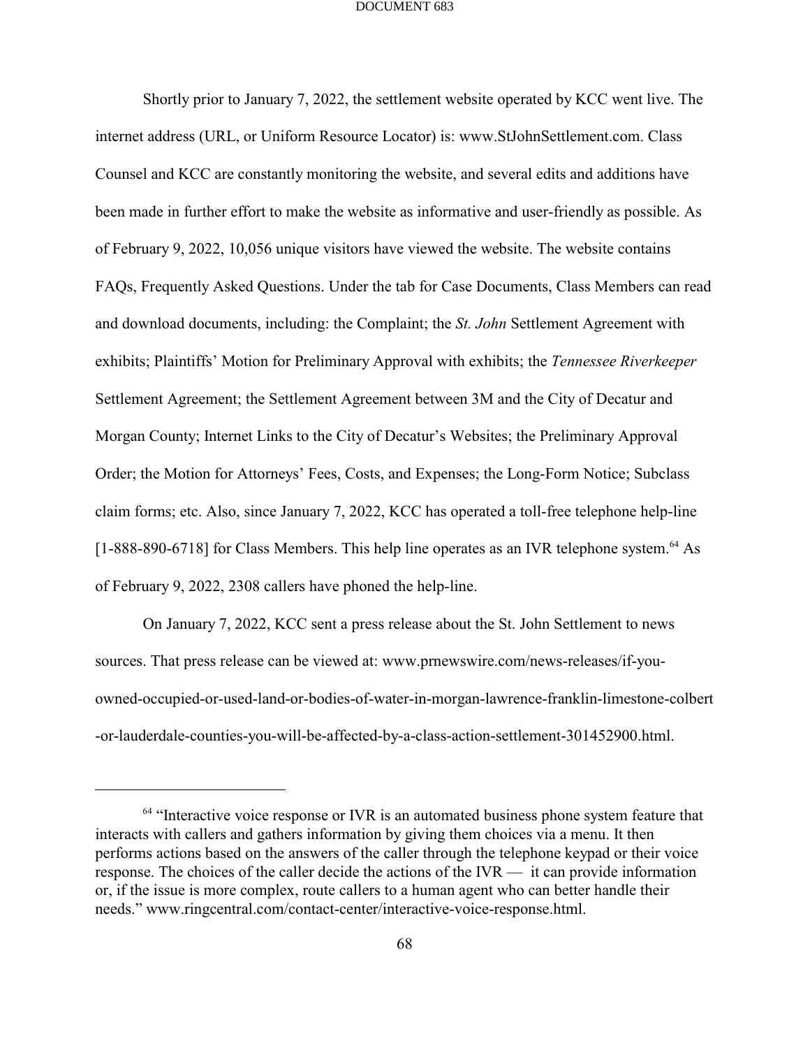Shortly prior to January 7, 2022, the settlement website operated by KCC went live. The internet address (URL, or Uniform Resource Locator) is: www.StJohnSettlement.com. Class Counsel and KCC are constantly monitoring the website, and several edits and additions have been made in further effort to make the website as informative and user-friendly as possible. As of February 9, 2022, 10,056 unique visitors have viewed the website. The website contains FAQs, Frequently Asked Questions. Under the tab for Case Documents, Class Members can read and download documents, including: the Complaint; the *St. John* Settlement Agreement with exhibits; Plaintiffs' Motion for Preliminary Approval with exhibits; the *Tennessee Riverkeeper* Settlement Agreement; the Settlement Agreement between 3M and the City of Decatur and Morgan County; Internet Links to the City of Decatur's Websites; the Preliminary Approval Order; the Motion for Attorneys' Fees, Costs, and Expenses; the Long-Form Notice; Subclass claim forms; etc. Also, since January 7, 2022, KCC has operated a toll-free telephone help-line [1-888-890-6718] for Class Members. This help line operates as an IVR telephone system.[64] As of February 9, 2022, 2308 callers have phoned the help-line.

On January 7, 2022, KCC sent a press release about the St. John Settlement to news sources. That press release can be viewed at: www.prnewswire.com/news-releases/if-you-owned-occupied-or-used-land-or-bodies-of-water-in-morgan-lawrence-franklin-limestone-colbert-or-lauderdale-counties-you-will-be-affected-by-a-class-action-settlement-301452900.html.

---

[64] "Interactive voice response or IVR is an automated business phone system feature that interacts with callers and gathers information by giving them choices via a menu. It then performs actions based on the answers of the caller through the telephone keypad or their voice response. The choices of the caller decide the actions of the IVR — it can provide information or, if the issue is more complex, route callers to a human agent who can better handle their needs." www.ringcentral.com/contact-center/interactive-voice-response.html.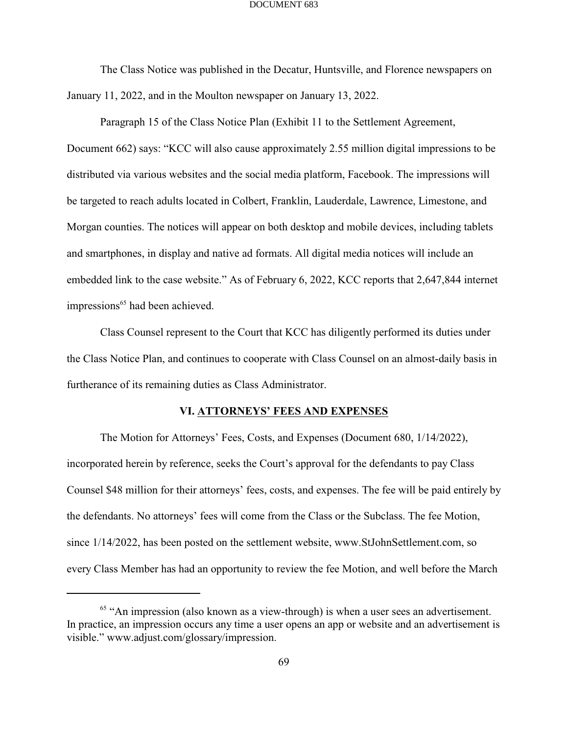The Class Notice was published in the Decatur, Huntsville, and Florence newspapers on January 11, 2022, and in the Moulton newspaper on January 13, 2022.

Paragraph 15 of the Class Notice Plan (Exhibit 11 to the Settlement Agreement, Document 662) says: "KCC will also cause approximately 2.55 million digital impressions to be distributed via various websites and the social media platform, Facebook. The impressions will be targeted to reach adults located in Colbert, Franklin, Lauderdale, Lawrence, Limestone, and Morgan counties. The notices will appear on both desktop and mobile devices, including tablets and smartphones, in display and native ad formats. All digital media notices will include an embedded link to the case website." As of February 6, 2022, KCC reports that 2,647,844 internet impressions[65] had been achieved.

Class Counsel represent to the Court that KCC has diligently performed its duties under the Class Notice Plan, and continues to cooperate with Class Counsel on an almost-daily basis in furtherance of its remaining duties as Class Administrator.

## VI. ATTORNEYS' FEES AND EXPENSES

The Motion for Attorneys' Fees, Costs, and Expenses (Document 680, 1/14/2022), incorporated herein by reference, seeks the Court's approval for the defendants to pay Class Counsel $48 million for their attorneys' fees, costs, and expenses. The fee will be paid entirely by the defendants. No attorneys' fees will come from the Class or the Subclass. The fee Motion, since 1/14/2022, has been posted on the settlement website, www.StJohnSettlement.com, so every Class Member has had an opportunity to review the fee Motion, and well before the March

---

[65] "An impression (also known as a view-through) is when a user sees an advertisement. In practice, an impression occurs any time a user opens an app or website and an advertisement is visible." www.adjust.com/glossary/impression.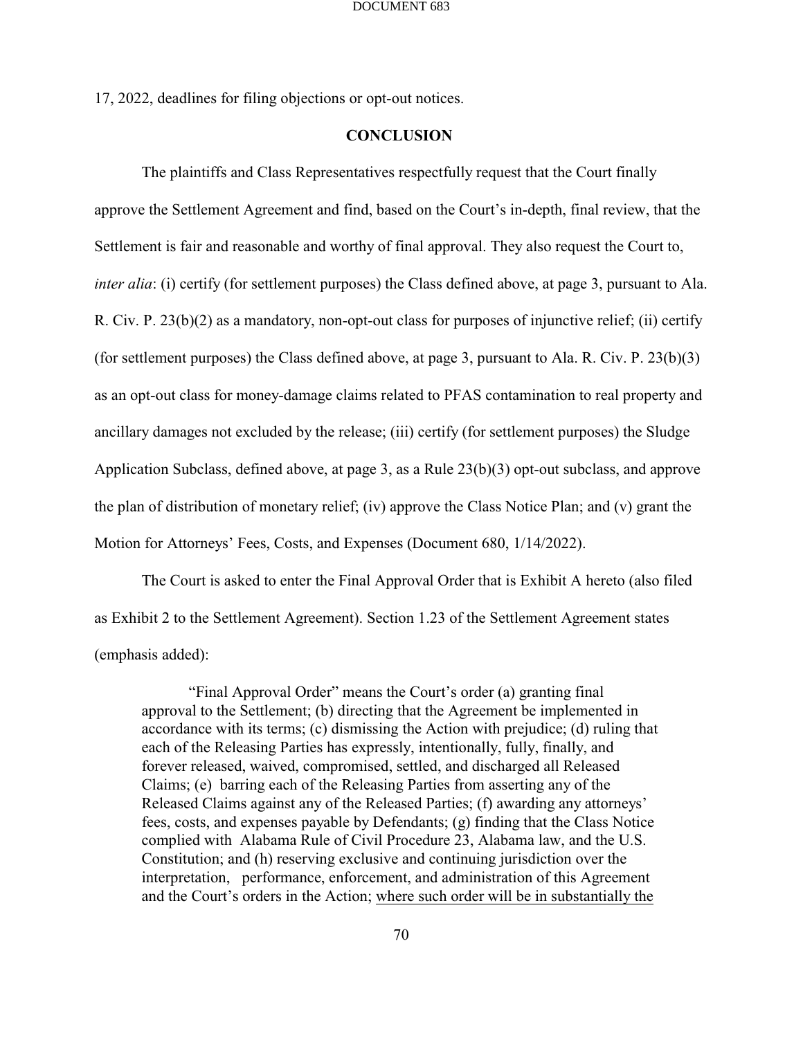17, 2022, deadlines for filing objections or opt-out notices.

## CONCLUSION

The plaintiffs and Class Representatives respectfully request that the Court finally approve the Settlement Agreement and find, based on the Court's in-depth, final review, that the Settlement is fair and reasonable and worthy of final approval. They also request the Court to, *inter alia*: (i) certify (for settlement purposes) the Class defined above, at page 3, pursuant to Ala. R. Civ. P. 23(b)(2) as a mandatory, non-opt-out class for purposes of injunctive relief; (ii) certify (for settlement purposes) the Class defined above, at page 3, pursuant to Ala. R. Civ. P. 23(b)(3) as an opt-out class for money-damage claims related to PFAS contamination to real property and ancillary damages not excluded by the release; (iii) certify (for settlement purposes) the Sludge Application Subclass, defined above, at page 3, as a Rule 23(b)(3) opt-out subclass, and approve the plan of distribution of monetary relief; (iv) approve the Class Notice Plan; and (v) grant the Motion for Attorneys' Fees, Costs, and Expenses (Document 680, 1/14/2022).

The Court is asked to enter the Final Approval Order that is Exhibit A hereto (also filed as Exhibit 2 to the Settlement Agreement). Section 1.23 of the Settlement Agreement states (emphasis added):

> "Final Approval Order" means the Court's order (a) granting final approval to the Settlement; (b) directing that the Agreement be implemented in accordance with its terms; (c) dismissing the Action with prejudice; (d) ruling that each of the Releasing Parties has expressly, intentionally, fully, finally, and forever released, waived, compromised, settled, and discharged all Released Claims; (e) barring each of the Releasing Parties from asserting any of the Released Claims against any of the Released Parties; (f) awarding any attorneys' fees, costs, and expenses payable by Defendants; (g) finding that the Class Notice complied with Alabama Rule of Civil Procedure 23, Alabama law, and the U.S. Constitution; and (h) reserving exclusive and continuing jurisdiction over the interpretation, performance, enforcement, and administration of this Agreement and the Court's orders in the Action; <u>where such order will be in substantially the</u>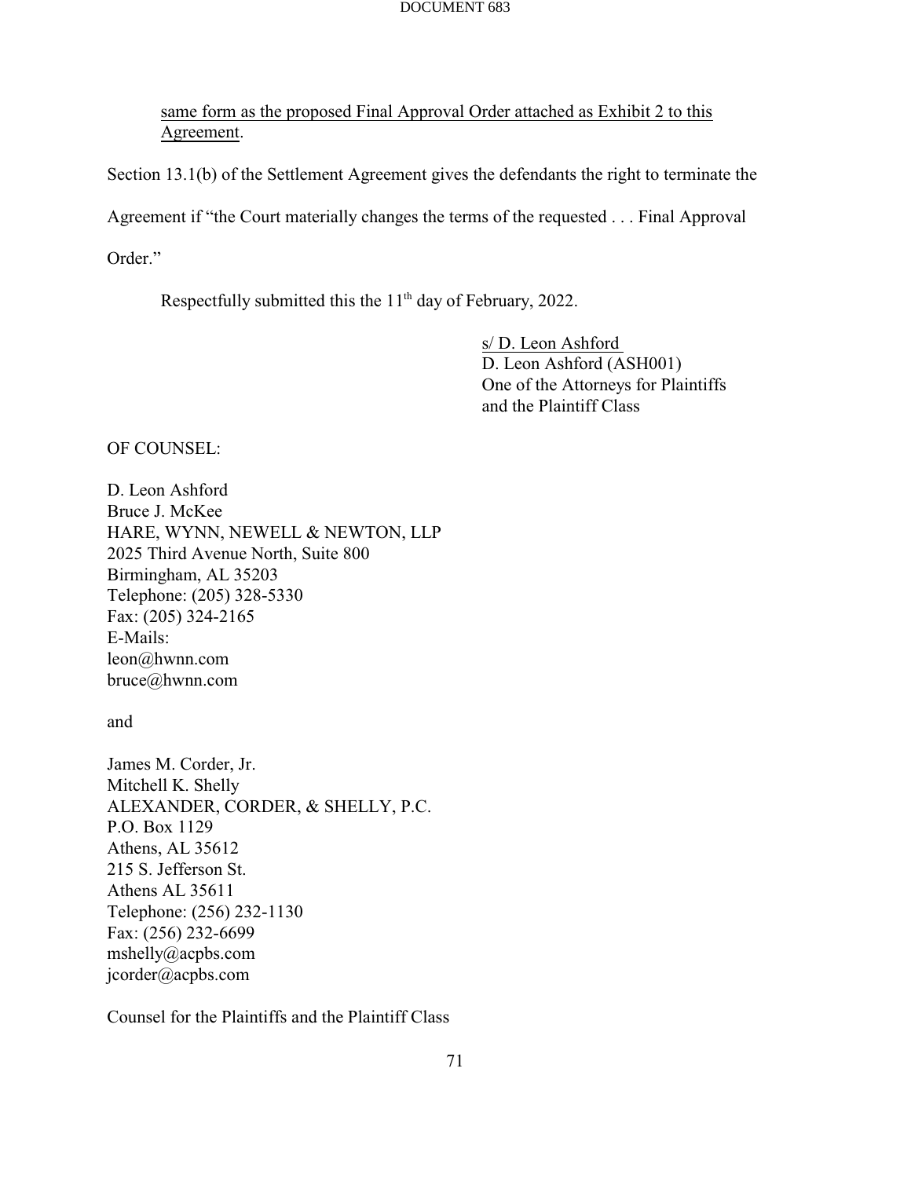same form as the proposed Final Approval Order attached as Exhibit 2 to this Agreement.

Section 13.1(b) of the Settlement Agreement gives the defendants the right to terminate the Agreement if "the Court materially changes the terms of the requested . . . Final Approval Order."

Respectfully submitted this the 11th day of February, 2022.

s/ D. Leon Ashford
D. Leon Ashford (ASH001)
One of the Attorneys for Plaintiffs
and the Plaintiff Class

OF COUNSEL:

D. Leon Ashford
Bruce J. McKee
HARE, WYNN, NEWELL & NEWTON, LLP
2025 Third Avenue North, Suite 800
Birmingham, AL 35203
Telephone: (205) 328-5330
Fax: (205) 324-2165
E-Mails:
leon@hwnn.com
bruce@hwnn.com

and

James M. Corder, Jr.
Mitchell K. Shelly
ALEXANDER, CORDER, & SHELLY, P.C.
P.O. Box 1129
Athens, AL 35612
215 S. Jefferson St.
Athens AL 35611
Telephone: (256) 232-1130
Fax: (256) 232-6699
mshelly@acpbs.com
jcorder@acpbs.com

Counsel for the Plaintiffs and the Plaintiff Class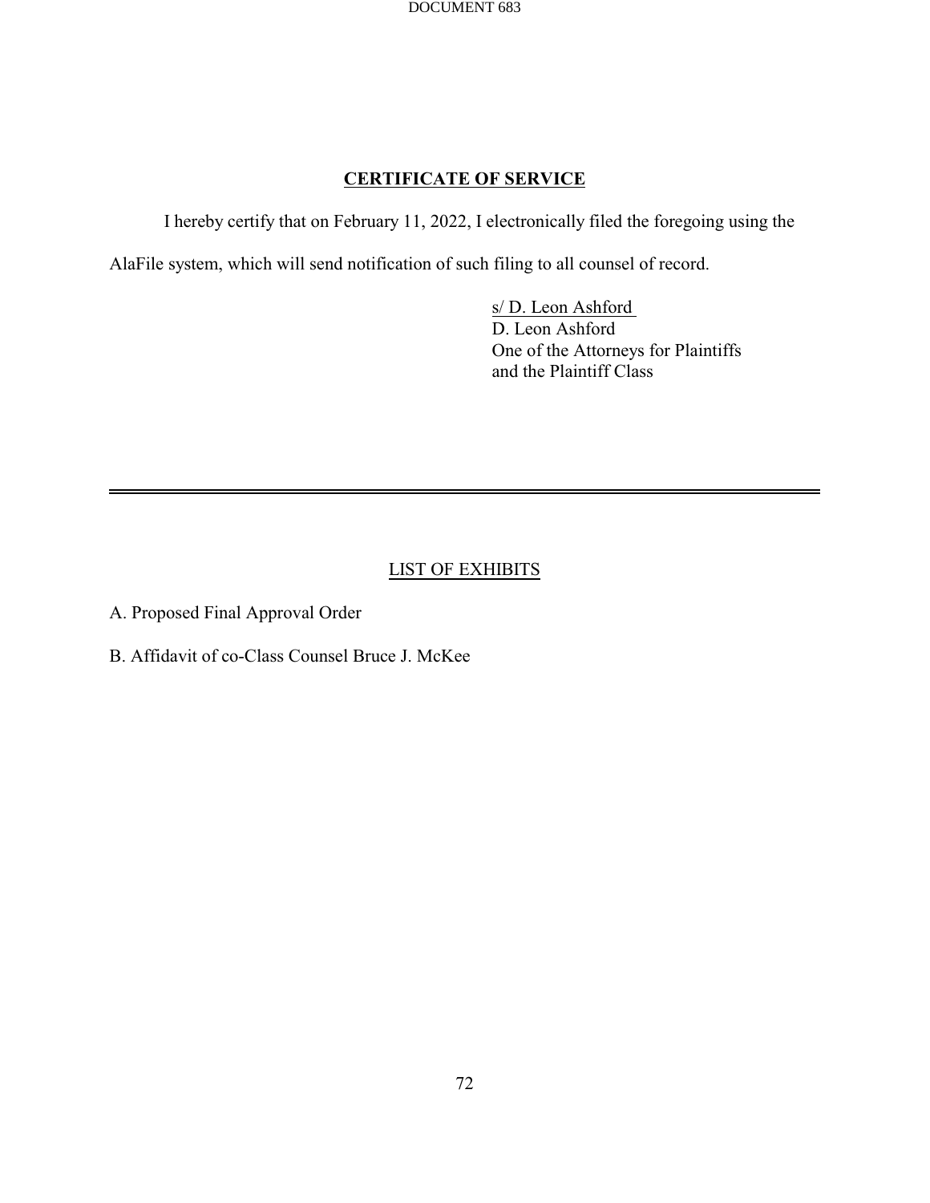## CERTIFICATE OF SERVICE

I hereby certify that on February 11, 2022, I electronically filed the foregoing using the AlaFile system, which will send notification of such filing to all counsel of record.

s/ D. Leon Ashford
D. Leon Ashford
One of the Attorneys for Plaintiffs
and the Plaintiff Class

---

LIST OF EXHIBITS

A. Proposed Final Approval Order

B. Affidavit of co-Class Counsel Bruce J. McKee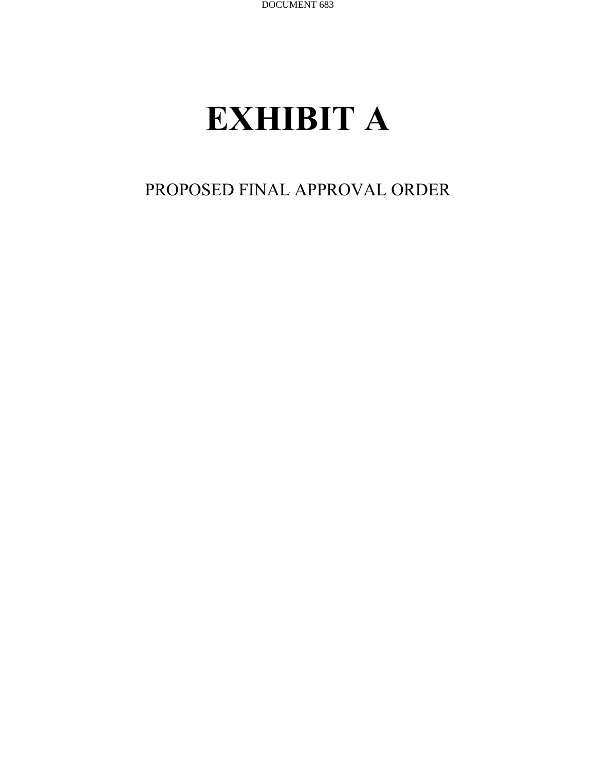# EXHIBIT A

PROPOSED FINAL APPROVAL ORDER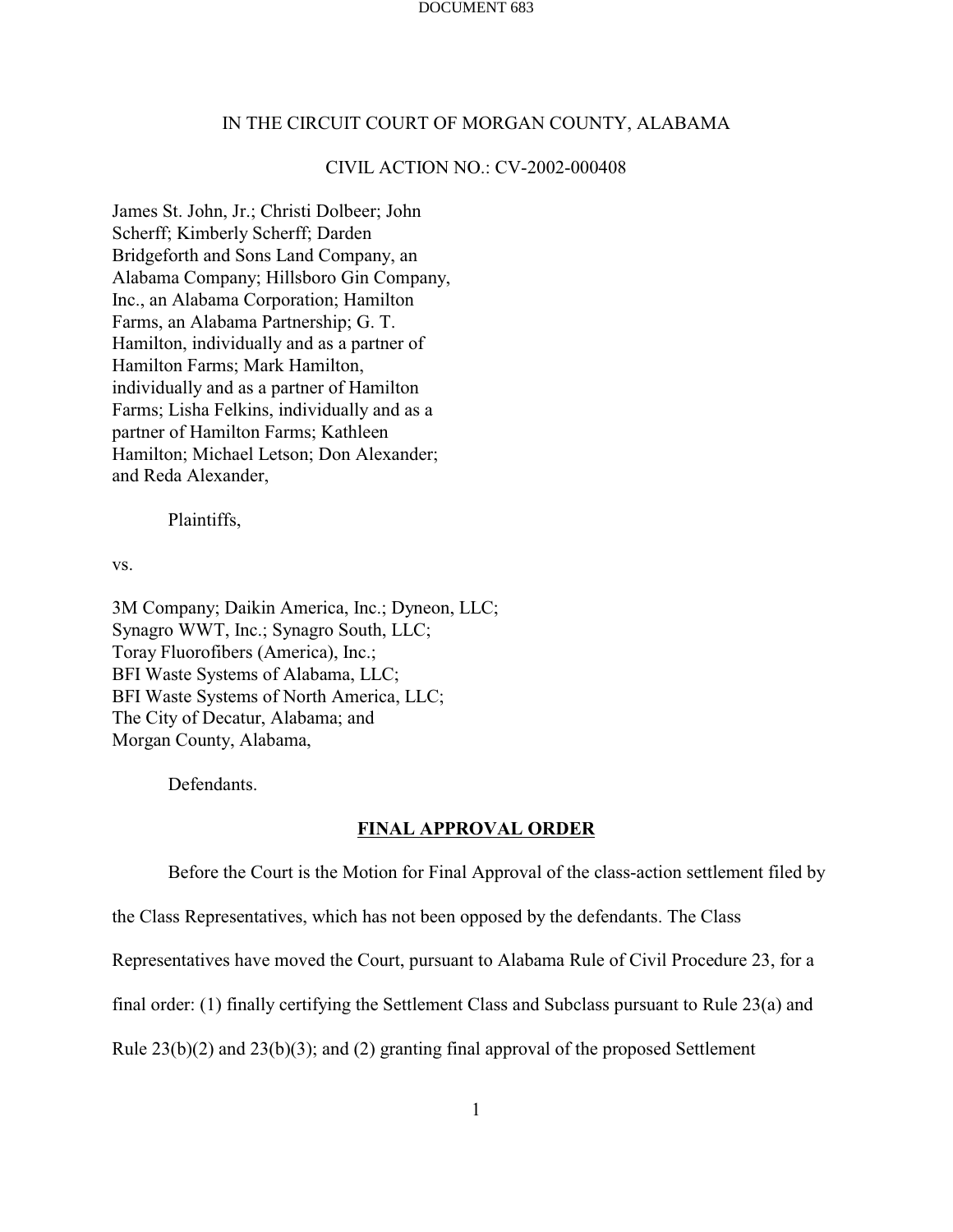DOCUMENT 683

IN THE CIRCUIT COURT OF MORGAN COUNTY, ALABAMA

CIVIL ACTION NO.: CV-2002-000408

James St. John, Jr.; Christi Dolbeer; John Scherff; Kimberly Scherff; Darden Bridgeforth and Sons Land Company, an Alabama Company; Hillsboro Gin Company, Inc., an Alabama Corporation; Hamilton Farms, an Alabama Partnership; G. T. Hamilton, individually and as a partner of Hamilton Farms; Mark Hamilton, individually and as a partner of Hamilton Farms; Lisha Felkins, individually and as a partner of Hamilton Farms; Kathleen Hamilton; Michael Letson; Don Alexander; and Reda Alexander,

Plaintiffs,

vs.

3M Company; Daikin America, Inc.; Dyneon, LLC; Synagro WWT, Inc.; Synagro South, LLC; Toray Fluorofibers (America), Inc.; BFI Waste Systems of Alabama, LLC; BFI Waste Systems of North America, LLC; The City of Decatur, Alabama; and Morgan County, Alabama,

Defendants.

## FINAL APPROVAL ORDER

Before the Court is the Motion for Final Approval of the class-action settlement filed by the Class Representatives, which has not been opposed by the defendants. The Class Representatives have moved the Court, pursuant to Alabama Rule of Civil Procedure 23, for a final order: (1) finally certifying the Settlement Class and Subclass pursuant to Rule 23(a) and Rule 23(b)(2) and 23(b)(3); and (2) granting final approval of the proposed Settlement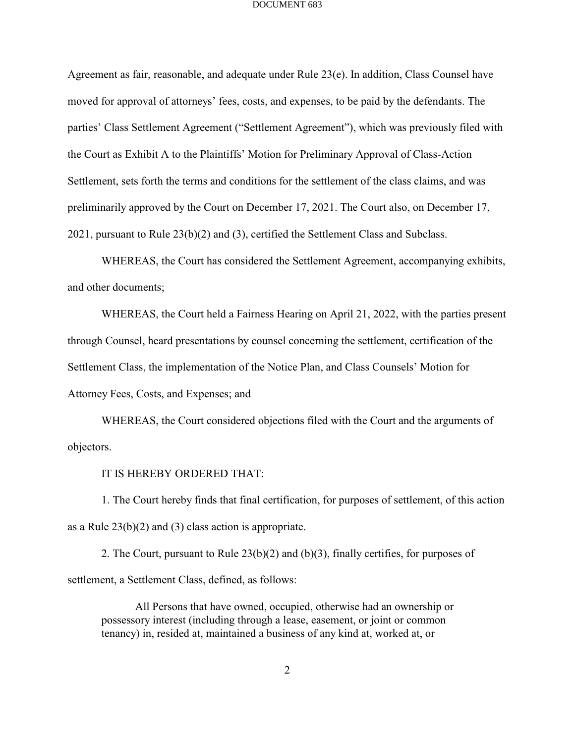Agreement as fair, reasonable, and adequate under Rule 23(e). In addition, Class Counsel have moved for approval of attorneys' fees, costs, and expenses, to be paid by the defendants. The parties' Class Settlement Agreement ("Settlement Agreement"), which was previously filed with the Court as Exhibit A to the Plaintiffs' Motion for Preliminary Approval of Class-Action Settlement, sets forth the terms and conditions for the settlement of the class claims, and was preliminarily approved by the Court on December 17, 2021. The Court also, on December 17, 2021, pursuant to Rule 23(b)(2) and (3), certified the Settlement Class and Subclass.

WHEREAS, the Court has considered the Settlement Agreement, accompanying exhibits, and other documents;

WHEREAS, the Court held a Fairness Hearing on April 21, 2022, with the parties present through Counsel, heard presentations by counsel concerning the settlement, certification of the Settlement Class, the implementation of the Notice Plan, and Class Counsels' Motion for Attorney Fees, Costs, and Expenses; and

WHEREAS, the Court considered objections filed with the Court and the arguments of objectors.

IT IS HEREBY ORDERED THAT:

1. The Court hereby finds that final certification, for purposes of settlement, of this action as a Rule 23(b)(2) and (3) class action is appropriate.

2. The Court, pursuant to Rule 23(b)(2) and (b)(3), finally certifies, for purposes of settlement, a Settlement Class, defined, as follows:

> All Persons that have owned, occupied, otherwise had an ownership or possessory interest (including through a lease, easement, or joint or common tenancy) in, resided at, maintained a business of any kind at, worked at, or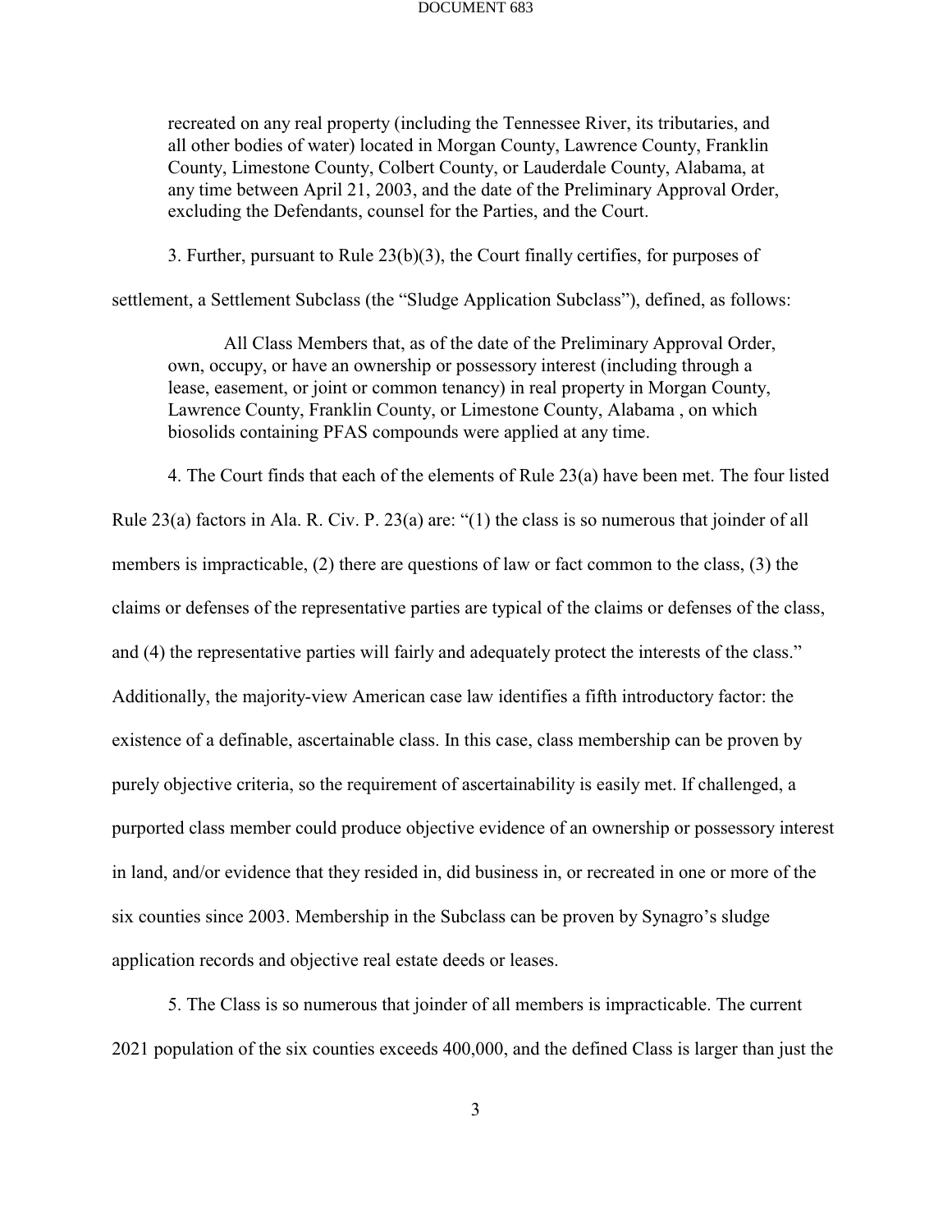> recreated on any real property (including the Tennessee River, its tributaries, and all other bodies of water) located in Morgan County, Lawrence County, Franklin County, Limestone County, Colbert County, or Lauderdale County, Alabama, at any time between April 21, 2003, and the date of the Preliminary Approval Order, excluding the Defendants, counsel for the Parties, and the Court.

3. Further, pursuant to Rule 23(b)(3), the Court finally certifies, for purposes of settlement, a Settlement Subclass (the "Sludge Application Subclass"), defined, as follows:

> All Class Members that, as of the date of the Preliminary Approval Order, own, occupy, or have an ownership or possessory interest (including through a lease, easement, or joint or common tenancy) in real property in Morgan County, Lawrence County, Franklin County, or Limestone County, Alabama , on which biosolids containing PFAS compounds were applied at any time.

4. The Court finds that each of the elements of Rule 23(a) have been met. The four listed Rule 23(a) factors in Ala. R. Civ. P. 23(a) are: "(1) the class is so numerous that joinder of all members is impracticable, (2) there are questions of law or fact common to the class, (3) the claims or defenses of the representative parties are typical of the claims or defenses of the class, and (4) the representative parties will fairly and adequately protect the interests of the class." Additionally, the majority-view American case law identifies a fifth introductory factor: the existence of a definable, ascertainable class. In this case, class membership can be proven by purely objective criteria, so the requirement of ascertainability is easily met. If challenged, a purported class member could produce objective evidence of an ownership or possessory interest in land, and/or evidence that they resided in, did business in, or recreated in one or more of the six counties since 2003. Membership in the Subclass can be proven by Synagro's sludge application records and objective real estate deeds or leases.

5. The Class is so numerous that joinder of all members is impracticable. The current 2021 population of the six counties exceeds 400,000, and the defined Class is larger than just the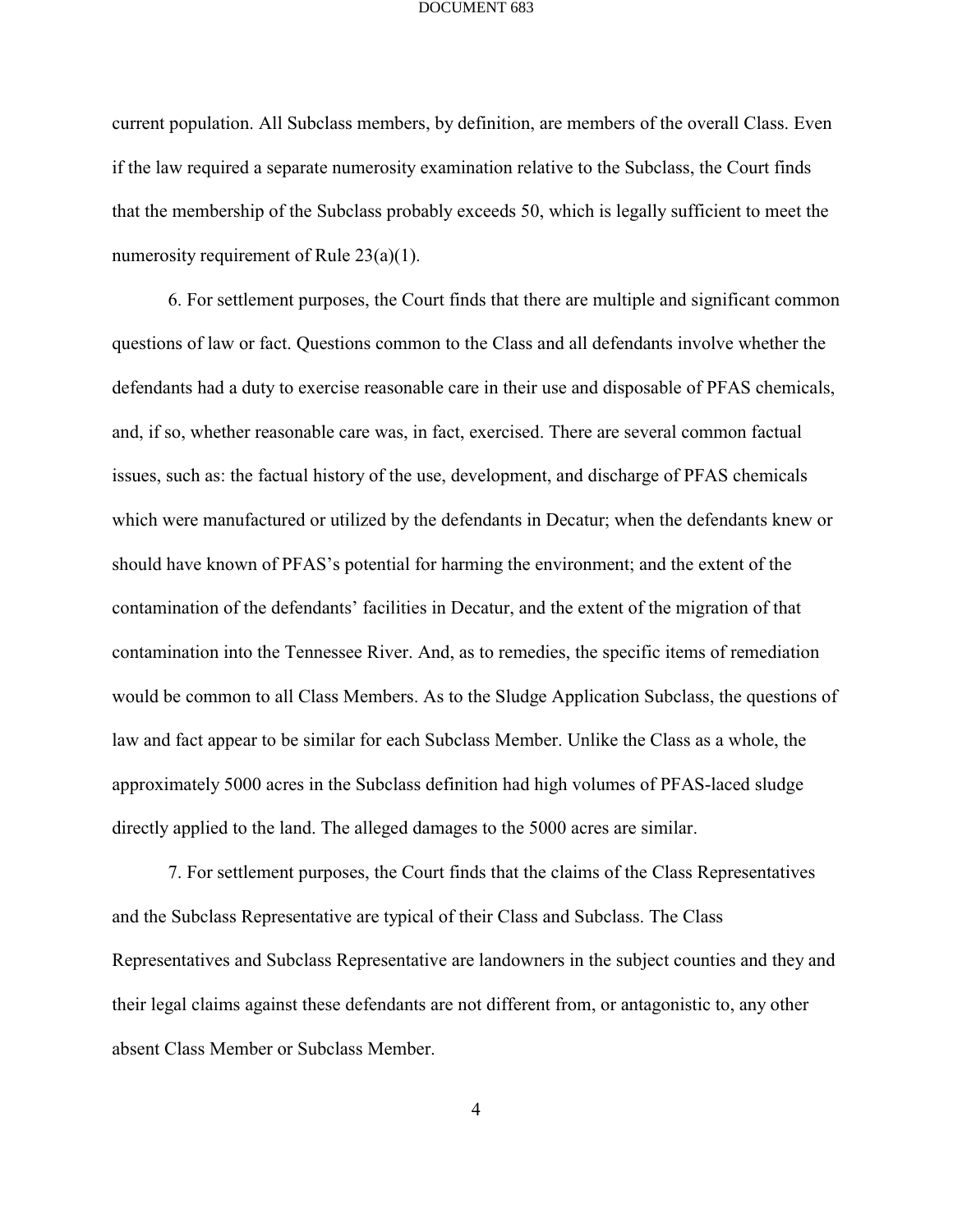current population. All Subclass members, by definition, are members of the overall Class. Even if the law required a separate numerosity examination relative to the Subclass, the Court finds that the membership of the Subclass probably exceeds 50, which is legally sufficient to meet the numerosity requirement of Rule 23(a)(1).

6. For settlement purposes, the Court finds that there are multiple and significant common questions of law or fact. Questions common to the Class and all defendants involve whether the defendants had a duty to exercise reasonable care in their use and disposable of PFAS chemicals, and, if so, whether reasonable care was, in fact, exercised. There are several common factual issues, such as: the factual history of the use, development, and discharge of PFAS chemicals which were manufactured or utilized by the defendants in Decatur; when the defendants knew or should have known of PFAS's potential for harming the environment; and the extent of the contamination of the defendants' facilities in Decatur, and the extent of the migration of that contamination into the Tennessee River. And, as to remedies, the specific items of remediation would be common to all Class Members. As to the Sludge Application Subclass, the questions of law and fact appear to be similar for each Subclass Member. Unlike the Class as a whole, the approximately 5000 acres in the Subclass definition had high volumes of PFAS-laced sludge directly applied to the land. The alleged damages to the 5000 acres are similar.

7. For settlement purposes, the Court finds that the claims of the Class Representatives and the Subclass Representative are typical of their Class and Subclass. The Class Representatives and Subclass Representative are landowners in the subject counties and they and their legal claims against these defendants are not different from, or antagonistic to, any other absent Class Member or Subclass Member.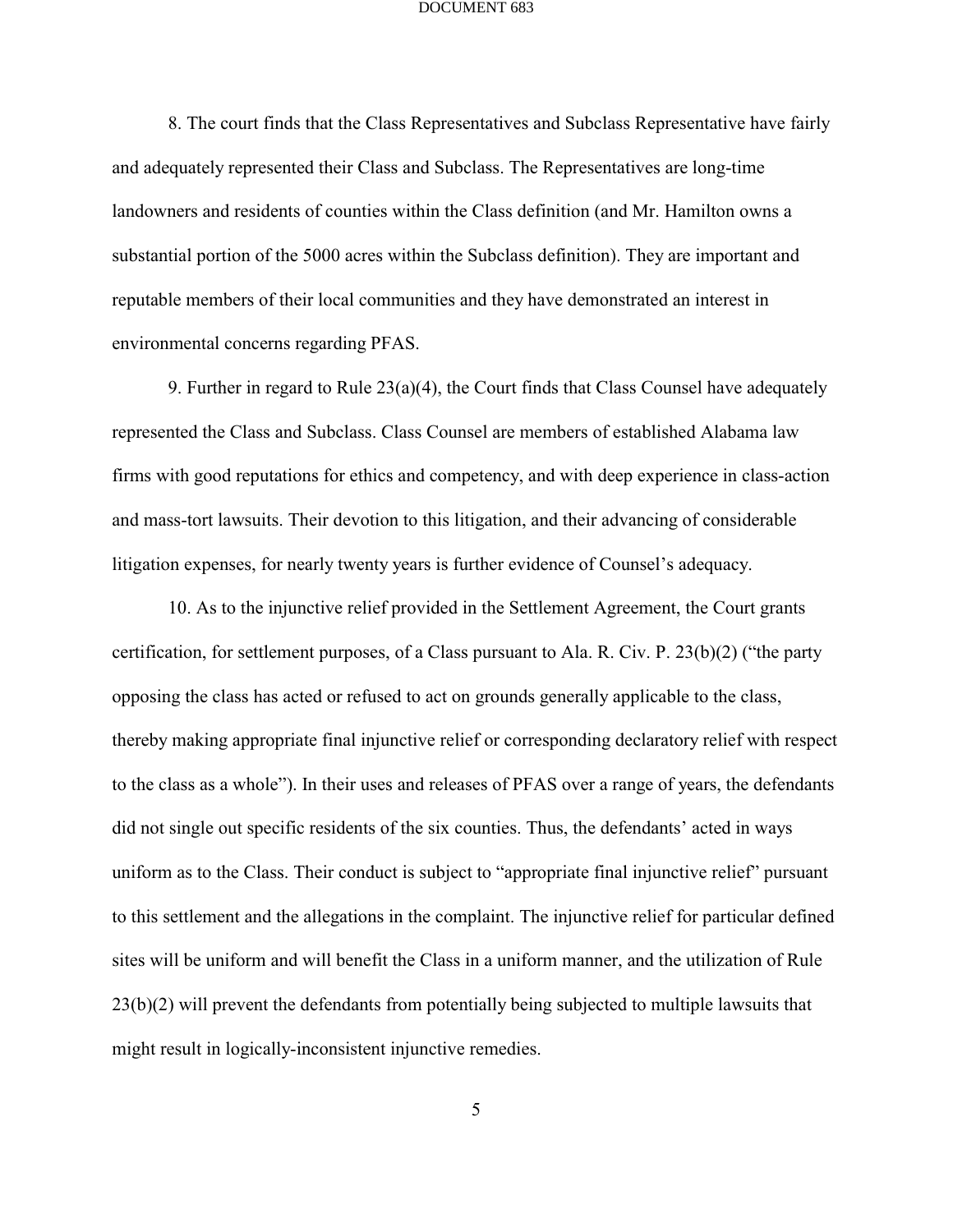8. The court finds that the Class Representatives and Subclass Representative have fairly and adequately represented their Class and Subclass. The Representatives are long-time landowners and residents of counties within the Class definition (and Mr. Hamilton owns a substantial portion of the 5000 acres within the Subclass definition). They are important and reputable members of their local communities and they have demonstrated an interest in environmental concerns regarding PFAS.

9. Further in regard to Rule 23(a)(4), the Court finds that Class Counsel have adequately represented the Class and Subclass. Class Counsel are members of established Alabama law firms with good reputations for ethics and competency, and with deep experience in class-action and mass-tort lawsuits. Their devotion to this litigation, and their advancing of considerable litigation expenses, for nearly twenty years is further evidence of Counsel's adequacy.

10. As to the injunctive relief provided in the Settlement Agreement, the Court grants certification, for settlement purposes, of a Class pursuant to Ala. R. Civ. P. 23(b)(2) ("the party opposing the class has acted or refused to act on grounds generally applicable to the class, thereby making appropriate final injunctive relief or corresponding declaratory relief with respect to the class as a whole"). In their uses and releases of PFAS over a range of years, the defendants did not single out specific residents of the six counties. Thus, the defendants' acted in ways uniform as to the Class. Their conduct is subject to "appropriate final injunctive relief" pursuant to this settlement and the allegations in the complaint. The injunctive relief for particular defined sites will be uniform and will benefit the Class in a uniform manner, and the utilization of Rule 23(b)(2) will prevent the defendants from potentially being subjected to multiple lawsuits that might result in logically-inconsistent injunctive remedies.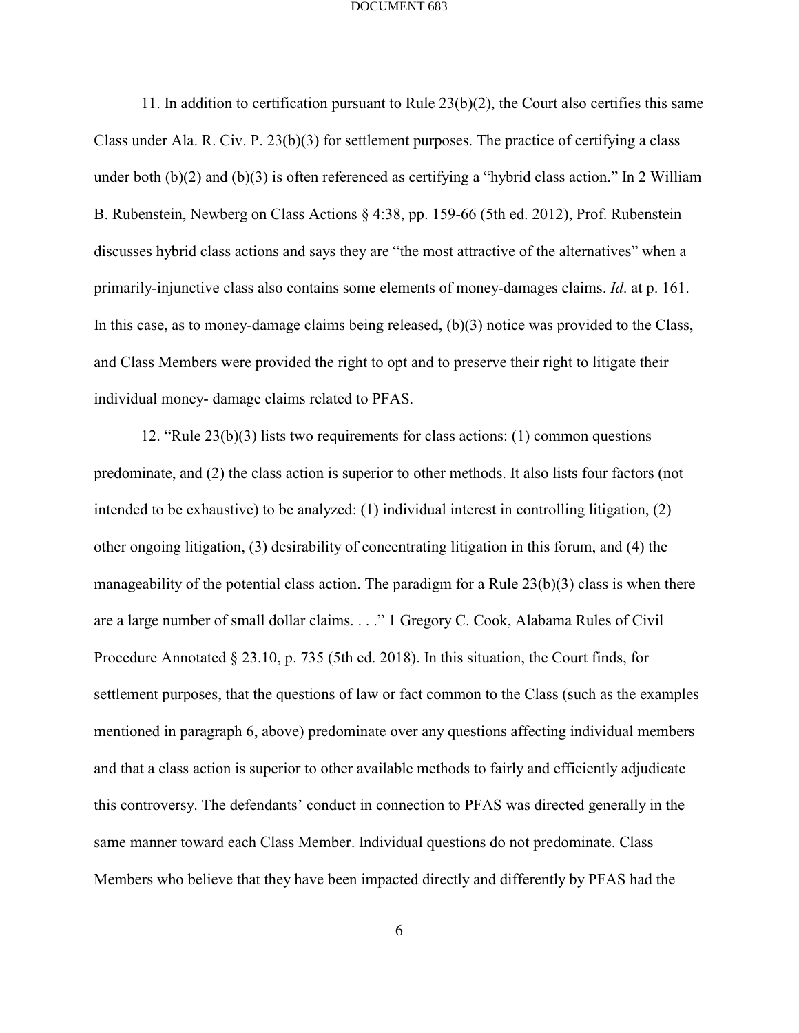11. In addition to certification pursuant to Rule 23(b)(2), the Court also certifies this same Class under Ala. R. Civ. P. 23(b)(3) for settlement purposes. The practice of certifying a class under both (b)(2) and (b)(3) is often referenced as certifying a "hybrid class action." In 2 William B. Rubenstein, Newberg on Class Actions § 4:38, pp. 159-66 (5th ed. 2012), Prof. Rubenstein discusses hybrid class actions and says they are "the most attractive of the alternatives" when a primarily-injunctive class also contains some elements of money-damages claims. *Id*. at p. 161. In this case, as to money-damage claims being released, (b)(3) notice was provided to the Class, and Class Members were provided the right to opt and to preserve their right to litigate their individual money- damage claims related to PFAS.

12. "Rule 23(b)(3) lists two requirements for class actions: (1) common questions predominate, and (2) the class action is superior to other methods. It also lists four factors (not intended to be exhaustive) to be analyzed: (1) individual interest in controlling litigation, (2) other ongoing litigation, (3) desirability of concentrating litigation in this forum, and (4) the manageability of the potential class action. The paradigm for a Rule 23(b)(3) class is when there are a large number of small dollar claims. . . ." 1 Gregory C. Cook, Alabama Rules of Civil Procedure Annotated § 23.10, p. 735 (5th ed. 2018). In this situation, the Court finds, for settlement purposes, that the questions of law or fact common to the Class (such as the examples mentioned in paragraph 6, above) predominate over any questions affecting individual members and that a class action is superior to other available methods to fairly and efficiently adjudicate this controversy. The defendants' conduct in connection to PFAS was directed generally in the same manner toward each Class Member. Individual questions do not predominate. Class Members who believe that they have been impacted directly and differently by PFAS had the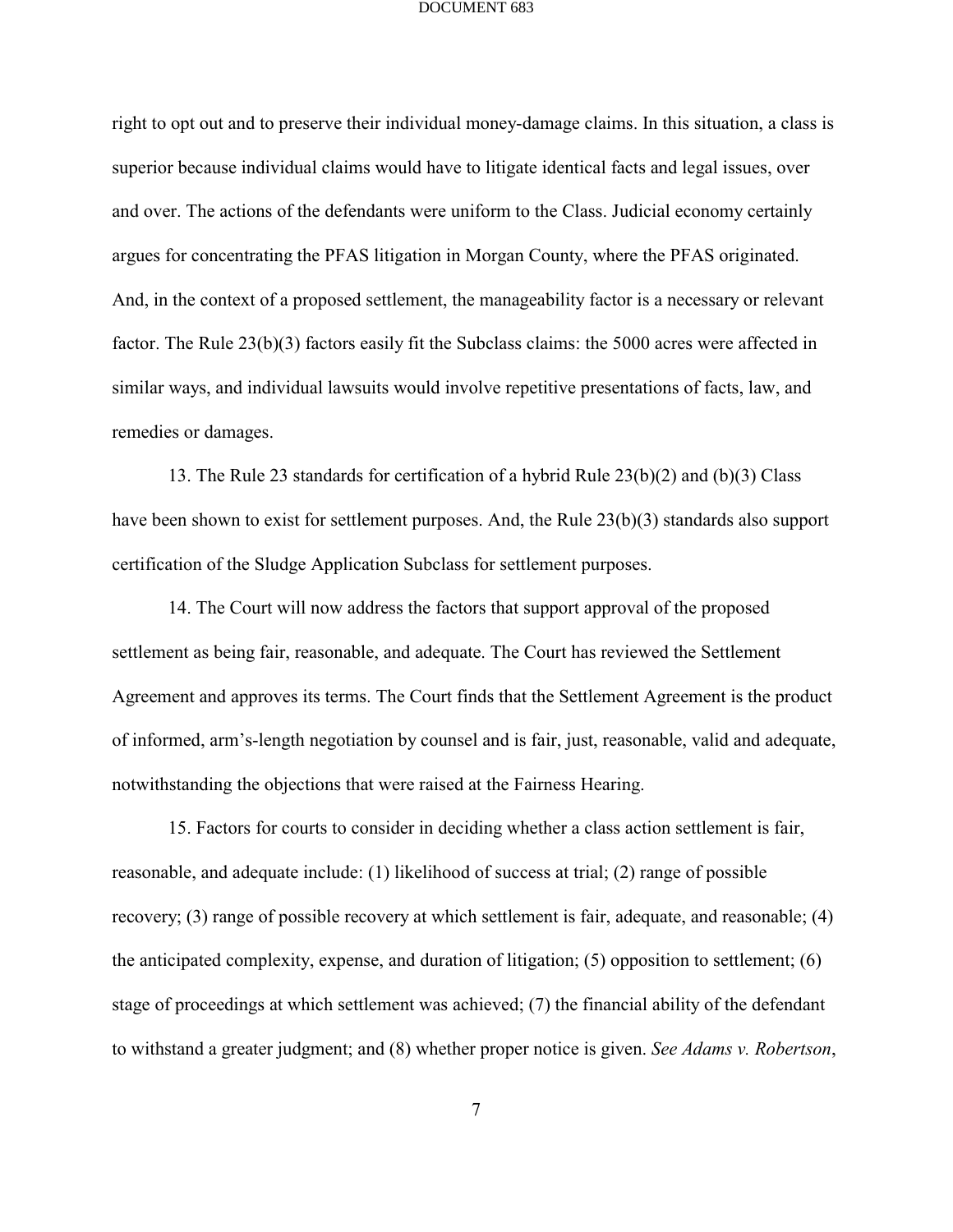right to opt out and to preserve their individual money-damage claims. In this situation, a class is superior because individual claims would have to litigate identical facts and legal issues, over and over. The actions of the defendants were uniform to the Class. Judicial economy certainly argues for concentrating the PFAS litigation in Morgan County, where the PFAS originated. And, in the context of a proposed settlement, the manageability factor is a necessary or relevant factor. The Rule 23(b)(3) factors easily fit the Subclass claims: the 5000 acres were affected in similar ways, and individual lawsuits would involve repetitive presentations of facts, law, and remedies or damages.

13. The Rule 23 standards for certification of a hybrid Rule 23(b)(2) and (b)(3) Class have been shown to exist for settlement purposes. And, the Rule 23(b)(3) standards also support certification of the Sludge Application Subclass for settlement purposes.

14. The Court will now address the factors that support approval of the proposed settlement as being fair, reasonable, and adequate. The Court has reviewed the Settlement Agreement and approves its terms. The Court finds that the Settlement Agreement is the product of informed, arm's-length negotiation by counsel and is fair, just, reasonable, valid and adequate, notwithstanding the objections that were raised at the Fairness Hearing.

15. Factors for courts to consider in deciding whether a class action settlement is fair, reasonable, and adequate include: (1) likelihood of success at trial; (2) range of possible recovery; (3) range of possible recovery at which settlement is fair, adequate, and reasonable; (4) the anticipated complexity, expense, and duration of litigation; (5) opposition to settlement; (6) stage of proceedings at which settlement was achieved; (7) the financial ability of the defendant to withstand a greater judgment; and (8) whether proper notice is given. *See Adams v. Robertson*,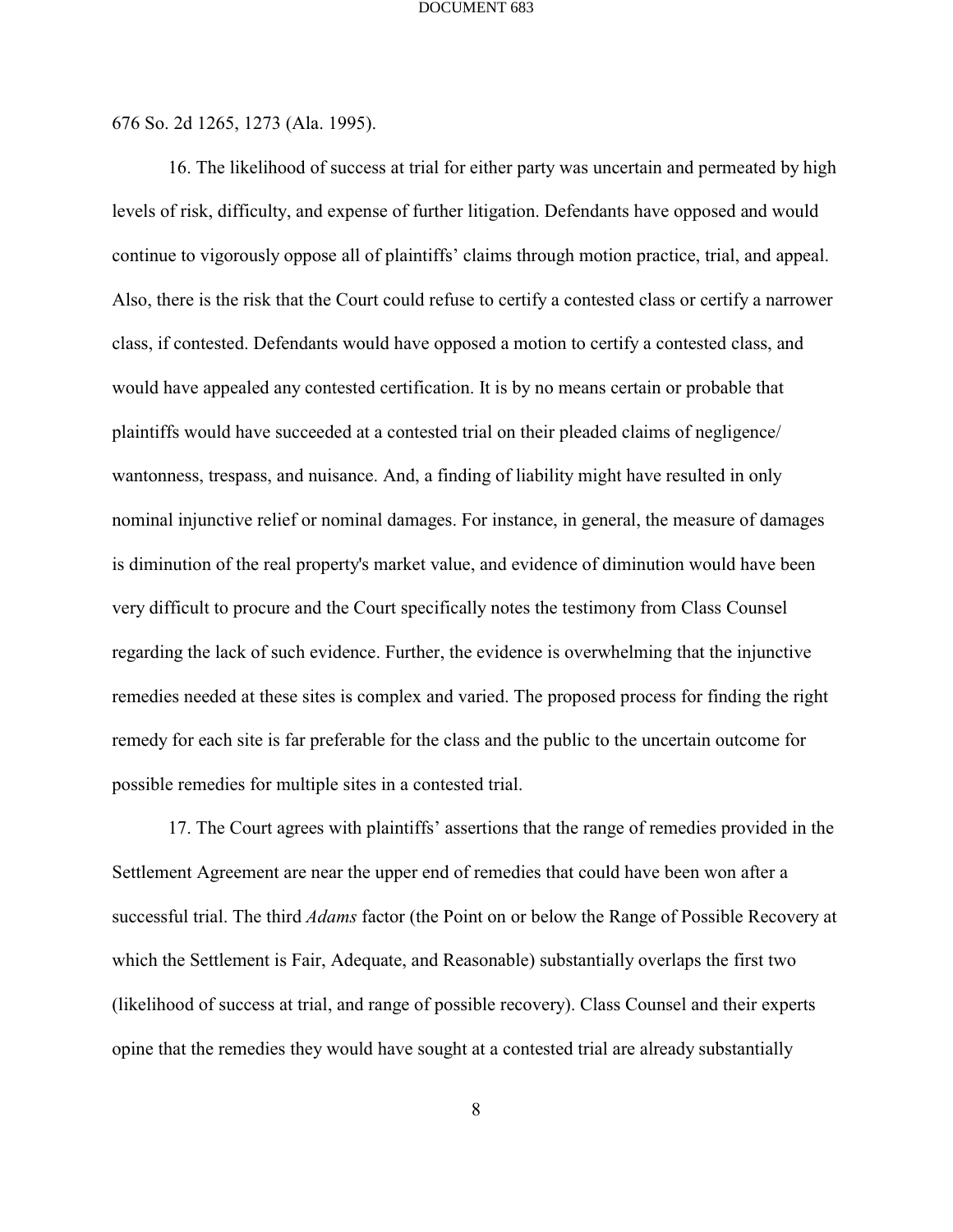676 So. 2d 1265, 1273 (Ala. 1995).

16. The likelihood of success at trial for either party was uncertain and permeated by high levels of risk, difficulty, and expense of further litigation. Defendants have opposed and would continue to vigorously oppose all of plaintiffs' claims through motion practice, trial, and appeal. Also, there is the risk that the Court could refuse to certify a contested class or certify a narrower class, if contested. Defendants would have opposed a motion to certify a contested class, and would have appealed any contested certification. It is by no means certain or probable that plaintiffs would have succeeded at a contested trial on their pleaded claims of negligence/ wantonness, trespass, and nuisance. And, a finding of liability might have resulted in only nominal injunctive relief or nominal damages. For instance, in general, the measure of damages is diminution of the real property's market value, and evidence of diminution would have been very difficult to procure and the Court specifically notes the testimony from Class Counsel regarding the lack of such evidence. Further, the evidence is overwhelming that the injunctive remedies needed at these sites is complex and varied. The proposed process for finding the right remedy for each site is far preferable for the class and the public to the uncertain outcome for possible remedies for multiple sites in a contested trial.

17. The Court agrees with plaintiffs' assertions that the range of remedies provided in the Settlement Agreement are near the upper end of remedies that could have been won after a successful trial. The third *Adams* factor (the Point on or below the Range of Possible Recovery at which the Settlement is Fair, Adequate, and Reasonable) substantially overlaps the first two (likelihood of success at trial, and range of possible recovery). Class Counsel and their experts opine that the remedies they would have sought at a contested trial are already substantially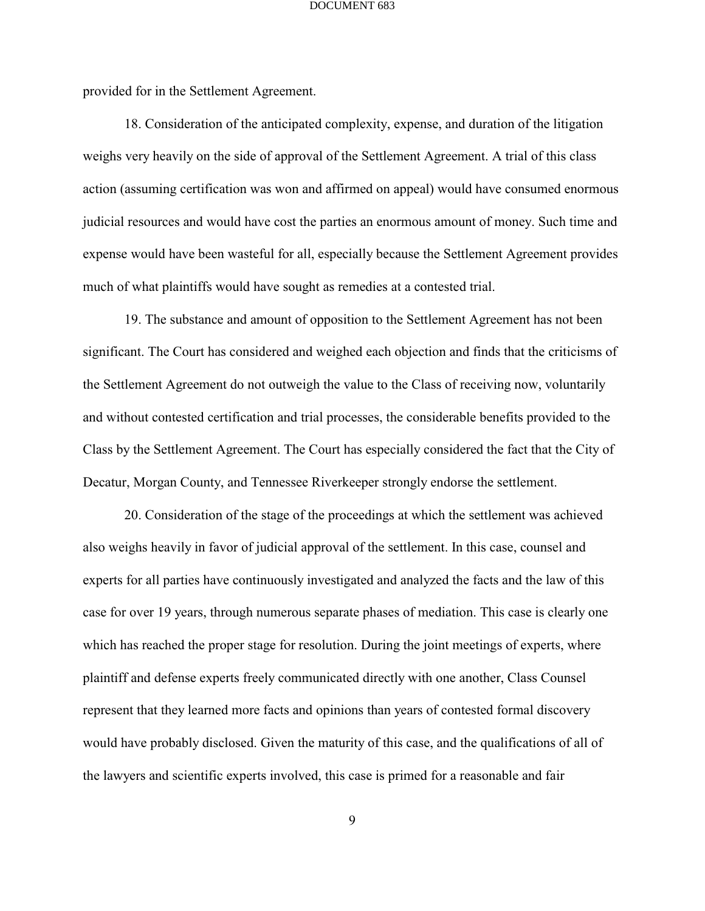provided for in the Settlement Agreement.

18. Consideration of the anticipated complexity, expense, and duration of the litigation weighs very heavily on the side of approval of the Settlement Agreement. A trial of this class action (assuming certification was won and affirmed on appeal) would have consumed enormous judicial resources and would have cost the parties an enormous amount of money. Such time and expense would have been wasteful for all, especially because the Settlement Agreement provides much of what plaintiffs would have sought as remedies at a contested trial.

19. The substance and amount of opposition to the Settlement Agreement has not been significant. The Court has considered and weighed each objection and finds that the criticisms of the Settlement Agreement do not outweigh the value to the Class of receiving now, voluntarily and without contested certification and trial processes, the considerable benefits provided to the Class by the Settlement Agreement. The Court has especially considered the fact that the City of Decatur, Morgan County, and Tennessee Riverkeeper strongly endorse the settlement.

20. Consideration of the stage of the proceedings at which the settlement was achieved also weighs heavily in favor of judicial approval of the settlement. In this case, counsel and experts for all parties have continuously investigated and analyzed the facts and the law of this case for over 19 years, through numerous separate phases of mediation. This case is clearly one which has reached the proper stage for resolution. During the joint meetings of experts, where plaintiff and defense experts freely communicated directly with one another, Class Counsel represent that they learned more facts and opinions than years of contested formal discovery would have probably disclosed. Given the maturity of this case, and the qualifications of all of the lawyers and scientific experts involved, this case is primed for a reasonable and fair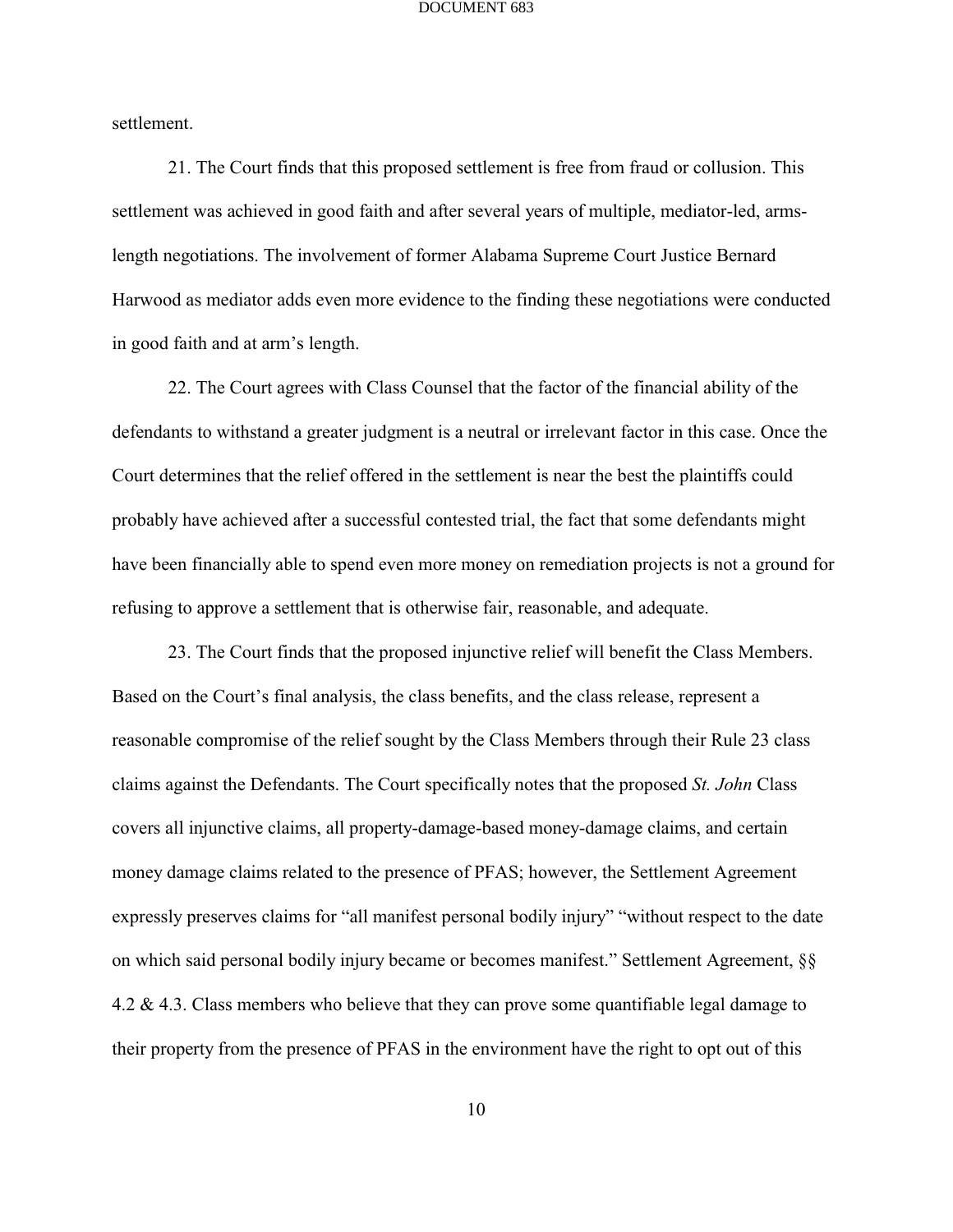settlement.

21. The Court finds that this proposed settlement is free from fraud or collusion. This settlement was achieved in good faith and after several years of multiple, mediator-led, arms-length negotiations. The involvement of former Alabama Supreme Court Justice Bernard Harwood as mediator adds even more evidence to the finding these negotiations were conducted in good faith and at arm's length.

22. The Court agrees with Class Counsel that the factor of the financial ability of the defendants to withstand a greater judgment is a neutral or irrelevant factor in this case. Once the Court determines that the relief offered in the settlement is near the best the plaintiffs could probably have achieved after a successful contested trial, the fact that some defendants might have been financially able to spend even more money on remediation projects is not a ground for refusing to approve a settlement that is otherwise fair, reasonable, and adequate.

23. The Court finds that the proposed injunctive relief will benefit the Class Members. Based on the Court's final analysis, the class benefits, and the class release, represent a reasonable compromise of the relief sought by the Class Members through their Rule 23 class claims against the Defendants. The Court specifically notes that the proposed *St. John* Class covers all injunctive claims, all property-damage-based money-damage claims, and certain money damage claims related to the presence of PFAS; however, the Settlement Agreement expressly preserves claims for "all manifest personal bodily injury" "without respect to the date on which said personal bodily injury became or becomes manifest." Settlement Agreement, §§ 4.2 & 4.3. Class members who believe that they can prove some quantifiable legal damage to their property from the presence of PFAS in the environment have the right to opt out of this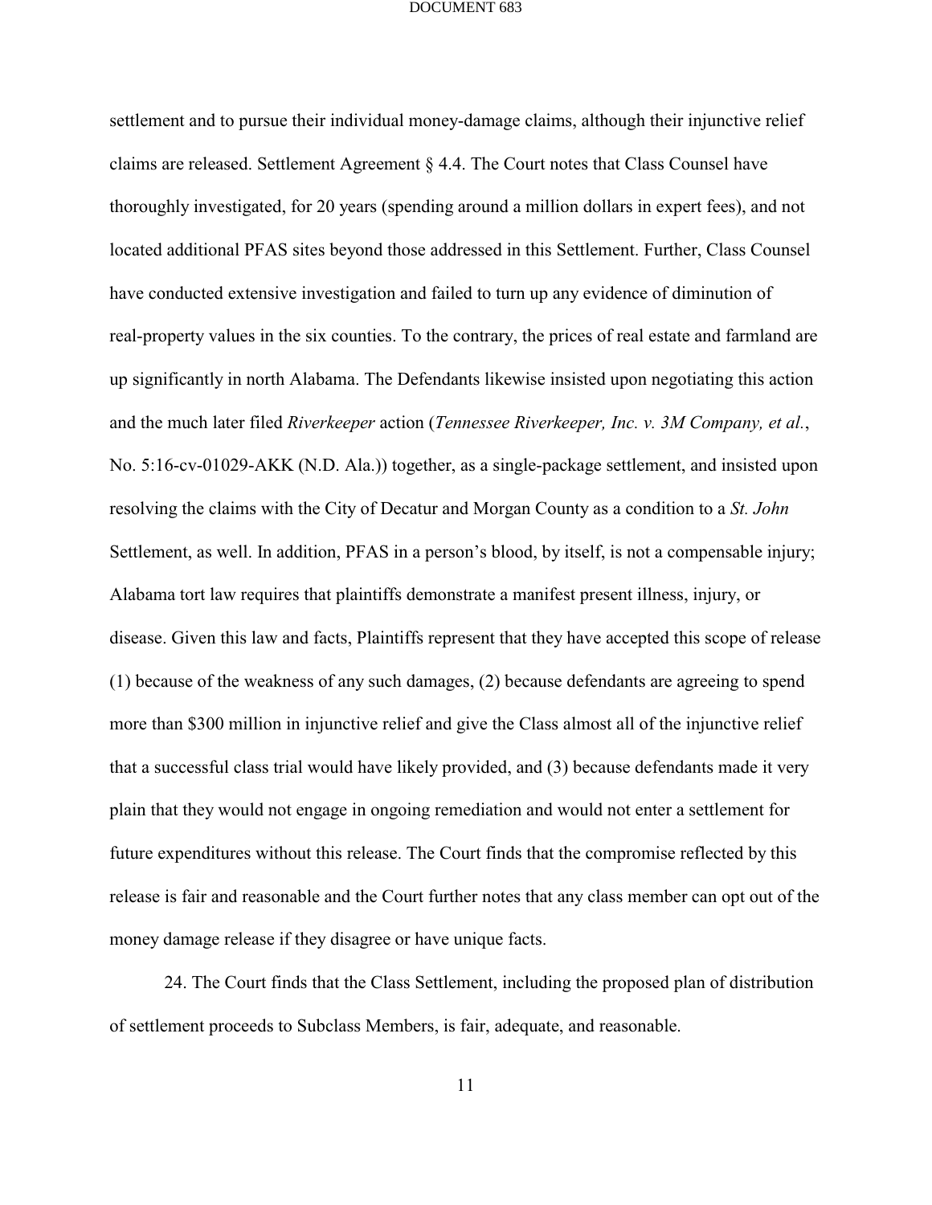settlement and to pursue their individual money-damage claims, although their injunctive relief claims are released. Settlement Agreement § 4.4. The Court notes that Class Counsel have thoroughly investigated, for 20 years (spending around a million dollars in expert fees), and not located additional PFAS sites beyond those addressed in this Settlement. Further, Class Counsel have conducted extensive investigation and failed to turn up any evidence of diminution of real-property values in the six counties. To the contrary, the prices of real estate and farmland are up significantly in north Alabama. The Defendants likewise insisted upon negotiating this action and the much later filed *Riverkeeper* action (*Tennessee Riverkeeper, Inc. v. 3M Company, et al.*, No. 5:16-cv-01029-AKK (N.D. Ala.)) together, as a single-package settlement, and insisted upon resolving the claims with the City of Decatur and Morgan County as a condition to a *St. John* Settlement, as well. In addition, PFAS in a person's blood, by itself, is not a compensable injury; Alabama tort law requires that plaintiffs demonstrate a manifest present illness, injury, or disease. Given this law and facts, Plaintiffs represent that they have accepted this scope of release (1) because of the weakness of any such damages, (2) because defendants are agreeing to spend more than $300 million in injunctive relief and give the Class almost all of the injunctive relief that a successful class trial would have likely provided, and (3) because defendants made it very plain that they would not engage in ongoing remediation and would not enter a settlement for future expenditures without this release. The Court finds that the compromise reflected by this release is fair and reasonable and the Court further notes that any class member can opt out of the money damage release if they disagree or have unique facts.

24. The Court finds that the Class Settlement, including the proposed plan of distribution of settlement proceeds to Subclass Members, is fair, adequate, and reasonable.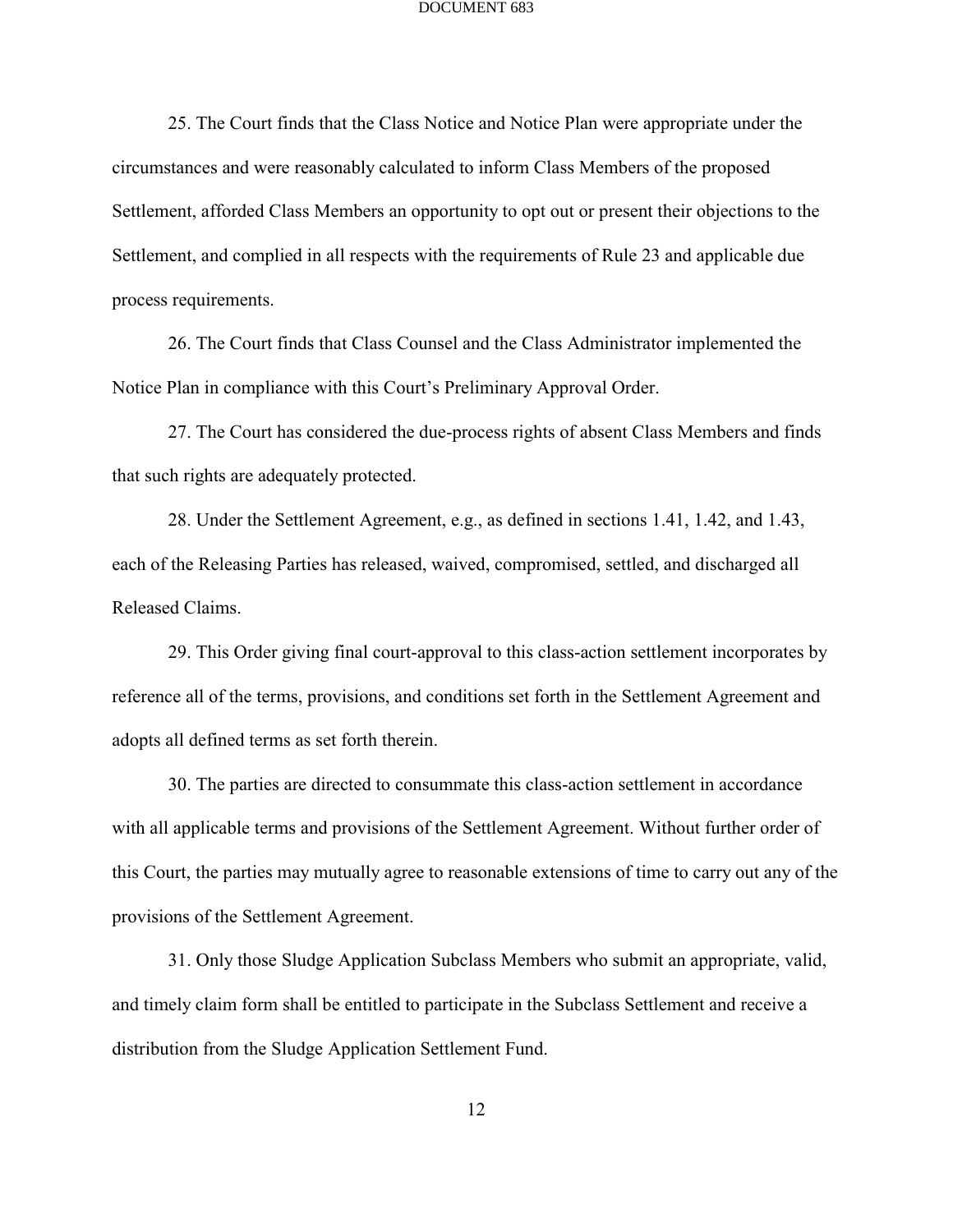25. The Court finds that the Class Notice and Notice Plan were appropriate under the circumstances and were reasonably calculated to inform Class Members of the proposed Settlement, afforded Class Members an opportunity to opt out or present their objections to the Settlement, and complied in all respects with the requirements of Rule 23 and applicable due process requirements.

26. The Court finds that Class Counsel and the Class Administrator implemented the Notice Plan in compliance with this Court's Preliminary Approval Order.

27. The Court has considered the due-process rights of absent Class Members and finds that such rights are adequately protected.

28. Under the Settlement Agreement, e.g., as defined in sections 1.41, 1.42, and 1.43, each of the Releasing Parties has released, waived, compromised, settled, and discharged all Released Claims.

29. This Order giving final court-approval to this class-action settlement incorporates by reference all of the terms, provisions, and conditions set forth in the Settlement Agreement and adopts all defined terms as set forth therein.

30. The parties are directed to consummate this class-action settlement in accordance with all applicable terms and provisions of the Settlement Agreement. Without further order of this Court, the parties may mutually agree to reasonable extensions of time to carry out any of the provisions of the Settlement Agreement.

31. Only those Sludge Application Subclass Members who submit an appropriate, valid, and timely claim form shall be entitled to participate in the Subclass Settlement and receive a distribution from the Sludge Application Settlement Fund.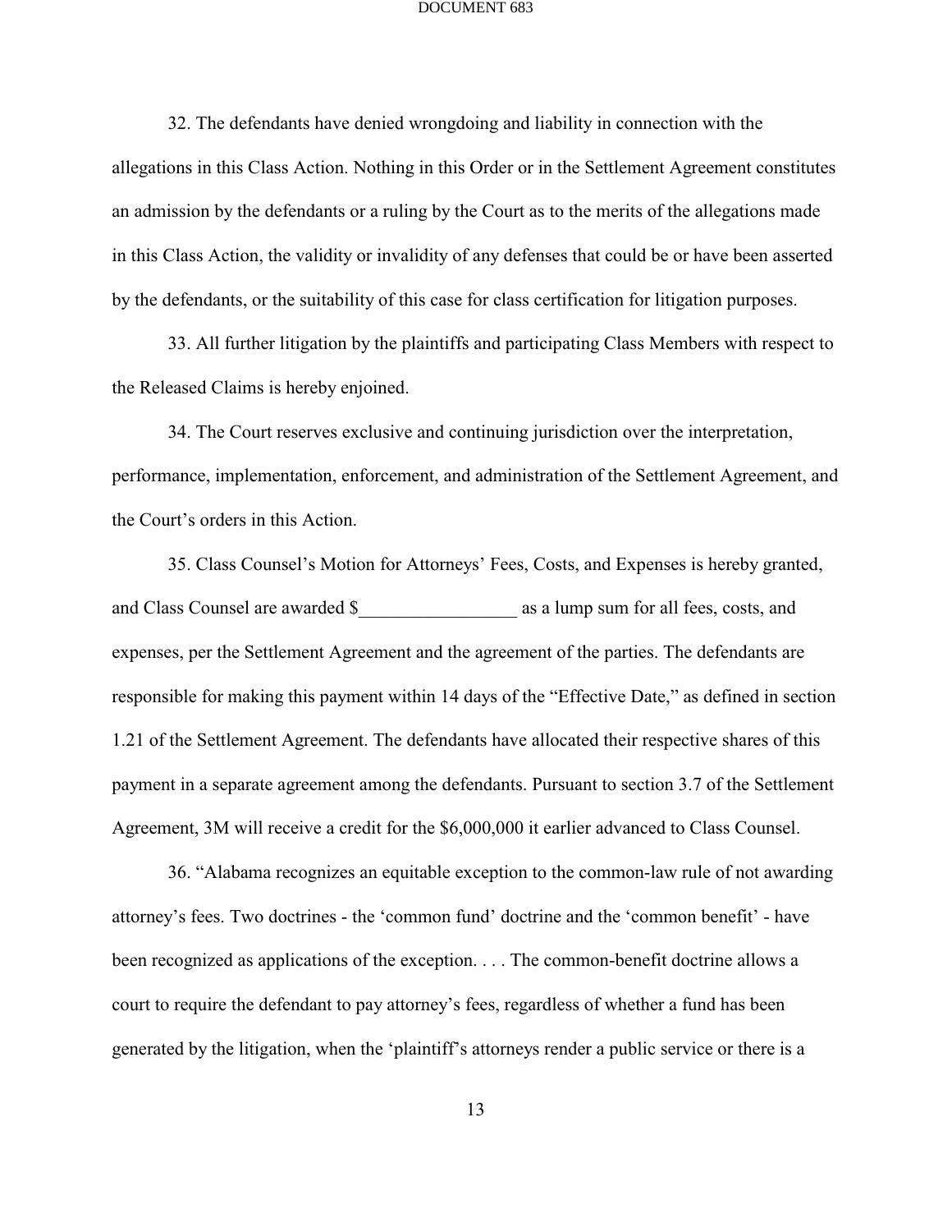32. The defendants have denied wrongdoing and liability in connection with the allegations in this Class Action. Nothing in this Order or in the Settlement Agreement constitutes an admission by the defendants or a ruling by the Court as to the merits of the allegations made in this Class Action, the validity or invalidity of any defenses that could be or have been asserted by the defendants, or the suitability of this case for class certification for litigation purposes.

33. All further litigation by the plaintiffs and participating Class Members with respect to the Released Claims is hereby enjoined.

34. The Court reserves exclusive and continuing jurisdiction over the interpretation, performance, implementation, enforcement, and administration of the Settlement Agreement, and the Court's orders in this Action.

35. Class Counsel's Motion for Attorneys' Fees, Costs, and Expenses is hereby granted, and Class Counsel are awarded $_________________ as a lump sum for all fees, costs, and expenses, per the Settlement Agreement and the agreement of the parties. The defendants are responsible for making this payment within 14 days of the "Effective Date," as defined in section 1.21 of the Settlement Agreement. The defendants have allocated their respective shares of this payment in a separate agreement among the defendants. Pursuant to section 3.7 of the Settlement Agreement, 3M will receive a credit for the $6,000,000 it earlier advanced to Class Counsel.

36. "Alabama recognizes an equitable exception to the common-law rule of not awarding attorney's fees. Two doctrines - the 'common fund' doctrine and the 'common benefit' - have been recognized as applications of the exception. . . . The common-benefit doctrine allows a court to require the defendant to pay attorney's fees, regardless of whether a fund has been generated by the litigation, when the 'plaintiff's attorneys render a public service or there is a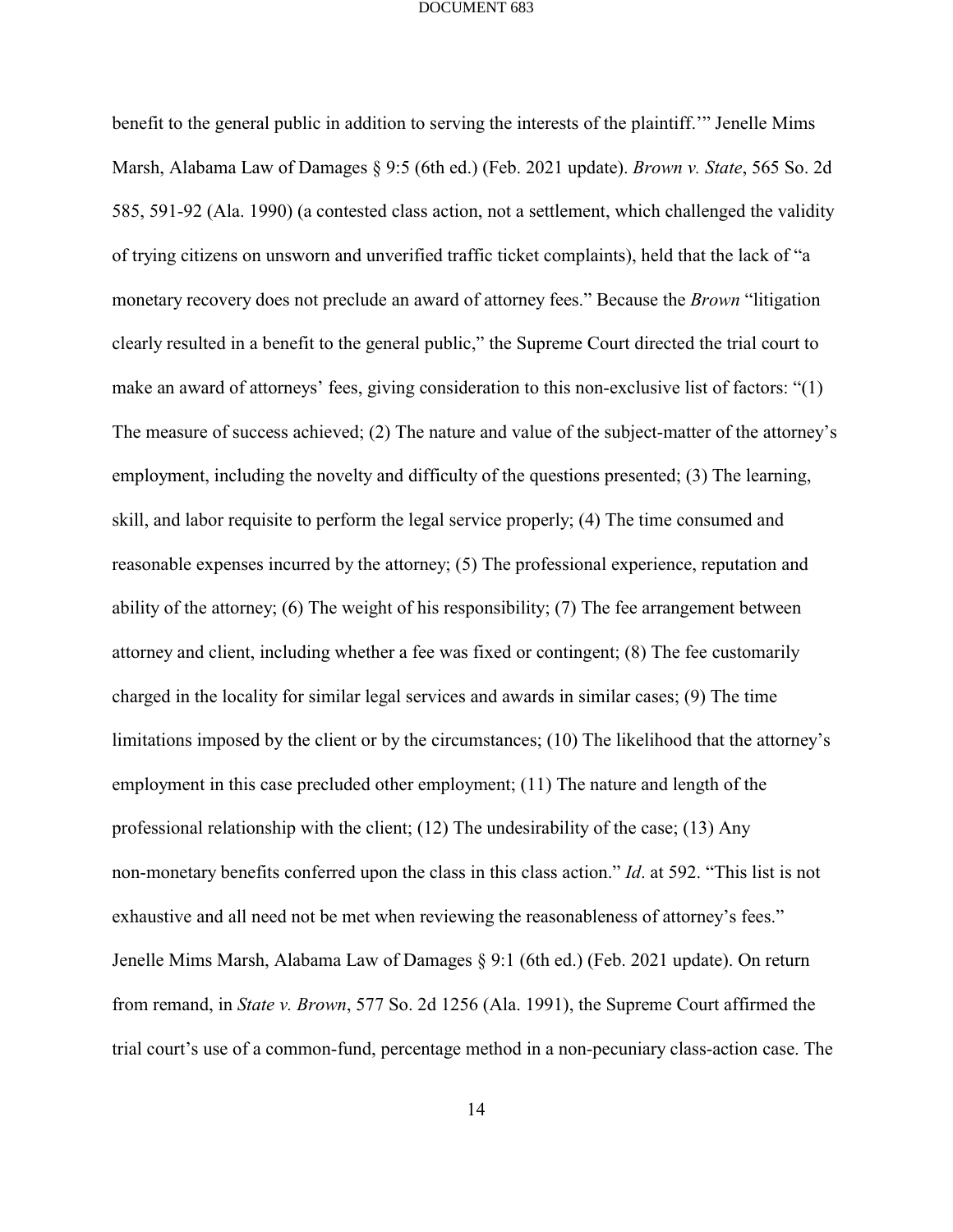benefit to the general public in addition to serving the interests of the plaintiff.'" Jenelle Mims Marsh, Alabama Law of Damages § 9:5 (6th ed.) (Feb. 2021 update). *Brown v. State*, 565 So. 2d 585, 591-92 (Ala. 1990) (a contested class action, not a settlement, which challenged the validity of trying citizens on unsworn and unverified traffic ticket complaints), held that the lack of "a monetary recovery does not preclude an award of attorney fees." Because the *Brown* "litigation clearly resulted in a benefit to the general public," the Supreme Court directed the trial court to make an award of attorneys' fees, giving consideration to this non-exclusive list of factors: "(1) The measure of success achieved; (2) The nature and value of the subject-matter of the attorney's employment, including the novelty and difficulty of the questions presented; (3) The learning, skill, and labor requisite to perform the legal service properly; (4) The time consumed and reasonable expenses incurred by the attorney; (5) The professional experience, reputation and ability of the attorney; (6) The weight of his responsibility; (7) The fee arrangement between attorney and client, including whether a fee was fixed or contingent; (8) The fee customarily charged in the locality for similar legal services and awards in similar cases; (9) The time limitations imposed by the client or by the circumstances; (10) The likelihood that the attorney's employment in this case precluded other employment; (11) The nature and length of the professional relationship with the client; (12) The undesirability of the case; (13) Any non-monetary benefits conferred upon the class in this class action." *Id*. at 592. "This list is not exhaustive and all need not be met when reviewing the reasonableness of attorney's fees." Jenelle Mims Marsh, Alabama Law of Damages § 9:1 (6th ed.) (Feb. 2021 update). On return from remand, in *State v. Brown*, 577 So. 2d 1256 (Ala. 1991), the Supreme Court affirmed the trial court's use of a common-fund, percentage method in a non-pecuniary class-action case. The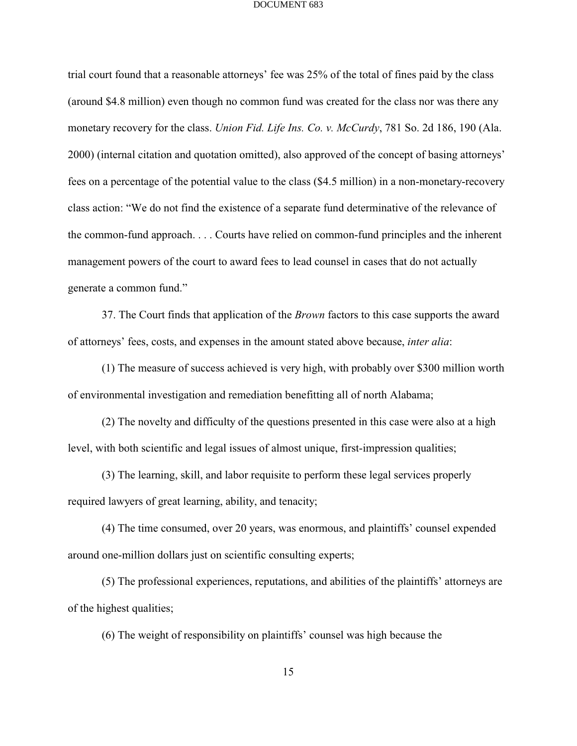trial court found that a reasonable attorneys' fee was 25% of the total of fines paid by the class (around $4.8 million) even though no common fund was created for the class nor was there any monetary recovery for the class. *Union Fid. Life Ins. Co. v. McCurdy*, 781 So. 2d 186, 190 (Ala. 2000) (internal citation and quotation omitted), also approved of the concept of basing attorneys' fees on a percentage of the potential value to the class ($4.5 million) in a non-monetary-recovery class action: "We do not find the existence of a separate fund determinative of the relevance of the common-fund approach. . . . Courts have relied on common-fund principles and the inherent management powers of the court to award fees to lead counsel in cases that do not actually generate a common fund."

37. The Court finds that application of the *Brown* factors to this case supports the award of attorneys' fees, costs, and expenses in the amount stated above because, *inter alia*:

(1) The measure of success achieved is very high, with probably over $300 million worth of environmental investigation and remediation benefitting all of north Alabama;

(2) The novelty and difficulty of the questions presented in this case were also at a high level, with both scientific and legal issues of almost unique, first-impression qualities;

(3) The learning, skill, and labor requisite to perform these legal services properly required lawyers of great learning, ability, and tenacity;

(4) The time consumed, over 20 years, was enormous, and plaintiffs' counsel expended around one-million dollars just on scientific consulting experts;

(5) The professional experiences, reputations, and abilities of the plaintiffs' attorneys are of the highest qualities;

(6) The weight of responsibility on plaintiffs' counsel was high because the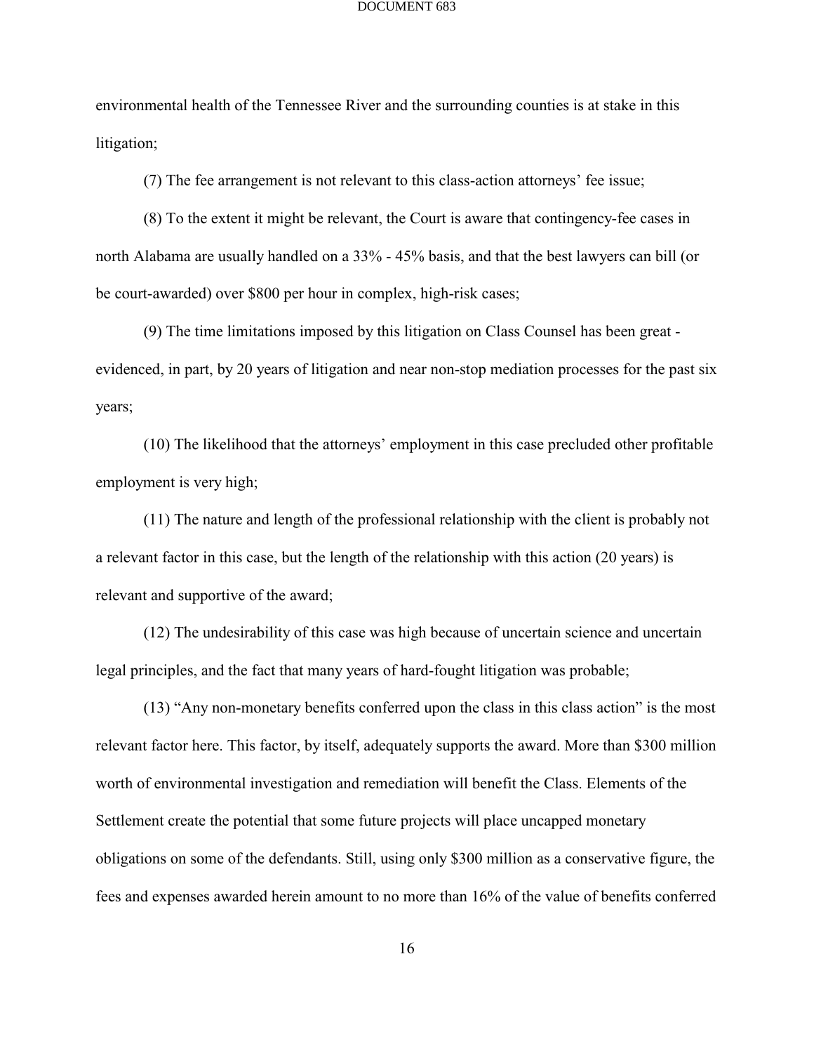environmental health of the Tennessee River and the surrounding counties is at stake in this litigation;

(7) The fee arrangement is not relevant to this class-action attorneys' fee issue;

(8) To the extent it might be relevant, the Court is aware that contingency-fee cases in north Alabama are usually handled on a 33% - 45% basis, and that the best lawyers can bill (or be court-awarded) over $800 per hour in complex, high-risk cases;

(9) The time limitations imposed by this litigation on Class Counsel has been great - evidenced, in part, by 20 years of litigation and near non-stop mediation processes for the past six years;

(10) The likelihood that the attorneys' employment in this case precluded other profitable employment is very high;

(11) The nature and length of the professional relationship with the client is probably not a relevant factor in this case, but the length of the relationship with this action (20 years) is relevant and supportive of the award;

(12) The undesirability of this case was high because of uncertain science and uncertain legal principles, and the fact that many years of hard-fought litigation was probable;

(13) "Any non-monetary benefits conferred upon the class in this class action" is the most relevant factor here. This factor, by itself, adequately supports the award. More than $300 million worth of environmental investigation and remediation will benefit the Class. Elements of the Settlement create the potential that some future projects will place uncapped monetary obligations on some of the defendants. Still, using only $300 million as a conservative figure, the fees and expenses awarded herein amount to no more than 16% of the value of benefits conferred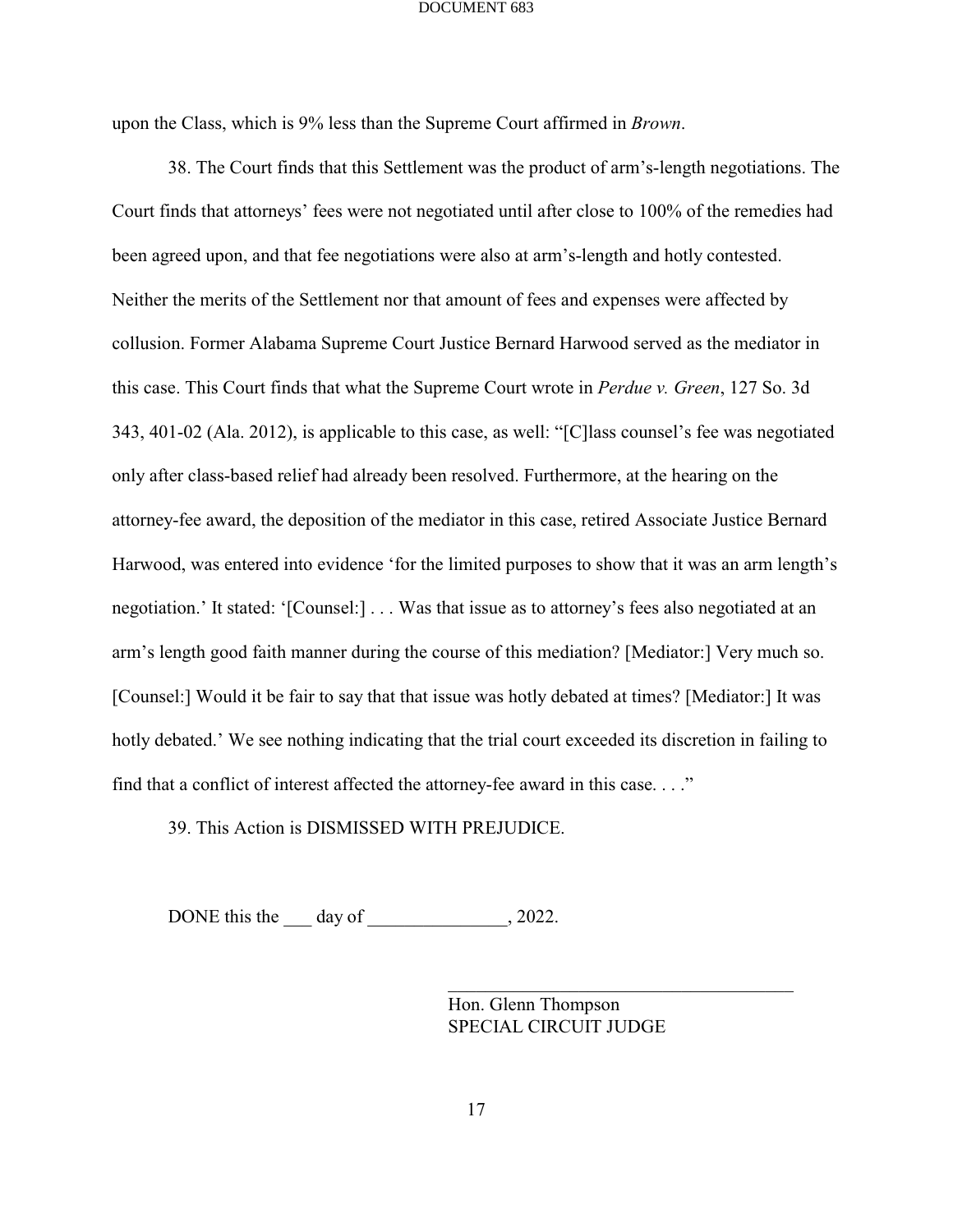upon the Class, which is 9% less than the Supreme Court affirmed in *Brown*.

38. The Court finds that this Settlement was the product of arm's-length negotiations. The Court finds that attorneys' fees were not negotiated until after close to 100% of the remedies had been agreed upon, and that fee negotiations were also at arm's-length and hotly contested. Neither the merits of the Settlement nor that amount of fees and expenses were affected by collusion. Former Alabama Supreme Court Justice Bernard Harwood served as the mediator in this case. This Court finds that what the Supreme Court wrote in *Perdue v. Green*, 127 So. 3d 343, 401-02 (Ala. 2012), is applicable to this case, as well: "[C]lass counsel's fee was negotiated only after class-based relief had already been resolved. Furthermore, at the hearing on the attorney-fee award, the deposition of the mediator in this case, retired Associate Justice Bernard Harwood, was entered into evidence 'for the limited purposes to show that it was an arm length's negotiation.' It stated: '[Counsel:] . . . Was that issue as to attorney's fees also negotiated at an arm's length good faith manner during the course of this mediation? [Mediator:] Very much so. [Counsel:] Would it be fair to say that that issue was hotly debated at times? [Mediator:] It was hotly debated.' We see nothing indicating that the trial court exceeded its discretion in failing to find that a conflict of interest affected the attorney-fee award in this case. . . ."

39. This Action is DISMISSED WITH PREJUDICE.

DONE this the ___ day of _______________, 2022.

_______________________________________
Hon. Glenn Thompson
SPECIAL CIRCUIT JUDGE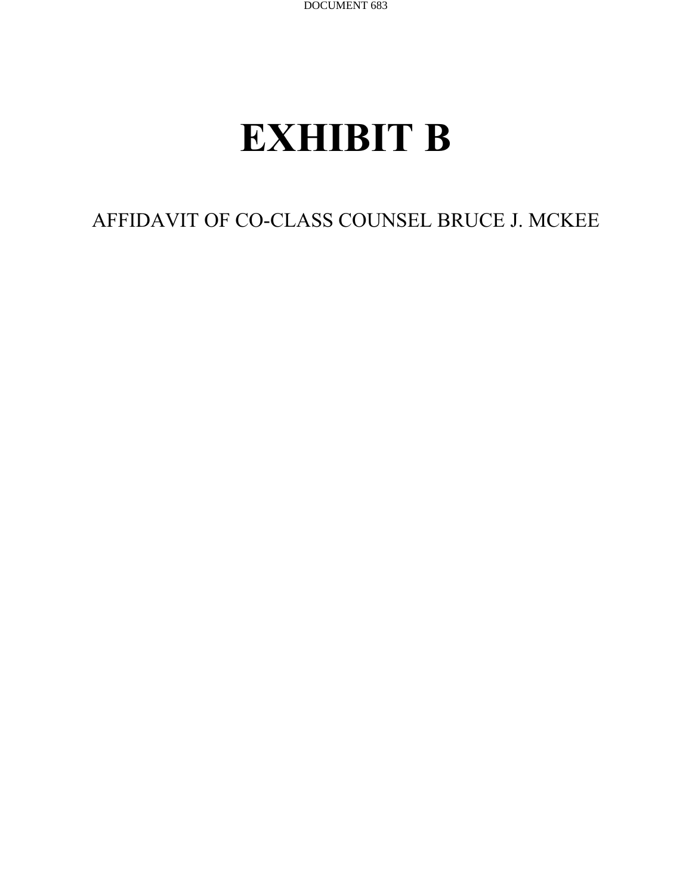# EXHIBIT B

AFFIDAVIT OF CO-CLASS COUNSEL BRUCE J. MCKEE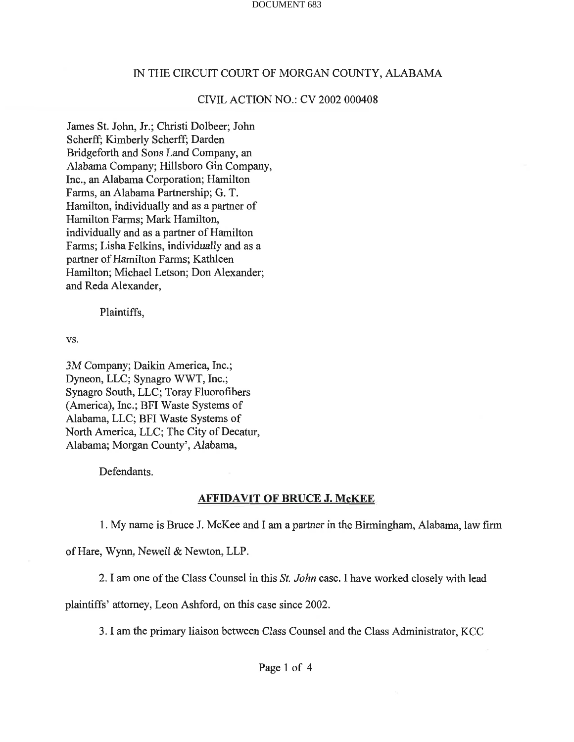IN THE CIRCUIT COURT OF MORGAN COUNTY, ALABAMA

CIVIL ACTION NO.: CV 2002 000408

James St. John, Jr.; Christi Dolbeer; John Scherff; Kimberly Scherff; Darden Bridgeforth and Sons Land Company, an Alabama Company; Hillsboro Gin Company, Inc., an Alabama Corporation; Hamilton Farms, an Alabama Partnership; G. T. Hamilton, individually and as a partner of Hamilton Farms; Mark Hamilton, individually and as a partner of Hamilton Farms; Lisha Felkins, individually and as a partner of Hamilton Farms; Kathleen Hamilton; Michael Letson; Don Alexander; and Reda Alexander,

Plaintiffs,

vs.

3M Company; Daikin America, Inc.; Dyneon, LLC; Synagro WWT, Inc.; Synagro South, LLC; Toray Fluorofibers (America), Inc.; BFI Waste Systems of Alabama, LLC; BFI Waste Systems of North America, LLC; The City of Decatur, Alabama; Morgan County', Alabama,

Defendants.

**AFFIDAVIT OF BRUCE J. McKEE**

1. My name is Bruce J. McKee and I am a partner in the Birmingham, Alabama, law firm of Hare, Wynn, Newell & Newton, LLP.

2. I am one of the Class Counsel in this *St. John* case. I have worked closely with lead plaintiffs' attorney, Leon Ashford, on this case since 2002.

3. I am the primary liaison between Class Counsel and the Class Administrator, KCC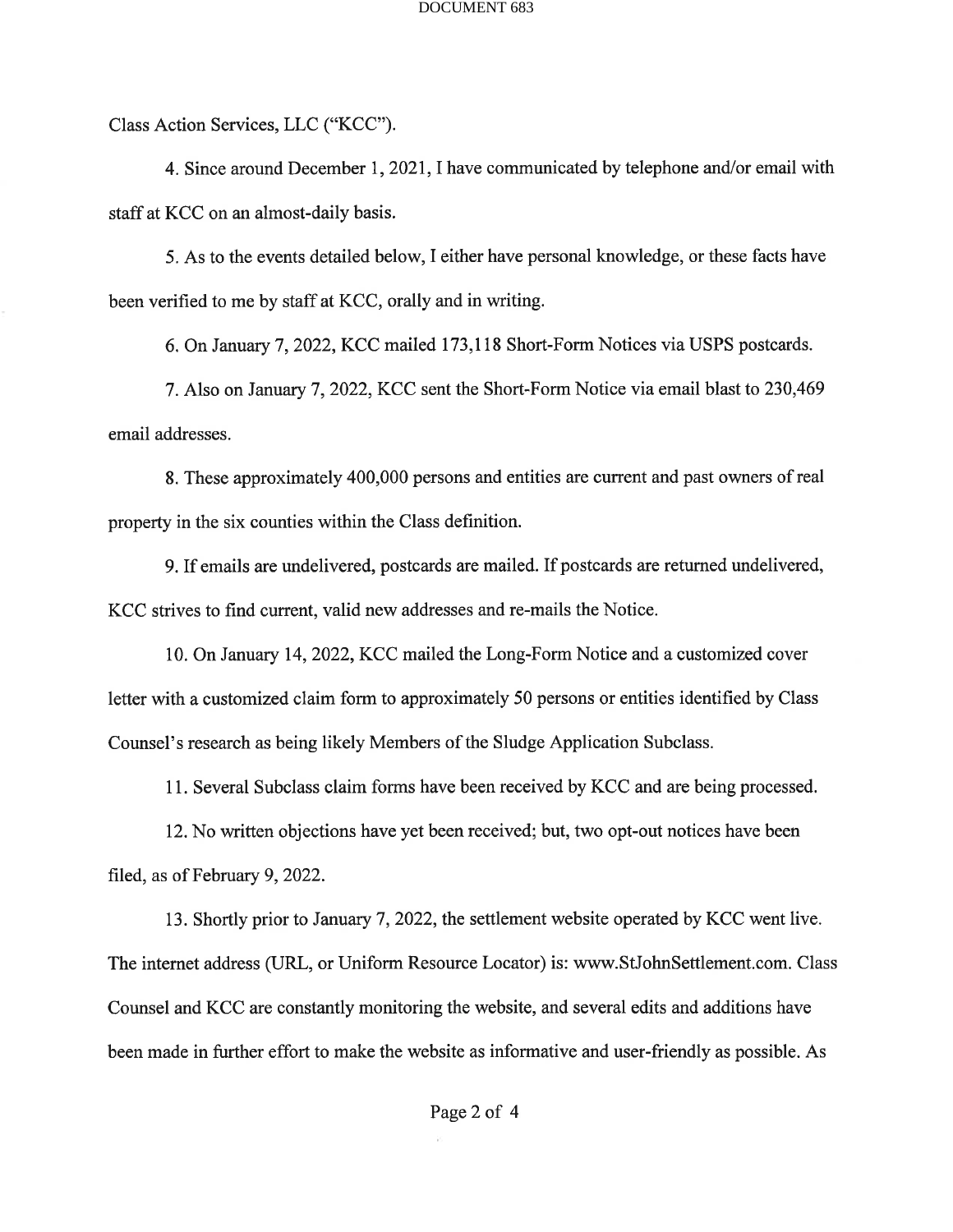Class Action Services, LLC ("KCC").

4. Since around December 1, 2021, I have communicated by telephone and/or email with staff at KCC on an almost-daily basis.

5. As to the events detailed below, I either have personal knowledge, or these facts have been verified to me by staff at KCC, orally and in writing.

6. On January 7, 2022, KCC mailed 173,118 Short-Form Notices via USPS postcards.

7. Also on January 7, 2022, KCC sent the Short-Form Notice via email blast to 230,469 email addresses.

8. These approximately 400,000 persons and entities are current and past owners of real property in the six counties within the Class definition.

9. If emails are undelivered, postcards are mailed. If postcards are returned undelivered, KCC strives to find current, valid new addresses and re-mails the Notice.

10. On January 14, 2022, KCC mailed the Long-Form Notice and a customized cover letter with a customized claim form to approximately 50 persons or entities identified by Class Counsel's research as being likely Members of the Sludge Application Subclass.

11. Several Subclass claim forms have been received by KCC and are being processed.

12. No written objections have yet been received; but, two opt-out notices have been filed, as of February 9, 2022.

13. Shortly prior to January 7, 2022, the settlement website operated by KCC went live. The internet address (URL, or Uniform Resource Locator) is: www.StJohnSettlement.com. Class Counsel and KCC are constantly monitoring the website, and several edits and additions have been made in further effort to make the website as informative and user-friendly as possible. As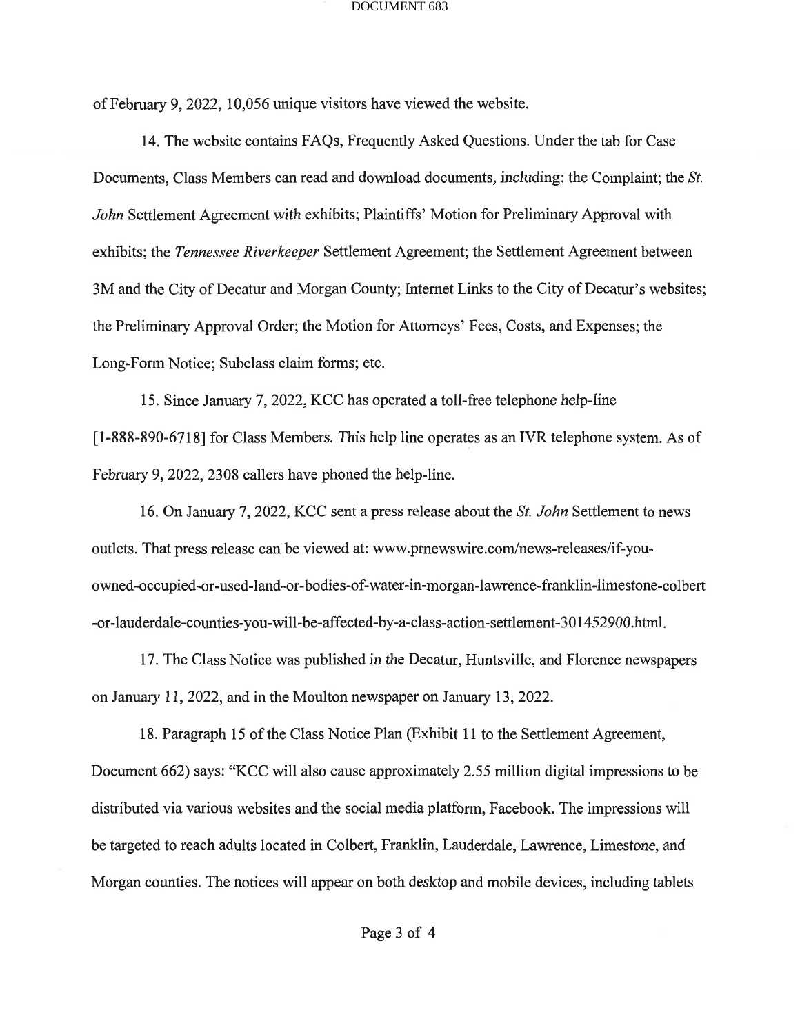of February 9, 2022, 10,056 unique visitors have viewed the website.

14. The website contains FAQs, Frequently Asked Questions. Under the tab for Case Documents, Class Members can read and download documents, including: the Complaint; the *St. John* Settlement Agreement with exhibits; Plaintiffs' Motion for Preliminary Approval with exhibits; the *Tennessee Riverkeeper* Settlement Agreement; the Settlement Agreement between 3M and the City of Decatur and Morgan County; Internet Links to the City of Decatur's websites; the Preliminary Approval Order; the Motion for Attorneys' Fees, Costs, and Expenses; the Long-Form Notice; Subclass claim forms; etc.

15. Since January 7, 2022, KCC has operated a toll-free telephone help-line [1-888-890-6718] for Class Members. This help line operates as an IVR telephone system. As of February 9, 2022, 2308 callers have phoned the help-line.

16. On January 7, 2022, KCC sent a press release about the *St. John* Settlement to news outlets. That press release can be viewed at: www.prnewswire.com/news-releases/if-you-owned-occupied-or-used-land-or-bodies-of-water-in-morgan-lawrence-franklin-limestone-colbert-or-lauderdale-counties-you-will-be-affected-by-a-class-action-settlement-301452900.html.

17. The Class Notice was published in the Decatur, Huntsville, and Florence newspapers on January 11, 2022, and in the Moulton newspaper on January 13, 2022.

18. Paragraph 15 of the Class Notice Plan (Exhibit 11 to the Settlement Agreement, Document 662) says: "KCC will also cause approximately 2.55 million digital impressions to be distributed via various websites and the social media platform, Facebook. The impressions will be targeted to reach adults located in Colbert, Franklin, Lauderdale, Lawrence, Limestone, and Morgan counties. The notices will appear on both desktop and mobile devices, including tablets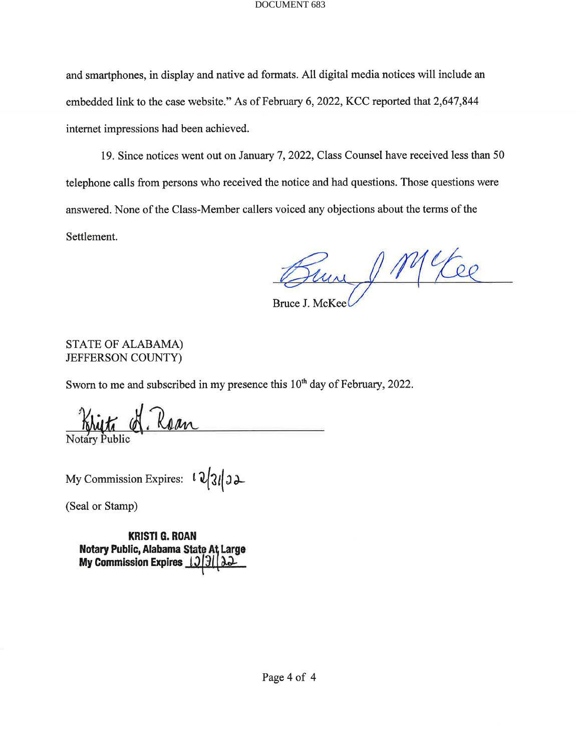and smartphones, in display and native ad formats. All digital media notices will include an embedded link to the case website." As of February 6, 2022, KCC reported that 2,647,844 internet impressions had been achieved.

19. Since notices went out on January 7, 2022, Class Counsel have received less than 50 telephone calls from persons who received the notice and had questions. Those questions were answered. None of the Class-Member callers voiced any objections about the terms of the Settlement.

Bruce J. McKee

STATE OF ALABAMA)
JEFFERSON COUNTY)

Sworn to me and subscribed in my presence this 10th day of February, 2022.

Kristi G. Roan
Notary Public

My Commission Expires: 12/31/22

(Seal or Stamp)

**KRISTI G. ROAN**
**Notary Public, Alabama State At Large**
**My Commission Expires** 12/31/22